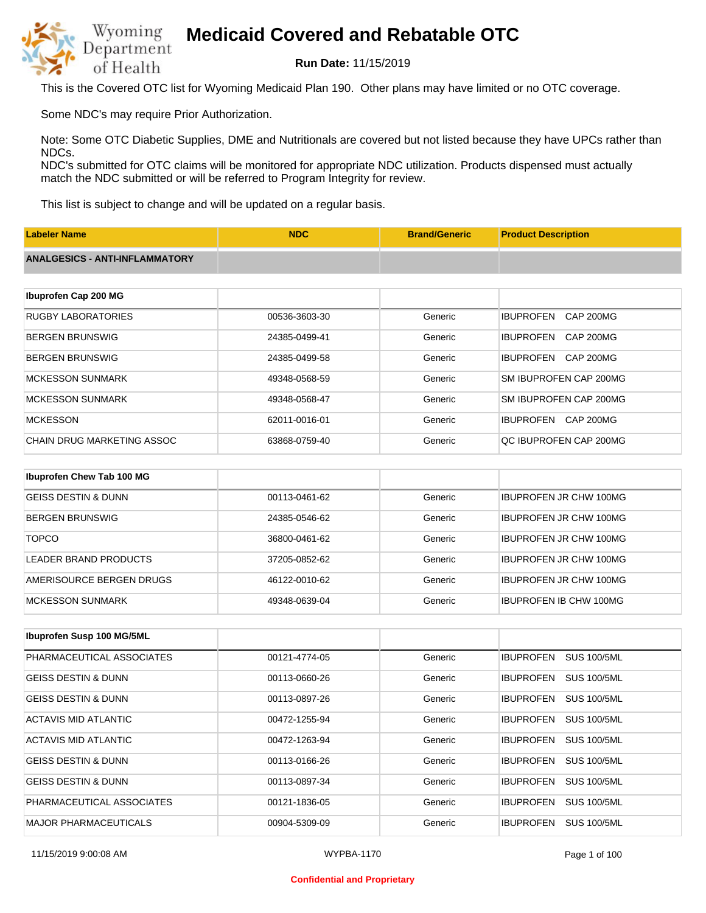# Medicaid Covered and Rebatable OTC

**Run Date:** 11/15/2019

This is the Covered OTC list for Wyoming Medicaid Plan 190. Other plans may have limited or no OTC coverage.

Some NDC's may require Prior Authorization.

Note: Some OTC Diabetic Supplies, DME and Nutritionals are covered but not listed because they have UPCs rather than NDCs.
NDC's submitted for OTC claims will be monitored for appropriate NDC utilization. Products dispensed must actually match the NDC submitted or will be referred to Program Integrity for review.

This list is subject to change and will be updated on a regular basis.

| Labeler Name | NDC | Brand/Generic | Product Description |
|---|---|---|---|
| **ANALGESICS - ANTI-INFLAMMATORY** | | | |
| **Ibuprofen Cap 200 MG** | | | |
| RUGBY LABORATORIES | 00536-3603-30 | Generic | IBUPROFEN CAP 200MG |
| BERGEN BRUNSWIG | 24385-0499-41 | Generic | IBUPROFEN CAP 200MG |
| BERGEN BRUNSWIG | 24385-0499-58 | Generic | IBUPROFEN CAP 200MG |
| MCKESSON SUNMARK | 49348-0568-59 | Generic | SM IBUPROFEN CAP 200MG |
| MCKESSON SUNMARK | 49348-0568-47 | Generic | SM IBUPROFEN CAP 200MG |
| MCKESSON | 62011-0016-01 | Generic | IBUPROFEN CAP 200MG |
| CHAIN DRUG MARKETING ASSOC | 63868-0759-40 | Generic | QC IBUPROFEN CAP 200MG |
| **Ibuprofen Chew Tab 100 MG** | | | |
| GEISS DESTIN & DUNN | 00113-0461-62 | Generic | IBUPROFEN JR CHW 100MG |
| BERGEN BRUNSWIG | 24385-0546-62 | Generic | IBUPROFEN JR CHW 100MG |
| TOPCO | 36800-0461-62 | Generic | IBUPROFEN JR CHW 100MG |
| LEADER BRAND PRODUCTS | 37205-0852-62 | Generic | IBUPROFEN JR CHW 100MG |
| AMERISOURCE BERGEN DRUGS | 46122-0010-62 | Generic | IBUPROFEN JR CHW 100MG |
| MCKESSON SUNMARK | 49348-0639-04 | Generic | IBUPROFEN IB CHW 100MG |
| **Ibuprofen Susp 100 MG/5ML** | | | |
| PHARMACEUTICAL ASSOCIATES | 00121-4774-05 | Generic | IBUPROFEN SUS 100/5ML |
| GEISS DESTIN & DUNN | 00113-0660-26 | Generic | IBUPROFEN SUS 100/5ML |
| GEISS DESTIN & DUNN | 00113-0897-26 | Generic | IBUPROFEN SUS 100/5ML |
| ACTAVIS MID ATLANTIC | 00472-1255-94 | Generic | IBUPROFEN SUS 100/5ML |
| ACTAVIS MID ATLANTIC | 00472-1263-94 | Generic | IBUPROFEN SUS 100/5ML |
| GEISS DESTIN & DUNN | 00113-0166-26 | Generic | IBUPROFEN SUS 100/5ML |
| GEISS DESTIN & DUNN | 00113-0897-34 | Generic | IBUPROFEN SUS 100/5ML |
| PHARMACEUTICAL ASSOCIATES | 00121-1836-05 | Generic | IBUPROFEN SUS 100/5ML |
| MAJOR PHARMACEUTICALS | 00904-5309-09 | Generic | IBUPROFEN SUS 100/5ML |

11/15/2019 9:00:08 AM WYPBA-1170

Confidential and Proprietary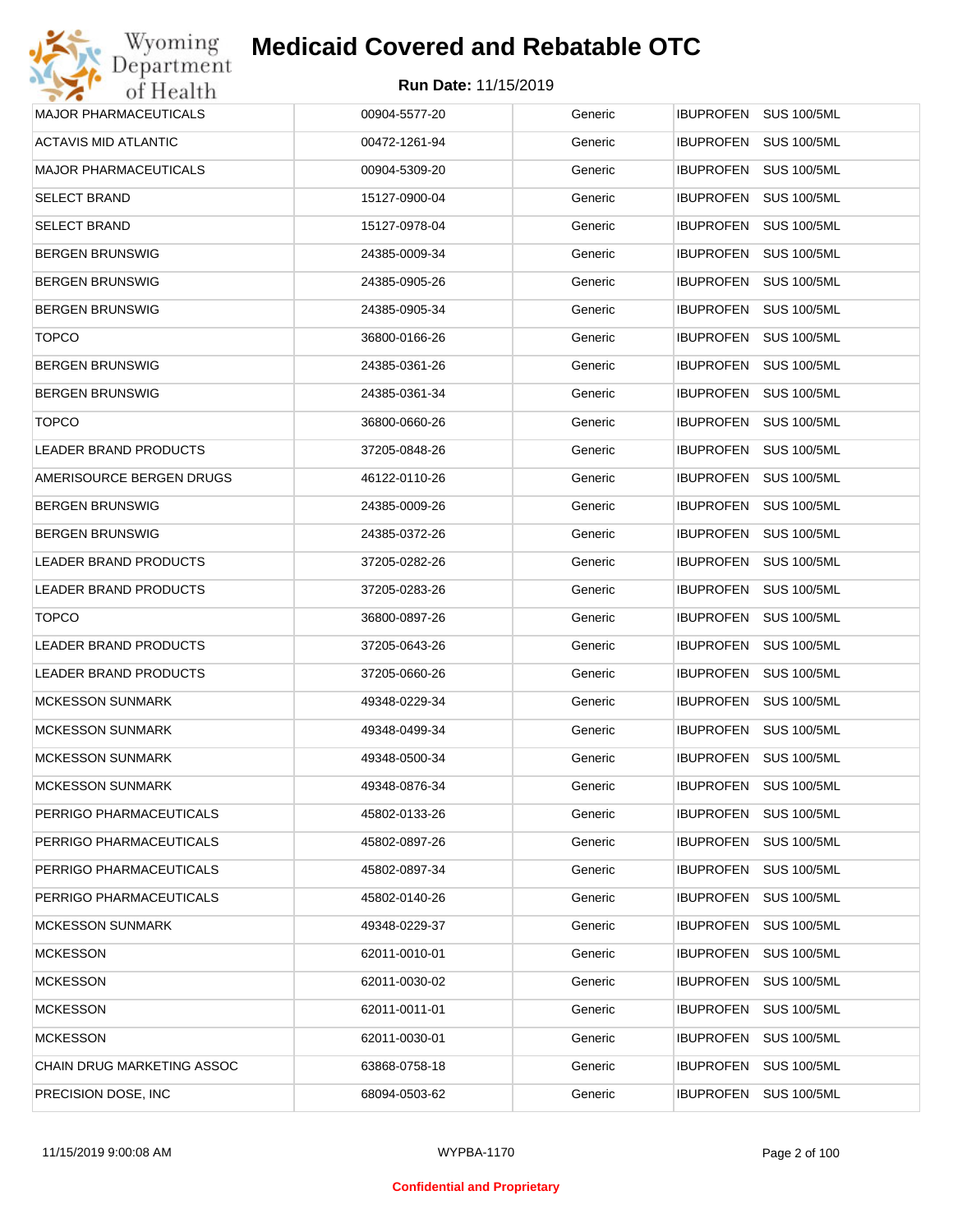# Medicaid Covered and Rebatable OTC

**Run Date:** 11/15/2019

| | | | |
|---|---|---|---|
| MAJOR PHARMACEUTICALS | 00904-5577-20 | Generic | IBUPROFEN SUS 100/5ML |
| ACTAVIS MID ATLANTIC | 00472-1261-94 | Generic | IBUPROFEN SUS 100/5ML |
| MAJOR PHARMACEUTICALS | 00904-5309-20 | Generic | IBUPROFEN SUS 100/5ML |
| SELECT BRAND | 15127-0900-04 | Generic | IBUPROFEN SUS 100/5ML |
| SELECT BRAND | 15127-0978-04 | Generic | IBUPROFEN SUS 100/5ML |
| BERGEN BRUNSWIG | 24385-0009-34 | Generic | IBUPROFEN SUS 100/5ML |
| BERGEN BRUNSWIG | 24385-0905-26 | Generic | IBUPROFEN SUS 100/5ML |
| BERGEN BRUNSWIG | 24385-0905-34 | Generic | IBUPROFEN SUS 100/5ML |
| TOPCO | 36800-0166-26 | Generic | IBUPROFEN SUS 100/5ML |
| BERGEN BRUNSWIG | 24385-0361-26 | Generic | IBUPROFEN SUS 100/5ML |
| BERGEN BRUNSWIG | 24385-0361-34 | Generic | IBUPROFEN SUS 100/5ML |
| TOPCO | 36800-0660-26 | Generic | IBUPROFEN SUS 100/5ML |
| LEADER BRAND PRODUCTS | 37205-0848-26 | Generic | IBUPROFEN SUS 100/5ML |
| AMERISOURCE BERGEN DRUGS | 46122-0110-26 | Generic | IBUPROFEN SUS 100/5ML |
| BERGEN BRUNSWIG | 24385-0009-26 | Generic | IBUPROFEN SUS 100/5ML |
| BERGEN BRUNSWIG | 24385-0372-26 | Generic | IBUPROFEN SUS 100/5ML |
| LEADER BRAND PRODUCTS | 37205-0282-26 | Generic | IBUPROFEN SUS 100/5ML |
| LEADER BRAND PRODUCTS | 37205-0283-26 | Generic | IBUPROFEN SUS 100/5ML |
| TOPCO | 36800-0897-26 | Generic | IBUPROFEN SUS 100/5ML |
| LEADER BRAND PRODUCTS | 37205-0643-26 | Generic | IBUPROFEN SUS 100/5ML |
| LEADER BRAND PRODUCTS | 37205-0660-26 | Generic | IBUPROFEN SUS 100/5ML |
| MCKESSON SUNMARK | 49348-0229-34 | Generic | IBUPROFEN SUS 100/5ML |
| MCKESSON SUNMARK | 49348-0499-34 | Generic | IBUPROFEN SUS 100/5ML |
| MCKESSON SUNMARK | 49348-0500-34 | Generic | IBUPROFEN SUS 100/5ML |
| MCKESSON SUNMARK | 49348-0876-34 | Generic | IBUPROFEN SUS 100/5ML |
| PERRIGO PHARMACEUTICALS | 45802-0133-26 | Generic | IBUPROFEN SUS 100/5ML |
| PERRIGO PHARMACEUTICALS | 45802-0897-26 | Generic | IBUPROFEN SUS 100/5ML |
| PERRIGO PHARMACEUTICALS | 45802-0897-34 | Generic | IBUPROFEN SUS 100/5ML |
| PERRIGO PHARMACEUTICALS | 45802-0140-26 | Generic | IBUPROFEN SUS 100/5ML |
| MCKESSON SUNMARK | 49348-0229-37 | Generic | IBUPROFEN SUS 100/5ML |
| MCKESSON | 62011-0010-01 | Generic | IBUPROFEN SUS 100/5ML |
| MCKESSON | 62011-0030-02 | Generic | IBUPROFEN SUS 100/5ML |
| MCKESSON | 62011-0011-01 | Generic | IBUPROFEN SUS 100/5ML |
| MCKESSON | 62011-0030-01 | Generic | IBUPROFEN SUS 100/5ML |
| CHAIN DRUG MARKETING ASSOC | 63868-0758-18 | Generic | IBUPROFEN SUS 100/5ML |
| PRECISION DOSE, INC | 68094-0503-62 | Generic | IBUPROFEN SUS 100/5ML |

Confidential and Proprietary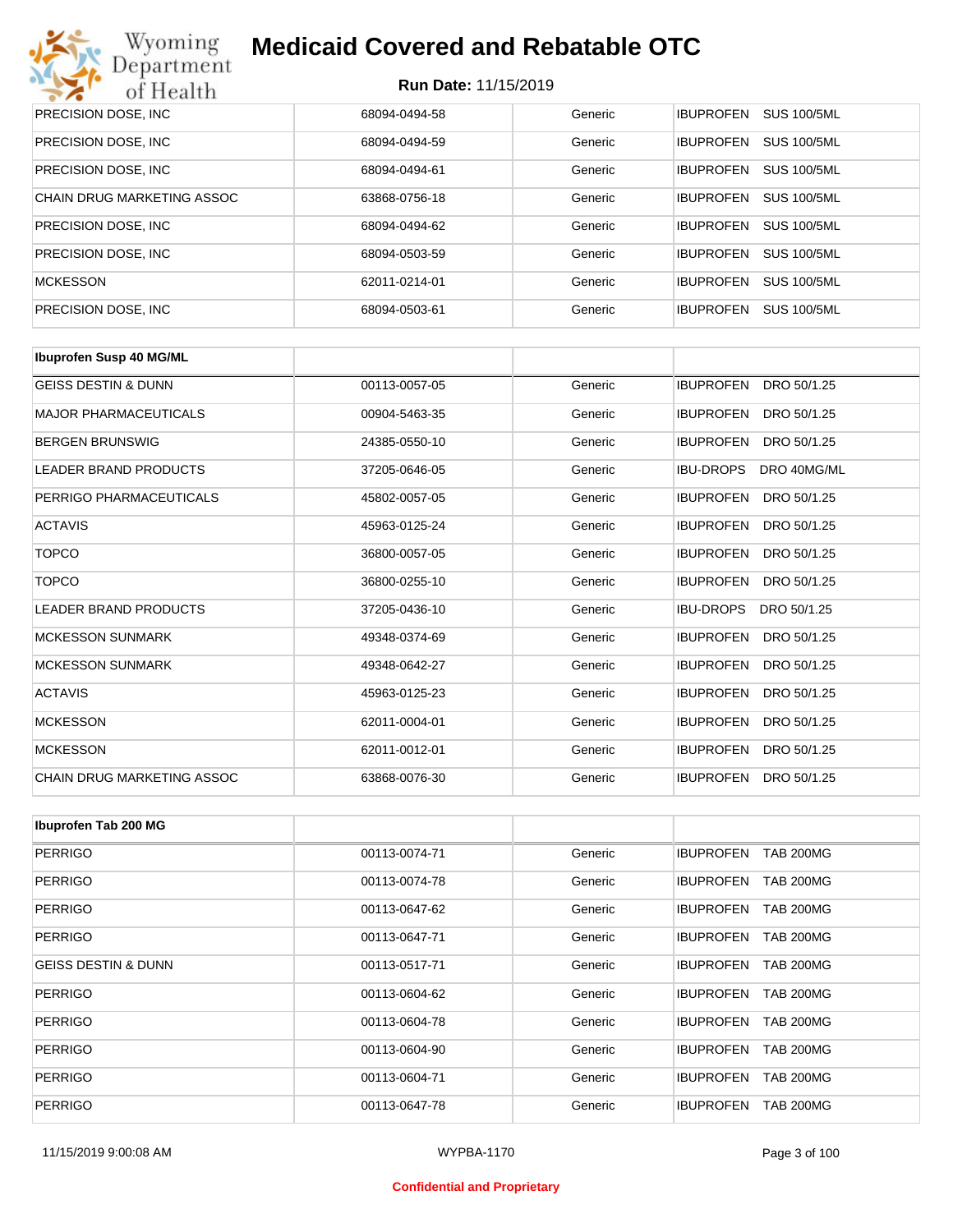| | | | |
|---|---|---|---|
| PRECISION DOSE, INC | 68094-0494-58 | Generic | IBUPROFEN SUS 100/5ML |
| PRECISION DOSE, INC | 68094-0494-59 | Generic | IBUPROFEN SUS 100/5ML |
| PRECISION DOSE, INC | 68094-0494-61 | Generic | IBUPROFEN SUS 100/5ML |
| CHAIN DRUG MARKETING ASSOC | 63868-0756-18 | Generic | IBUPROFEN SUS 100/5ML |
| PRECISION DOSE, INC | 68094-0494-62 | Generic | IBUPROFEN SUS 100/5ML |
| PRECISION DOSE, INC | 68094-0503-59 | Generic | IBUPROFEN SUS 100/5ML |
| MCKESSON | 62011-0214-01 | Generic | IBUPROFEN SUS 100/5ML |
| PRECISION DOSE, INC | 68094-0503-61 | Generic | IBUPROFEN SUS 100/5ML |

| **Ibuprofen Susp 40 MG/ML** | | | |
|---|---|---|---|
| GEISS DESTIN & DUNN | 00113-0057-05 | Generic | IBUPROFEN DRO 50/1.25 |
| MAJOR PHARMACEUTICALS | 00904-5463-35 | Generic | IBUPROFEN DRO 50/1.25 |
| BERGEN BRUNSWIG | 24385-0550-10 | Generic | IBUPROFEN DRO 50/1.25 |
| LEADER BRAND PRODUCTS | 37205-0646-05 | Generic | IBU-DROPS DRO 40MG/ML |
| PERRIGO PHARMACEUTICALS | 45802-0057-05 | Generic | IBUPROFEN DRO 50/1.25 |
| ACTAVIS | 45963-0125-24 | Generic | IBUPROFEN DRO 50/1.25 |
| TOPCO | 36800-0057-05 | Generic | IBUPROFEN DRO 50/1.25 |
| TOPCO | 36800-0255-10 | Generic | IBUPROFEN DRO 50/1.25 |
| LEADER BRAND PRODUCTS | 37205-0436-10 | Generic | IBU-DROPS DRO 50/1.25 |
| MCKESSON SUNMARK | 49348-0374-69 | Generic | IBUPROFEN DRO 50/1.25 |
| MCKESSON SUNMARK | 49348-0642-27 | Generic | IBUPROFEN DRO 50/1.25 |
| ACTAVIS | 45963-0125-23 | Generic | IBUPROFEN DRO 50/1.25 |
| MCKESSON | 62011-0004-01 | Generic | IBUPROFEN DRO 50/1.25 |
| MCKESSON | 62011-0012-01 | Generic | IBUPROFEN DRO 50/1.25 |
| CHAIN DRUG MARKETING ASSOC | 63868-0076-30 | Generic | IBUPROFEN DRO 50/1.25 |

| **Ibuprofen Tab 200 MG** | | | |
|---|---|---|---|
| PERRIGO | 00113-0074-71 | Generic | IBUPROFEN TAB 200MG |
| PERRIGO | 00113-0074-78 | Generic | IBUPROFEN TAB 200MG |
| PERRIGO | 00113-0647-62 | Generic | IBUPROFEN TAB 200MG |
| PERRIGO | 00113-0647-71 | Generic | IBUPROFEN TAB 200MG |
| GEISS DESTIN & DUNN | 00113-0517-71 | Generic | IBUPROFEN TAB 200MG |
| PERRIGO | 00113-0604-62 | Generic | IBUPROFEN TAB 200MG |
| PERRIGO | 00113-0604-78 | Generic | IBUPROFEN TAB 200MG |
| PERRIGO | 00113-0604-90 | Generic | IBUPROFEN TAB 200MG |
| PERRIGO | 00113-0604-71 | Generic | IBUPROFEN TAB 200MG |
| PERRIGO | 00113-0647-78 | Generic | IBUPROFEN TAB 200MG |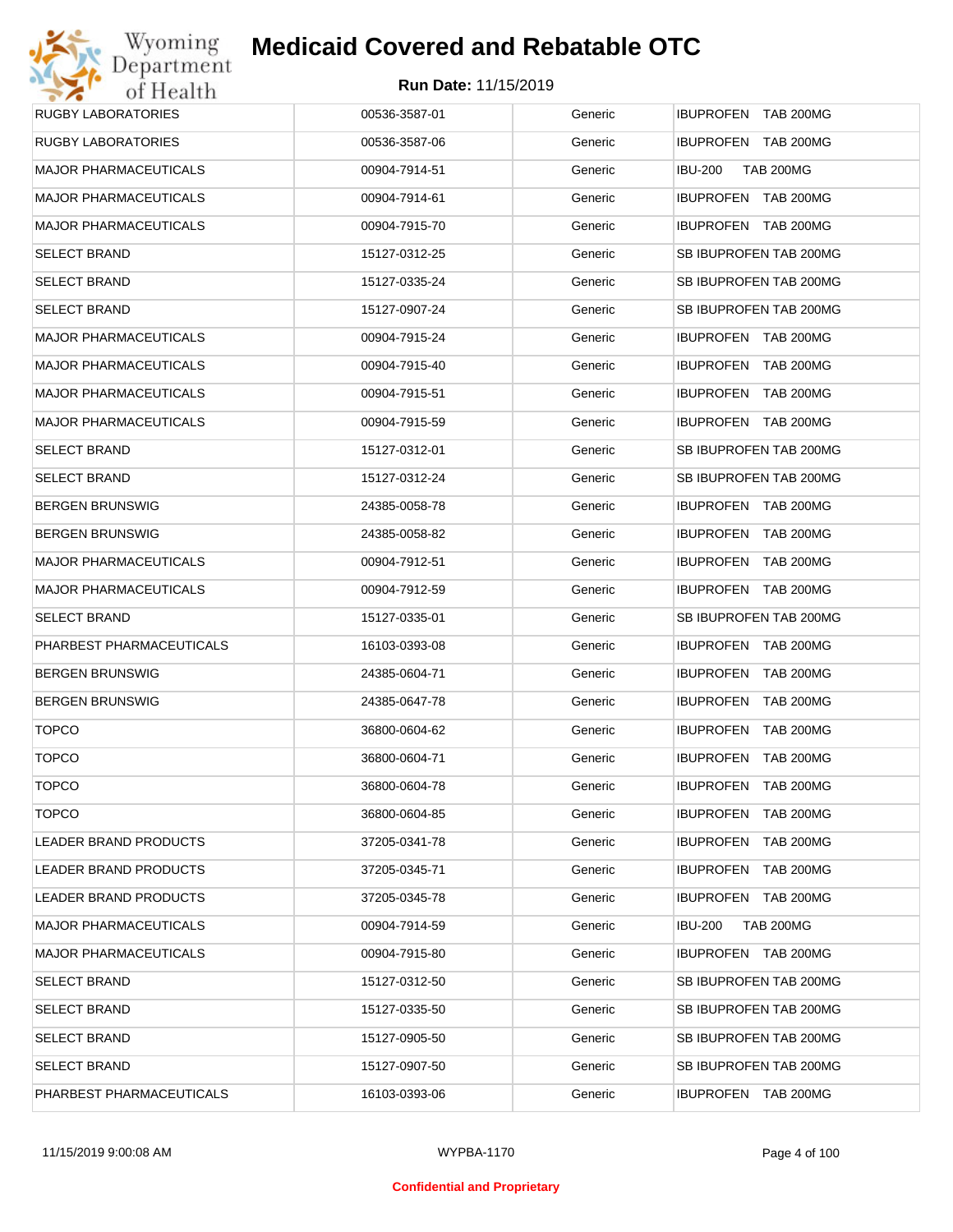# Medicaid Covered and Rebatable OTC

**Run Date:** 11/15/2019

| | | | |
|---|---|---|---|
| RUGBY LABORATORIES | 00536-3587-01 | Generic | IBUPROFEN TAB 200MG |
| RUGBY LABORATORIES | 00536-3587-06 | Generic | IBUPROFEN TAB 200MG |
| MAJOR PHARMACEUTICALS | 00904-7914-51 | Generic | IBU-200 TAB 200MG |
| MAJOR PHARMACEUTICALS | 00904-7914-61 | Generic | IBUPROFEN TAB 200MG |
| MAJOR PHARMACEUTICALS | 00904-7915-70 | Generic | IBUPROFEN TAB 200MG |
| SELECT BRAND | 15127-0312-25 | Generic | SB IBUPROFEN TAB 200MG |
| SELECT BRAND | 15127-0335-24 | Generic | SB IBUPROFEN TAB 200MG |
| SELECT BRAND | 15127-0907-24 | Generic | SB IBUPROFEN TAB 200MG |
| MAJOR PHARMACEUTICALS | 00904-7915-24 | Generic | IBUPROFEN TAB 200MG |
| MAJOR PHARMACEUTICALS | 00904-7915-40 | Generic | IBUPROFEN TAB 200MG |
| MAJOR PHARMACEUTICALS | 00904-7915-51 | Generic | IBUPROFEN TAB 200MG |
| MAJOR PHARMACEUTICALS | 00904-7915-59 | Generic | IBUPROFEN TAB 200MG |
| SELECT BRAND | 15127-0312-01 | Generic | SB IBUPROFEN TAB 200MG |
| SELECT BRAND | 15127-0312-24 | Generic | SB IBUPROFEN TAB 200MG |
| BERGEN BRUNSWIG | 24385-0058-78 | Generic | IBUPROFEN TAB 200MG |
| BERGEN BRUNSWIG | 24385-0058-82 | Generic | IBUPROFEN TAB 200MG |
| MAJOR PHARMACEUTICALS | 00904-7912-51 | Generic | IBUPROFEN TAB 200MG |
| MAJOR PHARMACEUTICALS | 00904-7912-59 | Generic | IBUPROFEN TAB 200MG |
| SELECT BRAND | 15127-0335-01 | Generic | SB IBUPROFEN TAB 200MG |
| PHARBEST PHARMACEUTICALS | 16103-0393-08 | Generic | IBUPROFEN TAB 200MG |
| BERGEN BRUNSWIG | 24385-0604-71 | Generic | IBUPROFEN TAB 200MG |
| BERGEN BRUNSWIG | 24385-0647-78 | Generic | IBUPROFEN TAB 200MG |
| TOPCO | 36800-0604-62 | Generic | IBUPROFEN TAB 200MG |
| TOPCO | 36800-0604-71 | Generic | IBUPROFEN TAB 200MG |
| TOPCO | 36800-0604-78 | Generic | IBUPROFEN TAB 200MG |
| TOPCO | 36800-0604-85 | Generic | IBUPROFEN TAB 200MG |
| LEADER BRAND PRODUCTS | 37205-0341-78 | Generic | IBUPROFEN TAB 200MG |
| LEADER BRAND PRODUCTS | 37205-0345-71 | Generic | IBUPROFEN TAB 200MG |
| LEADER BRAND PRODUCTS | 37205-0345-78 | Generic | IBUPROFEN TAB 200MG |
| MAJOR PHARMACEUTICALS | 00904-7914-59 | Generic | IBU-200 TAB 200MG |
| MAJOR PHARMACEUTICALS | 00904-7915-80 | Generic | IBUPROFEN TAB 200MG |
| SELECT BRAND | 15127-0312-50 | Generic | SB IBUPROFEN TAB 200MG |
| SELECT BRAND | 15127-0335-50 | Generic | SB IBUPROFEN TAB 200MG |
| SELECT BRAND | 15127-0905-50 | Generic | SB IBUPROFEN TAB 200MG |
| SELECT BRAND | 15127-0907-50 | Generic | SB IBUPROFEN TAB 200MG |
| PHARBEST PHARMACEUTICALS | 16103-0393-06 | Generic | IBUPROFEN TAB 200MG |

11/15/2019 9:00:08 AM WYPBA-1170

**Confidential and Proprietary**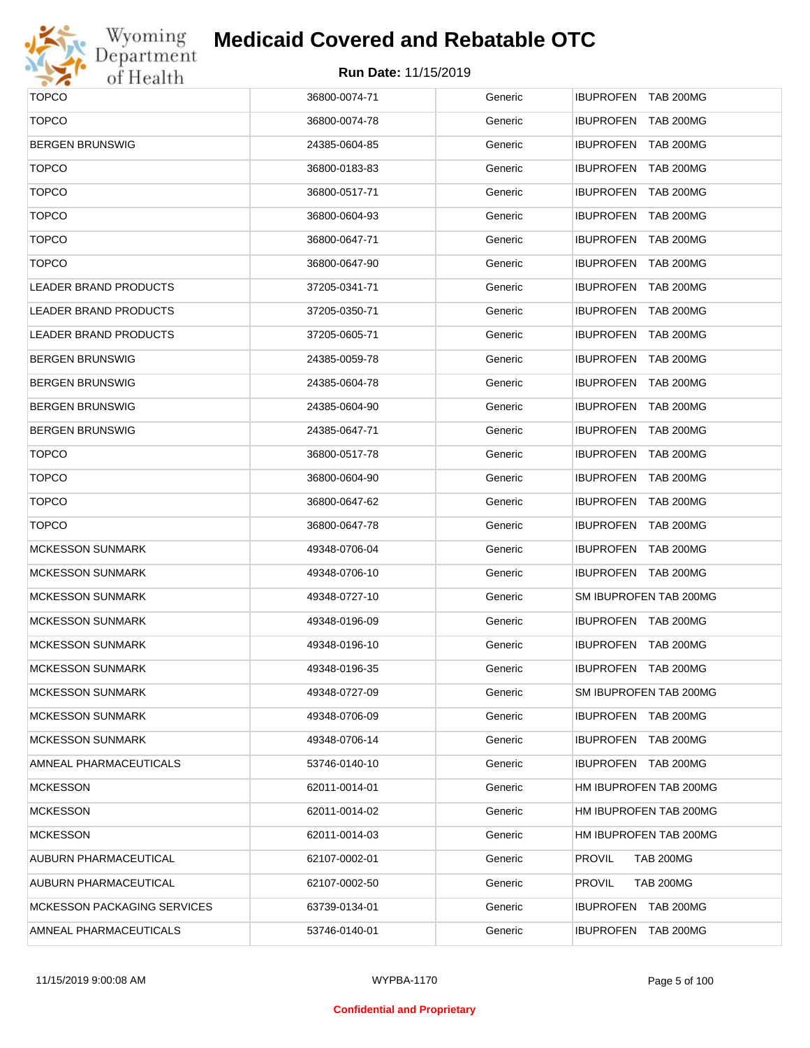# Medicaid Covered and Rebatable OTC

**Run Date:** 11/15/2019

| | | | |
|---|---|---|---|
| TOPCO | 36800-0074-71 | Generic | IBUPROFEN TAB 200MG |
| TOPCO | 36800-0074-78 | Generic | IBUPROFEN TAB 200MG |
| BERGEN BRUNSWIG | 24385-0604-85 | Generic | IBUPROFEN TAB 200MG |
| TOPCO | 36800-0183-83 | Generic | IBUPROFEN TAB 200MG |
| TOPCO | 36800-0517-71 | Generic | IBUPROFEN TAB 200MG |
| TOPCO | 36800-0604-93 | Generic | IBUPROFEN TAB 200MG |
| TOPCO | 36800-0647-71 | Generic | IBUPROFEN TAB 200MG |
| TOPCO | 36800-0647-90 | Generic | IBUPROFEN TAB 200MG |
| LEADER BRAND PRODUCTS | 37205-0341-71 | Generic | IBUPROFEN TAB 200MG |
| LEADER BRAND PRODUCTS | 37205-0350-71 | Generic | IBUPROFEN TAB 200MG |
| LEADER BRAND PRODUCTS | 37205-0605-71 | Generic | IBUPROFEN TAB 200MG |
| BERGEN BRUNSWIG | 24385-0059-78 | Generic | IBUPROFEN TAB 200MG |
| BERGEN BRUNSWIG | 24385-0604-78 | Generic | IBUPROFEN TAB 200MG |
| BERGEN BRUNSWIG | 24385-0604-90 | Generic | IBUPROFEN TAB 200MG |
| BERGEN BRUNSWIG | 24385-0647-71 | Generic | IBUPROFEN TAB 200MG |
| TOPCO | 36800-0517-78 | Generic | IBUPROFEN TAB 200MG |
| TOPCO | 36800-0604-90 | Generic | IBUPROFEN TAB 200MG |
| TOPCO | 36800-0647-62 | Generic | IBUPROFEN TAB 200MG |
| TOPCO | 36800-0647-78 | Generic | IBUPROFEN TAB 200MG |
| MCKESSON SUNMARK | 49348-0706-04 | Generic | IBUPROFEN TAB 200MG |
| MCKESSON SUNMARK | 49348-0706-10 | Generic | IBUPROFEN TAB 200MG |
| MCKESSON SUNMARK | 49348-0727-10 | Generic | SM IBUPROFEN TAB 200MG |
| MCKESSON SUNMARK | 49348-0196-09 | Generic | IBUPROFEN TAB 200MG |
| MCKESSON SUNMARK | 49348-0196-10 | Generic | IBUPROFEN TAB 200MG |
| MCKESSON SUNMARK | 49348-0196-35 | Generic | IBUPROFEN TAB 200MG |
| MCKESSON SUNMARK | 49348-0727-09 | Generic | SM IBUPROFEN TAB 200MG |
| MCKESSON SUNMARK | 49348-0706-09 | Generic | IBUPROFEN TAB 200MG |
| MCKESSON SUNMARK | 49348-0706-14 | Generic | IBUPROFEN TAB 200MG |
| AMNEAL PHARMACEUTICALS | 53746-0140-10 | Generic | IBUPROFEN TAB 200MG |
| MCKESSON | 62011-0014-01 | Generic | HM IBUPROFEN TAB 200MG |
| MCKESSON | 62011-0014-02 | Generic | HM IBUPROFEN TAB 200MG |
| MCKESSON | 62011-0014-03 | Generic | HM IBUPROFEN TAB 200MG |
| AUBURN PHARMACEUTICAL | 62107-0002-01 | Generic | PROVIL TAB 200MG |
| AUBURN PHARMACEUTICAL | 62107-0002-50 | Generic | PROVIL TAB 200MG |
| MCKESSON PACKAGING SERVICES | 63739-0134-01 | Generic | IBUPROFEN TAB 200MG |
| AMNEAL PHARMACEUTICALS | 53746-0140-01 | Generic | IBUPROFEN TAB 200MG |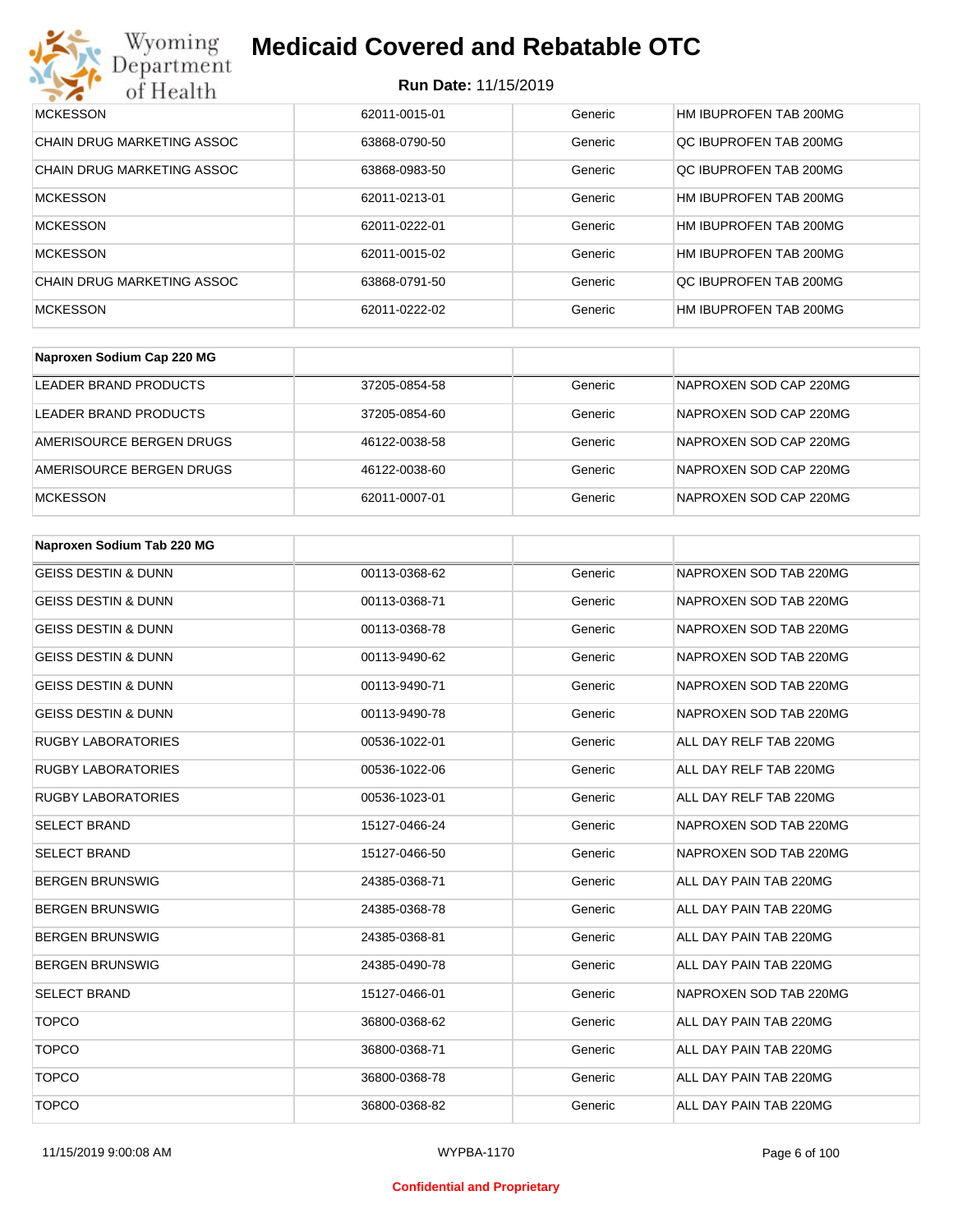# Medicaid Covered and Rebatable OTC

**Run Date:** 11/15/2019

| | | | |
|---|---|---|---|
| MCKESSON | 62011-0015-01 | Generic | HM IBUPROFEN TAB 200MG |
| CHAIN DRUG MARKETING ASSOC | 63868-0790-50 | Generic | QC IBUPROFEN TAB 200MG |
| CHAIN DRUG MARKETING ASSOC | 63868-0983-50 | Generic | QC IBUPROFEN TAB 200MG |
| MCKESSON | 62011-0213-01 | Generic | HM IBUPROFEN TAB 200MG |
| MCKESSON | 62011-0222-01 | Generic | HM IBUPROFEN TAB 200MG |
| MCKESSON | 62011-0015-02 | Generic | HM IBUPROFEN TAB 200MG |
| CHAIN DRUG MARKETING ASSOC | 63868-0791-50 | Generic | QC IBUPROFEN TAB 200MG |
| MCKESSON | 62011-0222-02 | Generic | HM IBUPROFEN TAB 200MG |

| **Naproxen Sodium Cap 220 MG** | | | |
|---|---|---|---|
| LEADER BRAND PRODUCTS | 37205-0854-58 | Generic | NAPROXEN SOD CAP 220MG |
| LEADER BRAND PRODUCTS | 37205-0854-60 | Generic | NAPROXEN SOD CAP 220MG |
| AMERISOURCE BERGEN DRUGS | 46122-0038-58 | Generic | NAPROXEN SOD CAP 220MG |
| AMERISOURCE BERGEN DRUGS | 46122-0038-60 | Generic | NAPROXEN SOD CAP 220MG |
| MCKESSON | 62011-0007-01 | Generic | NAPROXEN SOD CAP 220MG |

| **Naproxen Sodium Tab 220 MG** | | | |
|---|---|---|---|
| GEISS DESTIN & DUNN | 00113-0368-62 | Generic | NAPROXEN SOD TAB 220MG |
| GEISS DESTIN & DUNN | 00113-0368-71 | Generic | NAPROXEN SOD TAB 220MG |
| GEISS DESTIN & DUNN | 00113-0368-78 | Generic | NAPROXEN SOD TAB 220MG |
| GEISS DESTIN & DUNN | 00113-9490-62 | Generic | NAPROXEN SOD TAB 220MG |
| GEISS DESTIN & DUNN | 00113-9490-71 | Generic | NAPROXEN SOD TAB 220MG |
| GEISS DESTIN & DUNN | 00113-9490-78 | Generic | NAPROXEN SOD TAB 220MG |
| RUGBY LABORATORIES | 00536-1022-01 | Generic | ALL DAY RELF TAB 220MG |
| RUGBY LABORATORIES | 00536-1022-06 | Generic | ALL DAY RELF TAB 220MG |
| RUGBY LABORATORIES | 00536-1023-01 | Generic | ALL DAY RELF TAB 220MG |
| SELECT BRAND | 15127-0466-24 | Generic | NAPROXEN SOD TAB 220MG |
| SELECT BRAND | 15127-0466-50 | Generic | NAPROXEN SOD TAB 220MG |
| BERGEN BRUNSWIG | 24385-0368-71 | Generic | ALL DAY PAIN TAB 220MG |
| BERGEN BRUNSWIG | 24385-0368-78 | Generic | ALL DAY PAIN TAB 220MG |
| BERGEN BRUNSWIG | 24385-0368-81 | Generic | ALL DAY PAIN TAB 220MG |
| BERGEN BRUNSWIG | 24385-0490-78 | Generic | ALL DAY PAIN TAB 220MG |
| SELECT BRAND | 15127-0466-01 | Generic | NAPROXEN SOD TAB 220MG |
| TOPCO | 36800-0368-62 | Generic | ALL DAY PAIN TAB 220MG |
| TOPCO | 36800-0368-71 | Generic | ALL DAY PAIN TAB 220MG |
| TOPCO | 36800-0368-78 | Generic | ALL DAY PAIN TAB 220MG |
| TOPCO | 36800-0368-82 | Generic | ALL DAY PAIN TAB 220MG |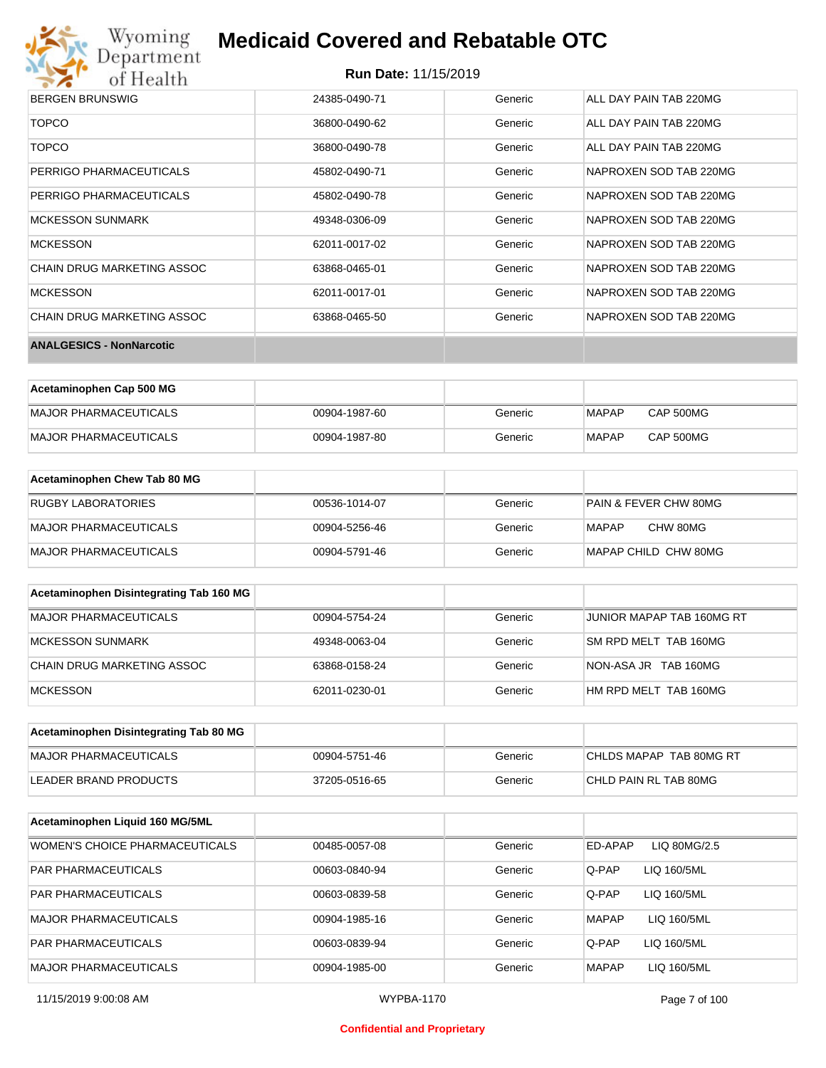| BERGEN BRUNSWIG | 24385-0490-71 | Generic | ALL DAY PAIN TAB 220MG |
|---|---|---|---|
| TOPCO | 36800-0490-62 | Generic | ALL DAY PAIN TAB 220MG |
| TOPCO | 36800-0490-78 | Generic | ALL DAY PAIN TAB 220MG |
| PERRIGO PHARMACEUTICALS | 45802-0490-71 | Generic | NAPROXEN SOD TAB 220MG |
| PERRIGO PHARMACEUTICALS | 45802-0490-78 | Generic | NAPROXEN SOD TAB 220MG |
| MCKESSON SUNMARK | 49348-0306-09 | Generic | NAPROXEN SOD TAB 220MG |
| MCKESSON | 62011-0017-02 | Generic | NAPROXEN SOD TAB 220MG |
| CHAIN DRUG MARKETING ASSOC | 63868-0465-01 | Generic | NAPROXEN SOD TAB 220MG |
| MCKESSON | 62011-0017-01 | Generic | NAPROXEN SOD TAB 220MG |
| CHAIN DRUG MARKETING ASSOC | 63868-0465-50 | Generic | NAPROXEN SOD TAB 220MG |

**ANALGESICS - NonNarcotic**

| Acetaminophen Cap 500 MG | | | |
|---|---|---|---|
| MAJOR PHARMACEUTICALS | 00904-1987-60 | Generic | MAPAP CAP 500MG |
| MAJOR PHARMACEUTICALS | 00904-1987-80 | Generic | MAPAP CAP 500MG |

| Acetaminophen Chew Tab 80 MG | | | |
|---|---|---|---|
| RUGBY LABORATORIES | 00536-1014-07 | Generic | PAIN & FEVER CHW 80MG |
| MAJOR PHARMACEUTICALS | 00904-5256-46 | Generic | MAPAP CHW 80MG |
| MAJOR PHARMACEUTICALS | 00904-5791-46 | Generic | MAPAP CHILD CHW 80MG |

| Acetaminophen Disintegrating Tab 160 MG | | | |
|---|---|---|---|
| MAJOR PHARMACEUTICALS | 00904-5754-24 | Generic | JUNIOR MAPAP TAB 160MG RT |
| MCKESSON SUNMARK | 49348-0063-04 | Generic | SM RPD MELT TAB 160MG |
| CHAIN DRUG MARKETING ASSOC | 63868-0158-24 | Generic | NON-ASA JR TAB 160MG |
| MCKESSON | 62011-0230-01 | Generic | HM RPD MELT TAB 160MG |

| Acetaminophen Disintegrating Tab 80 MG | | | |
|---|---|---|---|
| MAJOR PHARMACEUTICALS | 00904-5751-46 | Generic | CHLDS MAPAP TAB 80MG RT |
| LEADER BRAND PRODUCTS | 37205-0516-65 | Generic | CHLD PAIN RL TAB 80MG |

| Acetaminophen Liquid 160 MG/5ML | | | |
|---|---|---|---|
| WOMEN'S CHOICE PHARMACEUTICALS | 00485-0057-08 | Generic | ED-APAP LIQ 80MG/2.5 |
| PAR PHARMACEUTICALS | 00603-0840-94 | Generic | Q-PAP LIQ 160/5ML |
| PAR PHARMACEUTICALS | 00603-0839-58 | Generic | Q-PAP LIQ 160/5ML |
| MAJOR PHARMACEUTICALS | 00904-1985-16 | Generic | MAPAP LIQ 160/5ML |
| PAR PHARMACEUTICALS | 00603-0839-94 | Generic | Q-PAP LIQ 160/5ML |
| MAJOR PHARMACEUTICALS | 00904-1985-00 | Generic | MAPAP LIQ 160/5ML |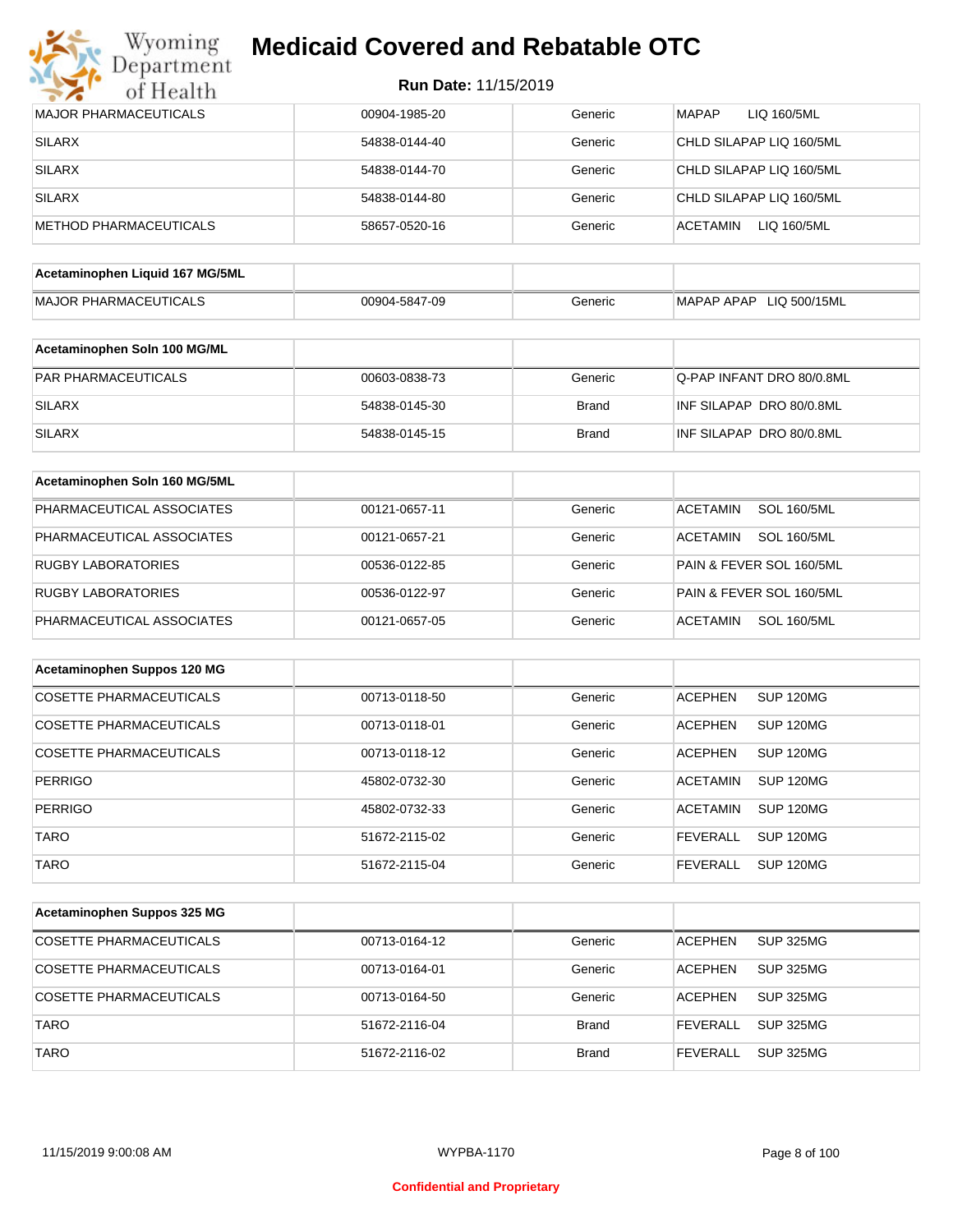# Medicaid Covered and Rebatable OTC

**Run Date:** 11/15/2019

| MAJOR PHARMACEUTICALS | 00904-1985-20 | Generic | MAPAP LIQ 160/5ML |
|---|---|---|---|
| SILARX | 54838-0144-40 | Generic | CHLD SILAPAP LIQ 160/5ML |
| SILARX | 54838-0144-70 | Generic | CHLD SILAPAP LIQ 160/5ML |
| SILARX | 54838-0144-80 | Generic | CHLD SILAPAP LIQ 160/5ML |
| METHOD PHARMACEUTICALS | 58657-0520-16 | Generic | ACETAMIN LIQ 160/5ML |

| Acetaminophen Liquid 167 MG/5ML | | | |
|---|---|---|---|
| MAJOR PHARMACEUTICALS | 00904-5847-09 | Generic | MAPAP APAP LIQ 500/15ML |

| Acetaminophen Soln 100 MG/ML | | | |
|---|---|---|---|
| PAR PHARMACEUTICALS | 00603-0838-73 | Generic | Q-PAP INFANT DRO 80/0.8ML |
| SILARX | 54838-0145-30 | Brand | INF SILAPAP DRO 80/0.8ML |
| SILARX | 54838-0145-15 | Brand | INF SILAPAP DRO 80/0.8ML |

| Acetaminophen Soln 160 MG/5ML | | | |
|---|---|---|---|
| PHARMACEUTICAL ASSOCIATES | 00121-0657-11 | Generic | ACETAMIN SOL 160/5ML |
| PHARMACEUTICAL ASSOCIATES | 00121-0657-21 | Generic | ACETAMIN SOL 160/5ML |
| RUGBY LABORATORIES | 00536-0122-85 | Generic | PAIN & FEVER SOL 160/5ML |
| RUGBY LABORATORIES | 00536-0122-97 | Generic | PAIN & FEVER SOL 160/5ML |
| PHARMACEUTICAL ASSOCIATES | 00121-0657-05 | Generic | ACETAMIN SOL 160/5ML |

| Acetaminophen Suppos 120 MG | | | |
|---|---|---|---|
| COSETTE PHARMACEUTICALS | 00713-0118-50 | Generic | ACEPHEN SUP 120MG |
| COSETTE PHARMACEUTICALS | 00713-0118-01 | Generic | ACEPHEN SUP 120MG |
| COSETTE PHARMACEUTICALS | 00713-0118-12 | Generic | ACEPHEN SUP 120MG |
| PERRIGO | 45802-0732-30 | Generic | ACETAMIN SUP 120MG |
| PERRIGO | 45802-0732-33 | Generic | ACETAMIN SUP 120MG |
| TARO | 51672-2115-02 | Generic | FEVERALL SUP 120MG |
| TARO | 51672-2115-04 | Generic | FEVERALL SUP 120MG |

| Acetaminophen Suppos 325 MG | | | |
|---|---|---|---|
| COSETTE PHARMACEUTICALS | 00713-0164-12 | Generic | ACEPHEN SUP 325MG |
| COSETTE PHARMACEUTICALS | 00713-0164-01 | Generic | ACEPHEN SUP 325MG |
| COSETTE PHARMACEUTICALS | 00713-0164-50 | Generic | ACEPHEN SUP 325MG |
| TARO | 51672-2116-04 | Brand | FEVERALL SUP 325MG |
| TARO | 51672-2116-02 | Brand | FEVERALL SUP 325MG |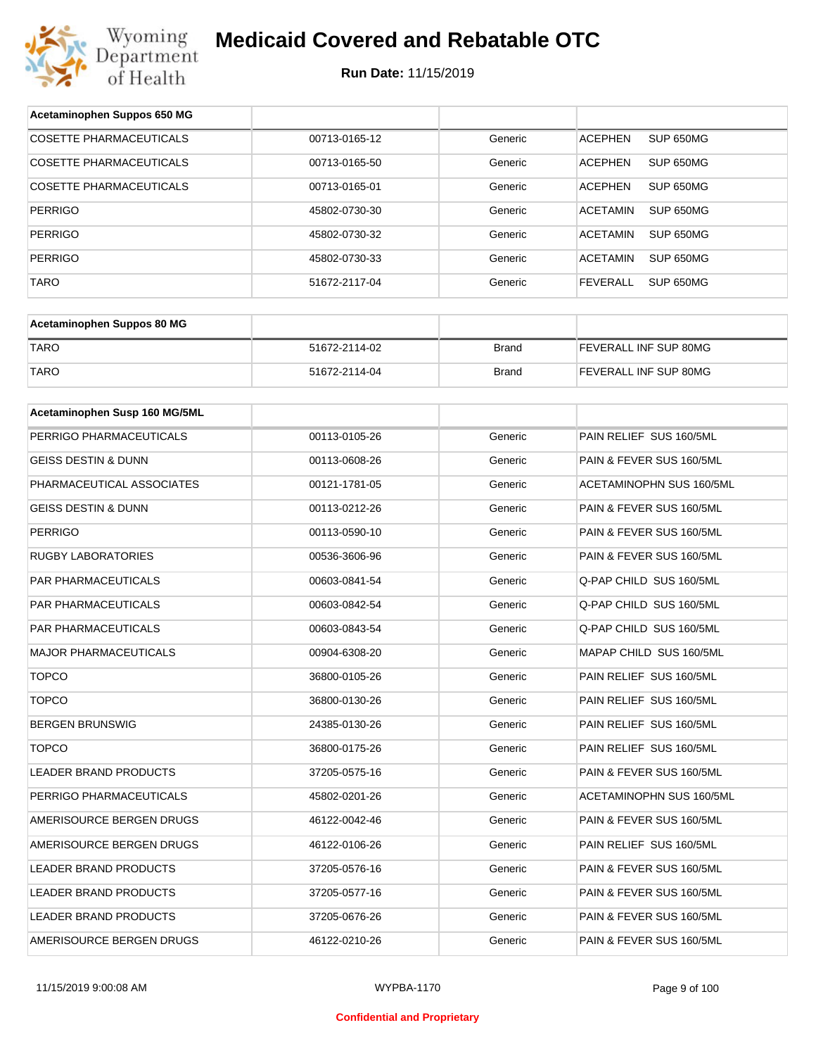# Medicaid Covered and Rebatable OTC

**Run Date:** 11/15/2019

| Acetaminophen Suppos 650 MG | | | |
|---|---|---|---|
| COSETTE PHARMACEUTICALS | 00713-0165-12 | Generic | ACEPHEN SUP 650MG |
| COSETTE PHARMACEUTICALS | 00713-0165-50 | Generic | ACEPHEN SUP 650MG |
| COSETTE PHARMACEUTICALS | 00713-0165-01 | Generic | ACEPHEN SUP 650MG |
| PERRIGO | 45802-0730-30 | Generic | ACETAMIN SUP 650MG |
| PERRIGO | 45802-0730-32 | Generic | ACETAMIN SUP 650MG |
| PERRIGO | 45802-0730-33 | Generic | ACETAMIN SUP 650MG |
| TARO | 51672-2117-04 | Generic | FEVERALL SUP 650MG |

| Acetaminophen Suppos 80 MG | | | |
|---|---|---|---|
| TARO | 51672-2114-02 | Brand | FEVERALL INF SUP 80MG |
| TARO | 51672-2114-04 | Brand | FEVERALL INF SUP 80MG |

| Acetaminophen Susp 160 MG/5ML | | | |
|---|---|---|---|
| PERRIGO PHARMACEUTICALS | 00113-0105-26 | Generic | PAIN RELIEF SUS 160/5ML |
| GEISS DESTIN & DUNN | 00113-0608-26 | Generic | PAIN & FEVER SUS 160/5ML |
| PHARMACEUTICAL ASSOCIATES | 00121-1781-05 | Generic | ACETAMINOPHN SUS 160/5ML |
| GEISS DESTIN & DUNN | 00113-0212-26 | Generic | PAIN & FEVER SUS 160/5ML |
| PERRIGO | 00113-0590-10 | Generic | PAIN & FEVER SUS 160/5ML |
| RUGBY LABORATORIES | 00536-3606-96 | Generic | PAIN & FEVER SUS 160/5ML |
| PAR PHARMACEUTICALS | 00603-0841-54 | Generic | Q-PAP CHILD SUS 160/5ML |
| PAR PHARMACEUTICALS | 00603-0842-54 | Generic | Q-PAP CHILD SUS 160/5ML |
| PAR PHARMACEUTICALS | 00603-0843-54 | Generic | Q-PAP CHILD SUS 160/5ML |
| MAJOR PHARMACEUTICALS | 00904-6308-20 | Generic | MAPAP CHILD SUS 160/5ML |
| TOPCO | 36800-0105-26 | Generic | PAIN RELIEF SUS 160/5ML |
| TOPCO | 36800-0130-26 | Generic | PAIN RELIEF SUS 160/5ML |
| BERGEN BRUNSWIG | 24385-0130-26 | Generic | PAIN RELIEF SUS 160/5ML |
| TOPCO | 36800-0175-26 | Generic | PAIN RELIEF SUS 160/5ML |
| LEADER BRAND PRODUCTS | 37205-0575-16 | Generic | PAIN & FEVER SUS 160/5ML |
| PERRIGO PHARMACEUTICALS | 45802-0201-26 | Generic | ACETAMINOPHN SUS 160/5ML |
| AMERISOURCE BERGEN DRUGS | 46122-0042-46 | Generic | PAIN & FEVER SUS 160/5ML |
| AMERISOURCE BERGEN DRUGS | 46122-0106-26 | Generic | PAIN RELIEF SUS 160/5ML |
| LEADER BRAND PRODUCTS | 37205-0576-16 | Generic | PAIN & FEVER SUS 160/5ML |
| LEADER BRAND PRODUCTS | 37205-0577-16 | Generic | PAIN & FEVER SUS 160/5ML |
| LEADER BRAND PRODUCTS | 37205-0676-26 | Generic | PAIN & FEVER SUS 160/5ML |
| AMERISOURCE BERGEN DRUGS | 46122-0210-26 | Generic | PAIN & FEVER SUS 160/5ML |

11/15/2019 9:00:08 AM WYPBA-1170

Confidential and Proprietary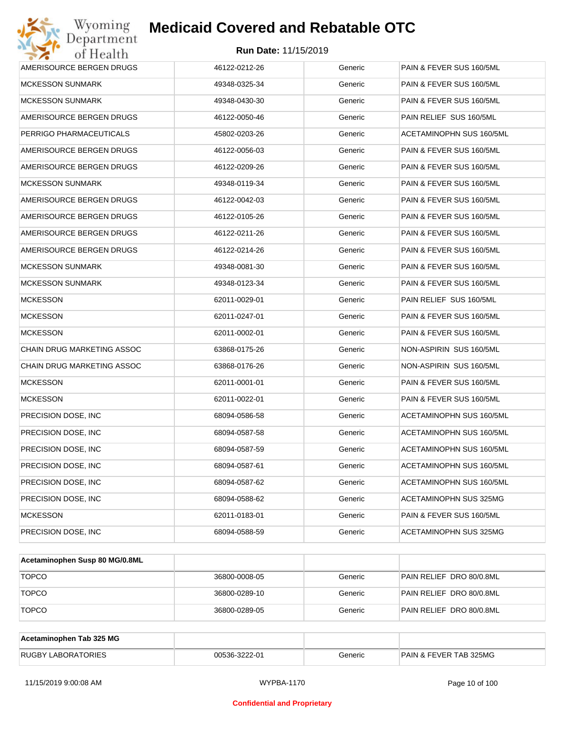| | | | |
|---|---|---|---|
| AMERISOURCE BERGEN DRUGS | 46122-0212-26 | Generic | PAIN & FEVER SUS 160/5ML |
| MCKESSON SUNMARK | 49348-0325-34 | Generic | PAIN & FEVER SUS 160/5ML |
| MCKESSON SUNMARK | 49348-0430-30 | Generic | PAIN & FEVER SUS 160/5ML |
| AMERISOURCE BERGEN DRUGS | 46122-0050-46 | Generic | PAIN RELIEF SUS 160/5ML |
| PERRIGO PHARMACEUTICALS | 45802-0203-26 | Generic | ACETAMINOPHN SUS 160/5ML |
| AMERISOURCE BERGEN DRUGS | 46122-0056-03 | Generic | PAIN & FEVER SUS 160/5ML |
| AMERISOURCE BERGEN DRUGS | 46122-0209-26 | Generic | PAIN & FEVER SUS 160/5ML |
| MCKESSON SUNMARK | 49348-0119-34 | Generic | PAIN & FEVER SUS 160/5ML |
| AMERISOURCE BERGEN DRUGS | 46122-0042-03 | Generic | PAIN & FEVER SUS 160/5ML |
| AMERISOURCE BERGEN DRUGS | 46122-0105-26 | Generic | PAIN & FEVER SUS 160/5ML |
| AMERISOURCE BERGEN DRUGS | 46122-0211-26 | Generic | PAIN & FEVER SUS 160/5ML |
| AMERISOURCE BERGEN DRUGS | 46122-0214-26 | Generic | PAIN & FEVER SUS 160/5ML |
| MCKESSON SUNMARK | 49348-0081-30 | Generic | PAIN & FEVER SUS 160/5ML |
| MCKESSON SUNMARK | 49348-0123-34 | Generic | PAIN & FEVER SUS 160/5ML |
| MCKESSON | 62011-0029-01 | Generic | PAIN RELIEF SUS 160/5ML |
| MCKESSON | 62011-0247-01 | Generic | PAIN & FEVER SUS 160/5ML |
| MCKESSON | 62011-0002-01 | Generic | PAIN & FEVER SUS 160/5ML |
| CHAIN DRUG MARKETING ASSOC | 63868-0175-26 | Generic | NON-ASPIRIN SUS 160/5ML |
| CHAIN DRUG MARKETING ASSOC | 63868-0176-26 | Generic | NON-ASPIRIN SUS 160/5ML |
| MCKESSON | 62011-0001-01 | Generic | PAIN & FEVER SUS 160/5ML |
| MCKESSON | 62011-0022-01 | Generic | PAIN & FEVER SUS 160/5ML |
| PRECISION DOSE, INC | 68094-0586-58 | Generic | ACETAMINOPHN SUS 160/5ML |
| PRECISION DOSE, INC | 68094-0587-58 | Generic | ACETAMINOPHN SUS 160/5ML |
| PRECISION DOSE, INC | 68094-0587-59 | Generic | ACETAMINOPHN SUS 160/5ML |
| PRECISION DOSE, INC | 68094-0587-61 | Generic | ACETAMINOPHN SUS 160/5ML |
| PRECISION DOSE, INC | 68094-0587-62 | Generic | ACETAMINOPHN SUS 160/5ML |
| PRECISION DOSE, INC | 68094-0588-62 | Generic | ACETAMINOPHN SUS 325MG |
| MCKESSON | 62011-0183-01 | Generic | PAIN & FEVER SUS 160/5ML |
| PRECISION DOSE, INC | 68094-0588-59 | Generic | ACETAMINOPHN SUS 325MG |

| **Acetaminophen Susp 80 MG/0.8ML** | | | |
|---|---|---|---|
| TOPCO | 36800-0008-05 | Generic | PAIN RELIEF DRO 80/0.8ML |
| TOPCO | 36800-0289-10 | Generic | PAIN RELIEF DRO 80/0.8ML |
| TOPCO | 36800-0289-05 | Generic | PAIN RELIEF DRO 80/0.8ML |

| **Acetaminophen Tab 325 MG** | | | |
|---|---|---|---|
| RUGBY LABORATORIES | 00536-3222-01 | Generic | PAIN & FEVER TAB 325MG |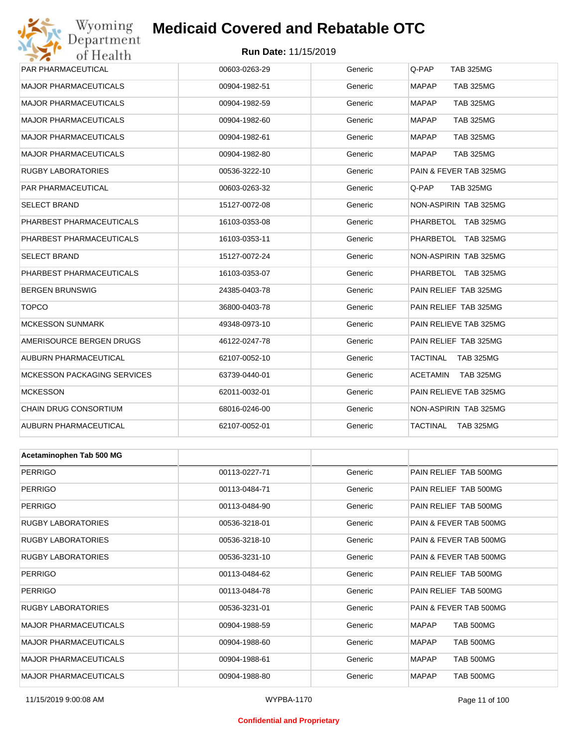| | | | |
|---|---|---|---|
| PAR PHARMACEUTICAL | 00603-0263-29 | Generic | Q-PAP TAB 325MG |
| MAJOR PHARMACEUTICALS | 00904-1982-51 | Generic | MAPAP TAB 325MG |
| MAJOR PHARMACEUTICALS | 00904-1982-59 | Generic | MAPAP TAB 325MG |
| MAJOR PHARMACEUTICALS | 00904-1982-60 | Generic | MAPAP TAB 325MG |
| MAJOR PHARMACEUTICALS | 00904-1982-61 | Generic | MAPAP TAB 325MG |
| MAJOR PHARMACEUTICALS | 00904-1982-80 | Generic | MAPAP TAB 325MG |
| RUGBY LABORATORIES | 00536-3222-10 | Generic | PAIN & FEVER TAB 325MG |
| PAR PHARMACEUTICAL | 00603-0263-32 | Generic | Q-PAP TAB 325MG |
| SELECT BRAND | 15127-0072-08 | Generic | NON-ASPIRIN TAB 325MG |
| PHARBEST PHARMACEUTICALS | 16103-0353-08 | Generic | PHARBETOL TAB 325MG |
| PHARBEST PHARMACEUTICALS | 16103-0353-11 | Generic | PHARBETOL TAB 325MG |
| SELECT BRAND | 15127-0072-24 | Generic | NON-ASPIRIN TAB 325MG |
| PHARBEST PHARMACEUTICALS | 16103-0353-07 | Generic | PHARBETOL TAB 325MG |
| BERGEN BRUNSWIG | 24385-0403-78 | Generic | PAIN RELIEF TAB 325MG |
| TOPCO | 36800-0403-78 | Generic | PAIN RELIEF TAB 325MG |
| MCKESSON SUNMARK | 49348-0973-10 | Generic | PAIN RELIEVE TAB 325MG |
| AMERISOURCE BERGEN DRUGS | 46122-0247-78 | Generic | PAIN RELIEF TAB 325MG |
| AUBURN PHARMACEUTICAL | 62107-0052-10 | Generic | TACTINAL TAB 325MG |
| MCKESSON PACKAGING SERVICES | 63739-0440-01 | Generic | ACETAMIN TAB 325MG |
| MCKESSON | 62011-0032-01 | Generic | PAIN RELIEVE TAB 325MG |
| CHAIN DRUG CONSORTIUM | 68016-0246-00 | Generic | NON-ASPIRIN TAB 325MG |
| AUBURN PHARMACEUTICAL | 62107-0052-01 | Generic | TACTINAL TAB 325MG |

| **Acetaminophen Tab 500 MG** | | | |
|---|---|---|---|
| PERRIGO | 00113-0227-71 | Generic | PAIN RELIEF TAB 500MG |
| PERRIGO | 00113-0484-71 | Generic | PAIN RELIEF TAB 500MG |
| PERRIGO | 00113-0484-90 | Generic | PAIN RELIEF TAB 500MG |
| RUGBY LABORATORIES | 00536-3218-01 | Generic | PAIN & FEVER TAB 500MG |
| RUGBY LABORATORIES | 00536-3218-10 | Generic | PAIN & FEVER TAB 500MG |
| RUGBY LABORATORIES | 00536-3231-10 | Generic | PAIN & FEVER TAB 500MG |
| PERRIGO | 00113-0484-62 | Generic | PAIN RELIEF TAB 500MG |
| PERRIGO | 00113-0484-78 | Generic | PAIN RELIEF TAB 500MG |
| RUGBY LABORATORIES | 00536-3231-01 | Generic | PAIN & FEVER TAB 500MG |
| MAJOR PHARMACEUTICALS | 00904-1988-59 | Generic | MAPAP TAB 500MG |
| MAJOR PHARMACEUTICALS | 00904-1988-60 | Generic | MAPAP TAB 500MG |
| MAJOR PHARMACEUTICALS | 00904-1988-61 | Generic | MAPAP TAB 500MG |
| MAJOR PHARMACEUTICALS | 00904-1988-80 | Generic | MAPAP TAB 500MG |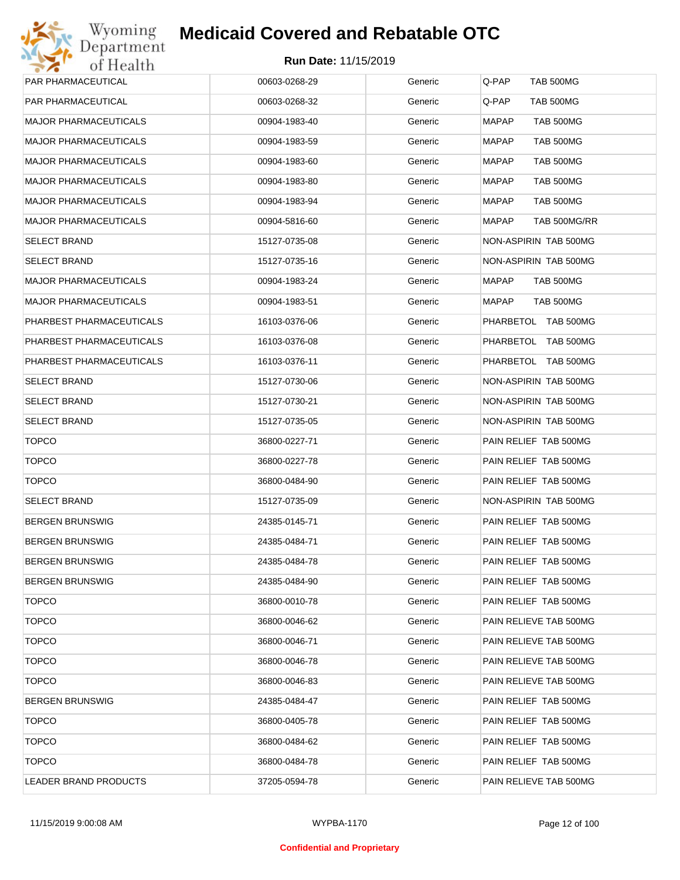# Medicaid Covered and Rebatable OTC

**Run Date:** 11/15/2019

| | | | |
|---|---|---|---|
| PAR PHARMACEUTICAL | 00603-0268-29 | Generic | Q-PAP TAB 500MG |
| PAR PHARMACEUTICAL | 00603-0268-32 | Generic | Q-PAP TAB 500MG |
| MAJOR PHARMACEUTICALS | 00904-1983-40 | Generic | MAPAP TAB 500MG |
| MAJOR PHARMACEUTICALS | 00904-1983-59 | Generic | MAPAP TAB 500MG |
| MAJOR PHARMACEUTICALS | 00904-1983-60 | Generic | MAPAP TAB 500MG |
| MAJOR PHARMACEUTICALS | 00904-1983-80 | Generic | MAPAP TAB 500MG |
| MAJOR PHARMACEUTICALS | 00904-1983-94 | Generic | MAPAP TAB 500MG |
| MAJOR PHARMACEUTICALS | 00904-5816-60 | Generic | MAPAP TAB 500MG/RR |
| SELECT BRAND | 15127-0735-08 | Generic | NON-ASPIRIN TAB 500MG |
| SELECT BRAND | 15127-0735-16 | Generic | NON-ASPIRIN TAB 500MG |
| MAJOR PHARMACEUTICALS | 00904-1983-24 | Generic | MAPAP TAB 500MG |
| MAJOR PHARMACEUTICALS | 00904-1983-51 | Generic | MAPAP TAB 500MG |
| PHARBEST PHARMACEUTICALS | 16103-0376-06 | Generic | PHARBETOL TAB 500MG |
| PHARBEST PHARMACEUTICALS | 16103-0376-08 | Generic | PHARBETOL TAB 500MG |
| PHARBEST PHARMACEUTICALS | 16103-0376-11 | Generic | PHARBETOL TAB 500MG |
| SELECT BRAND | 15127-0730-06 | Generic | NON-ASPIRIN TAB 500MG |
| SELECT BRAND | 15127-0730-21 | Generic | NON-ASPIRIN TAB 500MG |
| SELECT BRAND | 15127-0735-05 | Generic | NON-ASPIRIN TAB 500MG |
| TOPCO | 36800-0227-71 | Generic | PAIN RELIEF TAB 500MG |
| TOPCO | 36800-0227-78 | Generic | PAIN RELIEF TAB 500MG |
| TOPCO | 36800-0484-90 | Generic | PAIN RELIEF TAB 500MG |
| SELECT BRAND | 15127-0735-09 | Generic | NON-ASPIRIN TAB 500MG |
| BERGEN BRUNSWIG | 24385-0145-71 | Generic | PAIN RELIEF TAB 500MG |
| BERGEN BRUNSWIG | 24385-0484-71 | Generic | PAIN RELIEF TAB 500MG |
| BERGEN BRUNSWIG | 24385-0484-78 | Generic | PAIN RELIEF TAB 500MG |
| BERGEN BRUNSWIG | 24385-0484-90 | Generic | PAIN RELIEF TAB 500MG |
| TOPCO | 36800-0010-78 | Generic | PAIN RELIEF TAB 500MG |
| TOPCO | 36800-0046-62 | Generic | PAIN RELIEVE TAB 500MG |
| TOPCO | 36800-0046-71 | Generic | PAIN RELIEVE TAB 500MG |
| TOPCO | 36800-0046-78 | Generic | PAIN RELIEVE TAB 500MG |
| TOPCO | 36800-0046-83 | Generic | PAIN RELIEVE TAB 500MG |
| BERGEN BRUNSWIG | 24385-0484-47 | Generic | PAIN RELIEF TAB 500MG |
| TOPCO | 36800-0405-78 | Generic | PAIN RELIEF TAB 500MG |
| TOPCO | 36800-0484-62 | Generic | PAIN RELIEF TAB 500MG |
| TOPCO | 36800-0484-78 | Generic | PAIN RELIEF TAB 500MG |
| LEADER BRAND PRODUCTS | 37205-0594-78 | Generic | PAIN RELIEVE TAB 500MG |

11/15/2019 9:00:08 AM WYPBA-1170

**Confidential and Proprietary**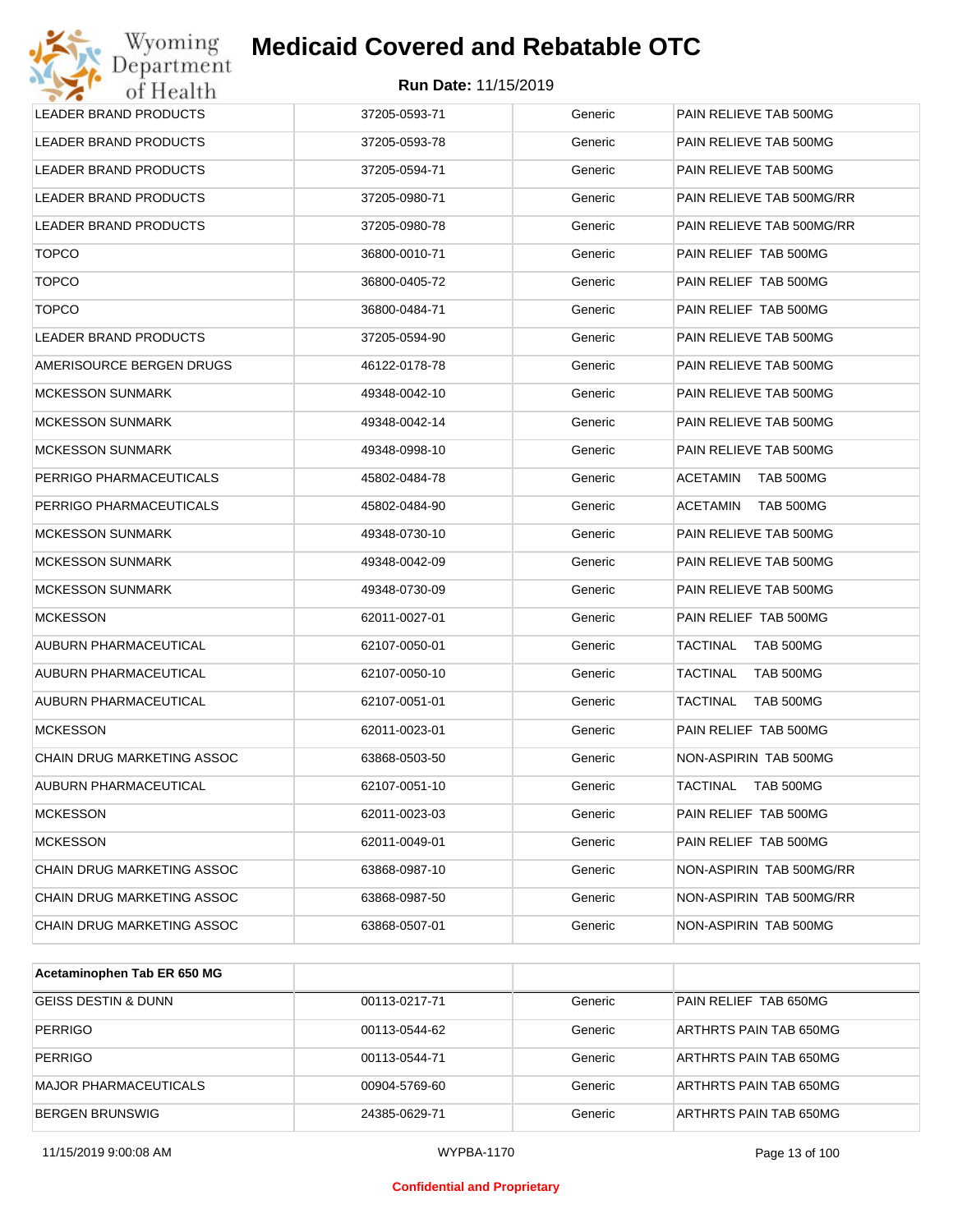| | | | |
|---|---|---|---|
| LEADER BRAND PRODUCTS | 37205-0593-71 | Generic | PAIN RELIEVE TAB 500MG |
| LEADER BRAND PRODUCTS | 37205-0593-78 | Generic | PAIN RELIEVE TAB 500MG |
| LEADER BRAND PRODUCTS | 37205-0594-71 | Generic | PAIN RELIEVE TAB 500MG |
| LEADER BRAND PRODUCTS | 37205-0980-71 | Generic | PAIN RELIEVE TAB 500MG/RR |
| LEADER BRAND PRODUCTS | 37205-0980-78 | Generic | PAIN RELIEVE TAB 500MG/RR |
| TOPCO | 36800-0010-71 | Generic | PAIN RELIEF TAB 500MG |
| TOPCO | 36800-0405-72 | Generic | PAIN RELIEF TAB 500MG |
| TOPCO | 36800-0484-71 | Generic | PAIN RELIEF TAB 500MG |
| LEADER BRAND PRODUCTS | 37205-0594-90 | Generic | PAIN RELIEVE TAB 500MG |
| AMERISOURCE BERGEN DRUGS | 46122-0178-78 | Generic | PAIN RELIEVE TAB 500MG |
| MCKESSON SUNMARK | 49348-0042-10 | Generic | PAIN RELIEVE TAB 500MG |
| MCKESSON SUNMARK | 49348-0042-14 | Generic | PAIN RELIEVE TAB 500MG |
| MCKESSON SUNMARK | 49348-0998-10 | Generic | PAIN RELIEVE TAB 500MG |
| PERRIGO PHARMACEUTICALS | 45802-0484-78 | Generic | ACETAMIN TAB 500MG |
| PERRIGO PHARMACEUTICALS | 45802-0484-90 | Generic | ACETAMIN TAB 500MG |
| MCKESSON SUNMARK | 49348-0730-10 | Generic | PAIN RELIEVE TAB 500MG |
| MCKESSON SUNMARK | 49348-0042-09 | Generic | PAIN RELIEVE TAB 500MG |
| MCKESSON SUNMARK | 49348-0730-09 | Generic | PAIN RELIEVE TAB 500MG |
| MCKESSON | 62011-0027-01 | Generic | PAIN RELIEF TAB 500MG |
| AUBURN PHARMACEUTICAL | 62107-0050-01 | Generic | TACTINAL TAB 500MG |
| AUBURN PHARMACEUTICAL | 62107-0050-10 | Generic | TACTINAL TAB 500MG |
| AUBURN PHARMACEUTICAL | 62107-0051-01 | Generic | TACTINAL TAB 500MG |
| MCKESSON | 62011-0023-01 | Generic | PAIN RELIEF TAB 500MG |
| CHAIN DRUG MARKETING ASSOC | 63868-0503-50 | Generic | NON-ASPIRIN TAB 500MG |
| AUBURN PHARMACEUTICAL | 62107-0051-10 | Generic | TACTINAL TAB 500MG |
| MCKESSON | 62011-0023-03 | Generic | PAIN RELIEF TAB 500MG |
| MCKESSON | 62011-0049-01 | Generic | PAIN RELIEF TAB 500MG |
| CHAIN DRUG MARKETING ASSOC | 63868-0987-10 | Generic | NON-ASPIRIN TAB 500MG/RR |
| CHAIN DRUG MARKETING ASSOC | 63868-0987-50 | Generic | NON-ASPIRIN TAB 500MG/RR |
| CHAIN DRUG MARKETING ASSOC | 63868-0507-01 | Generic | NON-ASPIRIN TAB 500MG |

| **Acetaminophen Tab ER 650 MG** | | | |
|---|---|---|---|
| GEISS DESTIN & DUNN | 00113-0217-71 | Generic | PAIN RELIEF TAB 650MG |
| PERRIGO | 00113-0544-62 | Generic | ARTHRTS PAIN TAB 650MG |
| PERRIGO | 00113-0544-71 | Generic | ARTHRTS PAIN TAB 650MG |
| MAJOR PHARMACEUTICALS | 00904-5769-60 | Generic | ARTHRTS PAIN TAB 650MG |
| BERGEN BRUNSWIG | 24385-0629-71 | Generic | ARTHRTS PAIN TAB 650MG |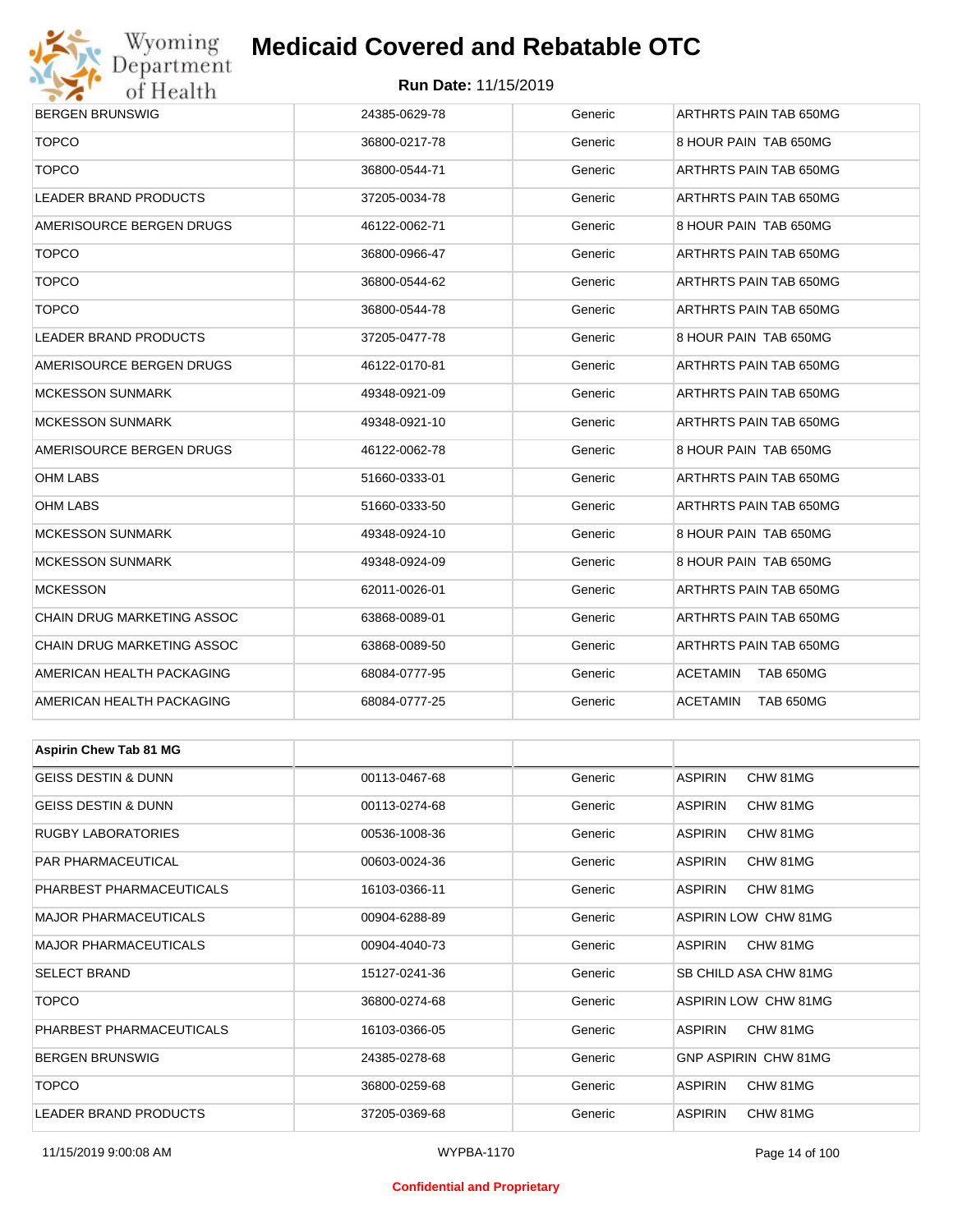| | | | |
|---|---|---|---|
| BERGEN BRUNSWIG | 24385-0629-78 | Generic | ARTHRTS PAIN TAB 650MG |
| TOPCO | 36800-0217-78 | Generic | 8 HOUR PAIN TAB 650MG |
| TOPCO | 36800-0544-71 | Generic | ARTHRTS PAIN TAB 650MG |
| LEADER BRAND PRODUCTS | 37205-0034-78 | Generic | ARTHRTS PAIN TAB 650MG |
| AMERISOURCE BERGEN DRUGS | 46122-0062-71 | Generic | 8 HOUR PAIN TAB 650MG |
| TOPCO | 36800-0966-47 | Generic | ARTHRTS PAIN TAB 650MG |
| TOPCO | 36800-0544-62 | Generic | ARTHRTS PAIN TAB 650MG |
| TOPCO | 36800-0544-78 | Generic | ARTHRTS PAIN TAB 650MG |
| LEADER BRAND PRODUCTS | 37205-0477-78 | Generic | 8 HOUR PAIN TAB 650MG |
| AMERISOURCE BERGEN DRUGS | 46122-0170-81 | Generic | ARTHRTS PAIN TAB 650MG |
| MCKESSON SUNMARK | 49348-0921-09 | Generic | ARTHRTS PAIN TAB 650MG |
| MCKESSON SUNMARK | 49348-0921-10 | Generic | ARTHRTS PAIN TAB 650MG |
| AMERISOURCE BERGEN DRUGS | 46122-0062-78 | Generic | 8 HOUR PAIN TAB 650MG |
| OHM LABS | 51660-0333-01 | Generic | ARTHRTS PAIN TAB 650MG |
| OHM LABS | 51660-0333-50 | Generic | ARTHRTS PAIN TAB 650MG |
| MCKESSON SUNMARK | 49348-0924-10 | Generic | 8 HOUR PAIN TAB 650MG |
| MCKESSON SUNMARK | 49348-0924-09 | Generic | 8 HOUR PAIN TAB 650MG |
| MCKESSON | 62011-0026-01 | Generic | ARTHRTS PAIN TAB 650MG |
| CHAIN DRUG MARKETING ASSOC | 63868-0089-01 | Generic | ARTHRTS PAIN TAB 650MG |
| CHAIN DRUG MARKETING ASSOC | 63868-0089-50 | Generic | ARTHRTS PAIN TAB 650MG |
| AMERICAN HEALTH PACKAGING | 68084-0777-95 | Generic | ACETAMIN TAB 650MG |
| AMERICAN HEALTH PACKAGING | 68084-0777-25 | Generic | ACETAMIN TAB 650MG |

| **Aspirin Chew Tab 81 MG** | | | |
|---|---|---|---|
| GEISS DESTIN & DUNN | 00113-0467-68 | Generic | ASPIRIN CHW 81MG |
| GEISS DESTIN & DUNN | 00113-0274-68 | Generic | ASPIRIN CHW 81MG |
| RUGBY LABORATORIES | 00536-1008-36 | Generic | ASPIRIN CHW 81MG |
| PAR PHARMACEUTICAL | 00603-0024-36 | Generic | ASPIRIN CHW 81MG |
| PHARBEST PHARMACEUTICALS | 16103-0366-11 | Generic | ASPIRIN CHW 81MG |
| MAJOR PHARMACEUTICALS | 00904-6288-89 | Generic | ASPIRIN LOW CHW 81MG |
| MAJOR PHARMACEUTICALS | 00904-4040-73 | Generic | ASPIRIN CHW 81MG |
| SELECT BRAND | 15127-0241-36 | Generic | SB CHILD ASA CHW 81MG |
| TOPCO | 36800-0274-68 | Generic | ASPIRIN LOW CHW 81MG |
| PHARBEST PHARMACEUTICALS | 16103-0366-05 | Generic | ASPIRIN CHW 81MG |
| BERGEN BRUNSWIG | 24385-0278-68 | Generic | GNP ASPIRIN CHW 81MG |
| TOPCO | 36800-0259-68 | Generic | ASPIRIN CHW 81MG |
| LEADER BRAND PRODUCTS | 37205-0369-68 | Generic | ASPIRIN CHW 81MG |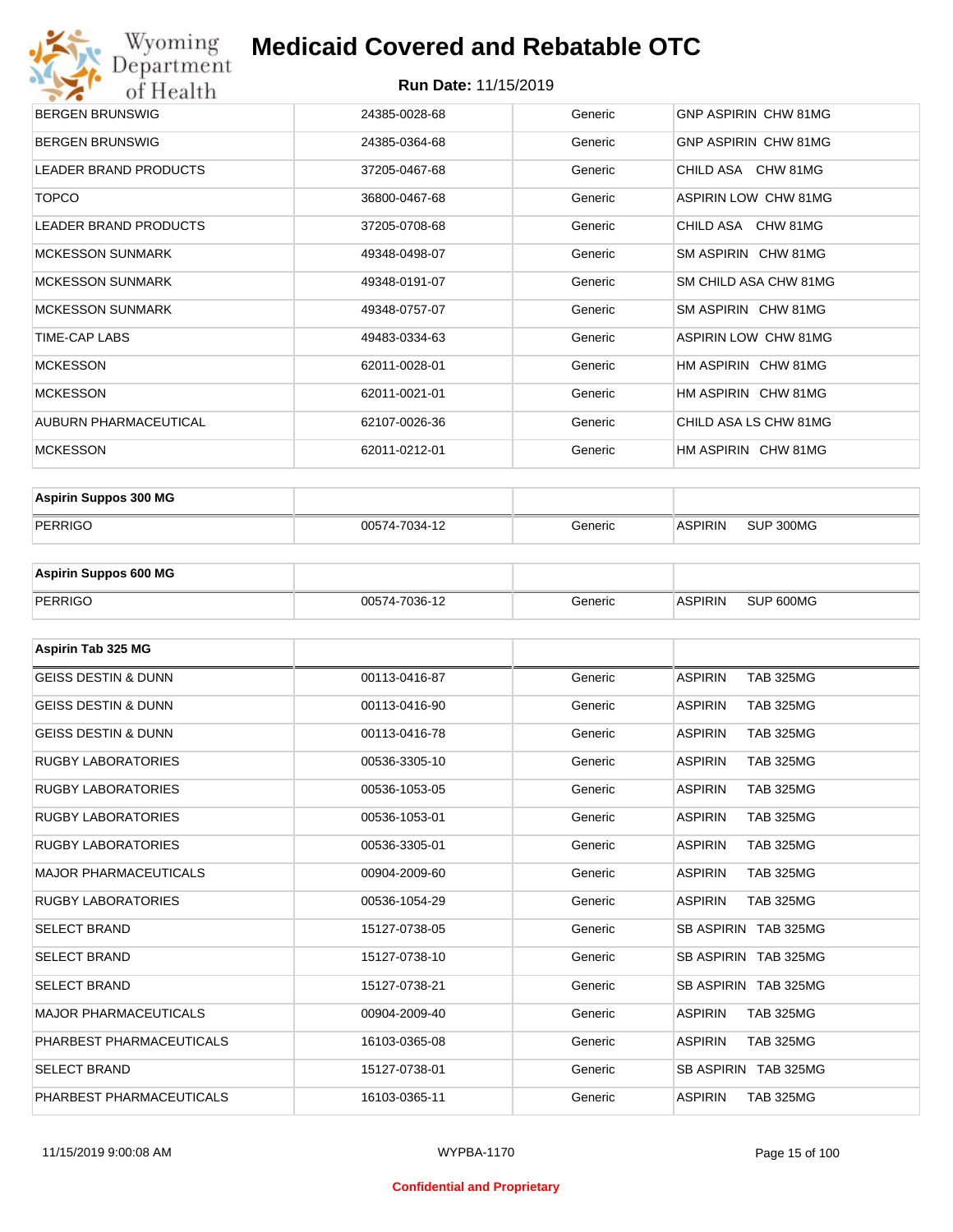| | | | |
|---|---|---|---|
| BERGEN BRUNSWIG | 24385-0028-68 | Generic | GNP ASPIRIN CHW 81MG |
| BERGEN BRUNSWIG | 24385-0364-68 | Generic | GNP ASPIRIN CHW 81MG |
| LEADER BRAND PRODUCTS | 37205-0467-68 | Generic | CHILD ASA CHW 81MG |
| TOPCO | 36800-0467-68 | Generic | ASPIRIN LOW CHW 81MG |
| LEADER BRAND PRODUCTS | 37205-0708-68 | Generic | CHILD ASA CHW 81MG |
| MCKESSON SUNMARK | 49348-0498-07 | Generic | SM ASPIRIN CHW 81MG |
| MCKESSON SUNMARK | 49348-0191-07 | Generic | SM CHILD ASA CHW 81MG |
| MCKESSON SUNMARK | 49348-0757-07 | Generic | SM ASPIRIN CHW 81MG |
| TIME-CAP LABS | 49483-0334-63 | Generic | ASPIRIN LOW CHW 81MG |
| MCKESSON | 62011-0028-01 | Generic | HM ASPIRIN CHW 81MG |
| MCKESSON | 62011-0021-01 | Generic | HM ASPIRIN CHW 81MG |
| AUBURN PHARMACEUTICAL | 62107-0026-36 | Generic | CHILD ASA LS CHW 81MG |
| MCKESSON | 62011-0212-01 | Generic | HM ASPIRIN CHW 81MG |

| **Aspirin Suppos 300 MG** | | | |
|---|---|---|---|
| PERRIGO | 00574-7034-12 | Generic | ASPIRIN SUP 300MG |

| **Aspirin Suppos 600 MG** | | | |
|---|---|---|---|
| PERRIGO | 00574-7036-12 | Generic | ASPIRIN SUP 600MG |

| **Aspirin Tab 325 MG** | | | |
|---|---|---|---|
| GEISS DESTIN & DUNN | 00113-0416-87 | Generic | ASPIRIN TAB 325MG |
| GEISS DESTIN & DUNN | 00113-0416-90 | Generic | ASPIRIN TAB 325MG |
| GEISS DESTIN & DUNN | 00113-0416-78 | Generic | ASPIRIN TAB 325MG |
| RUGBY LABORATORIES | 00536-3305-10 | Generic | ASPIRIN TAB 325MG |
| RUGBY LABORATORIES | 00536-1053-05 | Generic | ASPIRIN TAB 325MG |
| RUGBY LABORATORIES | 00536-1053-01 | Generic | ASPIRIN TAB 325MG |
| RUGBY LABORATORIES | 00536-3305-01 | Generic | ASPIRIN TAB 325MG |
| MAJOR PHARMACEUTICALS | 00904-2009-60 | Generic | ASPIRIN TAB 325MG |
| RUGBY LABORATORIES | 00536-1054-29 | Generic | ASPIRIN TAB 325MG |
| SELECT BRAND | 15127-0738-05 | Generic | SB ASPIRIN TAB 325MG |
| SELECT BRAND | 15127-0738-10 | Generic | SB ASPIRIN TAB 325MG |
| SELECT BRAND | 15127-0738-21 | Generic | SB ASPIRIN TAB 325MG |
| MAJOR PHARMACEUTICALS | 00904-2009-40 | Generic | ASPIRIN TAB 325MG |
| PHARBEST PHARMACEUTICALS | 16103-0365-08 | Generic | ASPIRIN TAB 325MG |
| SELECT BRAND | 15127-0738-01 | Generic | SB ASPIRIN TAB 325MG |
| PHARBEST PHARMACEUTICALS | 16103-0365-11 | Generic | ASPIRIN TAB 325MG |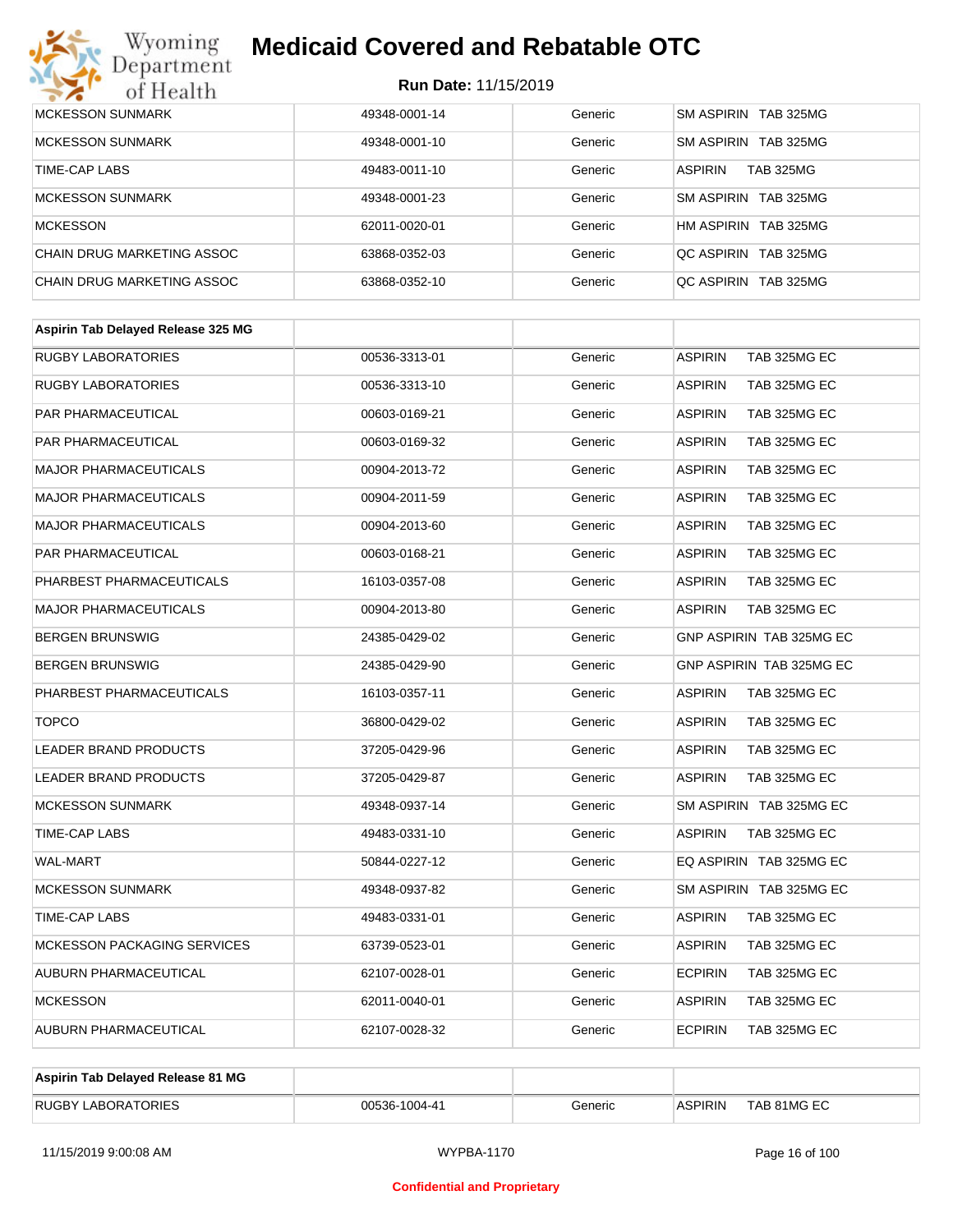| | | | |
|---|---|---|---|
| MCKESSON SUNMARK | 49348-0001-14 | Generic | SM ASPIRIN TAB 325MG |
| MCKESSON SUNMARK | 49348-0001-10 | Generic | SM ASPIRIN TAB 325MG |
| TIME-CAP LABS | 49483-0011-10 | Generic | ASPIRIN TAB 325MG |
| MCKESSON SUNMARK | 49348-0001-23 | Generic | SM ASPIRIN TAB 325MG |
| MCKESSON | 62011-0020-01 | Generic | HM ASPIRIN TAB 325MG |
| CHAIN DRUG MARKETING ASSOC | 63868-0352-03 | Generic | QC ASPIRIN TAB 325MG |
| CHAIN DRUG MARKETING ASSOC | 63868-0352-10 | Generic | QC ASPIRIN TAB 325MG |

| **Aspirin Tab Delayed Release 325 MG** | | | |
|---|---|---|---|
| RUGBY LABORATORIES | 00536-3313-01 | Generic | ASPIRIN TAB 325MG EC |
| RUGBY LABORATORIES | 00536-3313-10 | Generic | ASPIRIN TAB 325MG EC |
| PAR PHARMACEUTICAL | 00603-0169-21 | Generic | ASPIRIN TAB 325MG EC |
| PAR PHARMACEUTICAL | 00603-0169-32 | Generic | ASPIRIN TAB 325MG EC |
| MAJOR PHARMACEUTICALS | 00904-2013-72 | Generic | ASPIRIN TAB 325MG EC |
| MAJOR PHARMACEUTICALS | 00904-2011-59 | Generic | ASPIRIN TAB 325MG EC |
| MAJOR PHARMACEUTICALS | 00904-2013-60 | Generic | ASPIRIN TAB 325MG EC |
| PAR PHARMACEUTICAL | 00603-0168-21 | Generic | ASPIRIN TAB 325MG EC |
| PHARBEST PHARMACEUTICALS | 16103-0357-08 | Generic | ASPIRIN TAB 325MG EC |
| MAJOR PHARMACEUTICALS | 00904-2013-80 | Generic | ASPIRIN TAB 325MG EC |
| BERGEN BRUNSWIG | 24385-0429-02 | Generic | GNP ASPIRIN TAB 325MG EC |
| BERGEN BRUNSWIG | 24385-0429-90 | Generic | GNP ASPIRIN TAB 325MG EC |
| PHARBEST PHARMACEUTICALS | 16103-0357-11 | Generic | ASPIRIN TAB 325MG EC |
| TOPCO | 36800-0429-02 | Generic | ASPIRIN TAB 325MG EC |
| LEADER BRAND PRODUCTS | 37205-0429-96 | Generic | ASPIRIN TAB 325MG EC |
| LEADER BRAND PRODUCTS | 37205-0429-87 | Generic | ASPIRIN TAB 325MG EC |
| MCKESSON SUNMARK | 49348-0937-14 | Generic | SM ASPIRIN TAB 325MG EC |
| TIME-CAP LABS | 49483-0331-10 | Generic | ASPIRIN TAB 325MG EC |
| WAL-MART | 50844-0227-12 | Generic | EQ ASPIRIN TAB 325MG EC |
| MCKESSON SUNMARK | 49348-0937-82 | Generic | SM ASPIRIN TAB 325MG EC |
| TIME-CAP LABS | 49483-0331-01 | Generic | ASPIRIN TAB 325MG EC |
| MCKESSON PACKAGING SERVICES | 63739-0523-01 | Generic | ASPIRIN TAB 325MG EC |
| AUBURN PHARMACEUTICAL | 62107-0028-01 | Generic | ECPIRIN TAB 325MG EC |
| MCKESSON | 62011-0040-01 | Generic | ASPIRIN TAB 325MG EC |
| AUBURN PHARMACEUTICAL | 62107-0028-32 | Generic | ECPIRIN TAB 325MG EC |

| **Aspirin Tab Delayed Release 81 MG** | | | |
|---|---|---|---|
| RUGBY LABORATORIES | 00536-1004-41 | Generic | ASPIRIN TAB 81MG EC |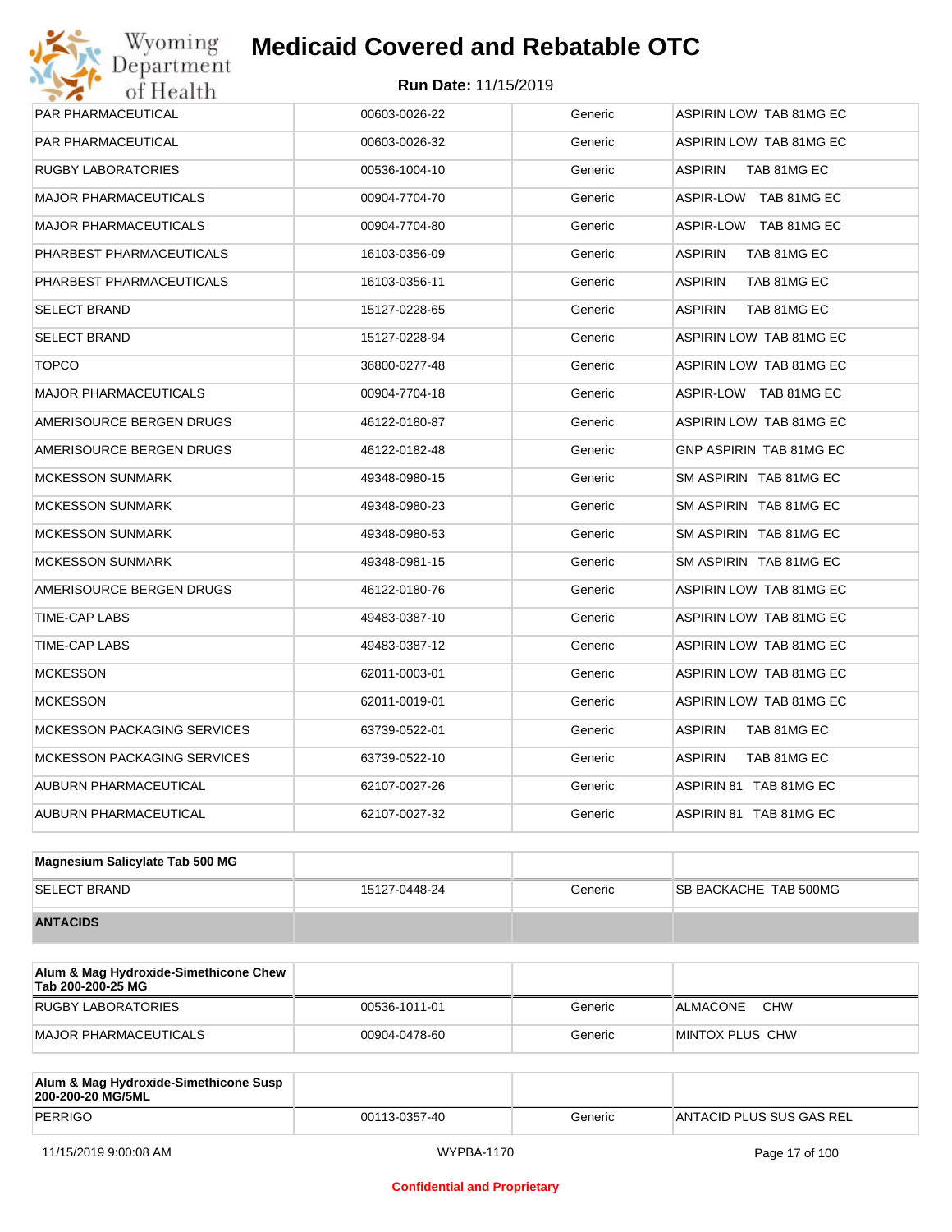| | | | |
|---|---|---|---|
| PAR PHARMACEUTICAL | 00603-0026-22 | Generic | ASPIRIN LOW TAB 81MG EC |
| PAR PHARMACEUTICAL | 00603-0026-32 | Generic | ASPIRIN LOW TAB 81MG EC |
| RUGBY LABORATORIES | 00536-1004-10 | Generic | ASPIRIN TAB 81MG EC |
| MAJOR PHARMACEUTICALS | 00904-7704-70 | Generic | ASPIR-LOW TAB 81MG EC |
| MAJOR PHARMACEUTICALS | 00904-7704-80 | Generic | ASPIR-LOW TAB 81MG EC |
| PHARBEST PHARMACEUTICALS | 16103-0356-09 | Generic | ASPIRIN TAB 81MG EC |
| PHARBEST PHARMACEUTICALS | 16103-0356-11 | Generic | ASPIRIN TAB 81MG EC |
| SELECT BRAND | 15127-0228-65 | Generic | ASPIRIN TAB 81MG EC |
| SELECT BRAND | 15127-0228-94 | Generic | ASPIRIN LOW TAB 81MG EC |
| TOPCO | 36800-0277-48 | Generic | ASPIRIN LOW TAB 81MG EC |
| MAJOR PHARMACEUTICALS | 00904-7704-18 | Generic | ASPIR-LOW TAB 81MG EC |
| AMERISOURCE BERGEN DRUGS | 46122-0180-87 | Generic | ASPIRIN LOW TAB 81MG EC |
| AMERISOURCE BERGEN DRUGS | 46122-0182-48 | Generic | GNP ASPIRIN TAB 81MG EC |
| MCKESSON SUNMARK | 49348-0980-15 | Generic | SM ASPIRIN TAB 81MG EC |
| MCKESSON SUNMARK | 49348-0980-23 | Generic | SM ASPIRIN TAB 81MG EC |
| MCKESSON SUNMARK | 49348-0980-53 | Generic | SM ASPIRIN TAB 81MG EC |
| MCKESSON SUNMARK | 49348-0981-15 | Generic | SM ASPIRIN TAB 81MG EC |
| AMERISOURCE BERGEN DRUGS | 46122-0180-76 | Generic | ASPIRIN LOW TAB 81MG EC |
| TIME-CAP LABS | 49483-0387-10 | Generic | ASPIRIN LOW TAB 81MG EC |
| TIME-CAP LABS | 49483-0387-12 | Generic | ASPIRIN LOW TAB 81MG EC |
| MCKESSON | 62011-0003-01 | Generic | ASPIRIN LOW TAB 81MG EC |
| MCKESSON | 62011-0019-01 | Generic | ASPIRIN LOW TAB 81MG EC |
| MCKESSON PACKAGING SERVICES | 63739-0522-01 | Generic | ASPIRIN TAB 81MG EC |
| MCKESSON PACKAGING SERVICES | 63739-0522-10 | Generic | ASPIRIN TAB 81MG EC |
| AUBURN PHARMACEUTICAL | 62107-0027-26 | Generic | ASPIRIN 81 TAB 81MG EC |
| AUBURN PHARMACEUTICAL | 62107-0027-32 | Generic | ASPIRIN 81 TAB 81MG EC |

| **Magnesium Salicylate Tab 500 MG** | | | |
|---|---|---|---|
| SELECT BRAND | 15127-0448-24 | Generic | SB BACKACHE TAB 500MG |
| **ANTACIDS** | | | |

| **Alum & Mag Hydroxide-Simethicone Chew Tab 200-200-25 MG** | | | |
|---|---|---|---|
| RUGBY LABORATORIES | 00536-1011-01 | Generic | ALMACONE CHW |
| MAJOR PHARMACEUTICALS | 00904-0478-60 | Generic | MINTOX PLUS CHW |

| **Alum & Mag Hydroxide-Simethicone Susp 200-200-20 MG/5ML** | | | |
|---|---|---|---|
| PERRIGO | 00113-0357-40 | Generic | ANTACID PLUS SUS GAS REL |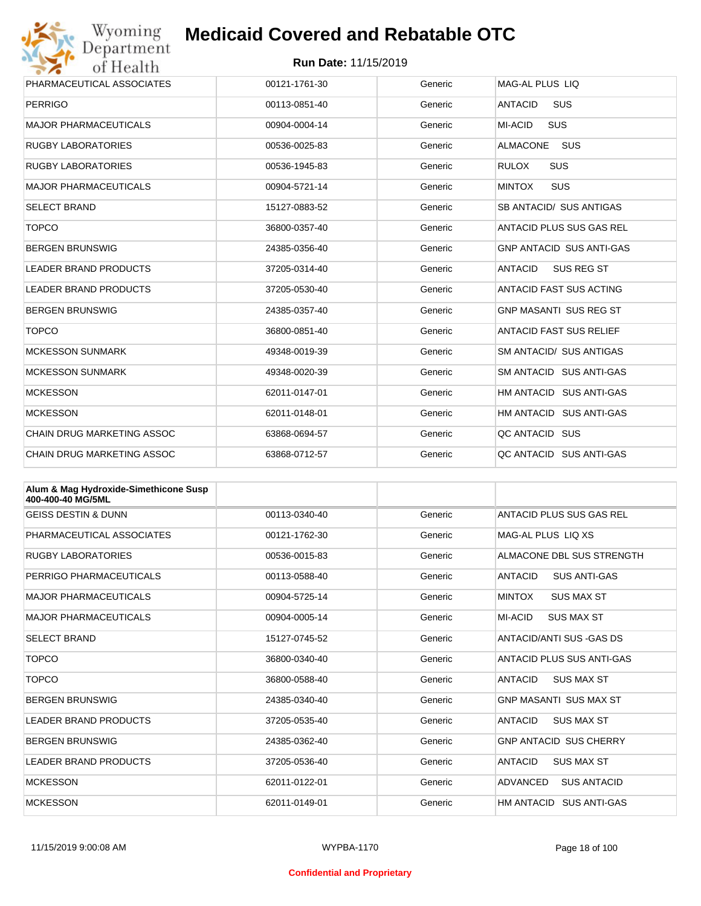# Medicaid Covered and Rebatable OTC

**Run Date:** 11/15/2019

| | | | |
|---|---|---|---|
| PHARMACEUTICAL ASSOCIATES | 00121-1761-30 | Generic | MAG-AL PLUS LIQ |
| PERRIGO | 00113-0851-40 | Generic | ANTACID SUS |
| MAJOR PHARMACEUTICALS | 00904-0004-14 | Generic | MI-ACID SUS |
| RUGBY LABORATORIES | 00536-0025-83 | Generic | ALMACONE SUS |
| RUGBY LABORATORIES | 00536-1945-83 | Generic | RULOX SUS |
| MAJOR PHARMACEUTICALS | 00904-5721-14 | Generic | MINTOX SUS |
| SELECT BRAND | 15127-0883-52 | Generic | SB ANTACID/ SUS ANTIGAS |
| TOPCO | 36800-0357-40 | Generic | ANTACID PLUS SUS GAS REL |
| BERGEN BRUNSWIG | 24385-0356-40 | Generic | GNP ANTACID SUS ANTI-GAS |
| LEADER BRAND PRODUCTS | 37205-0314-40 | Generic | ANTACID SUS REG ST |
| LEADER BRAND PRODUCTS | 37205-0530-40 | Generic | ANTACID FAST SUS ACTING |
| BERGEN BRUNSWIG | 24385-0357-40 | Generic | GNP MASANTI SUS REG ST |
| TOPCO | 36800-0851-40 | Generic | ANTACID FAST SUS RELIEF |
| MCKESSON SUNMARK | 49348-0019-39 | Generic | SM ANTACID/ SUS ANTIGAS |
| MCKESSON SUNMARK | 49348-0020-39 | Generic | SM ANTACID SUS ANTI-GAS |
| MCKESSON | 62011-0147-01 | Generic | HM ANTACID SUS ANTI-GAS |
| MCKESSON | 62011-0148-01 | Generic | HM ANTACID SUS ANTI-GAS |
| CHAIN DRUG MARKETING ASSOC | 63868-0694-57 | Generic | QC ANTACID SUS |
| CHAIN DRUG MARKETING ASSOC | 63868-0712-57 | Generic | QC ANTACID SUS ANTI-GAS |

| **Alum & Mag Hydroxide-Simethicone Susp 400-400-40 MG/5ML** | | | |
|---|---|---|---|
| GEISS DESTIN & DUNN | 00113-0340-40 | Generic | ANTACID PLUS SUS GAS REL |
| PHARMACEUTICAL ASSOCIATES | 00121-1762-30 | Generic | MAG-AL PLUS LIQ XS |
| RUGBY LABORATORIES | 00536-0015-83 | Generic | ALMACONE DBL SUS STRENGTH |
| PERRIGO PHARMACEUTICALS | 00113-0588-40 | Generic | ANTACID SUS ANTI-GAS |
| MAJOR PHARMACEUTICALS | 00904-5725-14 | Generic | MINTOX SUS MAX ST |
| MAJOR PHARMACEUTICALS | 00904-0005-14 | Generic | MI-ACID SUS MAX ST |
| SELECT BRAND | 15127-0745-52 | Generic | ANTACID/ANTI SUS -GAS DS |
| TOPCO | 36800-0340-40 | Generic | ANTACID PLUS SUS ANTI-GAS |
| TOPCO | 36800-0588-40 | Generic | ANTACID SUS MAX ST |
| BERGEN BRUNSWIG | 24385-0340-40 | Generic | GNP MASANTI SUS MAX ST |
| LEADER BRAND PRODUCTS | 37205-0535-40 | Generic | ANTACID SUS MAX ST |
| BERGEN BRUNSWIG | 24385-0362-40 | Generic | GNP ANTACID SUS CHERRY |
| LEADER BRAND PRODUCTS | 37205-0536-40 | Generic | ANTACID SUS MAX ST |
| MCKESSON | 62011-0122-01 | Generic | ADVANCED SUS ANTACID |
| MCKESSON | 62011-0149-01 | Generic | HM ANTACID SUS ANTI-GAS |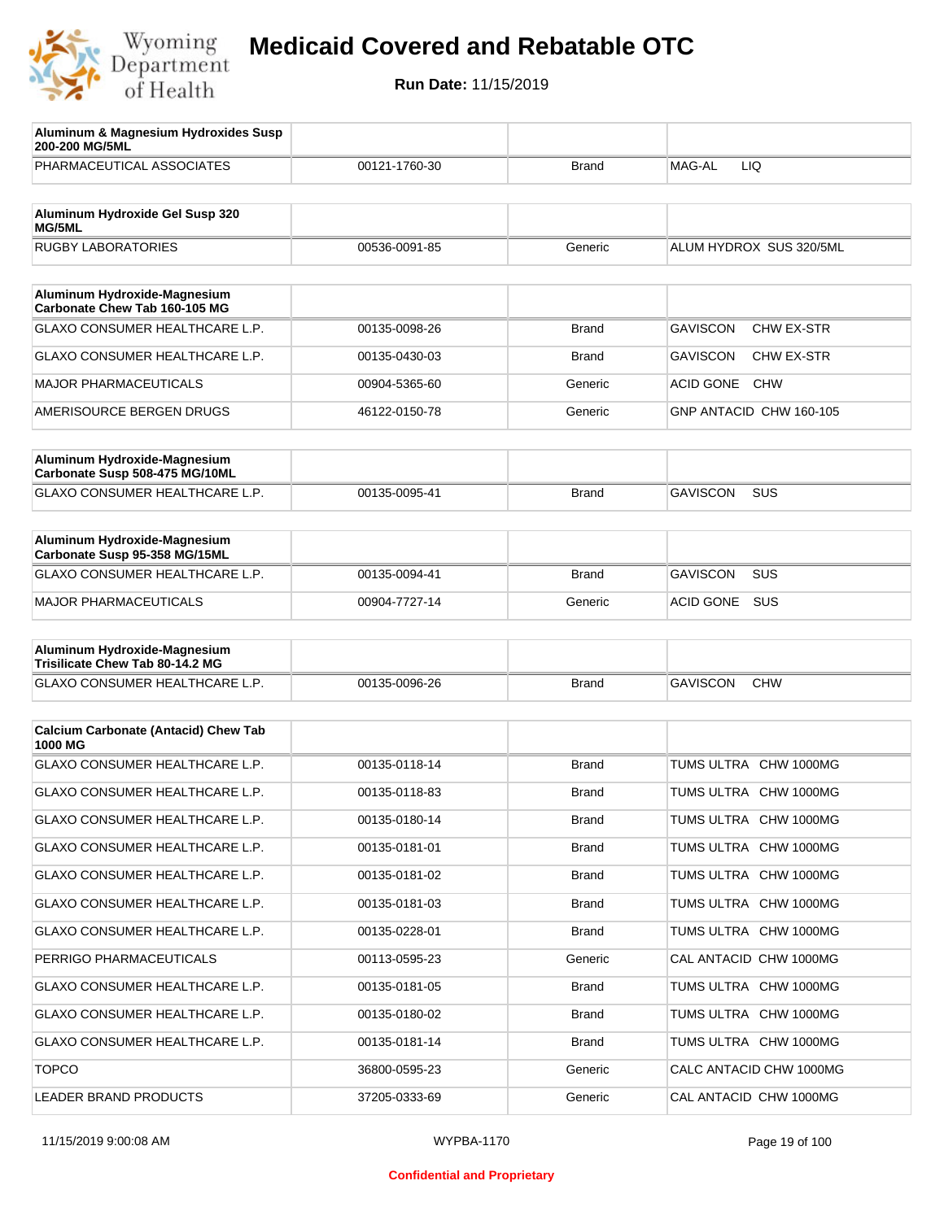# Medicaid Covered and Rebatable OTC

**Run Date:** 11/15/2019

| Aluminum & Magnesium Hydroxides Susp 200-200 MG/5ML | | | |
|---|---|---|---|
| PHARMACEUTICAL ASSOCIATES | 00121-1760-30 | Brand | MAG-AL LIQ |

| Aluminum Hydroxide Gel Susp 320 MG/5ML | | | |
|---|---|---|---|
| RUGBY LABORATORIES | 00536-0091-85 | Generic | ALUM HYDROX SUS 320/5ML |

| Aluminum Hydroxide-Magnesium Carbonate Chew Tab 160-105 MG | | | |
|---|---|---|---|
| GLAXO CONSUMER HEALTHCARE L.P. | 00135-0098-26 | Brand | GAVISCON CHW EX-STR |
| GLAXO CONSUMER HEALTHCARE L.P. | 00135-0430-03 | Brand | GAVISCON CHW EX-STR |
| MAJOR PHARMACEUTICALS | 00904-5365-60 | Generic | ACID GONE CHW |
| AMERISOURCE BERGEN DRUGS | 46122-0150-78 | Generic | GNP ANTACID CHW 160-105 |

| Aluminum Hydroxide-Magnesium Carbonate Susp 508-475 MG/10ML | | | |
|---|---|---|---|
| GLAXO CONSUMER HEALTHCARE L.P. | 00135-0095-41 | Brand | GAVISCON SUS |

| Aluminum Hydroxide-Magnesium Carbonate Susp 95-358 MG/15ML | | | |
|---|---|---|---|
| GLAXO CONSUMER HEALTHCARE L.P. | 00135-0094-41 | Brand | GAVISCON SUS |
| MAJOR PHARMACEUTICALS | 00904-7727-14 | Generic | ACID GONE SUS |

| Aluminum Hydroxide-Magnesium Trisilicate Chew Tab 80-14.2 MG | | | |
|---|---|---|---|
| GLAXO CONSUMER HEALTHCARE L.P. | 00135-0096-26 | Brand | GAVISCON CHW |

| Calcium Carbonate (Antacid) Chew Tab 1000 MG | | | |
|---|---|---|---|
| GLAXO CONSUMER HEALTHCARE L.P. | 00135-0118-14 | Brand | TUMS ULTRA CHW 1000MG |
| GLAXO CONSUMER HEALTHCARE L.P. | 00135-0118-83 | Brand | TUMS ULTRA CHW 1000MG |
| GLAXO CONSUMER HEALTHCARE L.P. | 00135-0180-14 | Brand | TUMS ULTRA CHW 1000MG |
| GLAXO CONSUMER HEALTHCARE L.P. | 00135-0181-01 | Brand | TUMS ULTRA CHW 1000MG |
| GLAXO CONSUMER HEALTHCARE L.P. | 00135-0181-02 | Brand | TUMS ULTRA CHW 1000MG |
| GLAXO CONSUMER HEALTHCARE L.P. | 00135-0181-03 | Brand | TUMS ULTRA CHW 1000MG |
| GLAXO CONSUMER HEALTHCARE L.P. | 00135-0228-01 | Brand | TUMS ULTRA CHW 1000MG |
| PERRIGO PHARMACEUTICALS | 00113-0595-23 | Generic | CAL ANTACID CHW 1000MG |
| GLAXO CONSUMER HEALTHCARE L.P. | 00135-0181-05 | Brand | TUMS ULTRA CHW 1000MG |
| GLAXO CONSUMER HEALTHCARE L.P. | 00135-0180-02 | Brand | TUMS ULTRA CHW 1000MG |
| GLAXO CONSUMER HEALTHCARE L.P. | 00135-0181-14 | Brand | TUMS ULTRA CHW 1000MG |
| TOPCO | 36800-0595-23 | Generic | CALC ANTACID CHW 1000MG |
| LEADER BRAND PRODUCTS | 37205-0333-69 | Generic | CAL ANTACID CHW 1000MG |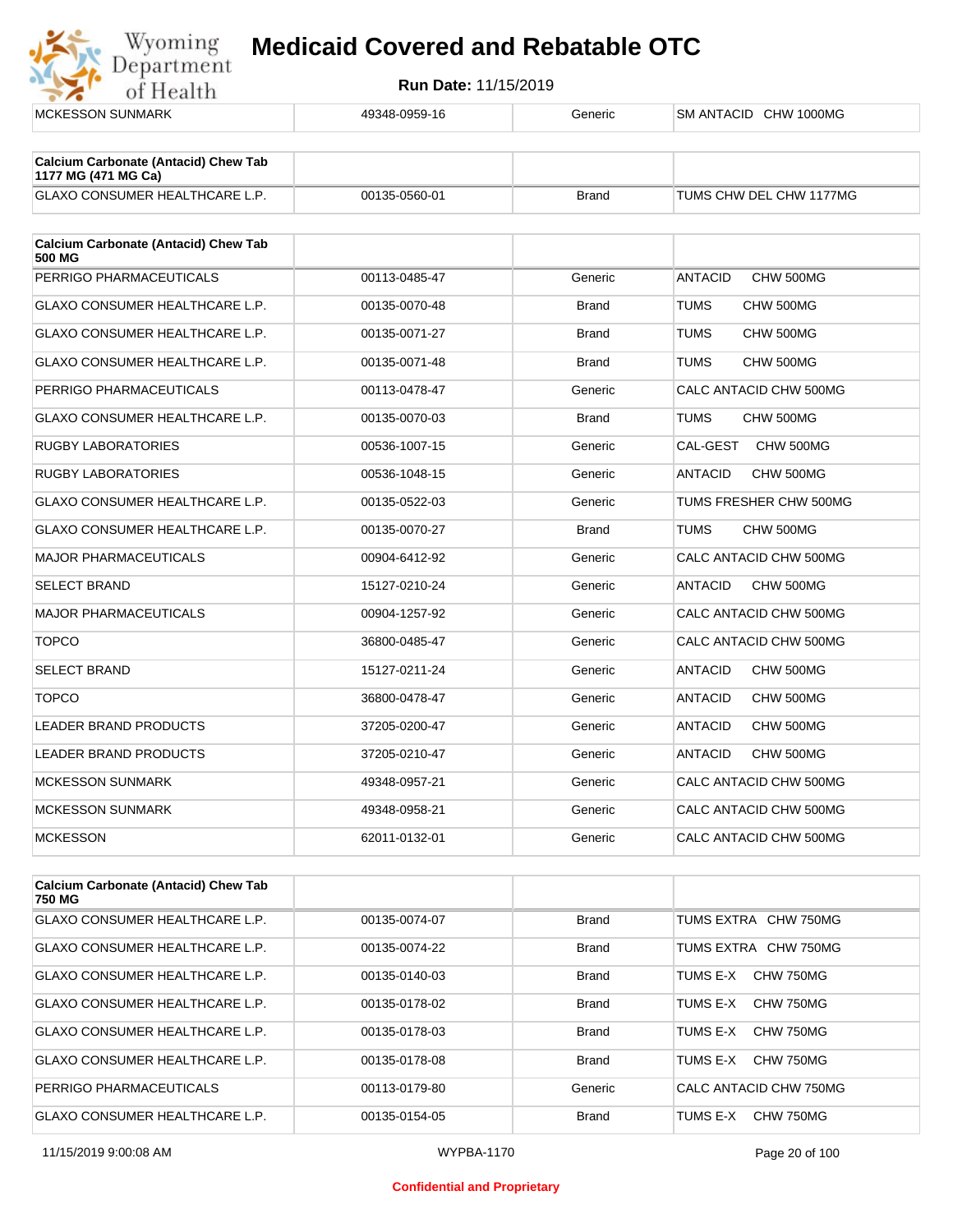| MCKESSON SUNMARK | 49348-0959-16 | Generic | SM ANTACID CHW 1000MG |
|---|---|---|---|

| **Calcium Carbonate (Antacid) Chew Tab 1177 MG (471 MG Ca)** | | | |
|---|---|---|---|
| GLAXO CONSUMER HEALTHCARE L.P. | 00135-0560-01 | Brand | TUMS CHW DEL CHW 1177MG |

| **Calcium Carbonate (Antacid) Chew Tab 500 MG** | | | |
|---|---|---|---|
| PERRIGO PHARMACEUTICALS | 00113-0485-47 | Generic | ANTACID CHW 500MG |
| GLAXO CONSUMER HEALTHCARE L.P. | 00135-0070-48 | Brand | TUMS CHW 500MG |
| GLAXO CONSUMER HEALTHCARE L.P. | 00135-0071-27 | Brand | TUMS CHW 500MG |
| GLAXO CONSUMER HEALTHCARE L.P. | 00135-0071-48 | Brand | TUMS CHW 500MG |
| PERRIGO PHARMACEUTICALS | 00113-0478-47 | Generic | CALC ANTACID CHW 500MG |
| GLAXO CONSUMER HEALTHCARE L.P. | 00135-0070-03 | Brand | TUMS CHW 500MG |
| RUGBY LABORATORIES | 00536-1007-15 | Generic | CAL-GEST CHW 500MG |
| RUGBY LABORATORIES | 00536-1048-15 | Generic | ANTACID CHW 500MG |
| GLAXO CONSUMER HEALTHCARE L.P. | 00135-0522-03 | Generic | TUMS FRESHER CHW 500MG |
| GLAXO CONSUMER HEALTHCARE L.P. | 00135-0070-27 | Brand | TUMS CHW 500MG |
| MAJOR PHARMACEUTICALS | 00904-6412-92 | Generic | CALC ANTACID CHW 500MG |
| SELECT BRAND | 15127-0210-24 | Generic | ANTACID CHW 500MG |
| MAJOR PHARMACEUTICALS | 00904-1257-92 | Generic | CALC ANTACID CHW 500MG |
| TOPCO | 36800-0485-47 | Generic | CALC ANTACID CHW 500MG |
| SELECT BRAND | 15127-0211-24 | Generic | ANTACID CHW 500MG |
| TOPCO | 36800-0478-47 | Generic | ANTACID CHW 500MG |
| LEADER BRAND PRODUCTS | 37205-0200-47 | Generic | ANTACID CHW 500MG |
| LEADER BRAND PRODUCTS | 37205-0210-47 | Generic | ANTACID CHW 500MG |
| MCKESSON SUNMARK | 49348-0957-21 | Generic | CALC ANTACID CHW 500MG |
| MCKESSON SUNMARK | 49348-0958-21 | Generic | CALC ANTACID CHW 500MG |
| MCKESSON | 62011-0132-01 | Generic | CALC ANTACID CHW 500MG |

| **Calcium Carbonate (Antacid) Chew Tab 750 MG** | | | |
|---|---|---|---|
| GLAXO CONSUMER HEALTHCARE L.P. | 00135-0074-07 | Brand | TUMS EXTRA CHW 750MG |
| GLAXO CONSUMER HEALTHCARE L.P. | 00135-0074-22 | Brand | TUMS EXTRA CHW 750MG |
| GLAXO CONSUMER HEALTHCARE L.P. | 00135-0140-03 | Brand | TUMS E-X CHW 750MG |
| GLAXO CONSUMER HEALTHCARE L.P. | 00135-0178-02 | Brand | TUMS E-X CHW 750MG |
| GLAXO CONSUMER HEALTHCARE L.P. | 00135-0178-03 | Brand | TUMS E-X CHW 750MG |
| GLAXO CONSUMER HEALTHCARE L.P. | 00135-0178-08 | Brand | TUMS E-X CHW 750MG |
| PERRIGO PHARMACEUTICALS | 00113-0179-80 | Generic | CALC ANTACID CHW 750MG |
| GLAXO CONSUMER HEALTHCARE L.P. | 00135-0154-05 | Brand | TUMS E-X CHW 750MG |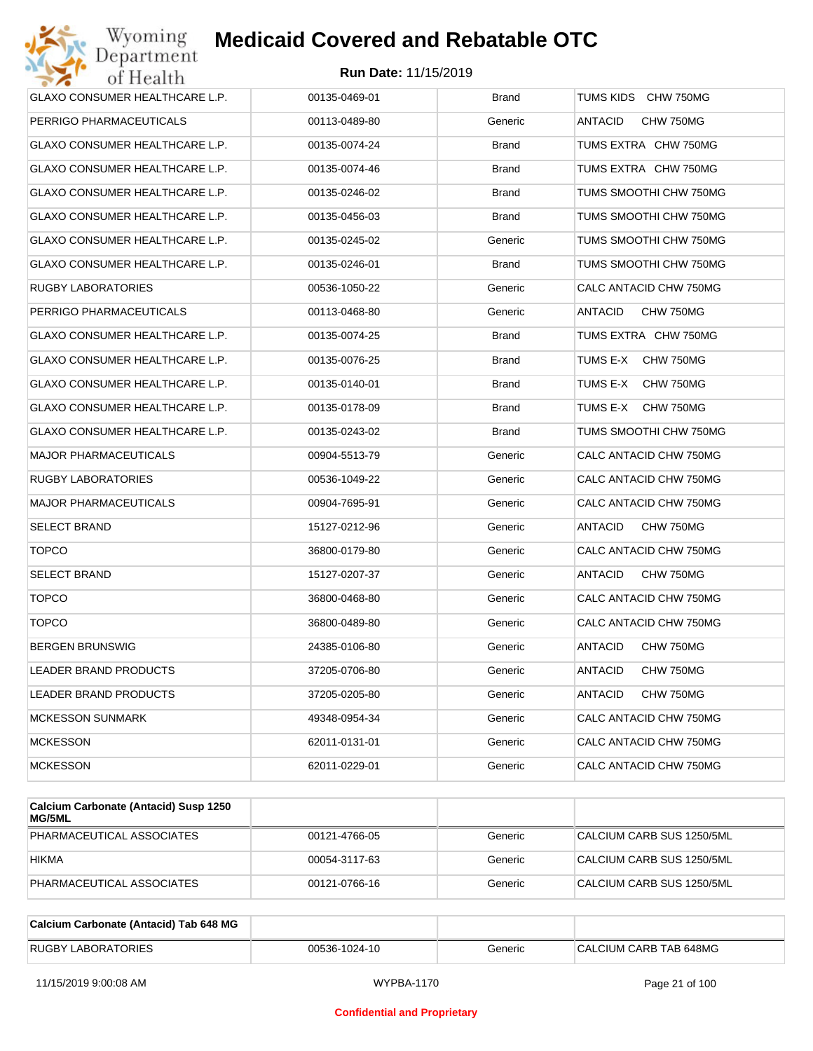| | | | |
|---|---|---|---|
| GLAXO CONSUMER HEALTHCARE L.P. | 00135-0469-01 | Brand | TUMS KIDS CHW 750MG |
| PERRIGO PHARMACEUTICALS | 00113-0489-80 | Generic | ANTACID CHW 750MG |
| GLAXO CONSUMER HEALTHCARE L.P. | 00135-0074-24 | Brand | TUMS EXTRA CHW 750MG |
| GLAXO CONSUMER HEALTHCARE L.P. | 00135-0074-46 | Brand | TUMS EXTRA CHW 750MG |
| GLAXO CONSUMER HEALTHCARE L.P. | 00135-0246-02 | Brand | TUMS SMOOTHI CHW 750MG |
| GLAXO CONSUMER HEALTHCARE L.P. | 00135-0456-03 | Brand | TUMS SMOOTHI CHW 750MG |
| GLAXO CONSUMER HEALTHCARE L.P. | 00135-0245-02 | Generic | TUMS SMOOTHI CHW 750MG |
| GLAXO CONSUMER HEALTHCARE L.P. | 00135-0246-01 | Brand | TUMS SMOOTHI CHW 750MG |
| RUGBY LABORATORIES | 00536-1050-22 | Generic | CALC ANTACID CHW 750MG |
| PERRIGO PHARMACEUTICALS | 00113-0468-80 | Generic | ANTACID CHW 750MG |
| GLAXO CONSUMER HEALTHCARE L.P. | 00135-0074-25 | Brand | TUMS EXTRA CHW 750MG |
| GLAXO CONSUMER HEALTHCARE L.P. | 00135-0076-25 | Brand | TUMS E-X CHW 750MG |
| GLAXO CONSUMER HEALTHCARE L.P. | 00135-0140-01 | Brand | TUMS E-X CHW 750MG |
| GLAXO CONSUMER HEALTHCARE L.P. | 00135-0178-09 | Brand | TUMS E-X CHW 750MG |
| GLAXO CONSUMER HEALTHCARE L.P. | 00135-0243-02 | Brand | TUMS SMOOTHI CHW 750MG |
| MAJOR PHARMACEUTICALS | 00904-5513-79 | Generic | CALC ANTACID CHW 750MG |
| RUGBY LABORATORIES | 00536-1049-22 | Generic | CALC ANTACID CHW 750MG |
| MAJOR PHARMACEUTICALS | 00904-7695-91 | Generic | CALC ANTACID CHW 750MG |
| SELECT BRAND | 15127-0212-96 | Generic | ANTACID CHW 750MG |
| TOPCO | 36800-0179-80 | Generic | CALC ANTACID CHW 750MG |
| SELECT BRAND | 15127-0207-37 | Generic | ANTACID CHW 750MG |
| TOPCO | 36800-0468-80 | Generic | CALC ANTACID CHW 750MG |
| TOPCO | 36800-0489-80 | Generic | CALC ANTACID CHW 750MG |
| BERGEN BRUNSWIG | 24385-0106-80 | Generic | ANTACID CHW 750MG |
| LEADER BRAND PRODUCTS | 37205-0706-80 | Generic | ANTACID CHW 750MG |
| LEADER BRAND PRODUCTS | 37205-0205-80 | Generic | ANTACID CHW 750MG |
| MCKESSON SUNMARK | 49348-0954-34 | Generic | CALC ANTACID CHW 750MG |
| MCKESSON | 62011-0131-01 | Generic | CALC ANTACID CHW 750MG |
| MCKESSON | 62011-0229-01 | Generic | CALC ANTACID CHW 750MG |

| **Calcium Carbonate (Antacid) Susp 1250 MG/5ML** | | | |
|---|---|---|---|
| PHARMACEUTICAL ASSOCIATES | 00121-4766-05 | Generic | CALCIUM CARB SUS 1250/5ML |
| HIKMA | 00054-3117-63 | Generic | CALCIUM CARB SUS 1250/5ML |
| PHARMACEUTICAL ASSOCIATES | 00121-0766-16 | Generic | CALCIUM CARB SUS 1250/5ML |

| **Calcium Carbonate (Antacid) Tab 648 MG** | | | |
|---|---|---|---|
| RUGBY LABORATORIES | 00536-1024-10 | Generic | CALCIUM CARB TAB 648MG |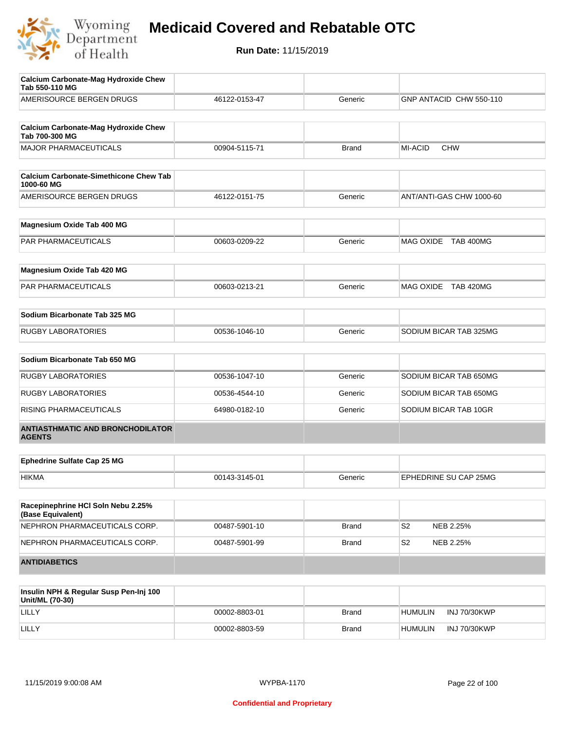# Medicaid Covered and Rebatable OTC

**Run Date:** 11/15/2019

| Calcium Carbonate-Mag Hydroxide Chew Tab 550-110 MG | | | |
|---|---|---|---|
| AMERISOURCE BERGEN DRUGS | 46122-0153-47 | Generic | GNP ANTACID CHW 550-110 |

| Calcium Carbonate-Mag Hydroxide Chew Tab 700-300 MG | | | |
|---|---|---|---|
| MAJOR PHARMACEUTICALS | 00904-5115-71 | Brand | MI-ACID CHW |

| Calcium Carbonate-Simethicone Chew Tab 1000-60 MG | | | |
|---|---|---|---|
| AMERISOURCE BERGEN DRUGS | 46122-0151-75 | Generic | ANT/ANTI-GAS CHW 1000-60 |

| Magnesium Oxide Tab 400 MG | | | |
|---|---|---|---|
| PAR PHARMACEUTICALS | 00603-0209-22 | Generic | MAG OXIDE TAB 400MG |

| Magnesium Oxide Tab 420 MG | | | |
|---|---|---|---|
| PAR PHARMACEUTICALS | 00603-0213-21 | Generic | MAG OXIDE TAB 420MG |

| Sodium Bicarbonate Tab 325 MG | | | |
|---|---|---|---|
| RUGBY LABORATORIES | 00536-1046-10 | Generic | SODIUM BICAR TAB 325MG |

| Sodium Bicarbonate Tab 650 MG | | | |
|---|---|---|---|
| RUGBY LABORATORIES | 00536-1047-10 | Generic | SODIUM BICAR TAB 650MG |
| RUGBY LABORATORIES | 00536-4544-10 | Generic | SODIUM BICAR TAB 650MG |
| RISING PHARMACEUTICALS | 64980-0182-10 | Generic | SODIUM BICAR TAB 10GR |

## ANTIASTHMATIC AND BRONCHODILATOR AGENTS

| Ephedrine Sulfate Cap 25 MG | | | |
|---|---|---|---|
| HIKMA | 00143-3145-01 | Generic | EPHEDRINE SU CAP 25MG |

| Racepinephrine HCl Soln Nebu 2.25% (Base Equivalent) | | | |
|---|---|---|---|
| NEPHRON PHARMACEUTICALS CORP. | 00487-5901-10 | Brand | S2 NEB 2.25% |
| NEPHRON PHARMACEUTICALS CORP. | 00487-5901-99 | Brand | S2 NEB 2.25% |

## ANTIDIABETICS

| Insulin NPH & Regular Susp Pen-Inj 100 Unit/ML (70-30) | | | |
|---|---|---|---|
| LILLY | 00002-8803-01 | Brand | HUMULIN INJ 70/30KWP |
| LILLY | 00002-8803-59 | Brand | HUMULIN INJ 70/30KWP |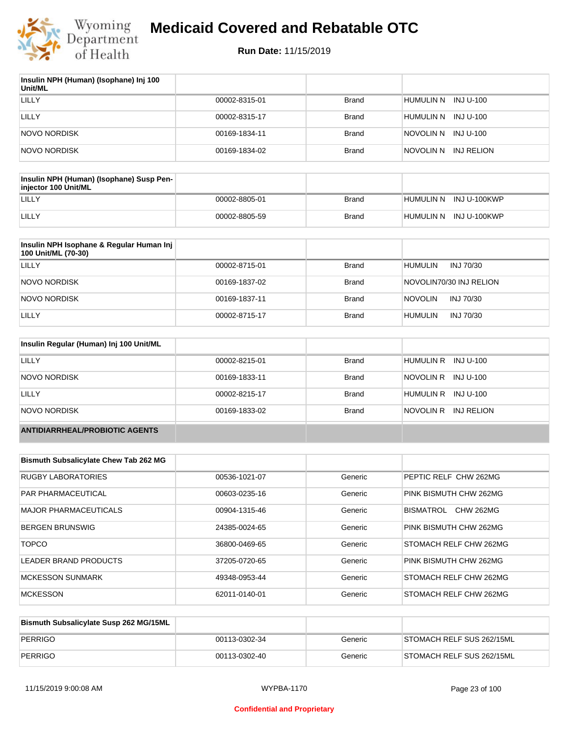# Medicaid Covered and Rebatable OTC

**Run Date:** 11/15/2019

| Insulin NPH (Human) (Isophane) Inj 100 Unit/ML | | | |
|---|---|---|---|
| LILLY | 00002-8315-01 | Brand | HUMULIN N INJ U-100 |
| LILLY | 00002-8315-17 | Brand | HUMULIN N INJ U-100 |
| NOVO NORDISK | 00169-1834-11 | Brand | NOVOLIN N INJ U-100 |
| NOVO NORDISK | 00169-1834-02 | Brand | NOVOLIN N INJ RELION |

| Insulin NPH (Human) (Isophane) Susp Pen-injector 100 Unit/ML | | | |
|---|---|---|---|
| LILLY | 00002-8805-01 | Brand | HUMULIN N INJ U-100KWP |
| LILLY | 00002-8805-59 | Brand | HUMULIN N INJ U-100KWP |

| Insulin NPH Isophane & Regular Human Inj 100 Unit/ML (70-30) | | | |
|---|---|---|---|
| LILLY | 00002-8715-01 | Brand | HUMULIN INJ 70/30 |
| NOVO NORDISK | 00169-1837-02 | Brand | NOVOLIN70/30 INJ RELION |
| NOVO NORDISK | 00169-1837-11 | Brand | NOVOLIN INJ 70/30 |
| LILLY | 00002-8715-17 | Brand | HUMULIN INJ 70/30 |

| Insulin Regular (Human) Inj 100 Unit/ML | | | |
|---|---|---|---|
| LILLY | 00002-8215-01 | Brand | HUMULIN R INJ U-100 |
| NOVO NORDISK | 00169-1833-11 | Brand | NOVOLIN R INJ U-100 |
| LILLY | 00002-8215-17 | Brand | HUMULIN R INJ U-100 |
| NOVO NORDISK | 00169-1833-02 | Brand | NOVOLIN R INJ RELION |

**ANTIDIARRHEAL/PROBIOTIC AGENTS**

| Bismuth Subsalicylate Chew Tab 262 MG | | | |
|---|---|---|---|
| RUGBY LABORATORIES | 00536-1021-07 | Generic | PEPTIC RELF CHW 262MG |
| PAR PHARMACEUTICAL | 00603-0235-16 | Generic | PINK BISMUTH CHW 262MG |
| MAJOR PHARMACEUTICALS | 00904-1315-46 | Generic | BISMATROL CHW 262MG |
| BERGEN BRUNSWIG | 24385-0024-65 | Generic | PINK BISMUTH CHW 262MG |
| TOPCO | 36800-0469-65 | Generic | STOMACH RELF CHW 262MG |
| LEADER BRAND PRODUCTS | 37205-0720-65 | Generic | PINK BISMUTH CHW 262MG |
| MCKESSON SUNMARK | 49348-0953-44 | Generic | STOMACH RELF CHW 262MG |
| MCKESSON | 62011-0140-01 | Generic | STOMACH RELF CHW 262MG |

| Bismuth Subsalicylate Susp 262 MG/15ML | | | |
|---|---|---|---|
| PERRIGO | 00113-0302-34 | Generic | STOMACH RELF SUS 262/15ML |
| PERRIGO | 00113-0302-40 | Generic | STOMACH RELF SUS 262/15ML |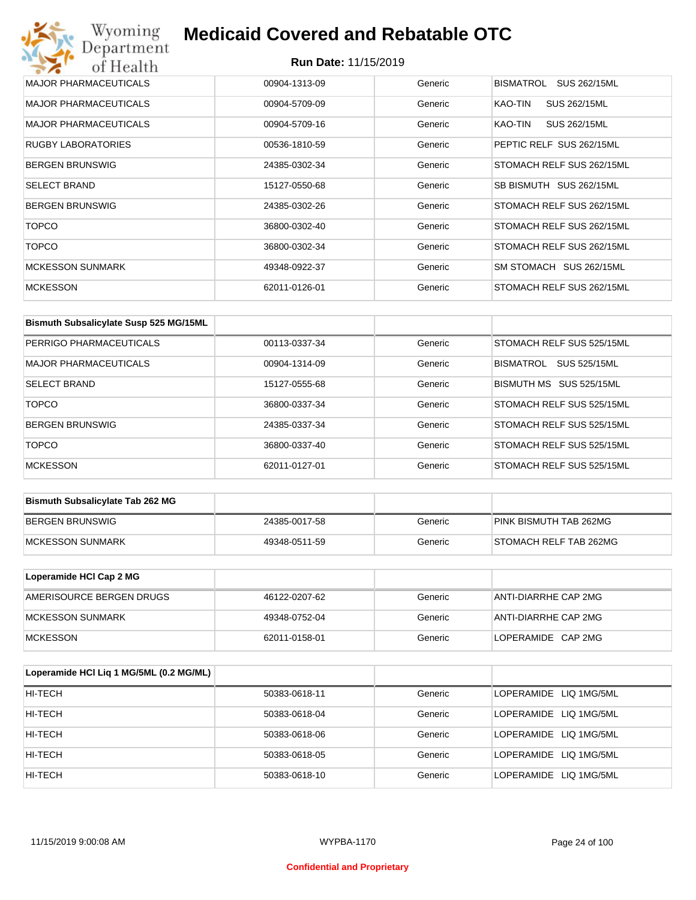# Medicaid Covered and Rebatable OTC

**Run Date:** 11/15/2019

| | | | |
|---|---|---|---|
| MAJOR PHARMACEUTICALS | 00904-1313-09 | Generic | BISMATROL SUS 262/15ML |
| MAJOR PHARMACEUTICALS | 00904-5709-09 | Generic | KAO-TIN SUS 262/15ML |
| MAJOR PHARMACEUTICALS | 00904-5709-16 | Generic | KAO-TIN SUS 262/15ML |
| RUGBY LABORATORIES | 00536-1810-59 | Generic | PEPTIC RELF SUS 262/15ML |
| BERGEN BRUNSWIG | 24385-0302-34 | Generic | STOMACH RELF SUS 262/15ML |
| SELECT BRAND | 15127-0550-68 | Generic | SB BISMUTH SUS 262/15ML |
| BERGEN BRUNSWIG | 24385-0302-26 | Generic | STOMACH RELF SUS 262/15ML |
| TOPCO | 36800-0302-40 | Generic | STOMACH RELF SUS 262/15ML |
| TOPCO | 36800-0302-34 | Generic | STOMACH RELF SUS 262/15ML |
| MCKESSON SUNMARK | 49348-0922-37 | Generic | SM STOMACH SUS 262/15ML |
| MCKESSON | 62011-0126-01 | Generic | STOMACH RELF SUS 262/15ML |

| **Bismuth Subsalicylate Susp 525 MG/15ML** | | | |
|---|---|---|---|
| PERRIGO PHARMACEUTICALS | 00113-0337-34 | Generic | STOMACH RELF SUS 525/15ML |
| MAJOR PHARMACEUTICALS | 00904-1314-09 | Generic | BISMATROL SUS 525/15ML |
| SELECT BRAND | 15127-0555-68 | Generic | BISMUTH MS SUS 525/15ML |
| TOPCO | 36800-0337-34 | Generic | STOMACH RELF SUS 525/15ML |
| BERGEN BRUNSWIG | 24385-0337-34 | Generic | STOMACH RELF SUS 525/15ML |
| TOPCO | 36800-0337-40 | Generic | STOMACH RELF SUS 525/15ML |
| MCKESSON | 62011-0127-01 | Generic | STOMACH RELF SUS 525/15ML |

| **Bismuth Subsalicylate Tab 262 MG** | | | |
|---|---|---|---|
| BERGEN BRUNSWIG | 24385-0017-58 | Generic | PINK BISMUTH TAB 262MG |
| MCKESSON SUNMARK | 49348-0511-59 | Generic | STOMACH RELF TAB 262MG |

| **Loperamide HCl Cap 2 MG** | | | |
|---|---|---|---|
| AMERISOURCE BERGEN DRUGS | 46122-0207-62 | Generic | ANTI-DIARRHE CAP 2MG |
| MCKESSON SUNMARK | 49348-0752-04 | Generic | ANTI-DIARRHE CAP 2MG |
| MCKESSON | 62011-0158-01 | Generic | LOPERAMIDE CAP 2MG |

| **Loperamide HCl Liq 1 MG/5ML (0.2 MG/ML)** | | | |
|---|---|---|---|
| HI-TECH | 50383-0618-11 | Generic | LOPERAMIDE LIQ 1MG/5ML |
| HI-TECH | 50383-0618-04 | Generic | LOPERAMIDE LIQ 1MG/5ML |
| HI-TECH | 50383-0618-06 | Generic | LOPERAMIDE LIQ 1MG/5ML |
| HI-TECH | 50383-0618-05 | Generic | LOPERAMIDE LIQ 1MG/5ML |
| HI-TECH | 50383-0618-10 | Generic | LOPERAMIDE LIQ 1MG/5ML |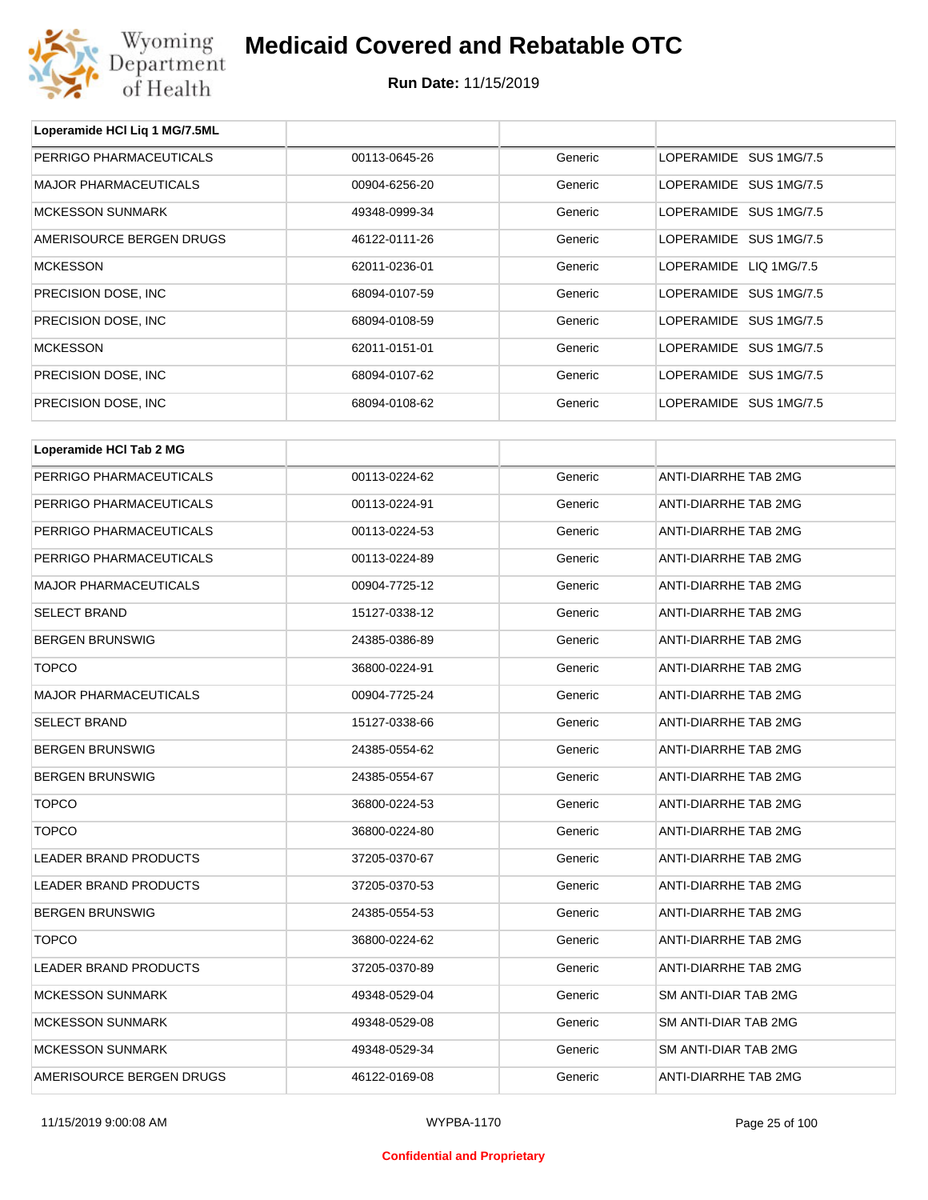# Medicaid Covered and Rebatable OTC

**Run Date:** 11/15/2019

| Loperamide HCl Liq 1 MG/7.5ML | | | |
|---|---|---|---|
| PERRIGO PHARMACEUTICALS | 00113-0645-26 | Generic | LOPERAMIDE SUS 1MG/7.5 |
| MAJOR PHARMACEUTICALS | 00904-6256-20 | Generic | LOPERAMIDE SUS 1MG/7.5 |
| MCKESSON SUNMARK | 49348-0999-34 | Generic | LOPERAMIDE SUS 1MG/7.5 |
| AMERISOURCE BERGEN DRUGS | 46122-0111-26 | Generic | LOPERAMIDE SUS 1MG/7.5 |
| MCKESSON | 62011-0236-01 | Generic | LOPERAMIDE LIQ 1MG/7.5 |
| PRECISION DOSE, INC | 68094-0107-59 | Generic | LOPERAMIDE SUS 1MG/7.5 |
| PRECISION DOSE, INC | 68094-0108-59 | Generic | LOPERAMIDE SUS 1MG/7.5 |
| MCKESSON | 62011-0151-01 | Generic | LOPERAMIDE SUS 1MG/7.5 |
| PRECISION DOSE, INC | 68094-0107-62 | Generic | LOPERAMIDE SUS 1MG/7.5 |
| PRECISION DOSE, INC | 68094-0108-62 | Generic | LOPERAMIDE SUS 1MG/7.5 |

| Loperamide HCl Tab 2 MG | | | |
|---|---|---|---|
| PERRIGO PHARMACEUTICALS | 00113-0224-62 | Generic | ANTI-DIARRHE TAB 2MG |
| PERRIGO PHARMACEUTICALS | 00113-0224-91 | Generic | ANTI-DIARRHE TAB 2MG |
| PERRIGO PHARMACEUTICALS | 00113-0224-53 | Generic | ANTI-DIARRHE TAB 2MG |
| PERRIGO PHARMACEUTICALS | 00113-0224-89 | Generic | ANTI-DIARRHE TAB 2MG |
| MAJOR PHARMACEUTICALS | 00904-7725-12 | Generic | ANTI-DIARRHE TAB 2MG |
| SELECT BRAND | 15127-0338-12 | Generic | ANTI-DIARRHE TAB 2MG |
| BERGEN BRUNSWIG | 24385-0386-89 | Generic | ANTI-DIARRHE TAB 2MG |
| TOPCO | 36800-0224-91 | Generic | ANTI-DIARRHE TAB 2MG |
| MAJOR PHARMACEUTICALS | 00904-7725-24 | Generic | ANTI-DIARRHE TAB 2MG |
| SELECT BRAND | 15127-0338-66 | Generic | ANTI-DIARRHE TAB 2MG |
| BERGEN BRUNSWIG | 24385-0554-62 | Generic | ANTI-DIARRHE TAB 2MG |
| BERGEN BRUNSWIG | 24385-0554-67 | Generic | ANTI-DIARRHE TAB 2MG |
| TOPCO | 36800-0224-53 | Generic | ANTI-DIARRHE TAB 2MG |
| TOPCO | 36800-0224-80 | Generic | ANTI-DIARRHE TAB 2MG |
| LEADER BRAND PRODUCTS | 37205-0370-67 | Generic | ANTI-DIARRHE TAB 2MG |
| LEADER BRAND PRODUCTS | 37205-0370-53 | Generic | ANTI-DIARRHE TAB 2MG |
| BERGEN BRUNSWIG | 24385-0554-53 | Generic | ANTI-DIARRHE TAB 2MG |
| TOPCO | 36800-0224-62 | Generic | ANTI-DIARRHE TAB 2MG |
| LEADER BRAND PRODUCTS | 37205-0370-89 | Generic | ANTI-DIARRHE TAB 2MG |
| MCKESSON SUNMARK | 49348-0529-04 | Generic | SM ANTI-DIAR TAB 2MG |
| MCKESSON SUNMARK | 49348-0529-08 | Generic | SM ANTI-DIAR TAB 2MG |
| MCKESSON SUNMARK | 49348-0529-34 | Generic | SM ANTI-DIAR TAB 2MG |
| AMERISOURCE BERGEN DRUGS | 46122-0169-08 | Generic | ANTI-DIARRHE TAB 2MG |

Confidential and Proprietary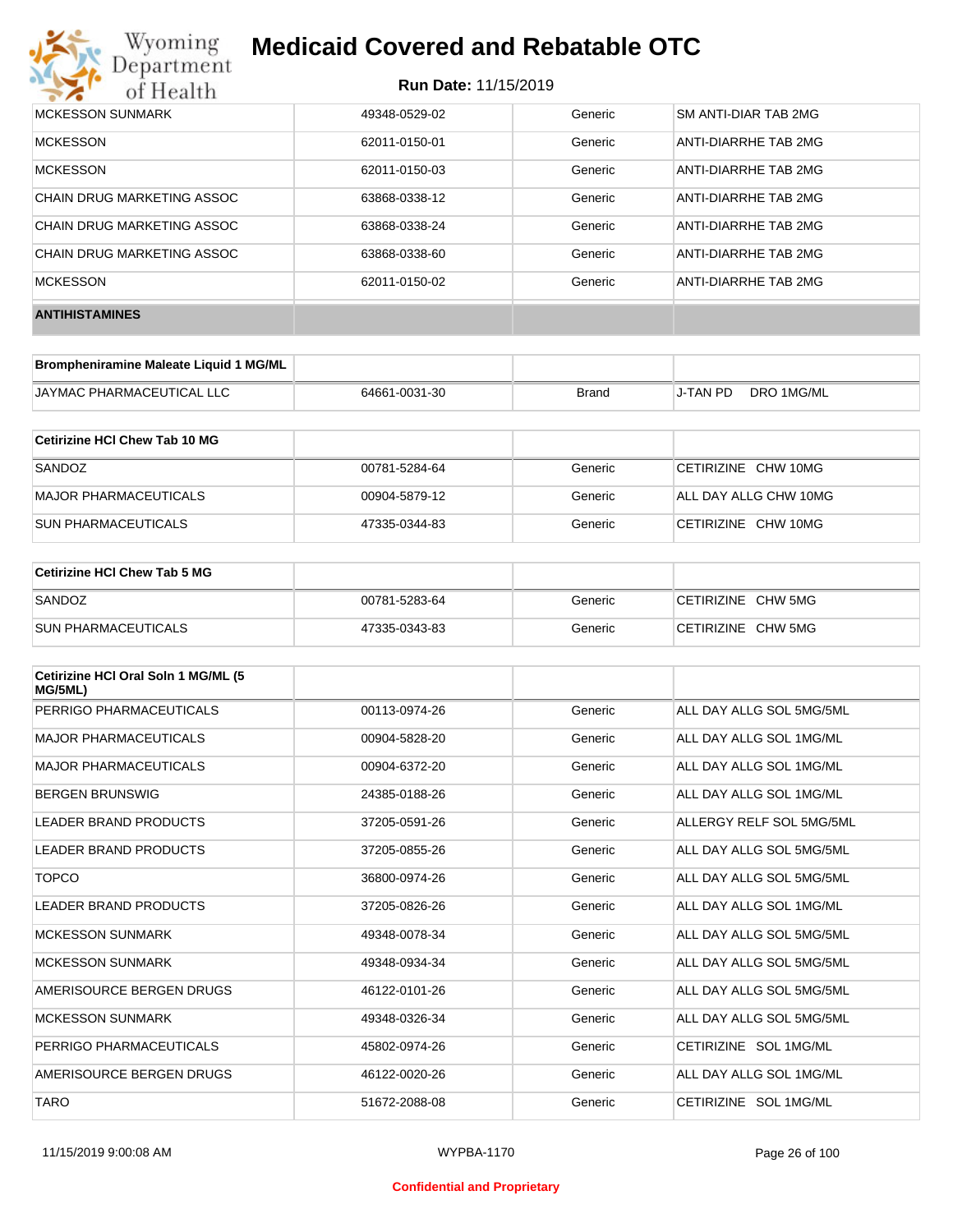| | | | |
|---|---|---|---|
| MCKESSON SUNMARK | 49348-0529-02 | Generic | SM ANTI-DIAR TAB 2MG |
| MCKESSON | 62011-0150-01 | Generic | ANTI-DIARRHE TAB 2MG |
| MCKESSON | 62011-0150-03 | Generic | ANTI-DIARRHE TAB 2MG |
| CHAIN DRUG MARKETING ASSOC | 63868-0338-12 | Generic | ANTI-DIARRHE TAB 2MG |
| CHAIN DRUG MARKETING ASSOC | 63868-0338-24 | Generic | ANTI-DIARRHE TAB 2MG |
| CHAIN DRUG MARKETING ASSOC | 63868-0338-60 | Generic | ANTI-DIARRHE TAB 2MG |
| MCKESSON | 62011-0150-02 | Generic | ANTI-DIARRHE TAB 2MG |

## ANTIHISTAMINES

| Brompheniramine Maleate Liquid 1 MG/ML | | | |
|---|---|---|---|
| JAYMAC PHARMACEUTICAL LLC | 64661-0031-30 | Brand | J-TAN PD DRO 1MG/ML |

| Cetirizine HCl Chew Tab 10 MG | | | |
|---|---|---|---|
| SANDOZ | 00781-5284-64 | Generic | CETIRIZINE CHW 10MG |
| MAJOR PHARMACEUTICALS | 00904-5879-12 | Generic | ALL DAY ALLG CHW 10MG |
| SUN PHARMACEUTICALS | 47335-0344-83 | Generic | CETIRIZINE CHW 10MG |

| Cetirizine HCl Chew Tab 5 MG | | | |
|---|---|---|---|
| SANDOZ | 00781-5283-64 | Generic | CETIRIZINE CHW 5MG |
| SUN PHARMACEUTICALS | 47335-0343-83 | Generic | CETIRIZINE CHW 5MG |

| Cetirizine HCl Oral Soln 1 MG/ML (5 MG/5ML) | | | |
|---|---|---|---|
| PERRIGO PHARMACEUTICALS | 00113-0974-26 | Generic | ALL DAY ALLG SOL 5MG/5ML |
| MAJOR PHARMACEUTICALS | 00904-5828-20 | Generic | ALL DAY ALLG SOL 1MG/ML |
| MAJOR PHARMACEUTICALS | 00904-6372-20 | Generic | ALL DAY ALLG SOL 1MG/ML |
| BERGEN BRUNSWIG | 24385-0188-26 | Generic | ALL DAY ALLG SOL 1MG/ML |
| LEADER BRAND PRODUCTS | 37205-0591-26 | Generic | ALLERGY RELF SOL 5MG/5ML |
| LEADER BRAND PRODUCTS | 37205-0855-26 | Generic | ALL DAY ALLG SOL 5MG/5ML |
| TOPCO | 36800-0974-26 | Generic | ALL DAY ALLG SOL 5MG/5ML |
| LEADER BRAND PRODUCTS | 37205-0826-26 | Generic | ALL DAY ALLG SOL 1MG/ML |
| MCKESSON SUNMARK | 49348-0078-34 | Generic | ALL DAY ALLG SOL 5MG/5ML |
| MCKESSON SUNMARK | 49348-0934-34 | Generic | ALL DAY ALLG SOL 5MG/5ML |
| AMERISOURCE BERGEN DRUGS | 46122-0101-26 | Generic | ALL DAY ALLG SOL 5MG/5ML |
| MCKESSON SUNMARK | 49348-0326-34 | Generic | ALL DAY ALLG SOL 5MG/5ML |
| PERRIGO PHARMACEUTICALS | 45802-0974-26 | Generic | CETIRIZINE SOL 1MG/ML |
| AMERISOURCE BERGEN DRUGS | 46122-0020-26 | Generic | ALL DAY ALLG SOL 1MG/ML |
| TARO | 51672-2088-08 | Generic | CETIRIZINE SOL 1MG/ML |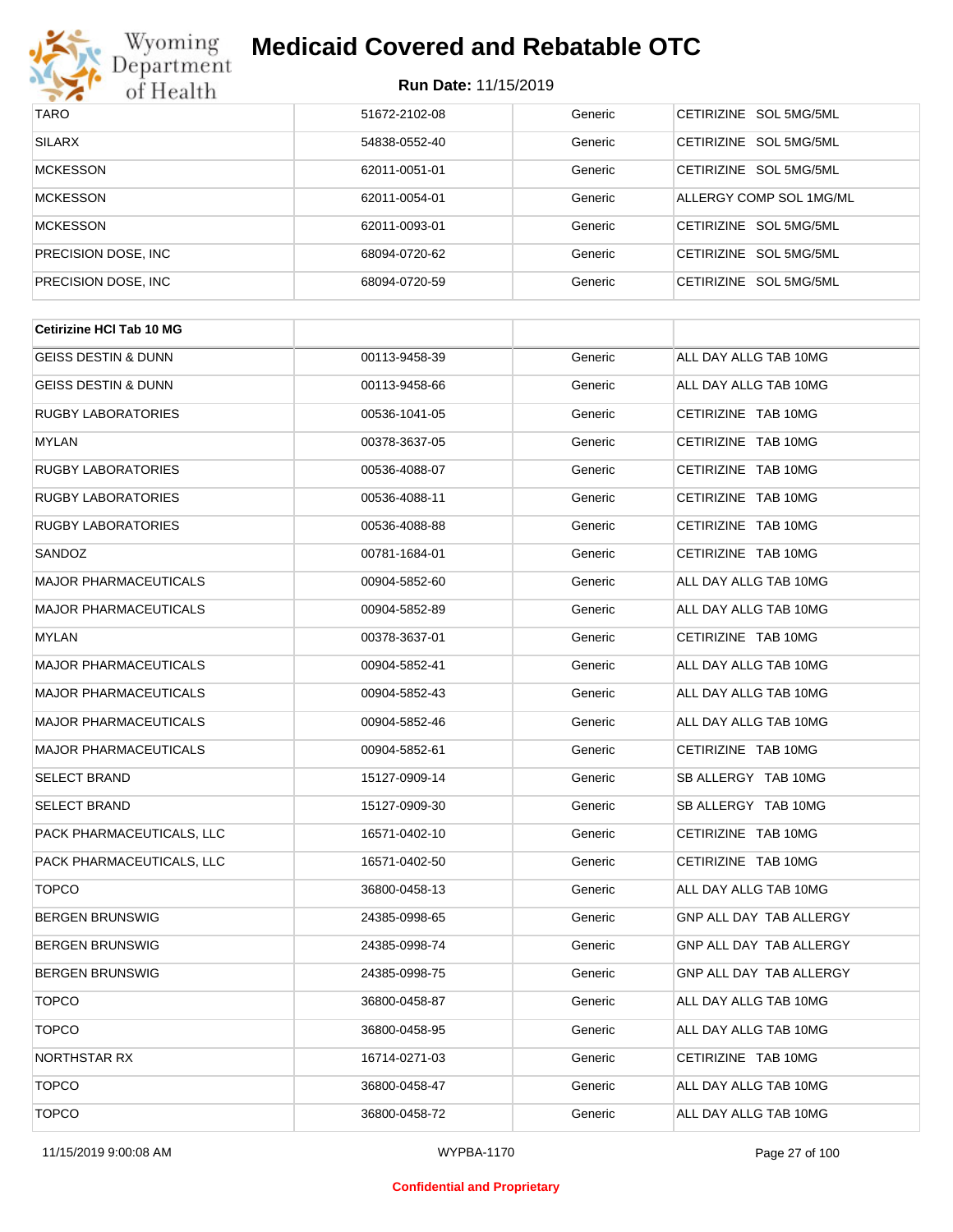| | | | |
|---|---|---|---|
| TARO | 51672-2102-08 | Generic | CETIRIZINE SOL 5MG/5ML |
| SILARX | 54838-0552-40 | Generic | CETIRIZINE SOL 5MG/5ML |
| MCKESSON | 62011-0051-01 | Generic | CETIRIZINE SOL 5MG/5ML |
| MCKESSON | 62011-0054-01 | Generic | ALLERGY COMP SOL 1MG/ML |
| MCKESSON | 62011-0093-01 | Generic | CETIRIZINE SOL 5MG/5ML |
| PRECISION DOSE, INC | 68094-0720-62 | Generic | CETIRIZINE SOL 5MG/5ML |
| PRECISION DOSE, INC | 68094-0720-59 | Generic | CETIRIZINE SOL 5MG/5ML |

| **Cetirizine HCl Tab 10 MG** | | | |
|---|---|---|---|
| GEISS DESTIN & DUNN | 00113-9458-39 | Generic | ALL DAY ALLG TAB 10MG |
| GEISS DESTIN & DUNN | 00113-9458-66 | Generic | ALL DAY ALLG TAB 10MG |
| RUGBY LABORATORIES | 00536-1041-05 | Generic | CETIRIZINE TAB 10MG |
| MYLAN | 00378-3637-05 | Generic | CETIRIZINE TAB 10MG |
| RUGBY LABORATORIES | 00536-4088-07 | Generic | CETIRIZINE TAB 10MG |
| RUGBY LABORATORIES | 00536-4088-11 | Generic | CETIRIZINE TAB 10MG |
| RUGBY LABORATORIES | 00536-4088-88 | Generic | CETIRIZINE TAB 10MG |
| SANDOZ | 00781-1684-01 | Generic | CETIRIZINE TAB 10MG |
| MAJOR PHARMACEUTICALS | 00904-5852-60 | Generic | ALL DAY ALLG TAB 10MG |
| MAJOR PHARMACEUTICALS | 00904-5852-89 | Generic | ALL DAY ALLG TAB 10MG |
| MYLAN | 00378-3637-01 | Generic | CETIRIZINE TAB 10MG |
| MAJOR PHARMACEUTICALS | 00904-5852-41 | Generic | ALL DAY ALLG TAB 10MG |
| MAJOR PHARMACEUTICALS | 00904-5852-43 | Generic | ALL DAY ALLG TAB 10MG |
| MAJOR PHARMACEUTICALS | 00904-5852-46 | Generic | ALL DAY ALLG TAB 10MG |
| MAJOR PHARMACEUTICALS | 00904-5852-61 | Generic | CETIRIZINE TAB 10MG |
| SELECT BRAND | 15127-0909-14 | Generic | SB ALLERGY TAB 10MG |
| SELECT BRAND | 15127-0909-30 | Generic | SB ALLERGY TAB 10MG |
| PACK PHARMACEUTICALS, LLC | 16571-0402-10 | Generic | CETIRIZINE TAB 10MG |
| PACK PHARMACEUTICALS, LLC | 16571-0402-50 | Generic | CETIRIZINE TAB 10MG |
| TOPCO | 36800-0458-13 | Generic | ALL DAY ALLG TAB 10MG |
| BERGEN BRUNSWIG | 24385-0998-65 | Generic | GNP ALL DAY TAB ALLERGY |
| BERGEN BRUNSWIG | 24385-0998-74 | Generic | GNP ALL DAY TAB ALLERGY |
| BERGEN BRUNSWIG | 24385-0998-75 | Generic | GNP ALL DAY TAB ALLERGY |
| TOPCO | 36800-0458-87 | Generic | ALL DAY ALLG TAB 10MG |
| TOPCO | 36800-0458-95 | Generic | ALL DAY ALLG TAB 10MG |
| NORTHSTAR RX | 16714-0271-03 | Generic | CETIRIZINE TAB 10MG |
| TOPCO | 36800-0458-47 | Generic | ALL DAY ALLG TAB 10MG |
| TOPCO | 36800-0458-72 | Generic | ALL DAY ALLG TAB 10MG |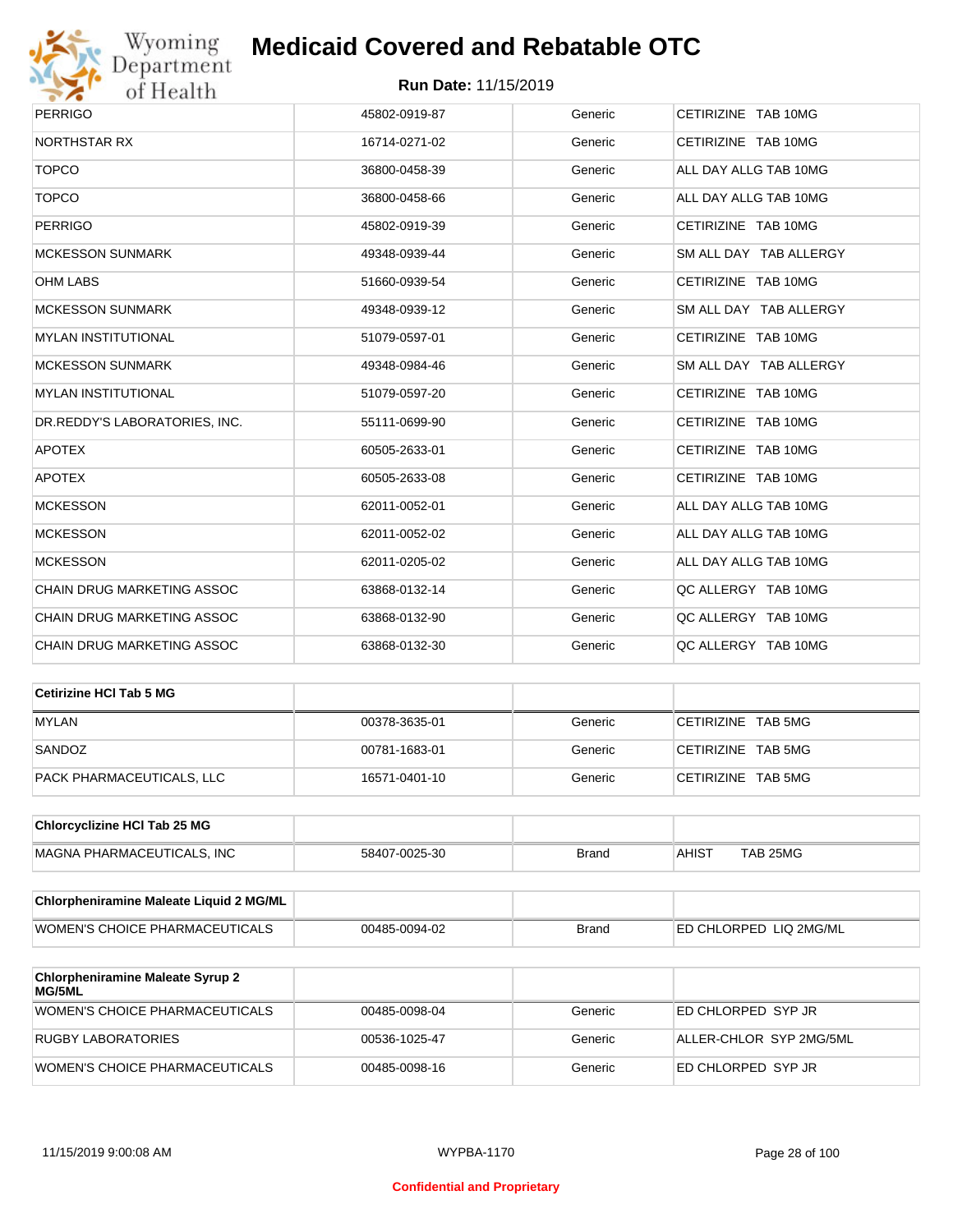| | | | |
|---|---|---|---|
| PERRIGO | 45802-0919-87 | Generic | CETIRIZINE TAB 10MG |
| NORTHSTAR RX | 16714-0271-02 | Generic | CETIRIZINE TAB 10MG |
| TOPCO | 36800-0458-39 | Generic | ALL DAY ALLG TAB 10MG |
| TOPCO | 36800-0458-66 | Generic | ALL DAY ALLG TAB 10MG |
| PERRIGO | 45802-0919-39 | Generic | CETIRIZINE TAB 10MG |
| MCKESSON SUNMARK | 49348-0939-44 | Generic | SM ALL DAY TAB ALLERGY |
| OHM LABS | 51660-0939-54 | Generic | CETIRIZINE TAB 10MG |
| MCKESSON SUNMARK | 49348-0939-12 | Generic | SM ALL DAY TAB ALLERGY |
| MYLAN INSTITUTIONAL | 51079-0597-01 | Generic | CETIRIZINE TAB 10MG |
| MCKESSON SUNMARK | 49348-0984-46 | Generic | SM ALL DAY TAB ALLERGY |
| MYLAN INSTITUTIONAL | 51079-0597-20 | Generic | CETIRIZINE TAB 10MG |
| DR.REDDY'S LABORATORIES, INC. | 55111-0699-90 | Generic | CETIRIZINE TAB 10MG |
| APOTEX | 60505-2633-01 | Generic | CETIRIZINE TAB 10MG |
| APOTEX | 60505-2633-08 | Generic | CETIRIZINE TAB 10MG |
| MCKESSON | 62011-0052-01 | Generic | ALL DAY ALLG TAB 10MG |
| MCKESSON | 62011-0052-02 | Generic | ALL DAY ALLG TAB 10MG |
| MCKESSON | 62011-0205-02 | Generic | ALL DAY ALLG TAB 10MG |
| CHAIN DRUG MARKETING ASSOC | 63868-0132-14 | Generic | QC ALLERGY TAB 10MG |
| CHAIN DRUG MARKETING ASSOC | 63868-0132-90 | Generic | QC ALLERGY TAB 10MG |
| CHAIN DRUG MARKETING ASSOC | 63868-0132-30 | Generic | QC ALLERGY TAB 10MG |

| **Cetirizine HCl Tab 5 MG** | | | |
|---|---|---|---|
| MYLAN | 00378-3635-01 | Generic | CETIRIZINE TAB 5MG |
| SANDOZ | 00781-1683-01 | Generic | CETIRIZINE TAB 5MG |
| PACK PHARMACEUTICALS, LLC | 16571-0401-10 | Generic | CETIRIZINE TAB 5MG |

| **Chlorcyclizine HCl Tab 25 MG** | | | |
|---|---|---|---|
| MAGNA PHARMACEUTICALS, INC | 58407-0025-30 | Brand | AHIST TAB 25MG |

| **Chlorpheniramine Maleate Liquid 2 MG/ML** | | | |
|---|---|---|---|
| WOMEN'S CHOICE PHARMACEUTICALS | 00485-0094-02 | Brand | ED CHLORPED LIQ 2MG/ML |

| **Chlorpheniramine Maleate Syrup 2 MG/5ML** | | | |
|---|---|---|---|
| WOMEN'S CHOICE PHARMACEUTICALS | 00485-0098-04 | Generic | ED CHLORPED SYP JR |
| RUGBY LABORATORIES | 00536-1025-47 | Generic | ALLER-CHLOR SYP 2MG/5ML |
| WOMEN'S CHOICE PHARMACEUTICALS | 00485-0098-16 | Generic | ED CHLORPED SYP JR |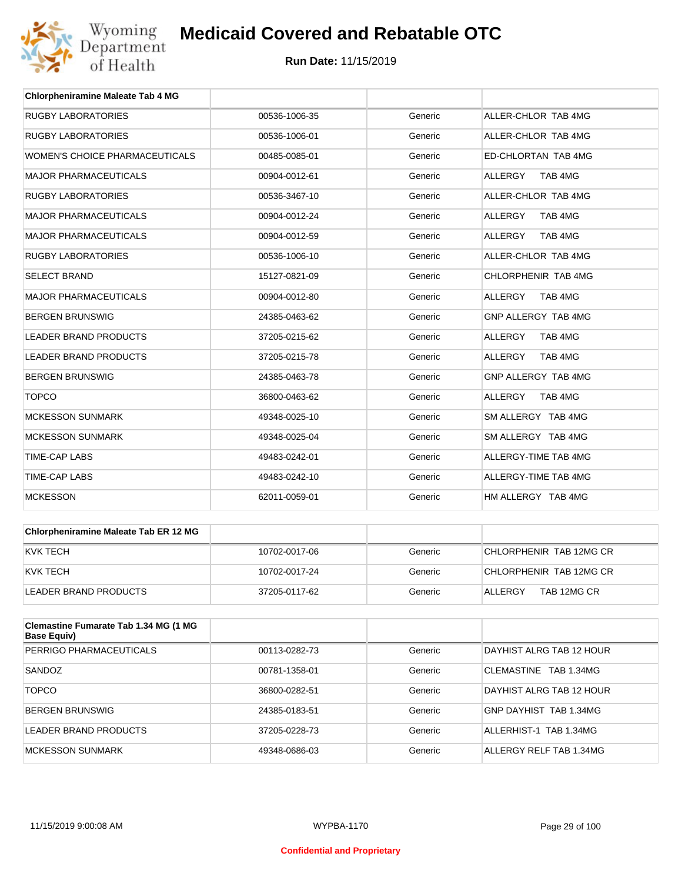| Chlorpheniramine Maleate Tab 4 MG | | | |
|---|---|---|---|
| RUGBY LABORATORIES | 00536-1006-35 | Generic | ALLER-CHLOR TAB 4MG |
| RUGBY LABORATORIES | 00536-1006-01 | Generic | ALLER-CHLOR TAB 4MG |
| WOMEN'S CHOICE PHARMACEUTICALS | 00485-0085-01 | Generic | ED-CHLORTAN TAB 4MG |
| MAJOR PHARMACEUTICALS | 00904-0012-61 | Generic | ALLERGY TAB 4MG |
| RUGBY LABORATORIES | 00536-3467-10 | Generic | ALLER-CHLOR TAB 4MG |
| MAJOR PHARMACEUTICALS | 00904-0012-24 | Generic | ALLERGY TAB 4MG |
| MAJOR PHARMACEUTICALS | 00904-0012-59 | Generic | ALLERGY TAB 4MG |
| RUGBY LABORATORIES | 00536-1006-10 | Generic | ALLER-CHLOR TAB 4MG |
| SELECT BRAND | 15127-0821-09 | Generic | CHLORPHENIR TAB 4MG |
| MAJOR PHARMACEUTICALS | 00904-0012-80 | Generic | ALLERGY TAB 4MG |
| BERGEN BRUNSWIG | 24385-0463-62 | Generic | GNP ALLERGY TAB 4MG |
| LEADER BRAND PRODUCTS | 37205-0215-62 | Generic | ALLERGY TAB 4MG |
| LEADER BRAND PRODUCTS | 37205-0215-78 | Generic | ALLERGY TAB 4MG |
| BERGEN BRUNSWIG | 24385-0463-78 | Generic | GNP ALLERGY TAB 4MG |
| TOPCO | 36800-0463-62 | Generic | ALLERGY TAB 4MG |
| MCKESSON SUNMARK | 49348-0025-10 | Generic | SM ALLERGY TAB 4MG |
| MCKESSON SUNMARK | 49348-0025-04 | Generic | SM ALLERGY TAB 4MG |
| TIME-CAP LABS | 49483-0242-01 | Generic | ALLERGY-TIME TAB 4MG |
| TIME-CAP LABS | 49483-0242-10 | Generic | ALLERGY-TIME TAB 4MG |
| MCKESSON | 62011-0059-01 | Generic | HM ALLERGY TAB 4MG |

| Chlorpheniramine Maleate Tab ER 12 MG | | | |
|---|---|---|---|
| KVK TECH | 10702-0017-06 | Generic | CHLORPHENIR TAB 12MG CR |
| KVK TECH | 10702-0017-24 | Generic | CHLORPHENIR TAB 12MG CR |
| LEADER BRAND PRODUCTS | 37205-0117-62 | Generic | ALLERGY TAB 12MG CR |

| Clemastine Fumarate Tab 1.34 MG (1 MG Base Equiv) | | | |
|---|---|---|---|
| PERRIGO PHARMACEUTICALS | 00113-0282-73 | Generic | DAYHIST ALRG TAB 12 HOUR |
| SANDOZ | 00781-1358-01 | Generic | CLEMASTINE TAB 1.34MG |
| TOPCO | 36800-0282-51 | Generic | DAYHIST ALRG TAB 12 HOUR |
| BERGEN BRUNSWIG | 24385-0183-51 | Generic | GNP DAYHIST TAB 1.34MG |
| LEADER BRAND PRODUCTS | 37205-0228-73 | Generic | ALLERHIST-1 TAB 1.34MG |
| MCKESSON SUNMARK | 49348-0686-03 | Generic | ALLERGY RELF TAB 1.34MG |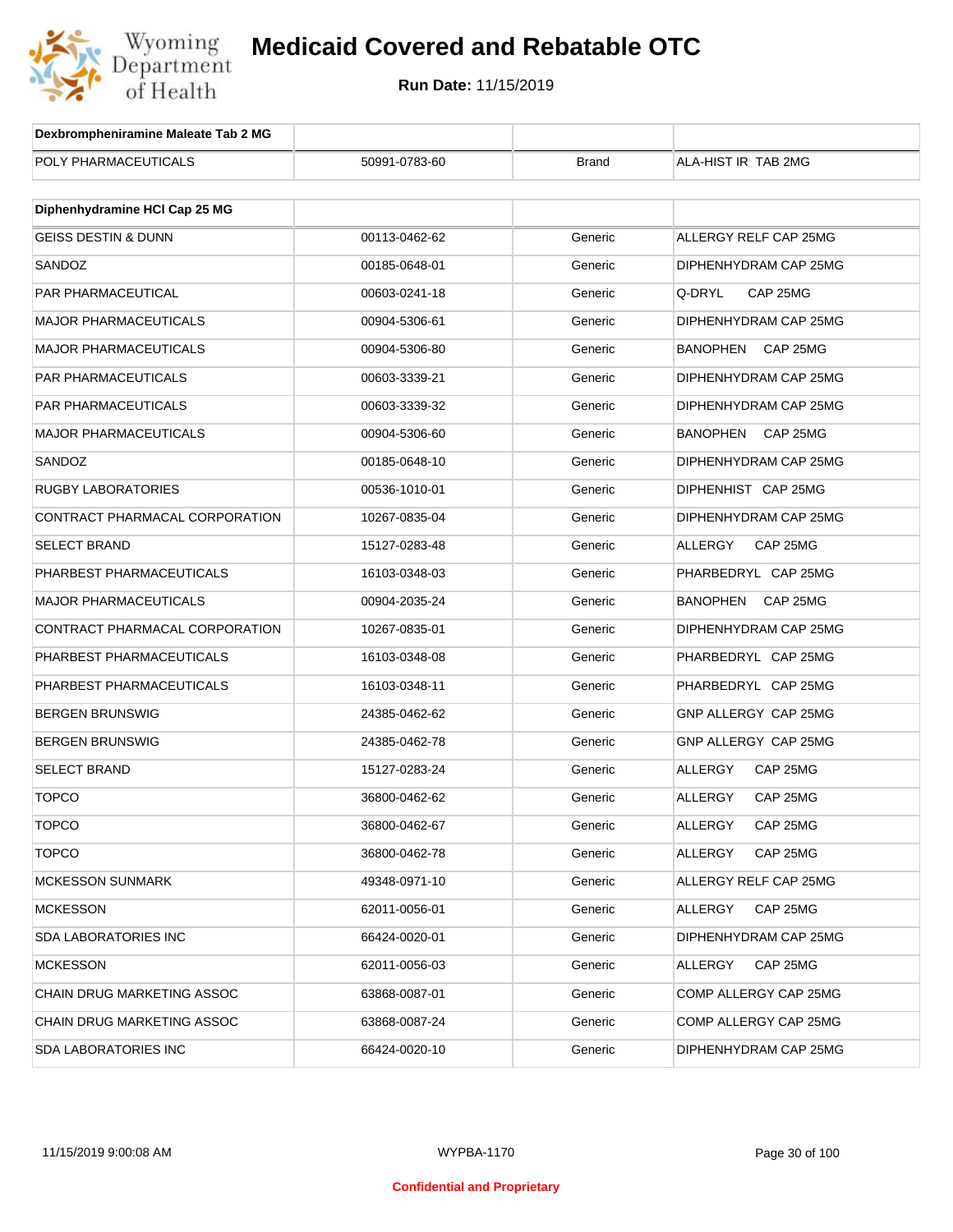| Dexbrompheniramine Maleate Tab 2 MG | | | |
|---|---|---|---|
| POLY PHARMACEUTICALS | 50991-0783-60 | Brand | ALA-HIST IR TAB 2MG |

| Diphenhydramine HCl Cap 25 MG | | | |
|---|---|---|---|
| GEISS DESTIN & DUNN | 00113-0462-62 | Generic | ALLERGY RELF CAP 25MG |
| SANDOZ | 00185-0648-01 | Generic | DIPHENHYDRAM CAP 25MG |
| PAR PHARMACEUTICAL | 00603-0241-18 | Generic | Q-DRYL CAP 25MG |
| MAJOR PHARMACEUTICALS | 00904-5306-61 | Generic | DIPHENHYDRAM CAP 25MG |
| MAJOR PHARMACEUTICALS | 00904-5306-80 | Generic | BANOPHEN CAP 25MG |
| PAR PHARMACEUTICALS | 00603-3339-21 | Generic | DIPHENHYDRAM CAP 25MG |
| PAR PHARMACEUTICALS | 00603-3339-32 | Generic | DIPHENHYDRAM CAP 25MG |
| MAJOR PHARMACEUTICALS | 00904-5306-60 | Generic | BANOPHEN CAP 25MG |
| SANDOZ | 00185-0648-10 | Generic | DIPHENHYDRAM CAP 25MG |
| RUGBY LABORATORIES | 00536-1010-01 | Generic | DIPHENHIST CAP 25MG |
| CONTRACT PHARMACAL CORPORATION | 10267-0835-04 | Generic | DIPHENHYDRAM CAP 25MG |
| SELECT BRAND | 15127-0283-48 | Generic | ALLERGY CAP 25MG |
| PHARBEST PHARMACEUTICALS | 16103-0348-03 | Generic | PHARBEDRYL CAP 25MG |
| MAJOR PHARMACEUTICALS | 00904-2035-24 | Generic | BANOPHEN CAP 25MG |
| CONTRACT PHARMACAL CORPORATION | 10267-0835-01 | Generic | DIPHENHYDRAM CAP 25MG |
| PHARBEST PHARMACEUTICALS | 16103-0348-08 | Generic | PHARBEDRYL CAP 25MG |
| PHARBEST PHARMACEUTICALS | 16103-0348-11 | Generic | PHARBEDRYL CAP 25MG |
| BERGEN BRUNSWIG | 24385-0462-62 | Generic | GNP ALLERGY CAP 25MG |
| BERGEN BRUNSWIG | 24385-0462-78 | Generic | GNP ALLERGY CAP 25MG |
| SELECT BRAND | 15127-0283-24 | Generic | ALLERGY CAP 25MG |
| TOPCO | 36800-0462-62 | Generic | ALLERGY CAP 25MG |
| TOPCO | 36800-0462-67 | Generic | ALLERGY CAP 25MG |
| TOPCO | 36800-0462-78 | Generic | ALLERGY CAP 25MG |
| MCKESSON SUNMARK | 49348-0971-10 | Generic | ALLERGY RELF CAP 25MG |
| MCKESSON | 62011-0056-01 | Generic | ALLERGY CAP 25MG |
| SDA LABORATORIES INC | 66424-0020-01 | Generic | DIPHENHYDRAM CAP 25MG |
| MCKESSON | 62011-0056-03 | Generic | ALLERGY CAP 25MG |
| CHAIN DRUG MARKETING ASSOC | 63868-0087-01 | Generic | COMP ALLERGY CAP 25MG |
| CHAIN DRUG MARKETING ASSOC | 63868-0087-24 | Generic | COMP ALLERGY CAP 25MG |
| SDA LABORATORIES INC | 66424-0020-10 | Generic | DIPHENHYDRAM CAP 25MG |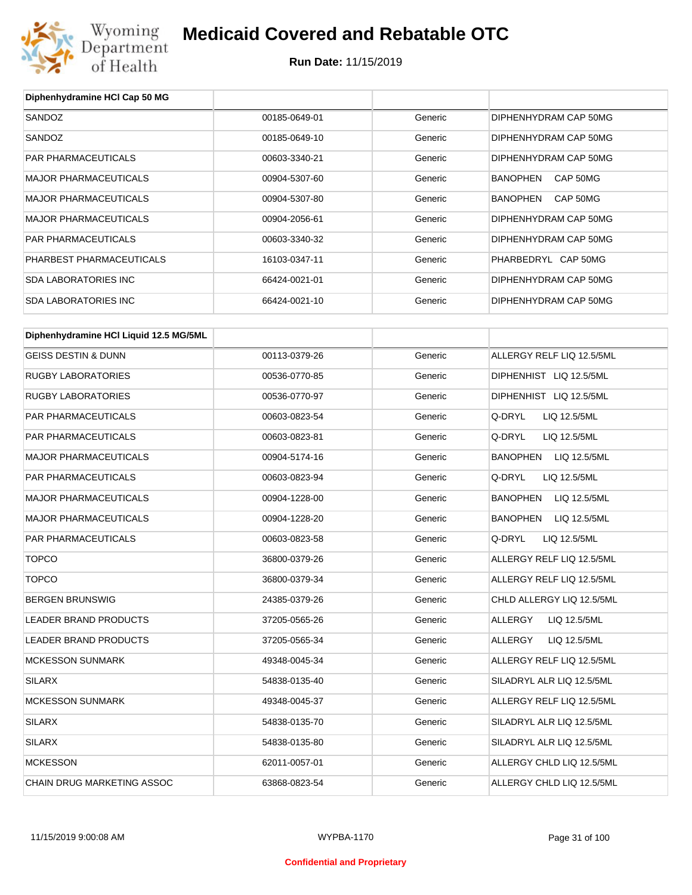# Medicaid Covered and Rebatable OTC

**Run Date:** 11/15/2019

| Diphenhydramine HCl Cap 50 MG | | | |
|---|---|---|---|
| SANDOZ | 00185-0649-01 | Generic | DIPHENHYDRAM CAP 50MG |
| SANDOZ | 00185-0649-10 | Generic | DIPHENHYDRAM CAP 50MG |
| PAR PHARMACEUTICALS | 00603-3340-21 | Generic | DIPHENHYDRAM CAP 50MG |
| MAJOR PHARMACEUTICALS | 00904-5307-60 | Generic | BANOPHEN CAP 50MG |
| MAJOR PHARMACEUTICALS | 00904-5307-80 | Generic | BANOPHEN CAP 50MG |
| MAJOR PHARMACEUTICALS | 00904-2056-61 | Generic | DIPHENHYDRAM CAP 50MG |
| PAR PHARMACEUTICALS | 00603-3340-32 | Generic | DIPHENHYDRAM CAP 50MG |
| PHARBEST PHARMACEUTICALS | 16103-0347-11 | Generic | PHARBEDRYL CAP 50MG |
| SDA LABORATORIES INC | 66424-0021-01 | Generic | DIPHENHYDRAM CAP 50MG |
| SDA LABORATORIES INC | 66424-0021-10 | Generic | DIPHENHYDRAM CAP 50MG |

| Diphenhydramine HCl Liquid 12.5 MG/5ML | | | |
|---|---|---|---|
| GEISS DESTIN & DUNN | 00113-0379-26 | Generic | ALLERGY RELF LIQ 12.5/5ML |
| RUGBY LABORATORIES | 00536-0770-85 | Generic | DIPHENHIST LIQ 12.5/5ML |
| RUGBY LABORATORIES | 00536-0770-97 | Generic | DIPHENHIST LIQ 12.5/5ML |
| PAR PHARMACEUTICALS | 00603-0823-54 | Generic | Q-DRYL LIQ 12.5/5ML |
| PAR PHARMACEUTICALS | 00603-0823-81 | Generic | Q-DRYL LIQ 12.5/5ML |
| MAJOR PHARMACEUTICALS | 00904-5174-16 | Generic | BANOPHEN LIQ 12.5/5ML |
| PAR PHARMACEUTICALS | 00603-0823-94 | Generic | Q-DRYL LIQ 12.5/5ML |
| MAJOR PHARMACEUTICALS | 00904-1228-00 | Generic | BANOPHEN LIQ 12.5/5ML |
| MAJOR PHARMACEUTICALS | 00904-1228-20 | Generic | BANOPHEN LIQ 12.5/5ML |
| PAR PHARMACEUTICALS | 00603-0823-58 | Generic | Q-DRYL LIQ 12.5/5ML |
| TOPCO | 36800-0379-26 | Generic | ALLERGY RELF LIQ 12.5/5ML |
| TOPCO | 36800-0379-34 | Generic | ALLERGY RELF LIQ 12.5/5ML |
| BERGEN BRUNSWIG | 24385-0379-26 | Generic | CHLD ALLERGY LIQ 12.5/5ML |
| LEADER BRAND PRODUCTS | 37205-0565-26 | Generic | ALLERGY LIQ 12.5/5ML |
| LEADER BRAND PRODUCTS | 37205-0565-34 | Generic | ALLERGY LIQ 12.5/5ML |
| MCKESSON SUNMARK | 49348-0045-34 | Generic | ALLERGY RELF LIQ 12.5/5ML |
| SILARX | 54838-0135-40 | Generic | SILADRYL ALR LIQ 12.5/5ML |
| MCKESSON SUNMARK | 49348-0045-37 | Generic | ALLERGY RELF LIQ 12.5/5ML |
| SILARX | 54838-0135-70 | Generic | SILADRYL ALR LIQ 12.5/5ML |
| SILARX | 54838-0135-80 | Generic | SILADRYL ALR LIQ 12.5/5ML |
| MCKESSON | 62011-0057-01 | Generic | ALLERGY CHLD LIQ 12.5/5ML |
| CHAIN DRUG MARKETING ASSOC | 63868-0823-54 | Generic | ALLERGY CHLD LIQ 12.5/5ML |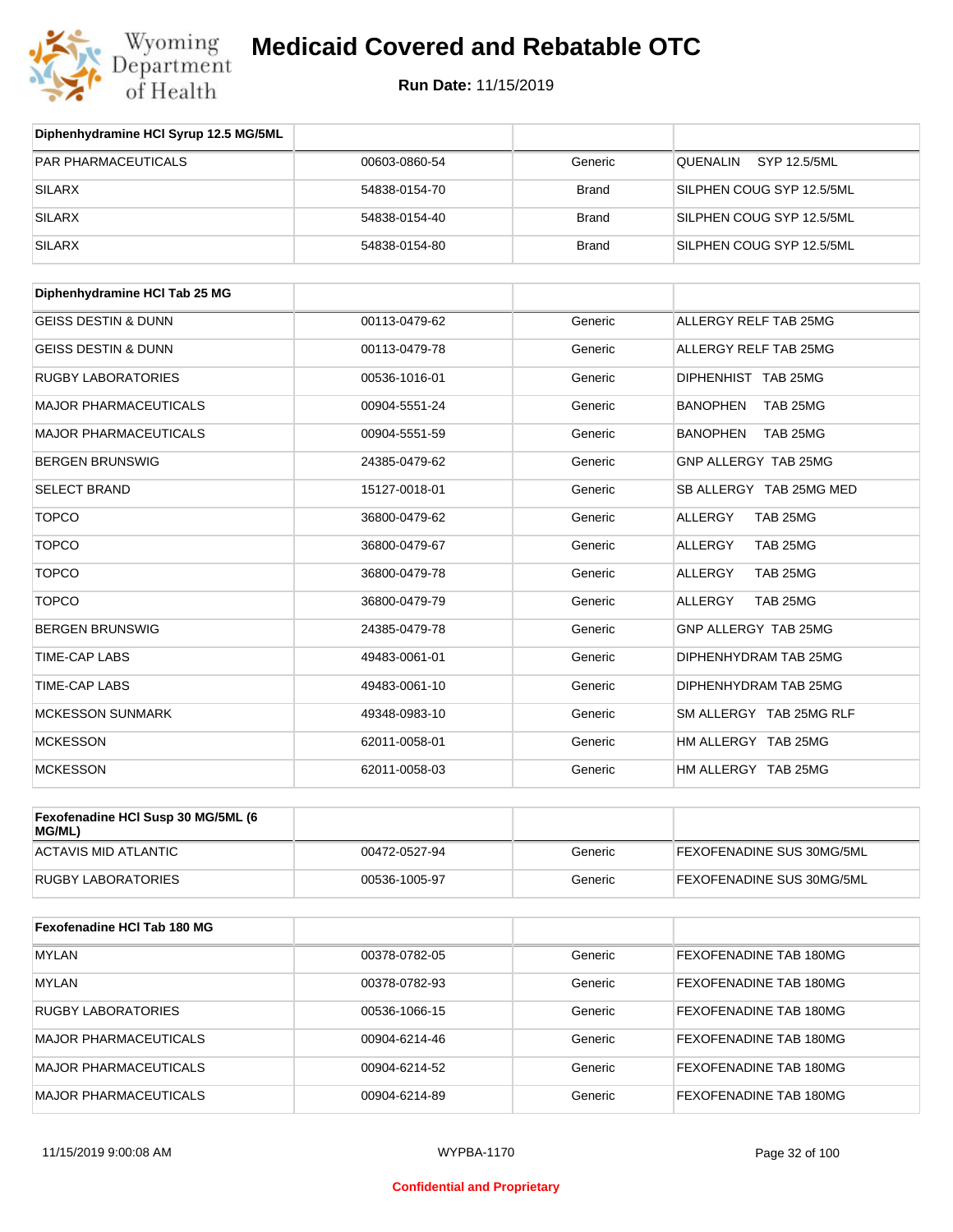# Medicaid Covered and Rebatable OTC

**Run Date:** 11/15/2019

| Diphenhydramine HCl Syrup 12.5 MG/5ML | | | |
|---|---|---|---|
| PAR PHARMACEUTICALS | 00603-0860-54 | Generic | QUENALIN SYP 12.5/5ML |
| SILARX | 54838-0154-70 | Brand | SILPHEN COUG SYP 12.5/5ML |
| SILARX | 54838-0154-40 | Brand | SILPHEN COUG SYP 12.5/5ML |
| SILARX | 54838-0154-80 | Brand | SILPHEN COUG SYP 12.5/5ML |

| Diphenhydramine HCl Tab 25 MG | | | |
|---|---|---|---|
| GEISS DESTIN & DUNN | 00113-0479-62 | Generic | ALLERGY RELF TAB 25MG |
| GEISS DESTIN & DUNN | 00113-0479-78 | Generic | ALLERGY RELF TAB 25MG |
| RUGBY LABORATORIES | 00536-1016-01 | Generic | DIPHENHIST TAB 25MG |
| MAJOR PHARMACEUTICALS | 00904-5551-24 | Generic | BANOPHEN TAB 25MG |
| MAJOR PHARMACEUTICALS | 00904-5551-59 | Generic | BANOPHEN TAB 25MG |
| BERGEN BRUNSWIG | 24385-0479-62 | Generic | GNP ALLERGY TAB 25MG |
| SELECT BRAND | 15127-0018-01 | Generic | SB ALLERGY TAB 25MG MED |
| TOPCO | 36800-0479-62 | Generic | ALLERGY TAB 25MG |
| TOPCO | 36800-0479-67 | Generic | ALLERGY TAB 25MG |
| TOPCO | 36800-0479-78 | Generic | ALLERGY TAB 25MG |
| TOPCO | 36800-0479-79 | Generic | ALLERGY TAB 25MG |
| BERGEN BRUNSWIG | 24385-0479-78 | Generic | GNP ALLERGY TAB 25MG |
| TIME-CAP LABS | 49483-0061-01 | Generic | DIPHENHYDRAM TAB 25MG |
| TIME-CAP LABS | 49483-0061-10 | Generic | DIPHENHYDRAM TAB 25MG |
| MCKESSON SUNMARK | 49348-0983-10 | Generic | SM ALLERGY TAB 25MG RLF |
| MCKESSON | 62011-0058-01 | Generic | HM ALLERGY TAB 25MG |
| MCKESSON | 62011-0058-03 | Generic | HM ALLERGY TAB 25MG |

| Fexofenadine HCl Susp 30 MG/5ML (6 MG/ML) | | | |
|---|---|---|---|
| ACTAVIS MID ATLANTIC | 00472-0527-94 | Generic | FEXOFENADINE SUS 30MG/5ML |
| RUGBY LABORATORIES | 00536-1005-97 | Generic | FEXOFENADINE SUS 30MG/5ML |

| Fexofenadine HCl Tab 180 MG | | | |
|---|---|---|---|
| MYLAN | 00378-0782-05 | Generic | FEXOFENADINE TAB 180MG |
| MYLAN | 00378-0782-93 | Generic | FEXOFENADINE TAB 180MG |
| RUGBY LABORATORIES | 00536-1066-15 | Generic | FEXOFENADINE TAB 180MG |
| MAJOR PHARMACEUTICALS | 00904-6214-46 | Generic | FEXOFENADINE TAB 180MG |
| MAJOR PHARMACEUTICALS | 00904-6214-52 | Generic | FEXOFENADINE TAB 180MG |
| MAJOR PHARMACEUTICALS | 00904-6214-89 | Generic | FEXOFENADINE TAB 180MG |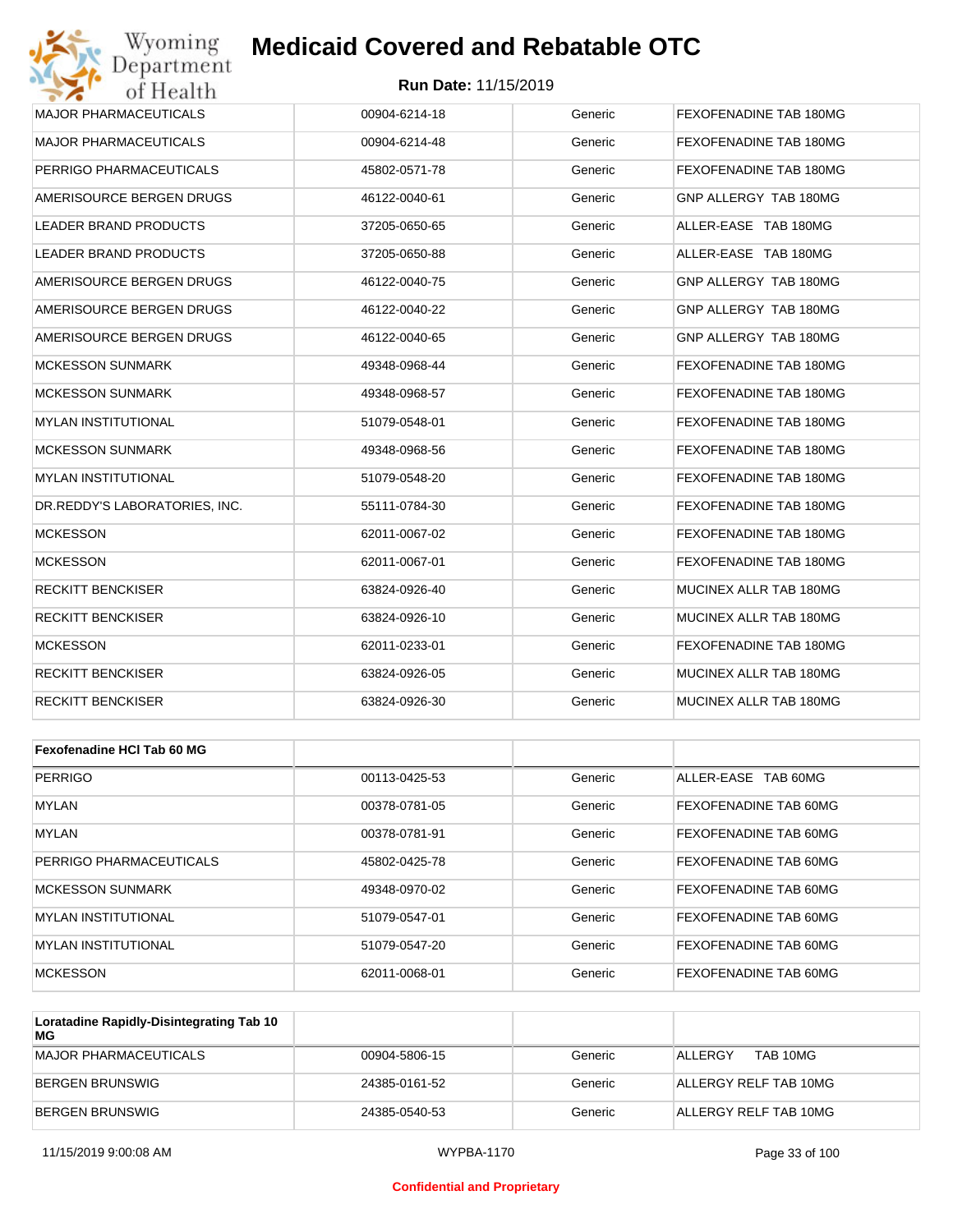# Medicaid Covered and Rebatable OTC

**Run Date:** 11/15/2019

| | | | |
|---|---|---|---|
| MAJOR PHARMACEUTICALS | 00904-6214-18 | Generic | FEXOFENADINE TAB 180MG |
| MAJOR PHARMACEUTICALS | 00904-6214-48 | Generic | FEXOFENADINE TAB 180MG |
| PERRIGO PHARMACEUTICALS | 45802-0571-78 | Generic | FEXOFENADINE TAB 180MG |
| AMERISOURCE BERGEN DRUGS | 46122-0040-61 | Generic | GNP ALLERGY TAB 180MG |
| LEADER BRAND PRODUCTS | 37205-0650-65 | Generic | ALLER-EASE TAB 180MG |
| LEADER BRAND PRODUCTS | 37205-0650-88 | Generic | ALLER-EASE TAB 180MG |
| AMERISOURCE BERGEN DRUGS | 46122-0040-75 | Generic | GNP ALLERGY TAB 180MG |
| AMERISOURCE BERGEN DRUGS | 46122-0040-22 | Generic | GNP ALLERGY TAB 180MG |
| AMERISOURCE BERGEN DRUGS | 46122-0040-65 | Generic | GNP ALLERGY TAB 180MG |
| MCKESSON SUNMARK | 49348-0968-44 | Generic | FEXOFENADINE TAB 180MG |
| MCKESSON SUNMARK | 49348-0968-57 | Generic | FEXOFENADINE TAB 180MG |
| MYLAN INSTITUTIONAL | 51079-0548-01 | Generic | FEXOFENADINE TAB 180MG |
| MCKESSON SUNMARK | 49348-0968-56 | Generic | FEXOFENADINE TAB 180MG |
| MYLAN INSTITUTIONAL | 51079-0548-20 | Generic | FEXOFENADINE TAB 180MG |
| DR.REDDY'S LABORATORIES, INC. | 55111-0784-30 | Generic | FEXOFENADINE TAB 180MG |
| MCKESSON | 62011-0067-02 | Generic | FEXOFENADINE TAB 180MG |
| MCKESSON | 62011-0067-01 | Generic | FEXOFENADINE TAB 180MG |
| RECKITT BENCKISER | 63824-0926-40 | Generic | MUCINEX ALLR TAB 180MG |
| RECKITT BENCKISER | 63824-0926-10 | Generic | MUCINEX ALLR TAB 180MG |
| MCKESSON | 62011-0233-01 | Generic | FEXOFENADINE TAB 180MG |
| RECKITT BENCKISER | 63824-0926-05 | Generic | MUCINEX ALLR TAB 180MG |
| RECKITT BENCKISER | 63824-0926-30 | Generic | MUCINEX ALLR TAB 180MG |

| **Fexofenadine HCl Tab 60 MG** | | | |
|---|---|---|---|
| PERRIGO | 00113-0425-53 | Generic | ALLER-EASE TAB 60MG |
| MYLAN | 00378-0781-05 | Generic | FEXOFENADINE TAB 60MG |
| MYLAN | 00378-0781-91 | Generic | FEXOFENADINE TAB 60MG |
| PERRIGO PHARMACEUTICALS | 45802-0425-78 | Generic | FEXOFENADINE TAB 60MG |
| MCKESSON SUNMARK | 49348-0970-02 | Generic | FEXOFENADINE TAB 60MG |
| MYLAN INSTITUTIONAL | 51079-0547-01 | Generic | FEXOFENADINE TAB 60MG |
| MYLAN INSTITUTIONAL | 51079-0547-20 | Generic | FEXOFENADINE TAB 60MG |
| MCKESSON | 62011-0068-01 | Generic | FEXOFENADINE TAB 60MG |

| **Loratadine Rapidly-Disintegrating Tab 10 MG** | | | |
|---|---|---|---|
| MAJOR PHARMACEUTICALS | 00904-5806-15 | Generic | ALLERGY TAB 10MG |
| BERGEN BRUNSWIG | 24385-0161-52 | Generic | ALLERGY RELF TAB 10MG |
| BERGEN BRUNSWIG | 24385-0540-53 | Generic | ALLERGY RELF TAB 10MG |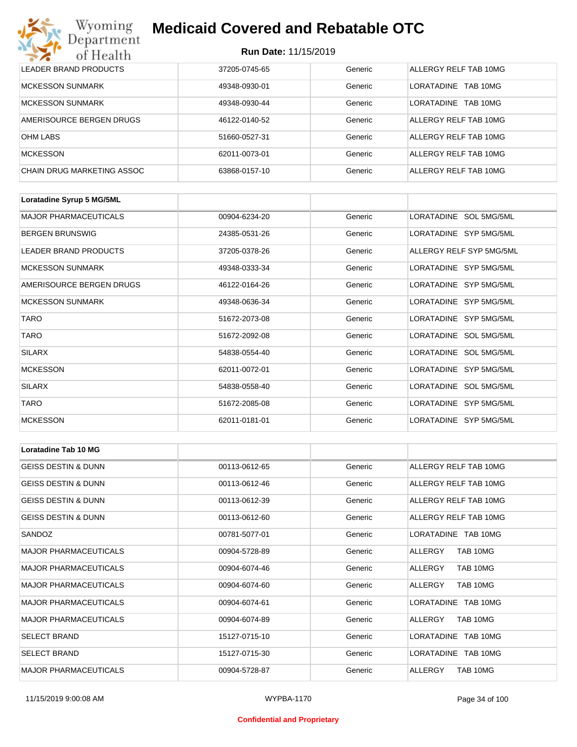| | | | |
|---|---|---|---|
| LEADER BRAND PRODUCTS | 37205-0745-65 | Generic | ALLERGY RELF TAB 10MG |
| MCKESSON SUNMARK | 49348-0930-01 | Generic | LORATADINE TAB 10MG |
| MCKESSON SUNMARK | 49348-0930-44 | Generic | LORATADINE TAB 10MG |
| AMERISOURCE BERGEN DRUGS | 46122-0140-52 | Generic | ALLERGY RELF TAB 10MG |
| OHM LABS | 51660-0527-31 | Generic | ALLERGY RELF TAB 10MG |
| MCKESSON | 62011-0073-01 | Generic | ALLERGY RELF TAB 10MG |
| CHAIN DRUG MARKETING ASSOC | 63868-0157-10 | Generic | ALLERGY RELF TAB 10MG |

| **Loratadine Syrup 5 MG/5ML** | | | |
|---|---|---|---|
| MAJOR PHARMACEUTICALS | 00904-6234-20 | Generic | LORATADINE SOL 5MG/5ML |
| BERGEN BRUNSWIG | 24385-0531-26 | Generic | LORATADINE SYP 5MG/5ML |
| LEADER BRAND PRODUCTS | 37205-0378-26 | Generic | ALLERGY RELF SYP 5MG/5ML |
| MCKESSON SUNMARK | 49348-0333-34 | Generic | LORATADINE SYP 5MG/5ML |
| AMERISOURCE BERGEN DRUGS | 46122-0164-26 | Generic | LORATADINE SYP 5MG/5ML |
| MCKESSON SUNMARK | 49348-0636-34 | Generic | LORATADINE SYP 5MG/5ML |
| TARO | 51672-2073-08 | Generic | LORATADINE SYP 5MG/5ML |
| TARO | 51672-2092-08 | Generic | LORATADINE SOL 5MG/5ML |
| SILARX | 54838-0554-40 | Generic | LORATADINE SOL 5MG/5ML |
| MCKESSON | 62011-0072-01 | Generic | LORATADINE SYP 5MG/5ML |
| SILARX | 54838-0558-40 | Generic | LORATADINE SOL 5MG/5ML |
| TARO | 51672-2085-08 | Generic | LORATADINE SYP 5MG/5ML |
| MCKESSON | 62011-0181-01 | Generic | LORATADINE SYP 5MG/5ML |

| **Loratadine Tab 10 MG** | | | |
|---|---|---|---|
| GEISS DESTIN & DUNN | 00113-0612-65 | Generic | ALLERGY RELF TAB 10MG |
| GEISS DESTIN & DUNN | 00113-0612-46 | Generic | ALLERGY RELF TAB 10MG |
| GEISS DESTIN & DUNN | 00113-0612-39 | Generic | ALLERGY RELF TAB 10MG |
| GEISS DESTIN & DUNN | 00113-0612-60 | Generic | ALLERGY RELF TAB 10MG |
| SANDOZ | 00781-5077-01 | Generic | LORATADINE TAB 10MG |
| MAJOR PHARMACEUTICALS | 00904-5728-89 | Generic | ALLERGY TAB 10MG |
| MAJOR PHARMACEUTICALS | 00904-6074-46 | Generic | ALLERGY TAB 10MG |
| MAJOR PHARMACEUTICALS | 00904-6074-60 | Generic | ALLERGY TAB 10MG |
| MAJOR PHARMACEUTICALS | 00904-6074-61 | Generic | LORATADINE TAB 10MG |
| MAJOR PHARMACEUTICALS | 00904-6074-89 | Generic | ALLERGY TAB 10MG |
| SELECT BRAND | 15127-0715-10 | Generic | LORATADINE TAB 10MG |
| SELECT BRAND | 15127-0715-30 | Generic | LORATADINE TAB 10MG |
| MAJOR PHARMACEUTICALS | 00904-5728-87 | Generic | ALLERGY TAB 10MG |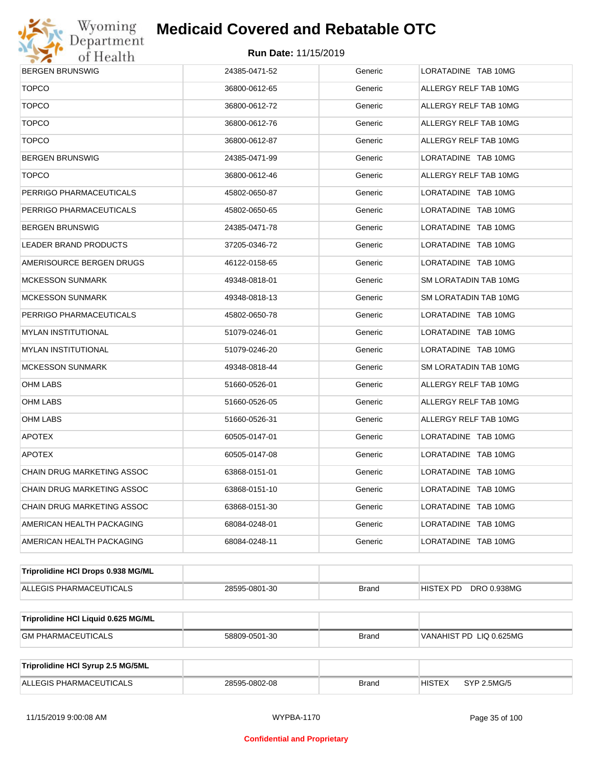| BERGEN BRUNSWIG | 24385-0471-52 | Generic | LORATADINE TAB 10MG |
|---|---|---|---|
| TOPCO | 36800-0612-65 | Generic | ALLERGY RELF TAB 10MG |
| TOPCO | 36800-0612-72 | Generic | ALLERGY RELF TAB 10MG |
| TOPCO | 36800-0612-76 | Generic | ALLERGY RELF TAB 10MG |
| TOPCO | 36800-0612-87 | Generic | ALLERGY RELF TAB 10MG |
| BERGEN BRUNSWIG | 24385-0471-99 | Generic | LORATADINE TAB 10MG |
| TOPCO | 36800-0612-46 | Generic | ALLERGY RELF TAB 10MG |
| PERRIGO PHARMACEUTICALS | 45802-0650-87 | Generic | LORATADINE TAB 10MG |
| PERRIGO PHARMACEUTICALS | 45802-0650-65 | Generic | LORATADINE TAB 10MG |
| BERGEN BRUNSWIG | 24385-0471-78 | Generic | LORATADINE TAB 10MG |
| LEADER BRAND PRODUCTS | 37205-0346-72 | Generic | LORATADINE TAB 10MG |
| AMERISOURCE BERGEN DRUGS | 46122-0158-65 | Generic | LORATADINE TAB 10MG |
| MCKESSON SUNMARK | 49348-0818-01 | Generic | SM LORATADIN TAB 10MG |
| MCKESSON SUNMARK | 49348-0818-13 | Generic | SM LORATADIN TAB 10MG |
| PERRIGO PHARMACEUTICALS | 45802-0650-78 | Generic | LORATADINE TAB 10MG |
| MYLAN INSTITUTIONAL | 51079-0246-01 | Generic | LORATADINE TAB 10MG |
| MYLAN INSTITUTIONAL | 51079-0246-20 | Generic | LORATADINE TAB 10MG |
| MCKESSON SUNMARK | 49348-0818-44 | Generic | SM LORATADIN TAB 10MG |
| OHM LABS | 51660-0526-01 | Generic | ALLERGY RELF TAB 10MG |
| OHM LABS | 51660-0526-05 | Generic | ALLERGY RELF TAB 10MG |
| OHM LABS | 51660-0526-31 | Generic | ALLERGY RELF TAB 10MG |
| APOTEX | 60505-0147-01 | Generic | LORATADINE TAB 10MG |
| APOTEX | 60505-0147-08 | Generic | LORATADINE TAB 10MG |
| CHAIN DRUG MARKETING ASSOC | 63868-0151-01 | Generic | LORATADINE TAB 10MG |
| CHAIN DRUG MARKETING ASSOC | 63868-0151-10 | Generic | LORATADINE TAB 10MG |
| CHAIN DRUG MARKETING ASSOC | 63868-0151-30 | Generic | LORATADINE TAB 10MG |
| AMERICAN HEALTH PACKAGING | 68084-0248-01 | Generic | LORATADINE TAB 10MG |
| AMERICAN HEALTH PACKAGING | 68084-0248-11 | Generic | LORATADINE TAB 10MG |

| **Triprolidine HCl Drops 0.938 MG/ML** | | | |
|---|---|---|---|
| ALLEGIS PHARMACEUTICALS | 28595-0801-30 | Brand | HISTEX PD DRO 0.938MG |

| **Triprolidine HCl Liquid 0.625 MG/ML** | | | |
|---|---|---|---|
| GM PHARMACEUTICALS | 58809-0501-30 | Brand | VANAHIST PD LIQ 0.625MG |

| **Triprolidine HCl Syrup 2.5 MG/5ML** | | | |
|---|---|---|---|
| ALLEGIS PHARMACEUTICALS | 28595-0802-08 | Brand | HISTEX SYP 2.5MG/5 |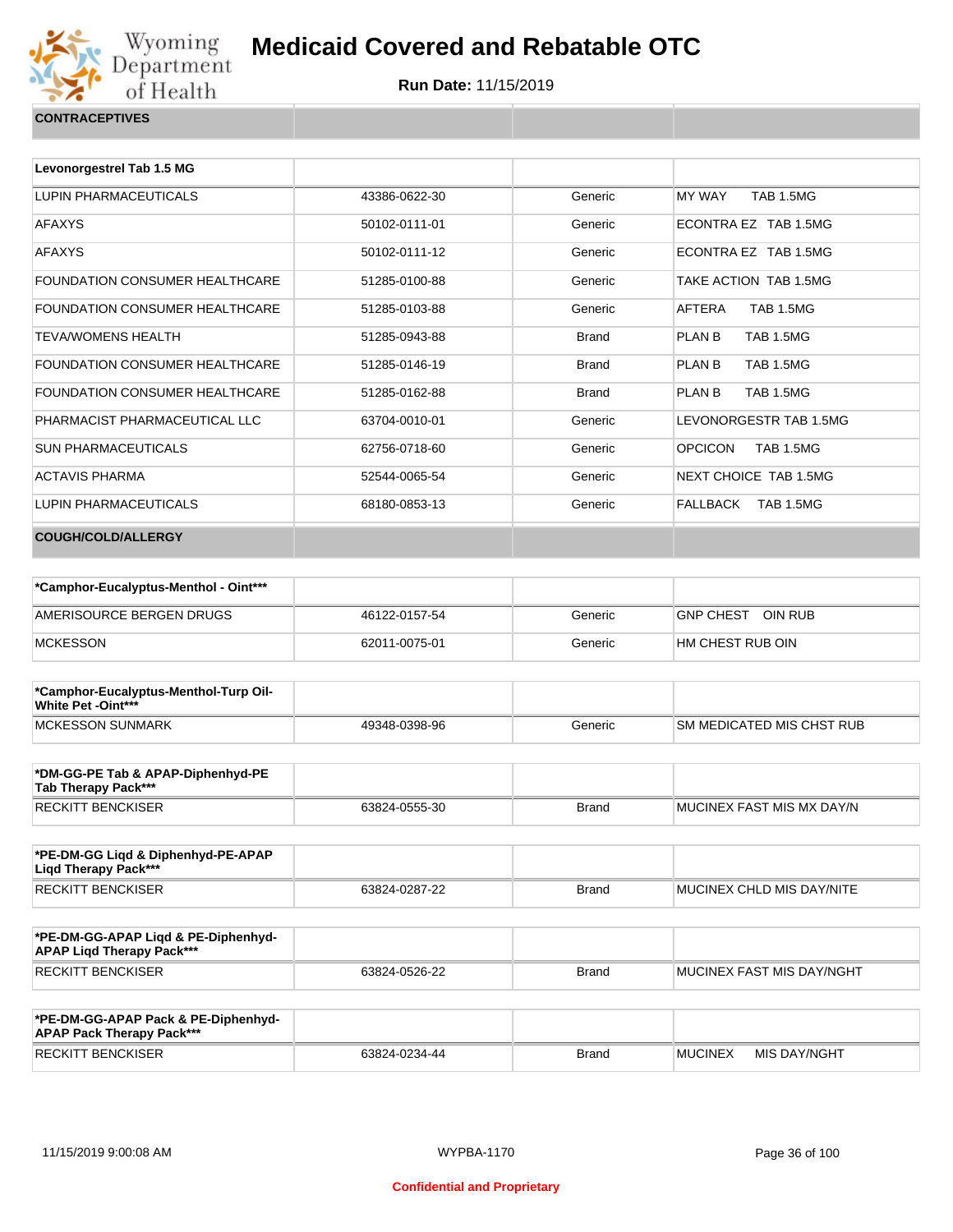# Medicaid Covered and Rebatable OTC

**Run Date:** 11/15/2019

| CONTRACEPTIVES | | | |
|---|---|---|---|

| Levonorgestrel Tab 1.5 MG | | | |
|---|---|---|---|
| LUPIN PHARMACEUTICALS | 43386-0622-30 | Generic | MY WAY TAB 1.5MG |
| AFAXYS | 50102-0111-01 | Generic | ECONTRA EZ TAB 1.5MG |
| AFAXYS | 50102-0111-12 | Generic | ECONTRA EZ TAB 1.5MG |
| FOUNDATION CONSUMER HEALTHCARE | 51285-0100-88 | Generic | TAKE ACTION TAB 1.5MG |
| FOUNDATION CONSUMER HEALTHCARE | 51285-0103-88 | Generic | AFTERA TAB 1.5MG |
| TEVA/WOMENS HEALTH | 51285-0943-88 | Brand | PLAN B TAB 1.5MG |
| FOUNDATION CONSUMER HEALTHCARE | 51285-0146-19 | Brand | PLAN B TAB 1.5MG |
| FOUNDATION CONSUMER HEALTHCARE | 51285-0162-88 | Brand | PLAN B TAB 1.5MG |
| PHARMACIST PHARMACEUTICAL LLC | 63704-0010-01 | Generic | LEVONORGESTR TAB 1.5MG |
| SUN PHARMACEUTICALS | 62756-0718-60 | Generic | OPCICON TAB 1.5MG |
| ACTAVIS PHARMA | 52544-0065-54 | Generic | NEXT CHOICE TAB 1.5MG |
| LUPIN PHARMACEUTICALS | 68180-0853-13 | Generic | FALLBACK TAB 1.5MG |

| COUGH/COLD/ALLERGY | | | |
|---|---|---|---|

| *Camphor-Eucalyptus-Menthol - Oint*** | | | |
|---|---|---|---|
| AMERISOURCE BERGEN DRUGS | 46122-0157-54 | Generic | GNP CHEST OIN RUB |
| MCKESSON | 62011-0075-01 | Generic | HM CHEST RUB OIN |

| *Camphor-Eucalyptus-Menthol-Turp Oil-White Pet -Oint*** | | | |
|---|---|---|---|
| MCKESSON SUNMARK | 49348-0398-96 | Generic | SM MEDICATED MIS CHST RUB |

| *DM-GG-PE Tab & APAP-Diphenhyd-PE Tab Therapy Pack*** | | | |
|---|---|---|---|
| RECKITT BENCKISER | 63824-0555-30 | Brand | MUCINEX FAST MIS MX DAY/N |

| *PE-DM-GG Liqd & Diphenhyd-PE-APAP Liqd Therapy Pack*** | | | |
|---|---|---|---|
| RECKITT BENCKISER | 63824-0287-22 | Brand | MUCINEX CHLD MIS DAY/NITE |

| *PE-DM-GG-APAP Liqd & PE-Diphenhyd-APAP Liqd Therapy Pack*** | | | |
|---|---|---|---|
| RECKITT BENCKISER | 63824-0526-22 | Brand | MUCINEX FAST MIS DAY/NGHT |

| *PE-DM-GG-APAP Pack & PE-Diphenhyd-APAP Pack Therapy Pack*** | | | |
|---|---|---|---|
| RECKITT BENCKISER | 63824-0234-44 | Brand | MUCINEX MIS DAY/NGHT |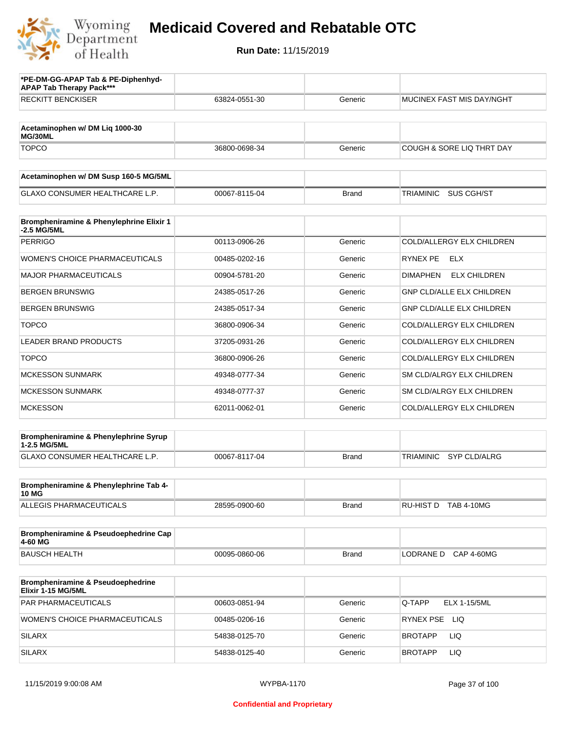# Medicaid Covered and Rebatable OTC

**Run Date:** 11/15/2019

| *PE-DM-GG-APAP Tab & PE-Diphenhyd-APAP Tab Therapy Pack*** | | | |
|---|---|---|---|
| RECKITT BENCKISER | 63824-0551-30 | Generic | MUCINEX FAST MIS DAY/NGHT |

| Acetaminophen w/ DM Liq 1000-30 MG/30ML | | | |
|---|---|---|---|
| TOPCO | 36800-0698-34 | Generic | COUGH & SORE LIQ THRT DAY |

| Acetaminophen w/ DM Susp 160-5 MG/5ML | | | |
|---|---|---|---|
| GLAXO CONSUMER HEALTHCARE L.P. | 00067-8115-04 | Brand | TRIAMINIC SUS CGH/ST |

| Brompheniramine & Phenylephrine Elixir 1-2.5 MG/5ML | | | |
|---|---|---|---|
| PERRIGO | 00113-0906-26 | Generic | COLD/ALLERGY ELX CHILDREN |
| WOMEN'S CHOICE PHARMACEUTICALS | 00485-0202-16 | Generic | RYNEX PE ELX |
| MAJOR PHARMACEUTICALS | 00904-5781-20 | Generic | DIMAPHEN ELX CHILDREN |
| BERGEN BRUNSWIG | 24385-0517-26 | Generic | GNP CLD/ALLE ELX CHILDREN |
| BERGEN BRUNSWIG | 24385-0517-34 | Generic | GNP CLD/ALLE ELX CHILDREN |
| TOPCO | 36800-0906-34 | Generic | COLD/ALLERGY ELX CHILDREN |
| LEADER BRAND PRODUCTS | 37205-0931-26 | Generic | COLD/ALLERGY ELX CHILDREN |
| TOPCO | 36800-0906-26 | Generic | COLD/ALLERGY ELX CHILDREN |
| MCKESSON SUNMARK | 49348-0777-34 | Generic | SM CLD/ALRGY ELX CHILDREN |
| MCKESSON SUNMARK | 49348-0777-37 | Generic | SM CLD/ALRGY ELX CHILDREN |
| MCKESSON | 62011-0062-01 | Generic | COLD/ALLERGY ELX CHILDREN |

| Brompheniramine & Phenylephrine Syrup 1-2.5 MG/5ML | | | |
|---|---|---|---|
| GLAXO CONSUMER HEALTHCARE L.P. | 00067-8117-04 | Brand | TRIAMINIC SYP CLD/ALRG |

| Brompheniramine & Phenylephrine Tab 4-10 MG | | | |
|---|---|---|---|
| ALLEGIS PHARMACEUTICALS | 28595-0900-60 | Brand | RU-HIST D TAB 4-10MG |

| Brompheniramine & Pseudoephedrine Cap 4-60 MG | | | |
|---|---|---|---|
| BAUSCH HEALTH | 00095-0860-06 | Brand | LODRANE D CAP 4-60MG |

| Brompheniramine & Pseudoephedrine Elixir 1-15 MG/5ML | | | |
|---|---|---|---|
| PAR PHARMACEUTICALS | 00603-0851-94 | Generic | Q-TAPP ELX 1-15/5ML |
| WOMEN'S CHOICE PHARMACEUTICALS | 00485-0206-16 | Generic | RYNEX PSE LIQ |
| SILARX | 54838-0125-70 | Generic | BROTAPP LIQ |
| SILARX | 54838-0125-40 | Generic | BROTAPP LIQ |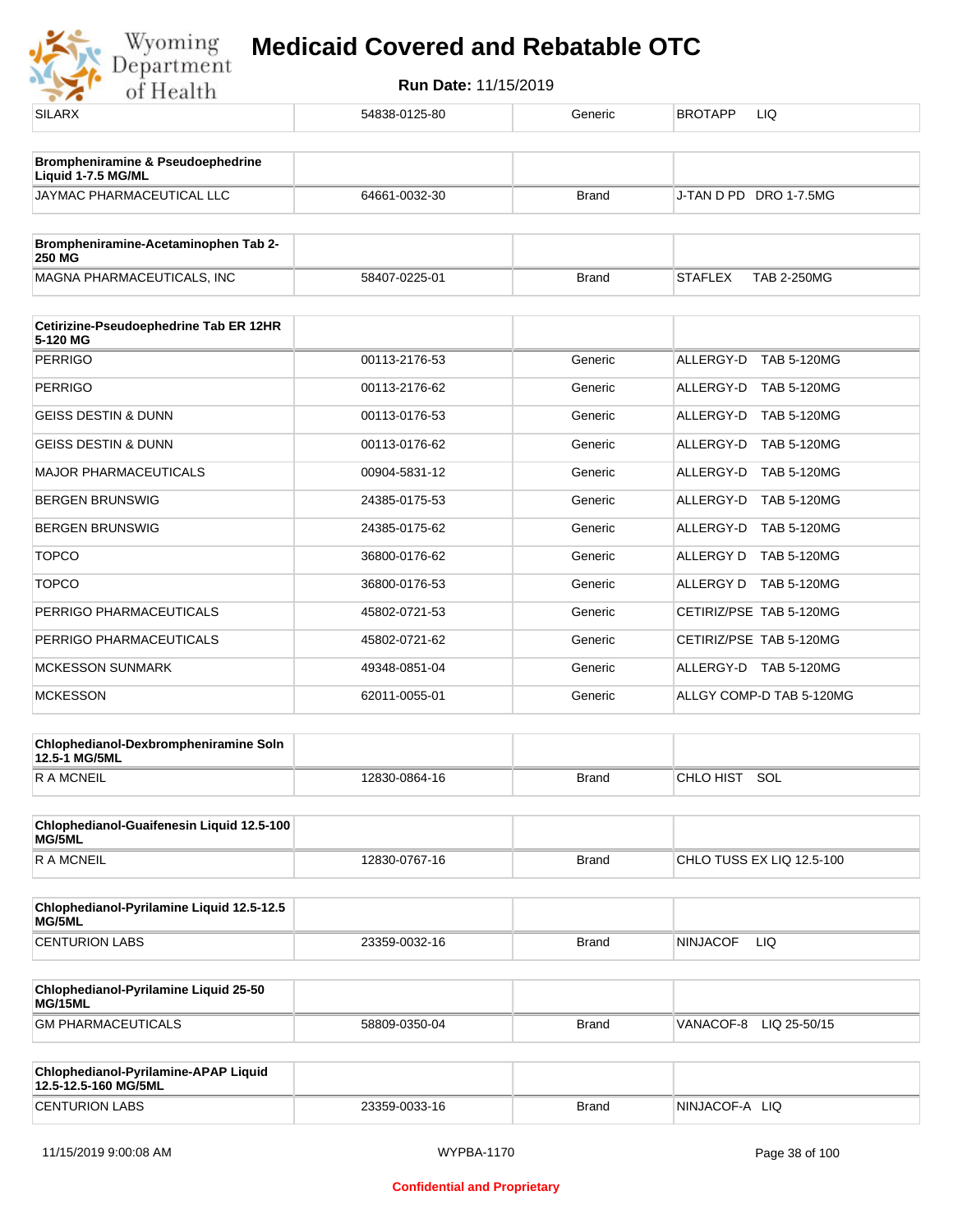| SILARX | 54838-0125-80 | Generic | BROTAPP LIQ |
|---|---|---|---|

| Brompheniramine & Pseudoephedrine Liquid 1-7.5 MG/ML | | | |
|---|---|---|---|
| JAYMAC PHARMACEUTICAL LLC | 64661-0032-30 | Brand | J-TAN D PD DRO 1-7.5MG |

| Brompheniramine-Acetaminophen Tab 2-250 MG | | | |
|---|---|---|---|
| MAGNA PHARMACEUTICALS, INC | 58407-0225-01 | Brand | STAFLEX TAB 2-250MG |

| Cetirizine-Pseudoephedrine Tab ER 12HR 5-120 MG | | | |
|---|---|---|---|
| PERRIGO | 00113-2176-53 | Generic | ALLERGY-D TAB 5-120MG |
| PERRIGO | 00113-2176-62 | Generic | ALLERGY-D TAB 5-120MG |
| GEISS DESTIN & DUNN | 00113-0176-53 | Generic | ALLERGY-D TAB 5-120MG |
| GEISS DESTIN & DUNN | 00113-0176-62 | Generic | ALLERGY-D TAB 5-120MG |
| MAJOR PHARMACEUTICALS | 00904-5831-12 | Generic | ALLERGY-D TAB 5-120MG |
| BERGEN BRUNSWIG | 24385-0175-53 | Generic | ALLERGY-D TAB 5-120MG |
| BERGEN BRUNSWIG | 24385-0175-62 | Generic | ALLERGY-D TAB 5-120MG |
| TOPCO | 36800-0176-62 | Generic | ALLERGY D TAB 5-120MG |
| TOPCO | 36800-0176-53 | Generic | ALLERGY D TAB 5-120MG |
| PERRIGO PHARMACEUTICALS | 45802-0721-53 | Generic | CETIRIZ/PSE TAB 5-120MG |
| PERRIGO PHARMACEUTICALS | 45802-0721-62 | Generic | CETIRIZ/PSE TAB 5-120MG |
| MCKESSON SUNMARK | 49348-0851-04 | Generic | ALLERGY-D TAB 5-120MG |
| MCKESSON | 62011-0055-01 | Generic | ALLGY COMP-D TAB 5-120MG |

| Chlophedianol-Dexbrompheniramine Soln 12.5-1 MG/5ML | | | |
|---|---|---|---|
| R A MCNEIL | 12830-0864-16 | Brand | CHLO HIST SOL |

| Chlophedianol-Guaifenesin Liquid 12.5-100 MG/5ML | | | |
|---|---|---|---|
| R A MCNEIL | 12830-0767-16 | Brand | CHLO TUSS EX LIQ 12.5-100 |

| Chlophedianol-Pyrilamine Liquid 12.5-12.5 MG/5ML | | | |
|---|---|---|---|
| CENTURION LABS | 23359-0032-16 | Brand | NINJACOF LIQ |

| Chlophedianol-Pyrilamine Liquid 25-50 MG/15ML | | | |
|---|---|---|---|
| GM PHARMACEUTICALS | 58809-0350-04 | Brand | VANACOF-8 LIQ 25-50/15 |

| Chlophedianol-Pyrilamine-APAP Liquid 12.5-12.5-160 MG/5ML | | | |
|---|---|---|---|
| CENTURION LABS | 23359-0033-16 | Brand | NINJACOF-A LIQ |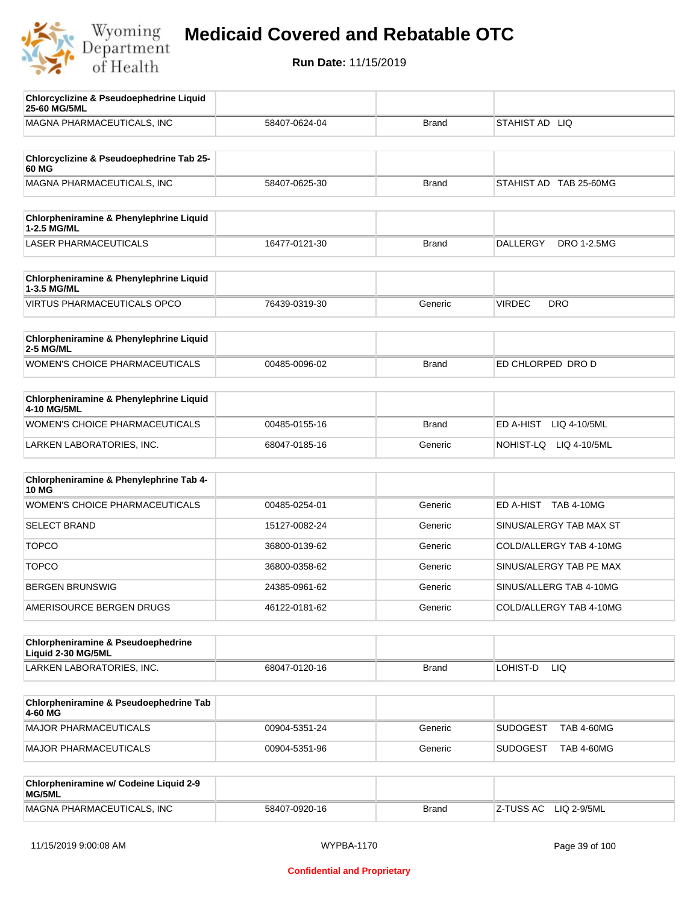# Medicaid Covered and Rebatable OTC

**Run Date:** 11/15/2019

| Chlorcyclizine & Pseudoephedrine Liquid 25-60 MG/5ML | | | |
|---|---|---|---|
| MAGNA PHARMACEUTICALS, INC | 58407-0624-04 | Brand | STAHIST AD LIQ |

| Chlorcyclizine & Pseudoephedrine Tab 25-60 MG | | | |
|---|---|---|---|
| MAGNA PHARMACEUTICALS, INC | 58407-0625-30 | Brand | STAHIST AD TAB 25-60MG |

| Chlorpheniramine & Phenylephrine Liquid 1-2.5 MG/ML | | | |
|---|---|---|---|
| LASER PHARMACEUTICALS | 16477-0121-30 | Brand | DALLERGY DRO 1-2.5MG |

| Chlorpheniramine & Phenylephrine Liquid 1-3.5 MG/ML | | | |
|---|---|---|---|
| VIRTUS PHARMACEUTICALS OPCO | 76439-0319-30 | Generic | VIRDEC DRO |

| Chlorpheniramine & Phenylephrine Liquid 2-5 MG/ML | | | |
|---|---|---|---|
| WOMEN'S CHOICE PHARMACEUTICALS | 00485-0096-02 | Brand | ED CHLORPED DRO D |

| Chlorpheniramine & Phenylephrine Liquid 4-10 MG/5ML | | | |
|---|---|---|---|
| WOMEN'S CHOICE PHARMACEUTICALS | 00485-0155-16 | Brand | ED A-HIST LIQ 4-10/5ML |
| LARKEN LABORATORIES, INC. | 68047-0185-16 | Generic | NOHIST-LQ LIQ 4-10/5ML |

| Chlorpheniramine & Phenylephrine Tab 4-10 MG | | | |
|---|---|---|---|
| WOMEN'S CHOICE PHARMACEUTICALS | 00485-0254-01 | Generic | ED A-HIST TAB 4-10MG |
| SELECT BRAND | 15127-0082-24 | Generic | SINUS/ALERGY TAB MAX ST |
| TOPCO | 36800-0139-62 | Generic | COLD/ALLERGY TAB 4-10MG |
| TOPCO | 36800-0358-62 | Generic | SINUS/ALERGY TAB PE MAX |
| BERGEN BRUNSWIG | 24385-0961-62 | Generic | SINUS/ALLERG TAB 4-10MG |
| AMERISOURCE BERGEN DRUGS | 46122-0181-62 | Generic | COLD/ALLERGY TAB 4-10MG |

| Chlorpheniramine & Pseudoephedrine Liquid 2-30 MG/5ML | | | |
|---|---|---|---|
| LARKEN LABORATORIES, INC. | 68047-0120-16 | Brand | LOHIST-D LIQ |

| Chlorpheniramine & Pseudoephedrine Tab 4-60 MG | | | |
|---|---|---|---|
| MAJOR PHARMACEUTICALS | 00904-5351-24 | Generic | SUDOGEST TAB 4-60MG |
| MAJOR PHARMACEUTICALS | 00904-5351-96 | Generic | SUDOGEST TAB 4-60MG |

| Chlorpheniramine w/ Codeine Liquid 2-9 MG/5ML | | | |
|---|---|---|---|
| MAGNA PHARMACEUTICALS, INC | 58407-0920-16 | Brand | Z-TUSS AC LIQ 2-9/5ML |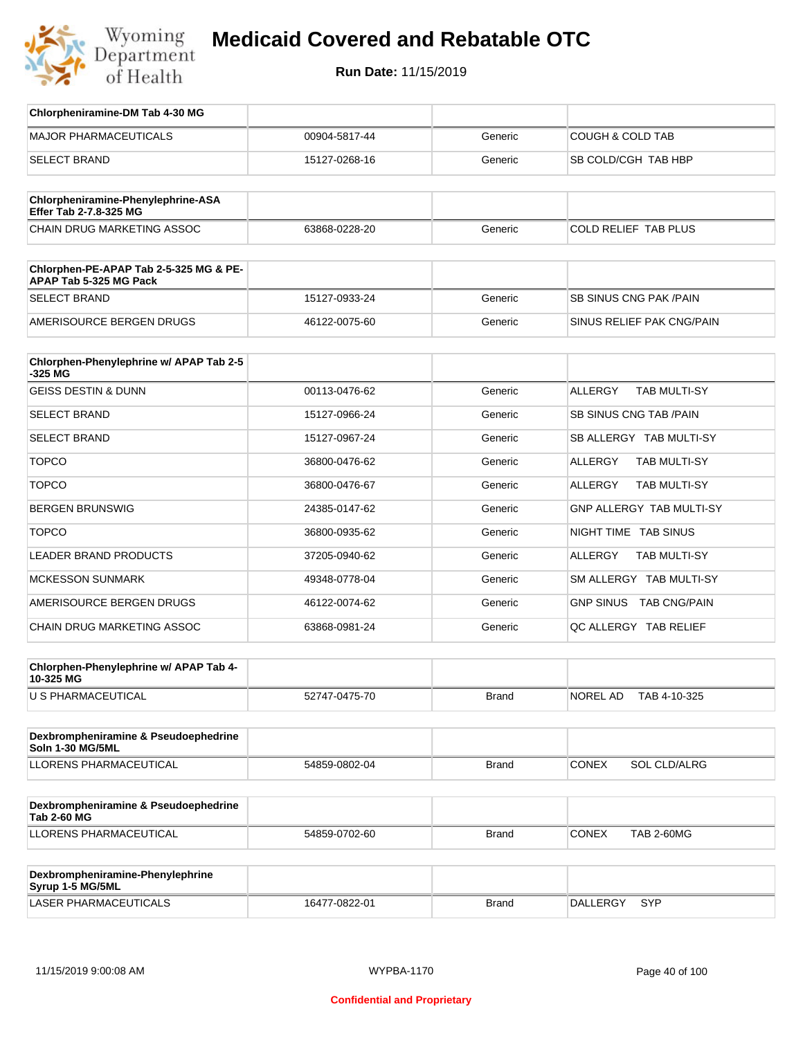# Medicaid Covered and Rebatable OTC

**Run Date:** 11/15/2019

| Chlorpheniramine-DM Tab 4-30 MG | | | |
|---|---|---|---|
| MAJOR PHARMACEUTICALS | 00904-5817-44 | Generic | COUGH & COLD TAB |
| SELECT BRAND | 15127-0268-16 | Generic | SB COLD/CGH TAB HBP |

| Chlorpheniramine-Phenylephrine-ASA Effer Tab 2-7.8-325 MG | | | |
|---|---|---|---|
| CHAIN DRUG MARKETING ASSOC | 63868-0228-20 | Generic | COLD RELIEF TAB PLUS |

| Chlorphen-PE-APAP Tab 2-5-325 MG & PE-APAP Tab 5-325 MG Pack | | | |
|---|---|---|---|
| SELECT BRAND | 15127-0933-24 | Generic | SB SINUS CNG PAK /PAIN |
| AMERISOURCE BERGEN DRUGS | 46122-0075-60 | Generic | SINUS RELIEF PAK CNG/PAIN |

| Chlorphen-Phenylephrine w/ APAP Tab 2-5-325 MG | | | |
|---|---|---|---|
| GEISS DESTIN & DUNN | 00113-0476-62 | Generic | ALLERGY TAB MULTI-SY |
| SELECT BRAND | 15127-0966-24 | Generic | SB SINUS CNG TAB /PAIN |
| SELECT BRAND | 15127-0967-24 | Generic | SB ALLERGY TAB MULTI-SY |
| TOPCO | 36800-0476-62 | Generic | ALLERGY TAB MULTI-SY |
| TOPCO | 36800-0476-67 | Generic | ALLERGY TAB MULTI-SY |
| BERGEN BRUNSWIG | 24385-0147-62 | Generic | GNP ALLERGY TAB MULTI-SY |
| TOPCO | 36800-0935-62 | Generic | NIGHT TIME TAB SINUS |
| LEADER BRAND PRODUCTS | 37205-0940-62 | Generic | ALLERGY TAB MULTI-SY |
| MCKESSON SUNMARK | 49348-0778-04 | Generic | SM ALLERGY TAB MULTI-SY |
| AMERISOURCE BERGEN DRUGS | 46122-0074-62 | Generic | GNP SINUS TAB CNG/PAIN |
| CHAIN DRUG MARKETING ASSOC | 63868-0981-24 | Generic | QC ALLERGY TAB RELIEF |

| Chlorphen-Phenylephrine w/ APAP Tab 4-10-325 MG | | | |
|---|---|---|---|
| U S PHARMACEUTICAL | 52747-0475-70 | Brand | NOREL AD TAB 4-10-325 |

| Dexbrompheniramine & Pseudoephedrine Soln 1-30 MG/5ML | | | |
|---|---|---|---|
| LLORENS PHARMACEUTICAL | 54859-0802-04 | Brand | CONEX SOL CLD/ALRG |

| Dexbrompheniramine & Pseudoephedrine Tab 2-60 MG | | | |
|---|---|---|---|
| LLORENS PHARMACEUTICAL | 54859-0702-60 | Brand | CONEX TAB 2-60MG |

| Dexbrompheniramine-Phenylephrine Syrup 1-5 MG/5ML | | | |
|---|---|---|---|
| LASER PHARMACEUTICALS | 16477-0822-01 | Brand | DALLERGY SYP |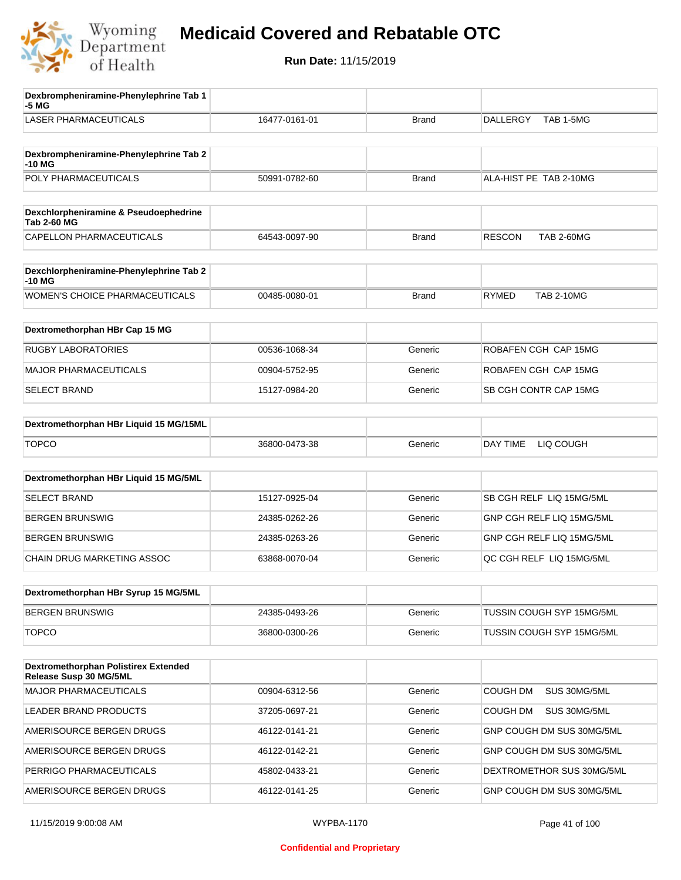# Medicaid Covered and Rebatable OTC

**Run Date:** 11/15/2019

| Dexbrompheniramine-Phenylephrine Tab 1-5 MG | | | |
|---|---|---|---|
| LASER PHARMACEUTICALS | 16477-0161-01 | Brand | DALLERGY TAB 1-5MG |

| Dexbrompheniramine-Phenylephrine Tab 2-10 MG | | | |
|---|---|---|---|
| POLY PHARMACEUTICALS | 50991-0782-60 | Brand | ALA-HIST PE TAB 2-10MG |

| Dexchlorpheniramine & Pseudoephedrine Tab 2-60 MG | | | |
|---|---|---|---|
| CAPELLON PHARMACEUTICALS | 64543-0097-90 | Brand | RESCON TAB 2-60MG |

| Dexchlorpheniramine-Phenylephrine Tab 2-10 MG | | | |
|---|---|---|---|
| WOMEN'S CHOICE PHARMACEUTICALS | 00485-0080-01 | Brand | RYMED TAB 2-10MG |

| Dextromethorphan HBr Cap 15 MG | | | |
|---|---|---|---|
| RUGBY LABORATORIES | 00536-1068-34 | Generic | ROBAFEN CGH CAP 15MG |
| MAJOR PHARMACEUTICALS | 00904-5752-95 | Generic | ROBAFEN CGH CAP 15MG |
| SELECT BRAND | 15127-0984-20 | Generic | SB CGH CONTR CAP 15MG |

| Dextromethorphan HBr Liquid 15 MG/15ML | | | |
|---|---|---|---|
| TOPCO | 36800-0473-38 | Generic | DAY TIME LIQ COUGH |

| Dextromethorphan HBr Liquid 15 MG/5ML | | | |
|---|---|---|---|
| SELECT BRAND | 15127-0925-04 | Generic | SB CGH RELF LIQ 15MG/5ML |
| BERGEN BRUNSWIG | 24385-0262-26 | Generic | GNP CGH RELF LIQ 15MG/5ML |
| BERGEN BRUNSWIG | 24385-0263-26 | Generic | GNP CGH RELF LIQ 15MG/5ML |
| CHAIN DRUG MARKETING ASSOC | 63868-0070-04 | Generic | QC CGH RELF LIQ 15MG/5ML |

| Dextromethorphan HBr Syrup 15 MG/5ML | | | |
|---|---|---|---|
| BERGEN BRUNSWIG | 24385-0493-26 | Generic | TUSSIN COUGH SYP 15MG/5ML |
| TOPCO | 36800-0300-26 | Generic | TUSSIN COUGH SYP 15MG/5ML |

| Dextromethorphan Polistirex Extended Release Susp 30 MG/5ML | | | |
|---|---|---|---|
| MAJOR PHARMACEUTICALS | 00904-6312-56 | Generic | COUGH DM SUS 30MG/5ML |
| LEADER BRAND PRODUCTS | 37205-0697-21 | Generic | COUGH DM SUS 30MG/5ML |
| AMERISOURCE BERGEN DRUGS | 46122-0141-21 | Generic | GNP COUGH DM SUS 30MG/5ML |
| AMERISOURCE BERGEN DRUGS | 46122-0142-21 | Generic | GNP COUGH DM SUS 30MG/5ML |
| PERRIGO PHARMACEUTICALS | 45802-0433-21 | Generic | DEXTROMETHOR SUS 30MG/5ML |
| AMERISOURCE BERGEN DRUGS | 46122-0141-25 | Generic | GNP COUGH DM SUS 30MG/5ML |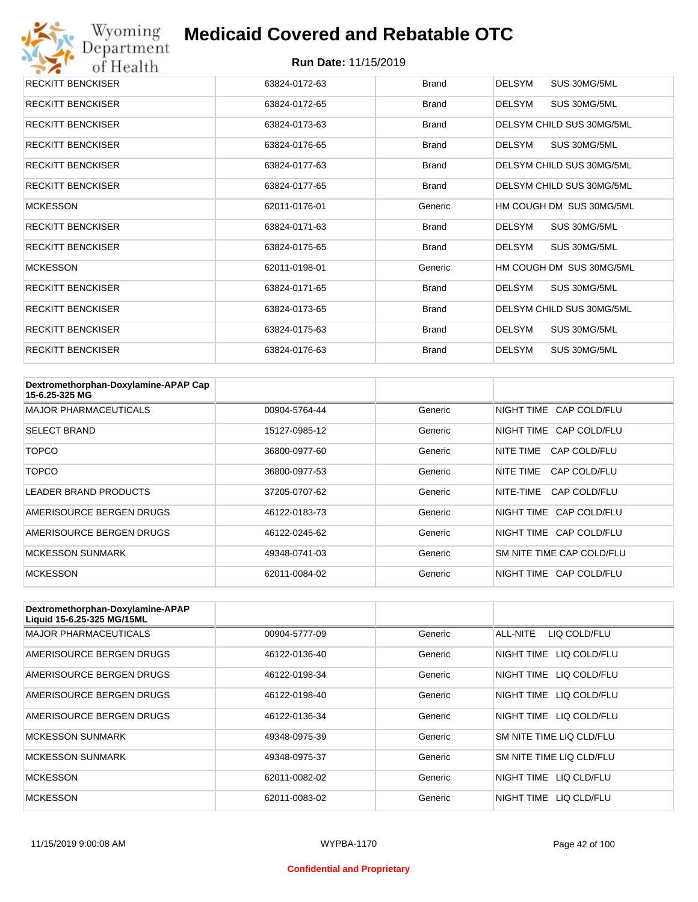| | | | |
|---|---|---|---|
| RECKITT BENCKISER | 63824-0172-63 | Brand | DELSYM SUS 30MG/5ML |
| RECKITT BENCKISER | 63824-0172-65 | Brand | DELSYM SUS 30MG/5ML |
| RECKITT BENCKISER | 63824-0173-63 | Brand | DELSYM CHILD SUS 30MG/5ML |
| RECKITT BENCKISER | 63824-0176-65 | Brand | DELSYM SUS 30MG/5ML |
| RECKITT BENCKISER | 63824-0177-63 | Brand | DELSYM CHILD SUS 30MG/5ML |
| RECKITT BENCKISER | 63824-0177-65 | Brand | DELSYM CHILD SUS 30MG/5ML |
| MCKESSON | 62011-0176-01 | Generic | HM COUGH DM SUS 30MG/5ML |
| RECKITT BENCKISER | 63824-0171-63 | Brand | DELSYM SUS 30MG/5ML |
| RECKITT BENCKISER | 63824-0175-65 | Brand | DELSYM SUS 30MG/5ML |
| MCKESSON | 62011-0198-01 | Generic | HM COUGH DM SUS 30MG/5ML |
| RECKITT BENCKISER | 63824-0171-65 | Brand | DELSYM SUS 30MG/5ML |
| RECKITT BENCKISER | 63824-0173-65 | Brand | DELSYM CHILD SUS 30MG/5ML |
| RECKITT BENCKISER | 63824-0175-63 | Brand | DELSYM SUS 30MG/5ML |
| RECKITT BENCKISER | 63824-0176-63 | Brand | DELSYM SUS 30MG/5ML |

| Dextromethorphan-Doxylamine-APAP Cap 15-6.25-325 MG | | | |
|---|---|---|---|
| MAJOR PHARMACEUTICALS | 00904-5764-44 | Generic | NIGHT TIME CAP COLD/FLU |
| SELECT BRAND | 15127-0985-12 | Generic | NIGHT TIME CAP COLD/FLU |
| TOPCO | 36800-0977-60 | Generic | NITE TIME CAP COLD/FLU |
| TOPCO | 36800-0977-53 | Generic | NITE TIME CAP COLD/FLU |
| LEADER BRAND PRODUCTS | 37205-0707-62 | Generic | NITE-TIME CAP COLD/FLU |
| AMERISOURCE BERGEN DRUGS | 46122-0183-73 | Generic | NIGHT TIME CAP COLD/FLU |
| AMERISOURCE BERGEN DRUGS | 46122-0245-62 | Generic | NIGHT TIME CAP COLD/FLU |
| MCKESSON SUNMARK | 49348-0741-03 | Generic | SM NITE TIME CAP COLD/FLU |
| MCKESSON | 62011-0084-02 | Generic | NIGHT TIME CAP COLD/FLU |

| Dextromethorphan-Doxylamine-APAP Liquid 15-6.25-325 MG/15ML | | | |
|---|---|---|---|
| MAJOR PHARMACEUTICALS | 00904-5777-09 | Generic | ALL-NITE LIQ COLD/FLU |
| AMERISOURCE BERGEN DRUGS | 46122-0136-40 | Generic | NIGHT TIME LIQ COLD/FLU |
| AMERISOURCE BERGEN DRUGS | 46122-0198-34 | Generic | NIGHT TIME LIQ COLD/FLU |
| AMERISOURCE BERGEN DRUGS | 46122-0198-40 | Generic | NIGHT TIME LIQ COLD/FLU |
| AMERISOURCE BERGEN DRUGS | 46122-0136-34 | Generic | NIGHT TIME LIQ COLD/FLU |
| MCKESSON SUNMARK | 49348-0975-39 | Generic | SM NITE TIME LIQ CLD/FLU |
| MCKESSON SUNMARK | 49348-0975-37 | Generic | SM NITE TIME LIQ CLD/FLU |
| MCKESSON | 62011-0082-02 | Generic | NIGHT TIME LIQ CLD/FLU |
| MCKESSON | 62011-0083-02 | Generic | NIGHT TIME LIQ CLD/FLU |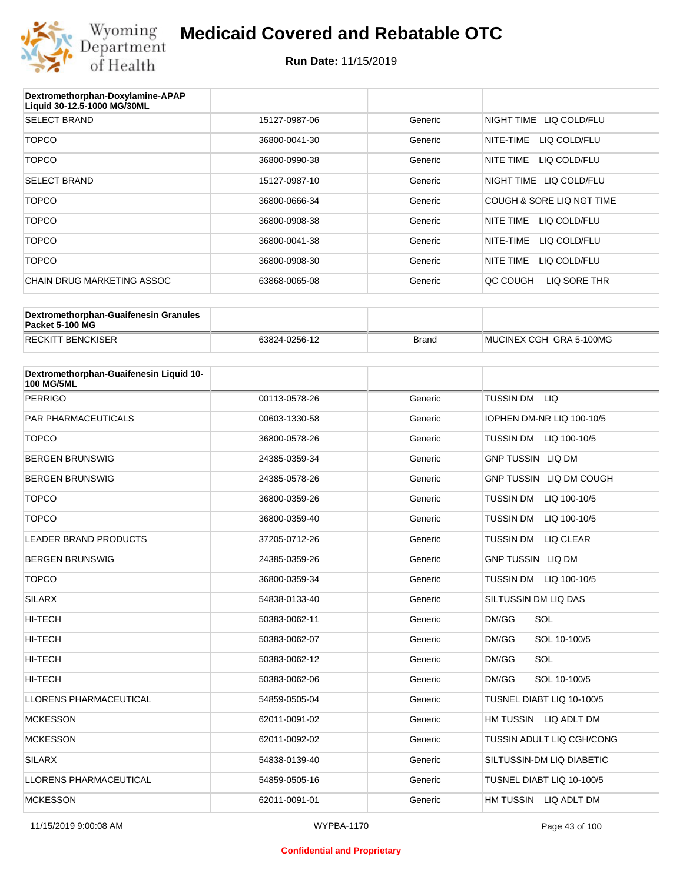# Medicaid Covered and Rebatable OTC

**Run Date:** 11/15/2019

| Dextromethorphan-Doxylamine-APAP Liquid 30-12.5-1000 MG/30ML | | | |
|---|---|---|---|
| SELECT BRAND | 15127-0987-06 | Generic | NIGHT TIME LIQ COLD/FLU |
| TOPCO | 36800-0041-30 | Generic | NITE-TIME LIQ COLD/FLU |
| TOPCO | 36800-0990-38 | Generic | NITE TIME LIQ COLD/FLU |
| SELECT BRAND | 15127-0987-10 | Generic | NIGHT TIME LIQ COLD/FLU |
| TOPCO | 36800-0666-34 | Generic | COUGH & SORE LIQ NGT TIME |
| TOPCO | 36800-0908-38 | Generic | NITE TIME LIQ COLD/FLU |
| TOPCO | 36800-0041-38 | Generic | NITE-TIME LIQ COLD/FLU |
| TOPCO | 36800-0908-30 | Generic | NITE TIME LIQ COLD/FLU |
| CHAIN DRUG MARKETING ASSOC | 63868-0065-08 | Generic | QC COUGH LIQ SORE THR |

| Dextromethorphan-Guaifenesin Granules Packet 5-100 MG | | | |
|---|---|---|---|
| RECKITT BENCKISER | 63824-0256-12 | Brand | MUCINEX CGH GRA 5-100MG |

| Dextromethorphan-Guaifenesin Liquid 10-100 MG/5ML | | | |
|---|---|---|---|
| PERRIGO | 00113-0578-26 | Generic | TUSSIN DM LIQ |
| PAR PHARMACEUTICALS | 00603-1330-58 | Generic | IOPHEN DM-NR LIQ 100-10/5 |
| TOPCO | 36800-0578-26 | Generic | TUSSIN DM LIQ 100-10/5 |
| BERGEN BRUNSWIG | 24385-0359-34 | Generic | GNP TUSSIN LIQ DM |
| BERGEN BRUNSWIG | 24385-0578-26 | Generic | GNP TUSSIN LIQ DM COUGH |
| TOPCO | 36800-0359-26 | Generic | TUSSIN DM LIQ 100-10/5 |
| TOPCO | 36800-0359-40 | Generic | TUSSIN DM LIQ 100-10/5 |
| LEADER BRAND PRODUCTS | 37205-0712-26 | Generic | TUSSIN DM LIQ CLEAR |
| BERGEN BRUNSWIG | 24385-0359-26 | Generic | GNP TUSSIN LIQ DM |
| TOPCO | 36800-0359-34 | Generic | TUSSIN DM LIQ 100-10/5 |
| SILARX | 54838-0133-40 | Generic | SILTUSSIN DM LIQ DAS |
| HI-TECH | 50383-0062-11 | Generic | DM/GG SOL |
| HI-TECH | 50383-0062-07 | Generic | DM/GG SOL 10-100/5 |
| HI-TECH | 50383-0062-12 | Generic | DM/GG SOL |
| HI-TECH | 50383-0062-06 | Generic | DM/GG SOL 10-100/5 |
| LLORENS PHARMACEUTICAL | 54859-0505-04 | Generic | TUSNEL DIABT LIQ 10-100/5 |
| MCKESSON | 62011-0091-02 | Generic | HM TUSSIN LIQ ADLT DM |
| MCKESSON | 62011-0092-02 | Generic | TUSSIN ADULT LIQ CGH/CONG |
| SILARX | 54838-0139-40 | Generic | SILTUSSIN-DM LIQ DIABETIC |
| LLORENS PHARMACEUTICAL | 54859-0505-16 | Generic | TUSNEL DIABT LIQ 10-100/5 |
| MCKESSON | 62011-0091-01 | Generic | HM TUSSIN LIQ ADLT DM |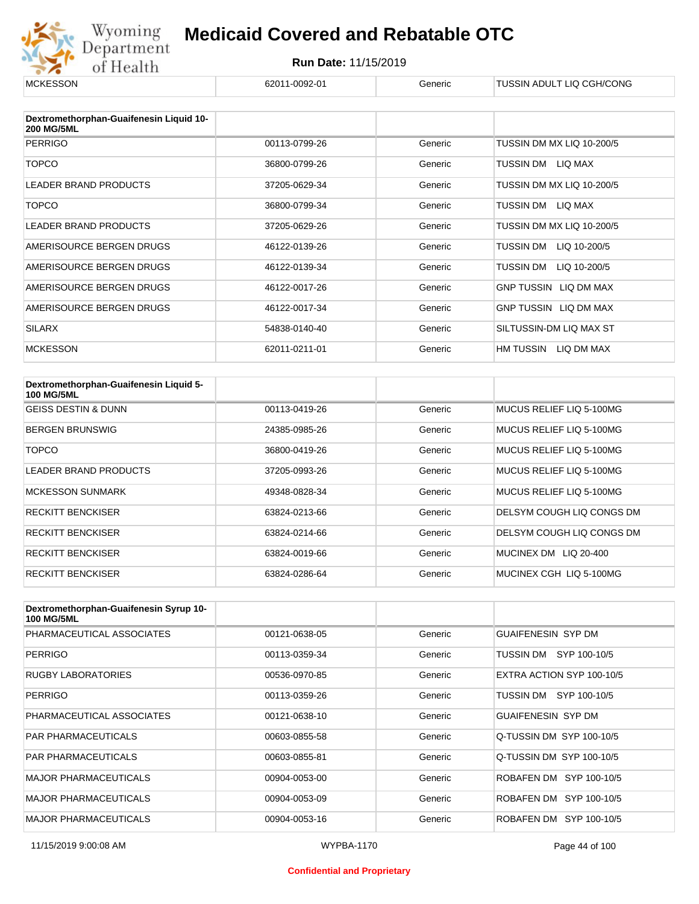| MCKESSON | 62011-0092-01 | Generic | TUSSIN ADULT LIQ CGH/CONG |
|---|---|---|---|

| Dextromethorphan-Guaifenesin Liquid 10-200 MG/5ML | | | |
|---|---|---|---|
| PERRIGO | 00113-0799-26 | Generic | TUSSIN DM MX LIQ 10-200/5 |
| TOPCO | 36800-0799-26 | Generic | TUSSIN DM LIQ MAX |
| LEADER BRAND PRODUCTS | 37205-0629-34 | Generic | TUSSIN DM MX LIQ 10-200/5 |
| TOPCO | 36800-0799-34 | Generic | TUSSIN DM LIQ MAX |
| LEADER BRAND PRODUCTS | 37205-0629-26 | Generic | TUSSIN DM MX LIQ 10-200/5 |
| AMERISOURCE BERGEN DRUGS | 46122-0139-26 | Generic | TUSSIN DM LIQ 10-200/5 |
| AMERISOURCE BERGEN DRUGS | 46122-0139-34 | Generic | TUSSIN DM LIQ 10-200/5 |
| AMERISOURCE BERGEN DRUGS | 46122-0017-26 | Generic | GNP TUSSIN LIQ DM MAX |
| AMERISOURCE BERGEN DRUGS | 46122-0017-34 | Generic | GNP TUSSIN LIQ DM MAX |
| SILARX | 54838-0140-40 | Generic | SILTUSSIN-DM LIQ MAX ST |
| MCKESSON | 62011-0211-01 | Generic | HM TUSSIN LIQ DM MAX |

| Dextromethorphan-Guaifenesin Liquid 5-100 MG/5ML | | | |
|---|---|---|---|
| GEISS DESTIN & DUNN | 00113-0419-26 | Generic | MUCUS RELIEF LIQ 5-100MG |
| BERGEN BRUNSWIG | 24385-0985-26 | Generic | MUCUS RELIEF LIQ 5-100MG |
| TOPCO | 36800-0419-26 | Generic | MUCUS RELIEF LIQ 5-100MG |
| LEADER BRAND PRODUCTS | 37205-0993-26 | Generic | MUCUS RELIEF LIQ 5-100MG |
| MCKESSON SUNMARK | 49348-0828-34 | Generic | MUCUS RELIEF LIQ 5-100MG |
| RECKITT BENCKISER | 63824-0213-66 | Generic | DELSYM COUGH LIQ CONGS DM |
| RECKITT BENCKISER | 63824-0214-66 | Generic | DELSYM COUGH LIQ CONGS DM |
| RECKITT BENCKISER | 63824-0019-66 | Generic | MUCINEX DM LIQ 20-400 |
| RECKITT BENCKISER | 63824-0286-64 | Generic | MUCINEX CGH LIQ 5-100MG |

| Dextromethorphan-Guaifenesin Syrup 10-100 MG/5ML | | | |
|---|---|---|---|
| PHARMACEUTICAL ASSOCIATES | 00121-0638-05 | Generic | GUAIFENESIN SYP DM |
| PERRIGO | 00113-0359-34 | Generic | TUSSIN DM SYP 100-10/5 |
| RUGBY LABORATORIES | 00536-0970-85 | Generic | EXTRA ACTION SYP 100-10/5 |
| PERRIGO | 00113-0359-26 | Generic | TUSSIN DM SYP 100-10/5 |
| PHARMACEUTICAL ASSOCIATES | 00121-0638-10 | Generic | GUAIFENESIN SYP DM |
| PAR PHARMACEUTICALS | 00603-0855-58 | Generic | Q-TUSSIN DM SYP 100-10/5 |
| PAR PHARMACEUTICALS | 00603-0855-81 | Generic | Q-TUSSIN DM SYP 100-10/5 |
| MAJOR PHARMACEUTICALS | 00904-0053-00 | Generic | ROBAFEN DM SYP 100-10/5 |
| MAJOR PHARMACEUTICALS | 00904-0053-09 | Generic | ROBAFEN DM SYP 100-10/5 |
| MAJOR PHARMACEUTICALS | 00904-0053-16 | Generic | ROBAFEN DM SYP 100-10/5 |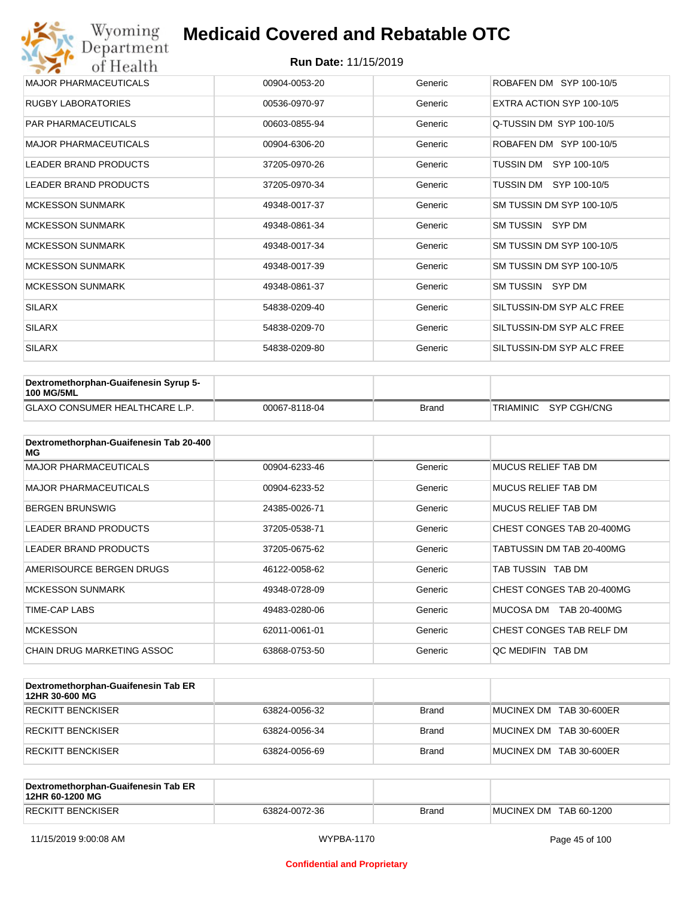| | | | |
|---|---|---|---|
| MAJOR PHARMACEUTICALS | 00904-0053-20 | Generic | ROBAFEN DM SYP 100-10/5 |
| RUGBY LABORATORIES | 00536-0970-97 | Generic | EXTRA ACTION SYP 100-10/5 |
| PAR PHARMACEUTICALS | 00603-0855-94 | Generic | Q-TUSSIN DM SYP 100-10/5 |
| MAJOR PHARMACEUTICALS | 00904-6306-20 | Generic | ROBAFEN DM SYP 100-10/5 |
| LEADER BRAND PRODUCTS | 37205-0970-26 | Generic | TUSSIN DM SYP 100-10/5 |
| LEADER BRAND PRODUCTS | 37205-0970-34 | Generic | TUSSIN DM SYP 100-10/5 |
| MCKESSON SUNMARK | 49348-0017-37 | Generic | SM TUSSIN DM SYP 100-10/5 |
| MCKESSON SUNMARK | 49348-0861-34 | Generic | SM TUSSIN SYP DM |
| MCKESSON SUNMARK | 49348-0017-34 | Generic | SM TUSSIN DM SYP 100-10/5 |
| MCKESSON SUNMARK | 49348-0017-39 | Generic | SM TUSSIN DM SYP 100-10/5 |
| MCKESSON SUNMARK | 49348-0861-37 | Generic | SM TUSSIN SYP DM |
| SILARX | 54838-0209-40 | Generic | SILTUSSIN-DM SYP ALC FREE |
| SILARX | 54838-0209-70 | Generic | SILTUSSIN-DM SYP ALC FREE |
| SILARX | 54838-0209-80 | Generic | SILTUSSIN-DM SYP ALC FREE |

| **Dextromethorphan-Guaifenesin Syrup 5-100 MG/5ML** | | | |
|---|---|---|---|
| GLAXO CONSUMER HEALTHCARE L.P. | 00067-8118-04 | Brand | TRIAMINIC SYP CGH/CNG |

| **Dextromethorphan-Guaifenesin Tab 20-400 MG** | | | |
|---|---|---|---|
| MAJOR PHARMACEUTICALS | 00904-6233-46 | Generic | MUCUS RELIEF TAB DM |
| MAJOR PHARMACEUTICALS | 00904-6233-52 | Generic | MUCUS RELIEF TAB DM |
| BERGEN BRUNSWIG | 24385-0026-71 | Generic | MUCUS RELIEF TAB DM |
| LEADER BRAND PRODUCTS | 37205-0538-71 | Generic | CHEST CONGES TAB 20-400MG |
| LEADER BRAND PRODUCTS | 37205-0675-62 | Generic | TABTUSSIN DM TAB 20-400MG |
| AMERISOURCE BERGEN DRUGS | 46122-0058-62 | Generic | TAB TUSSIN TAB DM |
| MCKESSON SUNMARK | 49348-0728-09 | Generic | CHEST CONGES TAB 20-400MG |
| TIME-CAP LABS | 49483-0280-06 | Generic | MUCOSA DM TAB 20-400MG |
| MCKESSON | 62011-0061-01 | Generic | CHEST CONGES TAB RELF DM |
| CHAIN DRUG MARKETING ASSOC | 63868-0753-50 | Generic | QC MEDIFIN TAB DM |

| **Dextromethorphan-Guaifenesin Tab ER 12HR 30-600 MG** | | | |
|---|---|---|---|
| RECKITT BENCKISER | 63824-0056-32 | Brand | MUCINEX DM TAB 30-600ER |
| RECKITT BENCKISER | 63824-0056-34 | Brand | MUCINEX DM TAB 30-600ER |
| RECKITT BENCKISER | 63824-0056-69 | Brand | MUCINEX DM TAB 30-600ER |

| **Dextromethorphan-Guaifenesin Tab ER 12HR 60-1200 MG** | | | |
|---|---|---|---|
| RECKITT BENCKISER | 63824-0072-36 | Brand | MUCINEX DM TAB 60-1200 |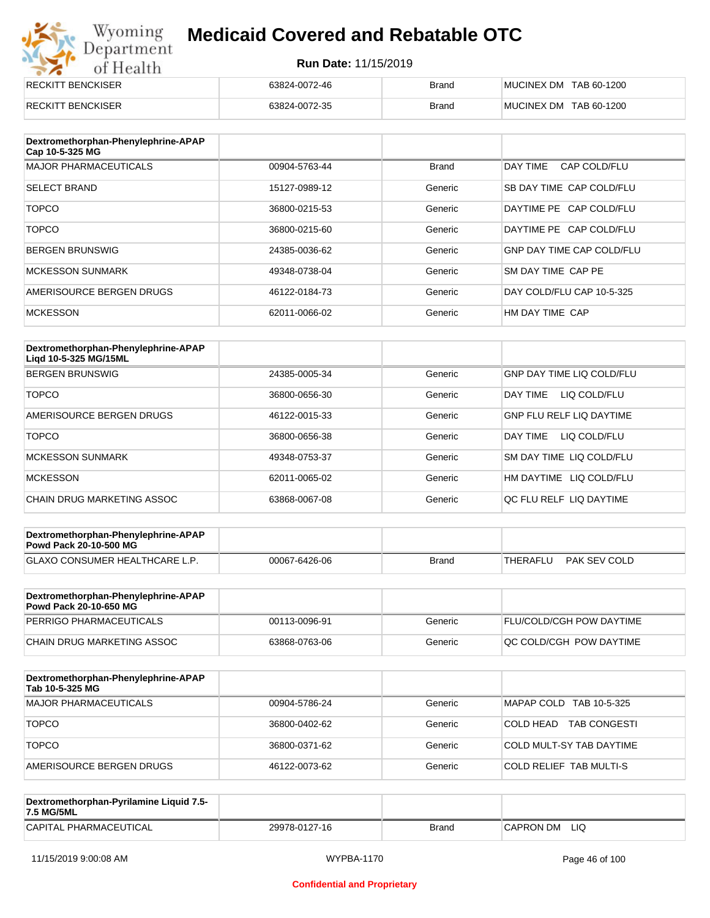| RECKITT BENCKISER | 63824-0072-46 | Brand | MUCINEX DM TAB 60-1200 |
|---|---|---|---|
| RECKITT BENCKISER | 63824-0072-35 | Brand | MUCINEX DM TAB 60-1200 |

| Dextromethorphan-Phenylephrine-APAP Cap 10-5-325 MG | | | |
|---|---|---|---|
| MAJOR PHARMACEUTICALS | 00904-5763-44 | Brand | DAY TIME CAP COLD/FLU |
| SELECT BRAND | 15127-0989-12 | Generic | SB DAY TIME CAP COLD/FLU |
| TOPCO | 36800-0215-53 | Generic | DAYTIME PE CAP COLD/FLU |
| TOPCO | 36800-0215-60 | Generic | DAYTIME PE CAP COLD/FLU |
| BERGEN BRUNSWIG | 24385-0036-62 | Generic | GNP DAY TIME CAP COLD/FLU |
| MCKESSON SUNMARK | 49348-0738-04 | Generic | SM DAY TIME CAP PE |
| AMERISOURCE BERGEN DRUGS | 46122-0184-73 | Generic | DAY COLD/FLU CAP 10-5-325 |
| MCKESSON | 62011-0066-02 | Generic | HM DAY TIME CAP |

| Dextromethorphan-Phenylephrine-APAP Liqd 10-5-325 MG/15ML | | | |
|---|---|---|---|
| BERGEN BRUNSWIG | 24385-0005-34 | Generic | GNP DAY TIME LIQ COLD/FLU |
| TOPCO | 36800-0656-30 | Generic | DAY TIME LIQ COLD/FLU |
| AMERISOURCE BERGEN DRUGS | 46122-0015-33 | Generic | GNP FLU RELF LIQ DAYTIME |
| TOPCO | 36800-0656-38 | Generic | DAY TIME LIQ COLD/FLU |
| MCKESSON SUNMARK | 49348-0753-37 | Generic | SM DAY TIME LIQ COLD/FLU |
| MCKESSON | 62011-0065-02 | Generic | HM DAYTIME LIQ COLD/FLU |
| CHAIN DRUG MARKETING ASSOC | 63868-0067-08 | Generic | QC FLU RELF LIQ DAYTIME |

| Dextromethorphan-Phenylephrine-APAP Powd Pack 20-10-500 MG | | | |
|---|---|---|---|
| GLAXO CONSUMER HEALTHCARE L.P. | 00067-6426-06 | Brand | THERAFLU PAK SEV COLD |

| Dextromethorphan-Phenylephrine-APAP Powd Pack 20-10-650 MG | | | |
|---|---|---|---|
| PERRIGO PHARMACEUTICALS | 00113-0096-91 | Generic | FLU/COLD/CGH POW DAYTIME |
| CHAIN DRUG MARKETING ASSOC | 63868-0763-06 | Generic | QC COLD/CGH POW DAYTIME |

| Dextromethorphan-Phenylephrine-APAP Tab 10-5-325 MG | | | |
|---|---|---|---|
| MAJOR PHARMACEUTICALS | 00904-5786-24 | Generic | MAPAP COLD TAB 10-5-325 |
| TOPCO | 36800-0402-62 | Generic | COLD HEAD TAB CONGESTI |
| TOPCO | 36800-0371-62 | Generic | COLD MULT-SY TAB DAYTIME |
| AMERISOURCE BERGEN DRUGS | 46122-0073-62 | Generic | COLD RELIEF TAB MULTI-S |

| Dextromethorphan-Pyrilamine Liquid 7.5-7.5 MG/5ML | | | |
|---|---|---|---|
| CAPITAL PHARMACEUTICAL | 29978-0127-16 | Brand | CAPRON DM LIQ |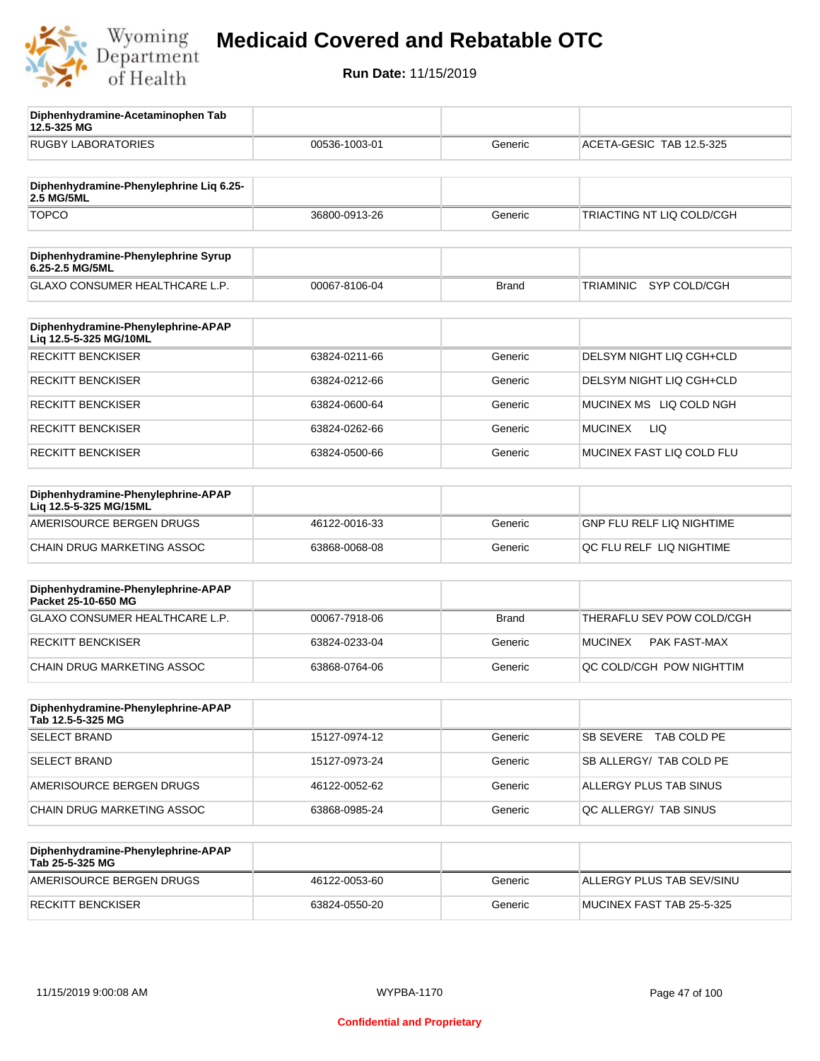# Medicaid Covered and Rebatable OTC

**Run Date:** 11/15/2019

| Diphenhydramine-Acetaminophen Tab 12.5-325 MG | | | |
|---|---|---|---|
| RUGBY LABORATORIES | 00536-1003-01 | Generic | ACETA-GESIC TAB 12.5-325 |

| Diphenhydramine-Phenylephrine Liq 6.25-2.5 MG/5ML | | | |
|---|---|---|---|
| TOPCO | 36800-0913-26 | Generic | TRIACTING NT LIQ COLD/CGH |

| Diphenhydramine-Phenylephrine Syrup 6.25-2.5 MG/5ML | | | |
|---|---|---|---|
| GLAXO CONSUMER HEALTHCARE L.P. | 00067-8106-04 | Brand | TRIAMINIC SYP COLD/CGH |

| Diphenhydramine-Phenylephrine-APAP Liq 12.5-5-325 MG/10ML | | | |
|---|---|---|---|
| RECKITT BENCKISER | 63824-0211-66 | Generic | DELSYM NIGHT LIQ CGH+CLD |
| RECKITT BENCKISER | 63824-0212-66 | Generic | DELSYM NIGHT LIQ CGH+CLD |
| RECKITT BENCKISER | 63824-0600-64 | Generic | MUCINEX MS LIQ COLD NGH |
| RECKITT BENCKISER | 63824-0262-66 | Generic | MUCINEX LIQ |
| RECKITT BENCKISER | 63824-0500-66 | Generic | MUCINEX FAST LIQ COLD FLU |

| Diphenhydramine-Phenylephrine-APAP Liq 12.5-5-325 MG/15ML | | | |
|---|---|---|---|
| AMERISOURCE BERGEN DRUGS | 46122-0016-33 | Generic | GNP FLU RELF LIQ NIGHTIME |
| CHAIN DRUG MARKETING ASSOC | 63868-0068-08 | Generic | QC FLU RELF LIQ NIGHTIME |

| Diphenhydramine-Phenylephrine-APAP Packet 25-10-650 MG | | | |
|---|---|---|---|
| GLAXO CONSUMER HEALTHCARE L.P. | 00067-7918-06 | Brand | THERAFLU SEV POW COLD/CGH |
| RECKITT BENCKISER | 63824-0233-04 | Generic | MUCINEX PAK FAST-MAX |
| CHAIN DRUG MARKETING ASSOC | 63868-0764-06 | Generic | QC COLD/CGH POW NIGHTTIM |

| Diphenhydramine-Phenylephrine-APAP Tab 12.5-5-325 MG | | | |
|---|---|---|---|
| SELECT BRAND | 15127-0974-12 | Generic | SB SEVERE TAB COLD PE |
| SELECT BRAND | 15127-0973-24 | Generic | SB ALLERGY/ TAB COLD PE |
| AMERISOURCE BERGEN DRUGS | 46122-0052-62 | Generic | ALLERGY PLUS TAB SINUS |
| CHAIN DRUG MARKETING ASSOC | 63868-0985-24 | Generic | QC ALLERGY/ TAB SINUS |

| Diphenhydramine-Phenylephrine-APAP Tab 25-5-325 MG | | | |
|---|---|---|---|
| AMERISOURCE BERGEN DRUGS | 46122-0053-60 | Generic | ALLERGY PLUS TAB SEV/SINU |
| RECKITT BENCKISER | 63824-0550-20 | Generic | MUCINEX FAST TAB 25-5-325 |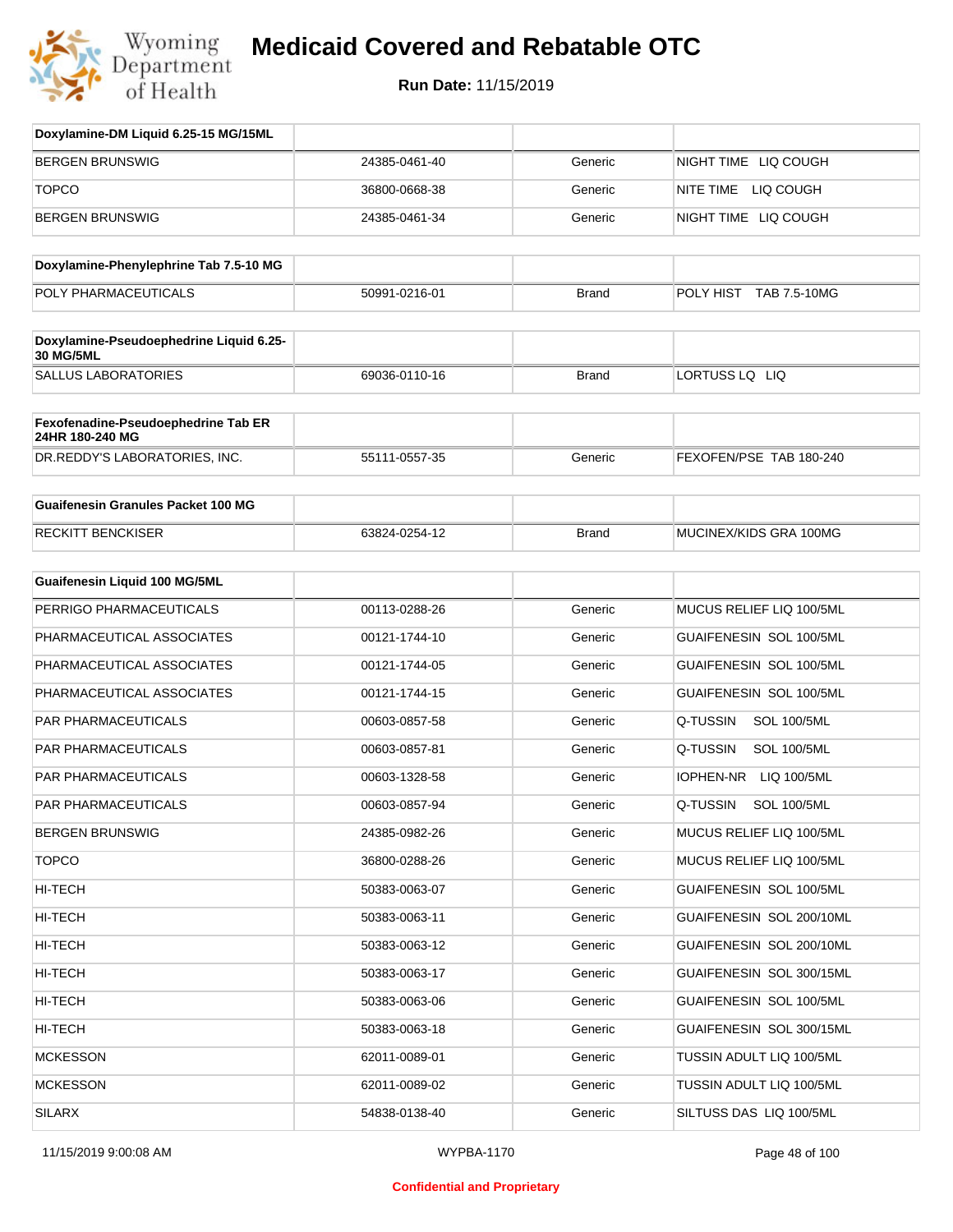# Medicaid Covered and Rebatable OTC

**Run Date:** 11/15/2019

| Doxylamine-DM Liquid 6.25-15 MG/15ML | | | |
|---|---|---|---|
| BERGEN BRUNSWIG | 24385-0461-40 | Generic | NIGHT TIME LIQ COUGH |
| TOPCO | 36800-0668-38 | Generic | NITE TIME LIQ COUGH |
| BERGEN BRUNSWIG | 24385-0461-34 | Generic | NIGHT TIME LIQ COUGH |

| Doxylamine-Phenylephrine Tab 7.5-10 MG | | | |
|---|---|---|---|
| POLY PHARMACEUTICALS | 50991-0216-01 | Brand | POLY HIST TAB 7.5-10MG |

| Doxylamine-Pseudoephedrine Liquid 6.25-30 MG/5ML | | | |
|---|---|---|---|
| SALLUS LABORATORIES | 69036-0110-16 | Brand | LORTUSS LQ LIQ |

| Fexofenadine-Pseudoephedrine Tab ER 24HR 180-240 MG | | | |
|---|---|---|---|
| DR.REDDY'S LABORATORIES, INC. | 55111-0557-35 | Generic | FEXOFEN/PSE TAB 180-240 |

| Guaifenesin Granules Packet 100 MG | | | |
|---|---|---|---|
| RECKITT BENCKISER | 63824-0254-12 | Brand | MUCINEX/KIDS GRA 100MG |

| Guaifenesin Liquid 100 MG/5ML | | | |
|---|---|---|---|
| PERRIGO PHARMACEUTICALS | 00113-0288-26 | Generic | MUCUS RELIEF LIQ 100/5ML |
| PHARMACEUTICAL ASSOCIATES | 00121-1744-10 | Generic | GUAIFENESIN SOL 100/5ML |
| PHARMACEUTICAL ASSOCIATES | 00121-1744-05 | Generic | GUAIFENESIN SOL 100/5ML |
| PHARMACEUTICAL ASSOCIATES | 00121-1744-15 | Generic | GUAIFENESIN SOL 100/5ML |
| PAR PHARMACEUTICALS | 00603-0857-58 | Generic | Q-TUSSIN SOL 100/5ML |
| PAR PHARMACEUTICALS | 00603-0857-81 | Generic | Q-TUSSIN SOL 100/5ML |
| PAR PHARMACEUTICALS | 00603-1328-58 | Generic | IOPHEN-NR LIQ 100/5ML |
| PAR PHARMACEUTICALS | 00603-0857-94 | Generic | Q-TUSSIN SOL 100/5ML |
| BERGEN BRUNSWIG | 24385-0982-26 | Generic | MUCUS RELIEF LIQ 100/5ML |
| TOPCO | 36800-0288-26 | Generic | MUCUS RELIEF LIQ 100/5ML |
| HI-TECH | 50383-0063-07 | Generic | GUAIFENESIN SOL 100/5ML |
| HI-TECH | 50383-0063-11 | Generic | GUAIFENESIN SOL 200/10ML |
| HI-TECH | 50383-0063-12 | Generic | GUAIFENESIN SOL 200/10ML |
| HI-TECH | 50383-0063-17 | Generic | GUAIFENESIN SOL 300/15ML |
| HI-TECH | 50383-0063-06 | Generic | GUAIFENESIN SOL 100/5ML |
| HI-TECH | 50383-0063-18 | Generic | GUAIFENESIN SOL 300/15ML |
| MCKESSON | 62011-0089-01 | Generic | TUSSIN ADULT LIQ 100/5ML |
| MCKESSON | 62011-0089-02 | Generic | TUSSIN ADULT LIQ 100/5ML |
| SILARX | 54838-0138-40 | Generic | SILTUSS DAS LIQ 100/5ML |

Confidential and Proprietary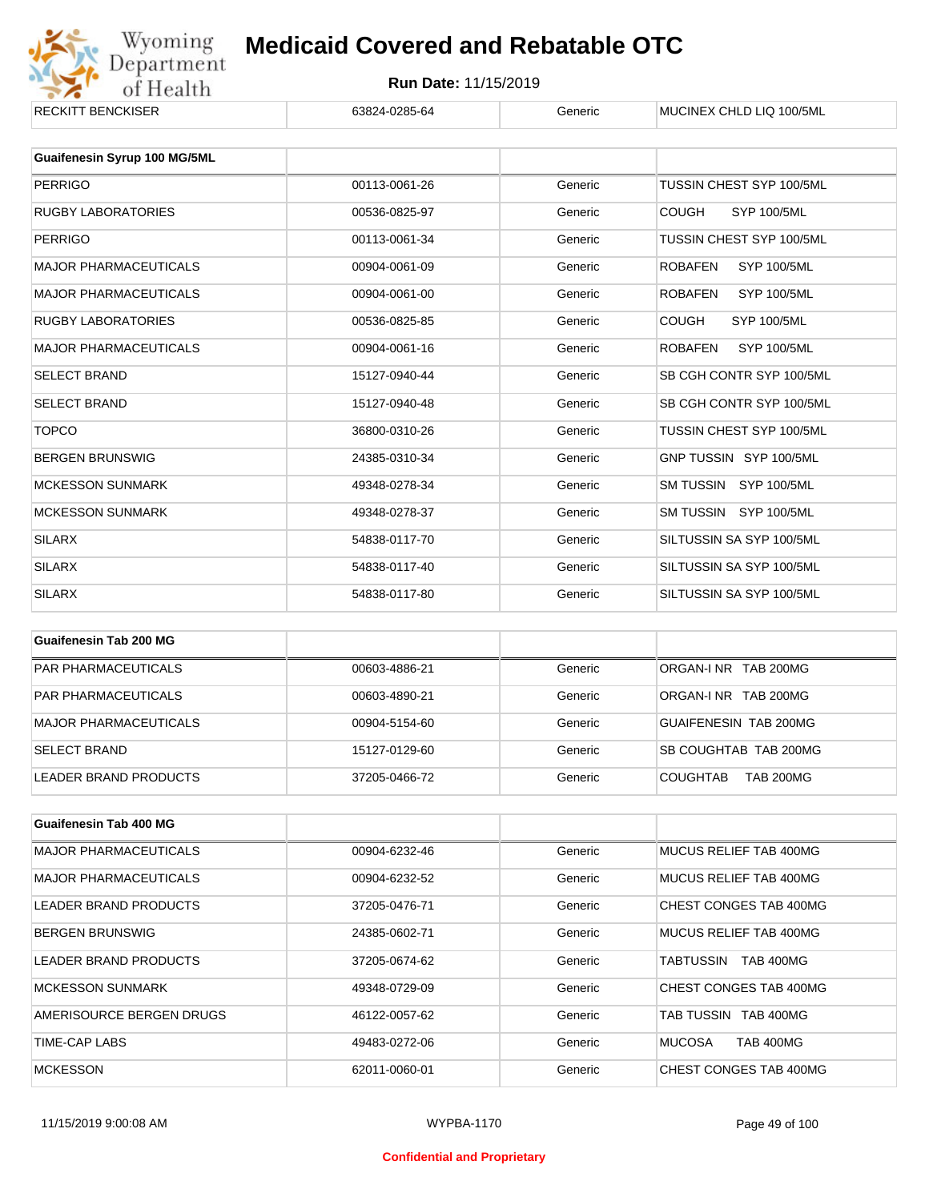| RECKITT BENCKISER | 63824-0285-64 | Generic | MUCINEX CHLD LIQ 100/5ML |
|---|---|---|---|

| Guaifenesin Syrup 100 MG/5ML | | | |
|---|---|---|---|
| PERRIGO | 00113-0061-26 | Generic | TUSSIN CHEST SYP 100/5ML |
| RUGBY LABORATORIES | 00536-0825-97 | Generic | COUGH SYP 100/5ML |
| PERRIGO | 00113-0061-34 | Generic | TUSSIN CHEST SYP 100/5ML |
| MAJOR PHARMACEUTICALS | 00904-0061-09 | Generic | ROBAFEN SYP 100/5ML |
| MAJOR PHARMACEUTICALS | 00904-0061-00 | Generic | ROBAFEN SYP 100/5ML |
| RUGBY LABORATORIES | 00536-0825-85 | Generic | COUGH SYP 100/5ML |
| MAJOR PHARMACEUTICALS | 00904-0061-16 | Generic | ROBAFEN SYP 100/5ML |
| SELECT BRAND | 15127-0940-44 | Generic | SB CGH CONTR SYP 100/5ML |
| SELECT BRAND | 15127-0940-48 | Generic | SB CGH CONTR SYP 100/5ML |
| TOPCO | 36800-0310-26 | Generic | TUSSIN CHEST SYP 100/5ML |
| BERGEN BRUNSWIG | 24385-0310-34 | Generic | GNP TUSSIN SYP 100/5ML |
| MCKESSON SUNMARK | 49348-0278-34 | Generic | SM TUSSIN SYP 100/5ML |
| MCKESSON SUNMARK | 49348-0278-37 | Generic | SM TUSSIN SYP 100/5ML |
| SILARX | 54838-0117-70 | Generic | SILTUSSIN SA SYP 100/5ML |
| SILARX | 54838-0117-40 | Generic | SILTUSSIN SA SYP 100/5ML |
| SILARX | 54838-0117-80 | Generic | SILTUSSIN SA SYP 100/5ML |

| Guaifenesin Tab 200 MG | | | |
|---|---|---|---|
| PAR PHARMACEUTICALS | 00603-4886-21 | Generic | ORGAN-I NR TAB 200MG |
| PAR PHARMACEUTICALS | 00603-4890-21 | Generic | ORGAN-I NR TAB 200MG |
| MAJOR PHARMACEUTICALS | 00904-5154-60 | Generic | GUAIFENESIN TAB 200MG |
| SELECT BRAND | 15127-0129-60 | Generic | SB COUGHTAB TAB 200MG |
| LEADER BRAND PRODUCTS | 37205-0466-72 | Generic | COUGHTAB TAB 200MG |

| Guaifenesin Tab 400 MG | | | |
|---|---|---|---|
| MAJOR PHARMACEUTICALS | 00904-6232-46 | Generic | MUCUS RELIEF TAB 400MG |
| MAJOR PHARMACEUTICALS | 00904-6232-52 | Generic | MUCUS RELIEF TAB 400MG |
| LEADER BRAND PRODUCTS | 37205-0476-71 | Generic | CHEST CONGES TAB 400MG |
| BERGEN BRUNSWIG | 24385-0602-71 | Generic | MUCUS RELIEF TAB 400MG |
| LEADER BRAND PRODUCTS | 37205-0674-62 | Generic | TABTUSSIN TAB 400MG |
| MCKESSON SUNMARK | 49348-0729-09 | Generic | CHEST CONGES TAB 400MG |
| AMERISOURCE BERGEN DRUGS | 46122-0057-62 | Generic | TAB TUSSIN TAB 400MG |
| TIME-CAP LABS | 49483-0272-06 | Generic | MUCOSA TAB 400MG |
| MCKESSON | 62011-0060-01 | Generic | CHEST CONGES TAB 400MG |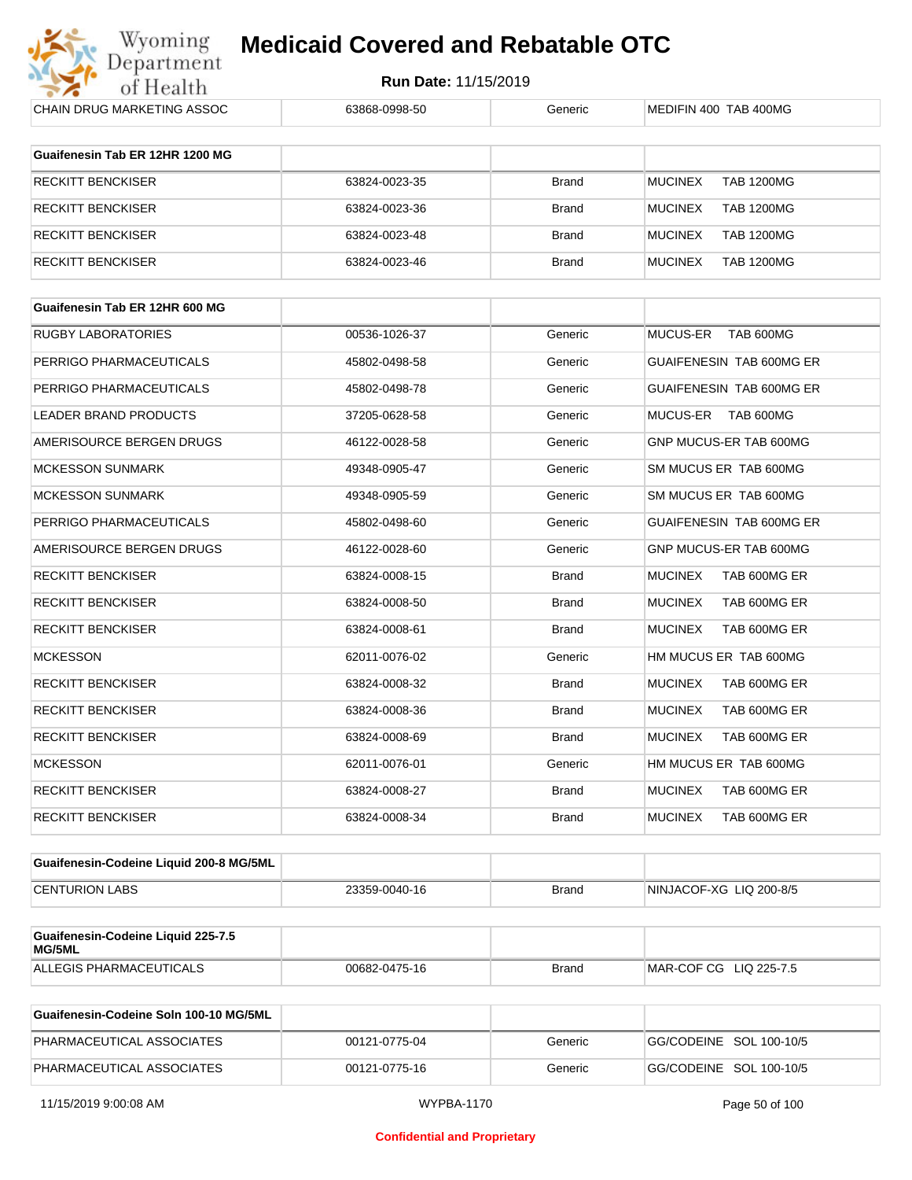| CHAIN DRUG MARKETING ASSOC | 63868-0998-50 | Generic | MEDIFIN 400 TAB 400MG |
|---|---|---|---|

| Guaifenesin Tab ER 12HR 1200 MG | | | |
|---|---|---|---|
| RECKITT BENCKISER | 63824-0023-35 | Brand | MUCINEX TAB 1200MG |
| RECKITT BENCKISER | 63824-0023-36 | Brand | MUCINEX TAB 1200MG |
| RECKITT BENCKISER | 63824-0023-48 | Brand | MUCINEX TAB 1200MG |
| RECKITT BENCKISER | 63824-0023-46 | Brand | MUCINEX TAB 1200MG |

| Guaifenesin Tab ER 12HR 600 MG | | | |
|---|---|---|---|
| RUGBY LABORATORIES | 00536-1026-37 | Generic | MUCUS-ER TAB 600MG |
| PERRIGO PHARMACEUTICALS | 45802-0498-58 | Generic | GUAIFENESIN TAB 600MG ER |
| PERRIGO PHARMACEUTICALS | 45802-0498-78 | Generic | GUAIFENESIN TAB 600MG ER |
| LEADER BRAND PRODUCTS | 37205-0628-58 | Generic | MUCUS-ER TAB 600MG |
| AMERISOURCE BERGEN DRUGS | 46122-0028-58 | Generic | GNP MUCUS-ER TAB 600MG |
| MCKESSON SUNMARK | 49348-0905-47 | Generic | SM MUCUS ER TAB 600MG |
| MCKESSON SUNMARK | 49348-0905-59 | Generic | SM MUCUS ER TAB 600MG |
| PERRIGO PHARMACEUTICALS | 45802-0498-60 | Generic | GUAIFENESIN TAB 600MG ER |
| AMERISOURCE BERGEN DRUGS | 46122-0028-60 | Generic | GNP MUCUS-ER TAB 600MG |
| RECKITT BENCKISER | 63824-0008-15 | Brand | MUCINEX TAB 600MG ER |
| RECKITT BENCKISER | 63824-0008-50 | Brand | MUCINEX TAB 600MG ER |
| RECKITT BENCKISER | 63824-0008-61 | Brand | MUCINEX TAB 600MG ER |
| MCKESSON | 62011-0076-02 | Generic | HM MUCUS ER TAB 600MG |
| RECKITT BENCKISER | 63824-0008-32 | Brand | MUCINEX TAB 600MG ER |
| RECKITT BENCKISER | 63824-0008-36 | Brand | MUCINEX TAB 600MG ER |
| RECKITT BENCKISER | 63824-0008-69 | Brand | MUCINEX TAB 600MG ER |
| MCKESSON | 62011-0076-01 | Generic | HM MUCUS ER TAB 600MG |
| RECKITT BENCKISER | 63824-0008-27 | Brand | MUCINEX TAB 600MG ER |
| RECKITT BENCKISER | 63824-0008-34 | Brand | MUCINEX TAB 600MG ER |

| Guaifenesin-Codeine Liquid 200-8 MG/5ML | | | |
|---|---|---|---|
| CENTURION LABS | 23359-0040-16 | Brand | NINJACOF-XG LIQ 200-8/5 |

| Guaifenesin-Codeine Liquid 225-7.5 MG/5ML | | | |
|---|---|---|---|
| ALLEGIS PHARMACEUTICALS | 00682-0475-16 | Brand | MAR-COF CG LIQ 225-7.5 |

| Guaifenesin-Codeine Soln 100-10 MG/5ML | | | |
|---|---|---|---|
| PHARMACEUTICAL ASSOCIATES | 00121-0775-04 | Generic | GG/CODEINE SOL 100-10/5 |
| PHARMACEUTICAL ASSOCIATES | 00121-0775-16 | Generic | GG/CODEINE SOL 100-10/5 |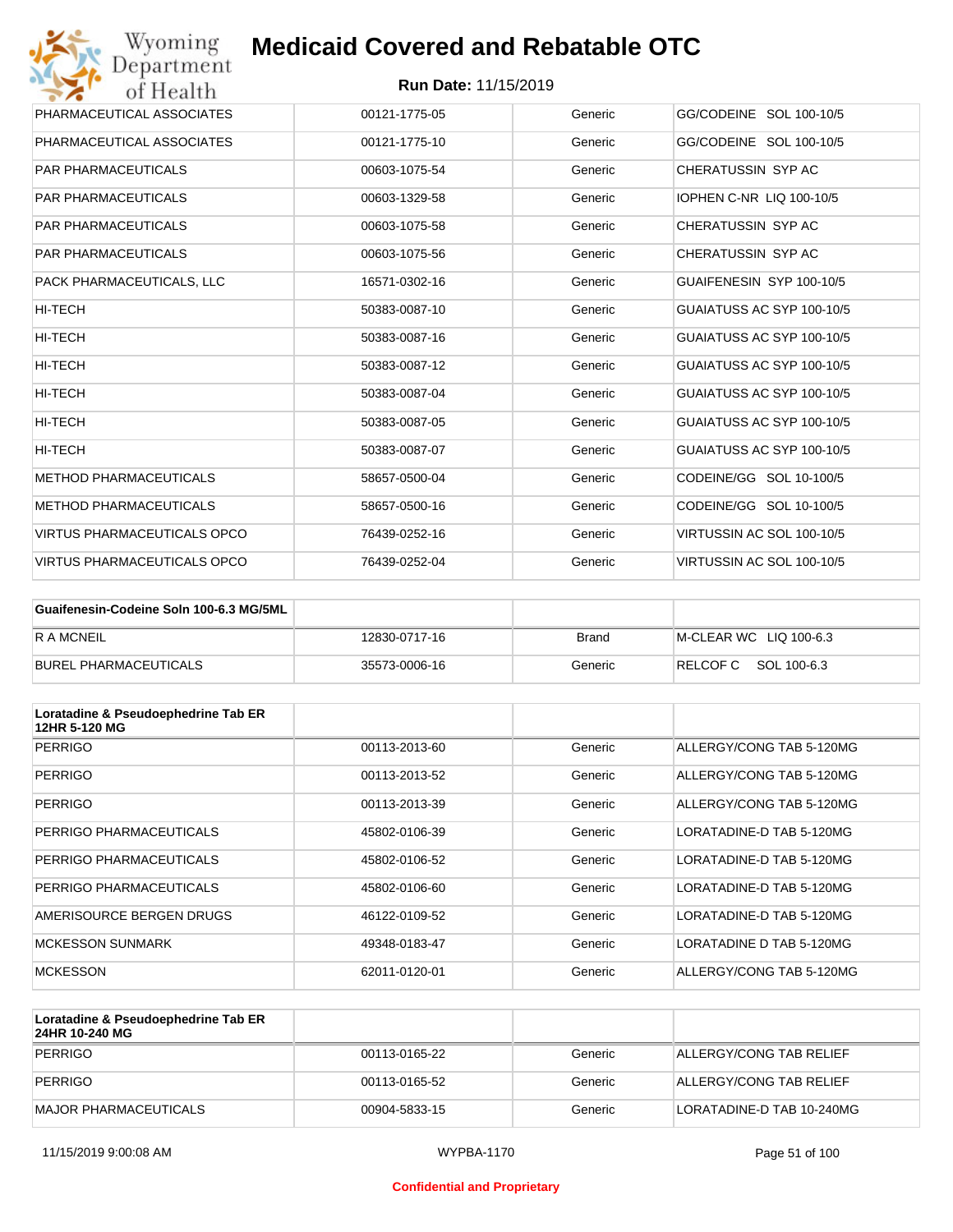| | | | |
|---|---|---|---|
| PHARMACEUTICAL ASSOCIATES | 00121-1775-05 | Generic | GG/CODEINE SOL 100-10/5 |
| PHARMACEUTICAL ASSOCIATES | 00121-1775-10 | Generic | GG/CODEINE SOL 100-10/5 |
| PAR PHARMACEUTICALS | 00603-1075-54 | Generic | CHERATUSSIN SYP AC |
| PAR PHARMACEUTICALS | 00603-1329-58 | Generic | IOPHEN C-NR LIQ 100-10/5 |
| PAR PHARMACEUTICALS | 00603-1075-58 | Generic | CHERATUSSIN SYP AC |
| PAR PHARMACEUTICALS | 00603-1075-56 | Generic | CHERATUSSIN SYP AC |
| PACK PHARMACEUTICALS, LLC | 16571-0302-16 | Generic | GUAIFENESIN SYP 100-10/5 |
| HI-TECH | 50383-0087-10 | Generic | GUAIATUSS AC SYP 100-10/5 |
| HI-TECH | 50383-0087-16 | Generic | GUAIATUSS AC SYP 100-10/5 |
| HI-TECH | 50383-0087-12 | Generic | GUAIATUSS AC SYP 100-10/5 |
| HI-TECH | 50383-0087-04 | Generic | GUAIATUSS AC SYP 100-10/5 |
| HI-TECH | 50383-0087-05 | Generic | GUAIATUSS AC SYP 100-10/5 |
| HI-TECH | 50383-0087-07 | Generic | GUAIATUSS AC SYP 100-10/5 |
| METHOD PHARMACEUTICALS | 58657-0500-04 | Generic | CODEINE/GG SOL 10-100/5 |
| METHOD PHARMACEUTICALS | 58657-0500-16 | Generic | CODEINE/GG SOL 10-100/5 |
| VIRTUS PHARMACEUTICALS OPCO | 76439-0252-16 | Generic | VIRTUSSIN AC SOL 100-10/5 |
| VIRTUS PHARMACEUTICALS OPCO | 76439-0252-04 | Generic | VIRTUSSIN AC SOL 100-10/5 |

| **Guaifenesin-Codeine Soln 100-6.3 MG/5ML** | | | |
|---|---|---|---|
| R A MCNEIL | 12830-0717-16 | Brand | M-CLEAR WC LIQ 100-6.3 |
| BUREL PHARMACEUTICALS | 35573-0006-16 | Generic | RELCOF C SOL 100-6.3 |

| **Loratadine & Pseudoephedrine Tab ER 12HR 5-120 MG** | | | |
|---|---|---|---|
| PERRIGO | 00113-2013-60 | Generic | ALLERGY/CONG TAB 5-120MG |
| PERRIGO | 00113-2013-52 | Generic | ALLERGY/CONG TAB 5-120MG |
| PERRIGO | 00113-2013-39 | Generic | ALLERGY/CONG TAB 5-120MG |
| PERRIGO PHARMACEUTICALS | 45802-0106-39 | Generic | LORATADINE-D TAB 5-120MG |
| PERRIGO PHARMACEUTICALS | 45802-0106-52 | Generic | LORATADINE-D TAB 5-120MG |
| PERRIGO PHARMACEUTICALS | 45802-0106-60 | Generic | LORATADINE-D TAB 5-120MG |
| AMERISOURCE BERGEN DRUGS | 46122-0109-52 | Generic | LORATADINE-D TAB 5-120MG |
| MCKESSON SUNMARK | 49348-0183-47 | Generic | LORATADINE D TAB 5-120MG |
| MCKESSON | 62011-0120-01 | Generic | ALLERGY/CONG TAB 5-120MG |

| **Loratadine & Pseudoephedrine Tab ER 24HR 10-240 MG** | | | |
|---|---|---|---|
| PERRIGO | 00113-0165-22 | Generic | ALLERGY/CONG TAB RELIEF |
| PERRIGO | 00113-0165-52 | Generic | ALLERGY/CONG TAB RELIEF |
| MAJOR PHARMACEUTICALS | 00904-5833-15 | Generic | LORATADINE-D TAB 10-240MG |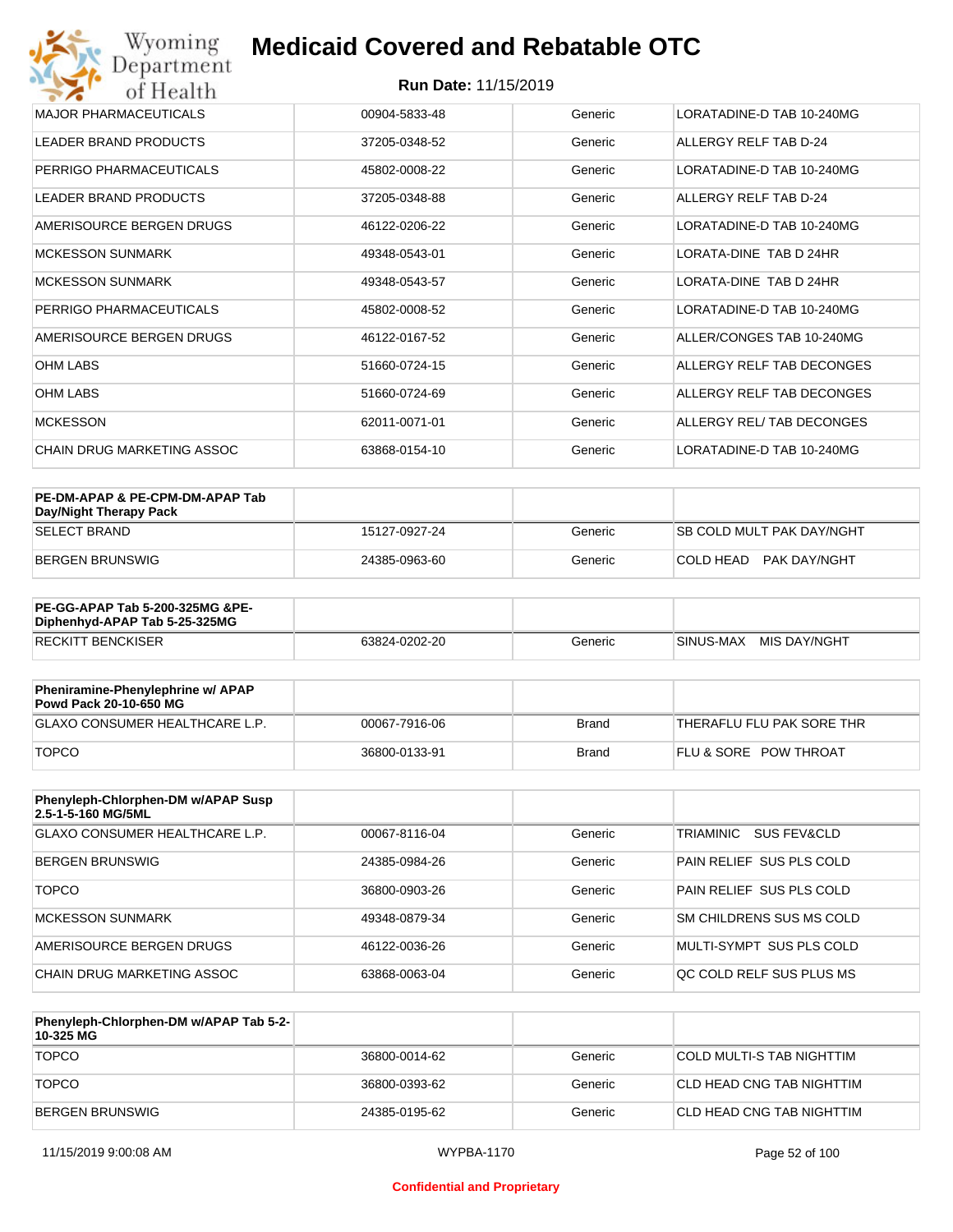| | | | |
|---|---|---|---|
| MAJOR PHARMACEUTICALS | 00904-5833-48 | Generic | LORATADINE-D TAB 10-240MG |
| LEADER BRAND PRODUCTS | 37205-0348-52 | Generic | ALLERGY RELF TAB D-24 |
| PERRIGO PHARMACEUTICALS | 45802-0008-22 | Generic | LORATADINE-D TAB 10-240MG |
| LEADER BRAND PRODUCTS | 37205-0348-88 | Generic | ALLERGY RELF TAB D-24 |
| AMERISOURCE BERGEN DRUGS | 46122-0206-22 | Generic | LORATADINE-D TAB 10-240MG |
| MCKESSON SUNMARK | 49348-0543-01 | Generic | LORATA-DINE TAB D 24HR |
| MCKESSON SUNMARK | 49348-0543-57 | Generic | LORATA-DINE TAB D 24HR |
| PERRIGO PHARMACEUTICALS | 45802-0008-52 | Generic | LORATADINE-D TAB 10-240MG |
| AMERISOURCE BERGEN DRUGS | 46122-0167-52 | Generic | ALLER/CONGES TAB 10-240MG |
| OHM LABS | 51660-0724-15 | Generic | ALLERGY RELF TAB DECONGES |
| OHM LABS | 51660-0724-69 | Generic | ALLERGY RELF TAB DECONGES |
| MCKESSON | 62011-0071-01 | Generic | ALLERGY REL/ TAB DECONGES |
| CHAIN DRUG MARKETING ASSOC | 63868-0154-10 | Generic | LORATADINE-D TAB 10-240MG |

| **PE-DM-APAP & PE-CPM-DM-APAP Tab Day/Night Therapy Pack** | | | |
|---|---|---|---|
| SELECT BRAND | 15127-0927-24 | Generic | SB COLD MULT PAK DAY/NGHT |
| BERGEN BRUNSWIG | 24385-0963-60 | Generic | COLD HEAD PAK DAY/NGHT |

| **PE-GG-APAP Tab 5-200-325MG &PE-Diphenhyd-APAP Tab 5-25-325MG** | | | |
|---|---|---|---|
| RECKITT BENCKISER | 63824-0202-20 | Generic | SINUS-MAX MIS DAY/NGHT |

| **Pheniramine-Phenylephrine w/ APAP Powd Pack 20-10-650 MG** | | | |
|---|---|---|---|
| GLAXO CONSUMER HEALTHCARE L.P. | 00067-7916-06 | Brand | THERAFLU FLU PAK SORE THR |
| TOPCO | 36800-0133-91 | Brand | FLU & SORE POW THROAT |

| **Phenyleph-Chlorphen-DM w/APAP Susp 2.5-1-5-160 MG/5ML** | | | |
|---|---|---|---|
| GLAXO CONSUMER HEALTHCARE L.P. | 00067-8116-04 | Generic | TRIAMINIC SUS FEV&CLD |
| BERGEN BRUNSWIG | 24385-0984-26 | Generic | PAIN RELIEF SUS PLS COLD |
| TOPCO | 36800-0903-26 | Generic | PAIN RELIEF SUS PLS COLD |
| MCKESSON SUNMARK | 49348-0879-34 | Generic | SM CHILDRENS SUS MS COLD |
| AMERISOURCE BERGEN DRUGS | 46122-0036-26 | Generic | MULTI-SYMPT SUS PLS COLD |
| CHAIN DRUG MARKETING ASSOC | 63868-0063-04 | Generic | QC COLD RELF SUS PLUS MS |

| **Phenyleph-Chlorphen-DM w/APAP Tab 5-2-10-325 MG** | | | |
|---|---|---|---|
| TOPCO | 36800-0014-62 | Generic | COLD MULTI-S TAB NIGHTTIM |
| TOPCO | 36800-0393-62 | Generic | CLD HEAD CNG TAB NIGHTTIM |
| BERGEN BRUNSWIG | 24385-0195-62 | Generic | CLD HEAD CNG TAB NIGHTTIM |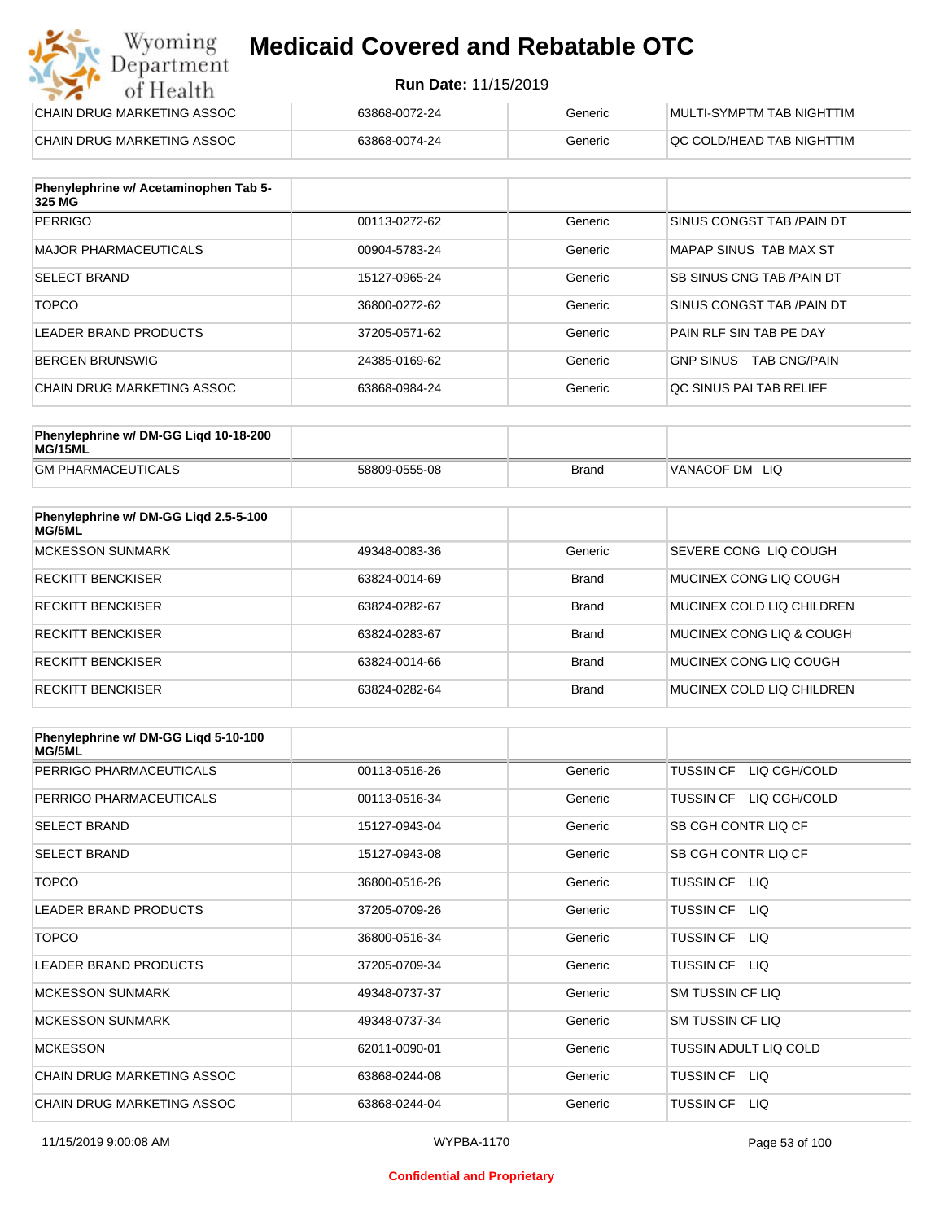# Medicaid Covered and Rebatable OTC

**Run Date:** 11/15/2019

| | | | |
|---|---|---|---|
| CHAIN DRUG MARKETING ASSOC | 63868-0072-24 | Generic | MULTI-SYMPTM TAB NIGHTTIM |
| CHAIN DRUG MARKETING ASSOC | 63868-0074-24 | Generic | QC COLD/HEAD TAB NIGHTTIM |

| Phenylephrine w/ Acetaminophen Tab 5-325 MG | | | |
|---|---|---|---|
| PERRIGO | 00113-0272-62 | Generic | SINUS CONGST TAB /PAIN DT |
| MAJOR PHARMACEUTICALS | 00904-5783-24 | Generic | MAPAP SINUS TAB MAX ST |
| SELECT BRAND | 15127-0965-24 | Generic | SB SINUS CNG TAB /PAIN DT |
| TOPCO | 36800-0272-62 | Generic | SINUS CONGST TAB /PAIN DT |
| LEADER BRAND PRODUCTS | 37205-0571-62 | Generic | PAIN RLF SIN TAB PE DAY |
| BERGEN BRUNSWIG | 24385-0169-62 | Generic | GNP SINUS TAB CNG/PAIN |
| CHAIN DRUG MARKETING ASSOC | 63868-0984-24 | Generic | QC SINUS PAI TAB RELIEF |

| Phenylephrine w/ DM-GG Liqd 10-18-200 MG/15ML | | | |
|---|---|---|---|
| GM PHARMACEUTICALS | 58809-0555-08 | Brand | VANACOF DM LIQ |

| Phenylephrine w/ DM-GG Liqd 2.5-5-100 MG/5ML | | | |
|---|---|---|---|
| MCKESSON SUNMARK | 49348-0083-36 | Generic | SEVERE CONG LIQ COUGH |
| RECKITT BENCKISER | 63824-0014-69 | Brand | MUCINEX CONG LIQ COUGH |
| RECKITT BENCKISER | 63824-0282-67 | Brand | MUCINEX COLD LIQ CHILDREN |
| RECKITT BENCKISER | 63824-0283-67 | Brand | MUCINEX CONG LIQ & COUGH |
| RECKITT BENCKISER | 63824-0014-66 | Brand | MUCINEX CONG LIQ COUGH |
| RECKITT BENCKISER | 63824-0282-64 | Brand | MUCINEX COLD LIQ CHILDREN |

| Phenylephrine w/ DM-GG Liqd 5-10-100 MG/5ML | | | |
|---|---|---|---|
| PERRIGO PHARMACEUTICALS | 00113-0516-26 | Generic | TUSSIN CF LIQ CGH/COLD |
| PERRIGO PHARMACEUTICALS | 00113-0516-34 | Generic | TUSSIN CF LIQ CGH/COLD |
| SELECT BRAND | 15127-0943-04 | Generic | SB CGH CONTR LIQ CF |
| SELECT BRAND | 15127-0943-08 | Generic | SB CGH CONTR LIQ CF |
| TOPCO | 36800-0516-26 | Generic | TUSSIN CF LIQ |
| LEADER BRAND PRODUCTS | 37205-0709-26 | Generic | TUSSIN CF LIQ |
| TOPCO | 36800-0516-34 | Generic | TUSSIN CF LIQ |
| LEADER BRAND PRODUCTS | 37205-0709-34 | Generic | TUSSIN CF LIQ |
| MCKESSON SUNMARK | 49348-0737-37 | Generic | SM TUSSIN CF LIQ |
| MCKESSON SUNMARK | 49348-0737-34 | Generic | SM TUSSIN CF LIQ |
| MCKESSON | 62011-0090-01 | Generic | TUSSIN ADULT LIQ COLD |
| CHAIN DRUG MARKETING ASSOC | 63868-0244-08 | Generic | TUSSIN CF LIQ |
| CHAIN DRUG MARKETING ASSOC | 63868-0244-04 | Generic | TUSSIN CF LIQ |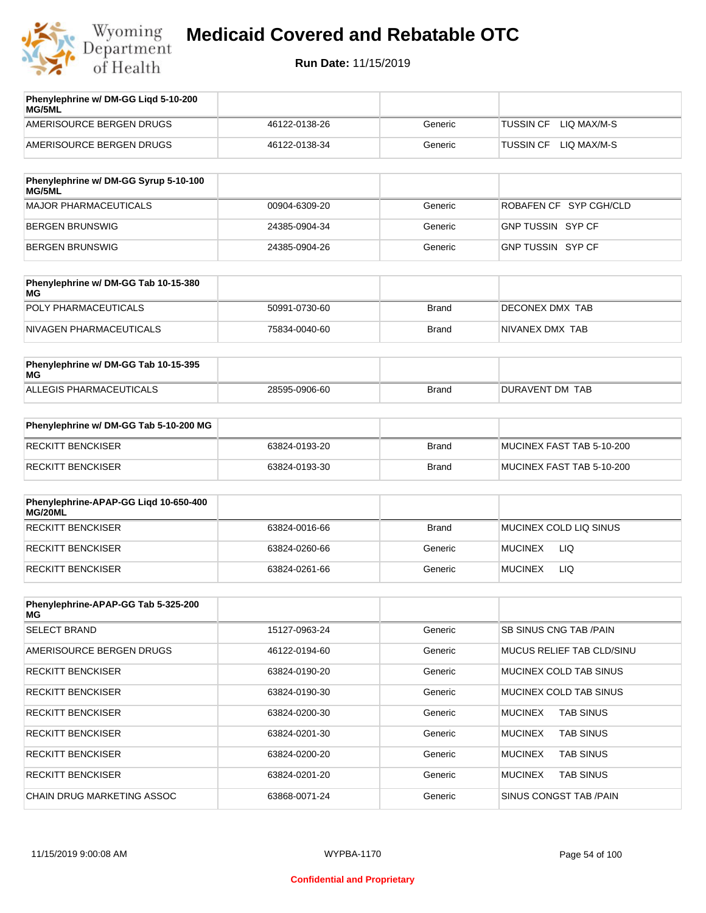# Medicaid Covered and Rebatable OTC

**Run Date:** 11/15/2019

| Phenylephrine w/ DM-GG Liqd 5-10-200 MG/5ML | | | |
|---|---|---|---|
| AMERISOURCE BERGEN DRUGS | 46122-0138-26 | Generic | TUSSIN CF LIQ MAX/M-S |
| AMERISOURCE BERGEN DRUGS | 46122-0138-34 | Generic | TUSSIN CF LIQ MAX/M-S |

| Phenylephrine w/ DM-GG Syrup 5-10-100 MG/5ML | | | |
|---|---|---|---|
| MAJOR PHARMACEUTICALS | 00904-6309-20 | Generic | ROBAFEN CF SYP CGH/CLD |
| BERGEN BRUNSWIG | 24385-0904-34 | Generic | GNP TUSSIN SYP CF |
| BERGEN BRUNSWIG | 24385-0904-26 | Generic | GNP TUSSIN SYP CF |

| Phenylephrine w/ DM-GG Tab 10-15-380 MG | | | |
|---|---|---|---|
| POLY PHARMACEUTICALS | 50991-0730-60 | Brand | DECONEX DMX TAB |
| NIVAGEN PHARMACEUTICALS | 75834-0040-60 | Brand | NIVANEX DMX TAB |

| Phenylephrine w/ DM-GG Tab 10-15-395 MG | | | |
|---|---|---|---|
| ALLEGIS PHARMACEUTICALS | 28595-0906-60 | Brand | DURAVENT DM TAB |

| Phenylephrine w/ DM-GG Tab 5-10-200 MG | | | |
|---|---|---|---|
| RECKITT BENCKISER | 63824-0193-20 | Brand | MUCINEX FAST TAB 5-10-200 |
| RECKITT BENCKISER | 63824-0193-30 | Brand | MUCINEX FAST TAB 5-10-200 |

| Phenylephrine-APAP-GG Liqd 10-650-400 MG/20ML | | | |
|---|---|---|---|
| RECKITT BENCKISER | 63824-0016-66 | Brand | MUCINEX COLD LIQ SINUS |
| RECKITT BENCKISER | 63824-0260-66 | Generic | MUCINEX LIQ |
| RECKITT BENCKISER | 63824-0261-66 | Generic | MUCINEX LIQ |

| Phenylephrine-APAP-GG Tab 5-325-200 MG | | | |
|---|---|---|---|
| SELECT BRAND | 15127-0963-24 | Generic | SB SINUS CNG TAB /PAIN |
| AMERISOURCE BERGEN DRUGS | 46122-0194-60 | Generic | MUCUS RELIEF TAB CLD/SINU |
| RECKITT BENCKISER | 63824-0190-20 | Generic | MUCINEX COLD TAB SINUS |
| RECKITT BENCKISER | 63824-0190-30 | Generic | MUCINEX COLD TAB SINUS |
| RECKITT BENCKISER | 63824-0200-30 | Generic | MUCINEX TAB SINUS |
| RECKITT BENCKISER | 63824-0201-30 | Generic | MUCINEX TAB SINUS |
| RECKITT BENCKISER | 63824-0200-20 | Generic | MUCINEX TAB SINUS |
| RECKITT BENCKISER | 63824-0201-20 | Generic | MUCINEX TAB SINUS |
| CHAIN DRUG MARKETING ASSOC | 63868-0071-24 | Generic | SINUS CONGST TAB /PAIN |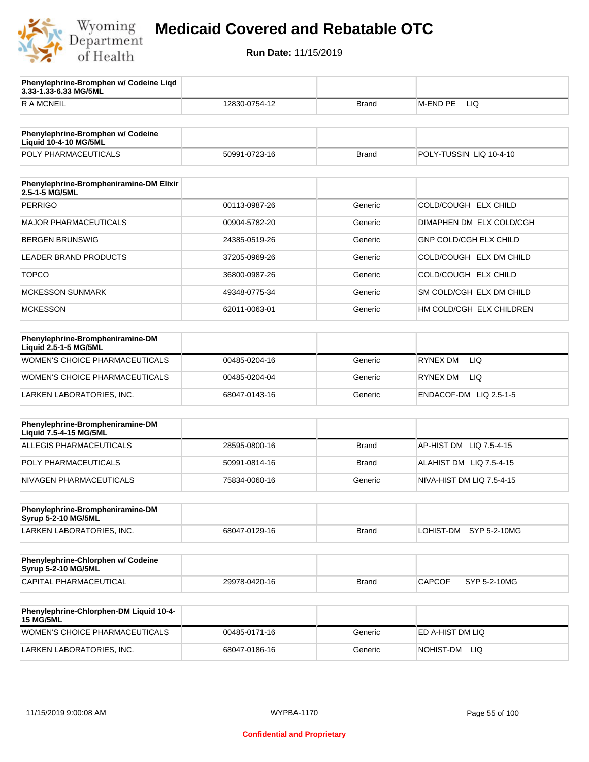# Medicaid Covered and Rebatable OTC

**Run Date:** 11/15/2019

| Phenylephrine-Bromphen w/ Codeine Liqd 3.33-1.33-6.33 MG/5ML | | | |
|---|---|---|---|
| R A MCNEIL | 12830-0754-12 | Brand | M-END PE LIQ |

| Phenylephrine-Bromphen w/ Codeine Liquid 10-4-10 MG/5ML | | | |
|---|---|---|---|
| POLY PHARMACEUTICALS | 50991-0723-16 | Brand | POLY-TUSSIN LIQ 10-4-10 |

| Phenylephrine-Brompheniramine-DM Elixir 2.5-1-5 MG/5ML | | | |
|---|---|---|---|
| PERRIGO | 00113-0987-26 | Generic | COLD/COUGH ELX CHILD |
| MAJOR PHARMACEUTICALS | 00904-5782-20 | Generic | DIMAPHEN DM ELX COLD/CGH |
| BERGEN BRUNSWIG | 24385-0519-26 | Generic | GNP COLD/CGH ELX CHILD |
| LEADER BRAND PRODUCTS | 37205-0969-26 | Generic | COLD/COUGH ELX DM CHILD |
| TOPCO | 36800-0987-26 | Generic | COLD/COUGH ELX CHILD |
| MCKESSON SUNMARK | 49348-0775-34 | Generic | SM COLD/CGH ELX DM CHILD |
| MCKESSON | 62011-0063-01 | Generic | HM COLD/CGH ELX CHILDREN |

| Phenylephrine-Brompheniramine-DM Liquid 2.5-1-5 MG/5ML | | | |
|---|---|---|---|
| WOMEN'S CHOICE PHARMACEUTICALS | 00485-0204-16 | Generic | RYNEX DM LIQ |
| WOMEN'S CHOICE PHARMACEUTICALS | 00485-0204-04 | Generic | RYNEX DM LIQ |
| LARKEN LABORATORIES, INC. | 68047-0143-16 | Generic | ENDACOF-DM LIQ 2.5-1-5 |

| Phenylephrine-Brompheniramine-DM Liquid 7.5-4-15 MG/5ML | | | |
|---|---|---|---|
| ALLEGIS PHARMACEUTICALS | 28595-0800-16 | Brand | AP-HIST DM LIQ 7.5-4-15 |
| POLY PHARMACEUTICALS | 50991-0814-16 | Brand | ALAHIST DM LIQ 7.5-4-15 |
| NIVAGEN PHARMACEUTICALS | 75834-0060-16 | Generic | NIVA-HIST DM LIQ 7.5-4-15 |

| Phenylephrine-Brompheniramine-DM Syrup 5-2-10 MG/5ML | | | |
|---|---|---|---|
| LARKEN LABORATORIES, INC. | 68047-0129-16 | Brand | LOHIST-DM SYP 5-2-10MG |

| Phenylephrine-Chlorphen w/ Codeine Syrup 5-2-10 MG/5ML | | | |
|---|---|---|---|
| CAPITAL PHARMACEUTICAL | 29978-0420-16 | Brand | CAPCOF SYP 5-2-10MG |

| Phenylephrine-Chlorphen-DM Liquid 10-4-15 MG/5ML | | | |
|---|---|---|---|
| WOMEN'S CHOICE PHARMACEUTICALS | 00485-0171-16 | Generic | ED A-HIST DM LIQ |
| LARKEN LABORATORIES, INC. | 68047-0186-16 | Generic | NOHIST-DM LIQ |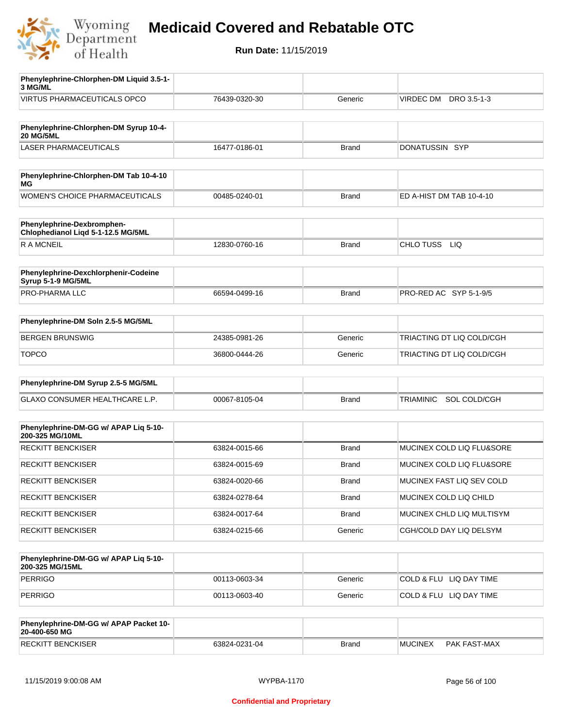# Medicaid Covered and Rebatable OTC

**Run Date:** 11/15/2019

| Phenylephrine-Chlorphen-DM Liquid 3.5-1-3 MG/ML | | | |
|---|---|---|---|
| VIRTUS PHARMACEUTICALS OPCO | 76439-0320-30 | Generic | VIRDEC DM DRO 3.5-1-3 |

| Phenylephrine-Chlorphen-DM Syrup 10-4-20 MG/5ML | | | |
|---|---|---|---|
| LASER PHARMACEUTICALS | 16477-0186-01 | Brand | DONATUSSIN SYP |

| Phenylephrine-Chlorphen-DM Tab 10-4-10 MG | | | |
|---|---|---|---|
| WOMEN'S CHOICE PHARMACEUTICALS | 00485-0240-01 | Brand | ED A-HIST DM TAB 10-4-10 |

| Phenylephrine-Dexbromphen-Chlophedianol Liqd 5-1-12.5 MG/5ML | | | |
|---|---|---|---|
| R A MCNEIL | 12830-0760-16 | Brand | CHLO TUSS LIQ |

| Phenylephrine-Dexchlorphenir-Codeine Syrup 5-1-9 MG/5ML | | | |
|---|---|---|---|
| PRO-PHARMA LLC | 66594-0499-16 | Brand | PRO-RED AC SYP 5-1-9/5 |

| Phenylephrine-DM Soln 2.5-5 MG/5ML | | | |
|---|---|---|---|
| BERGEN BRUNSWIG | 24385-0981-26 | Generic | TRIACTING DT LIQ COLD/CGH |
| TOPCO | 36800-0444-26 | Generic | TRIACTING DT LIQ COLD/CGH |

| Phenylephrine-DM Syrup 2.5-5 MG/5ML | | | |
|---|---|---|---|
| GLAXO CONSUMER HEALTHCARE L.P. | 00067-8105-04 | Brand | TRIAMINIC SOL COLD/CGH |

| Phenylephrine-DM-GG w/ APAP Liq 5-10-200-325 MG/10ML | | | |
|---|---|---|---|
| RECKITT BENCKISER | 63824-0015-66 | Brand | MUCINEX COLD LIQ FLU&SORE |
| RECKITT BENCKISER | 63824-0015-69 | Brand | MUCINEX COLD LIQ FLU&SORE |
| RECKITT BENCKISER | 63824-0020-66 | Brand | MUCINEX FAST LIQ SEV COLD |
| RECKITT BENCKISER | 63824-0278-64 | Brand | MUCINEX COLD LIQ CHILD |
| RECKITT BENCKISER | 63824-0017-64 | Brand | MUCINEX CHLD LIQ MULTISYM |
| RECKITT BENCKISER | 63824-0215-66 | Generic | CGH/COLD DAY LIQ DELSYM |

| Phenylephrine-DM-GG w/ APAP Liq 5-10-200-325 MG/15ML | | | |
|---|---|---|---|
| PERRIGO | 00113-0603-34 | Generic | COLD & FLU LIQ DAY TIME |
| PERRIGO | 00113-0603-40 | Generic | COLD & FLU LIQ DAY TIME |

| Phenylephrine-DM-GG w/ APAP Packet 10-20-400-650 MG | | | |
|---|---|---|---|
| RECKITT BENCKISER | 63824-0231-04 | Brand | MUCINEX PAK FAST-MAX |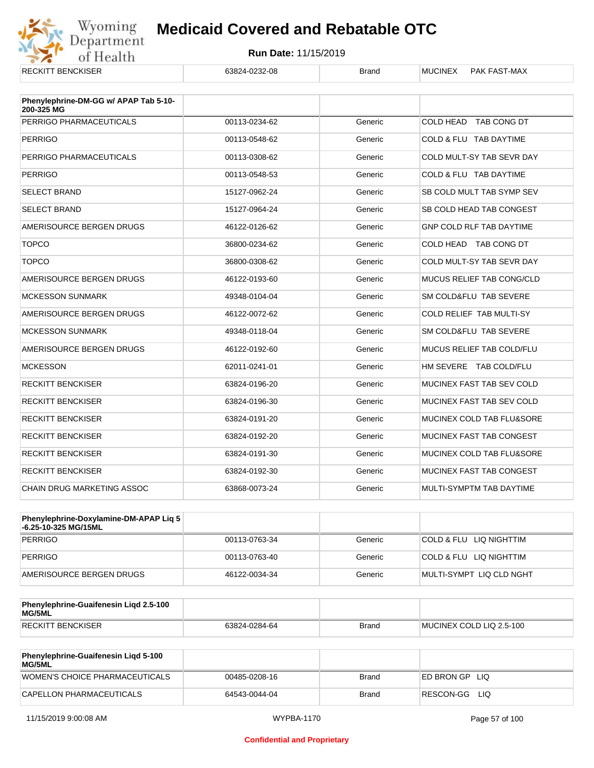| RECKITT BENCKISER | 63824-0232-08 | Brand | MUCINEX PAK FAST-MAX |
|---|---|---|---|

| Phenylephrine-DM-GG w/ APAP Tab 5-10-200-325 MG | | | |
|---|---|---|---|
| PERRIGO PHARMACEUTICALS | 00113-0234-62 | Generic | COLD HEAD TAB CONG DT |
| PERRIGO | 00113-0548-62 | Generic | COLD & FLU TAB DAYTIME |
| PERRIGO PHARMACEUTICALS | 00113-0308-62 | Generic | COLD MULT-SY TAB SEVR DAY |
| PERRIGO | 00113-0548-53 | Generic | COLD & FLU TAB DAYTIME |
| SELECT BRAND | 15127-0962-24 | Generic | SB COLD MULT TAB SYMP SEV |
| SELECT BRAND | 15127-0964-24 | Generic | SB COLD HEAD TAB CONGEST |
| AMERISOURCE BERGEN DRUGS | 46122-0126-62 | Generic | GNP COLD RLF TAB DAYTIME |
| TOPCO | 36800-0234-62 | Generic | COLD HEAD TAB CONG DT |
| TOPCO | 36800-0308-62 | Generic | COLD MULT-SY TAB SEVR DAY |
| AMERISOURCE BERGEN DRUGS | 46122-0193-60 | Generic | MUCUS RELIEF TAB CONG/CLD |
| MCKESSON SUNMARK | 49348-0104-04 | Generic | SM COLD&FLU TAB SEVERE |
| AMERISOURCE BERGEN DRUGS | 46122-0072-62 | Generic | COLD RELIEF TAB MULTI-SY |
| MCKESSON SUNMARK | 49348-0118-04 | Generic | SM COLD&FLU TAB SEVERE |
| AMERISOURCE BERGEN DRUGS | 46122-0192-60 | Generic | MUCUS RELIEF TAB COLD/FLU |
| MCKESSON | 62011-0241-01 | Generic | HM SEVERE TAB COLD/FLU |
| RECKITT BENCKISER | 63824-0196-20 | Generic | MUCINEX FAST TAB SEV COLD |
| RECKITT BENCKISER | 63824-0196-30 | Generic | MUCINEX FAST TAB SEV COLD |
| RECKITT BENCKISER | 63824-0191-20 | Generic | MUCINEX COLD TAB FLU&SORE |
| RECKITT BENCKISER | 63824-0192-20 | Generic | MUCINEX FAST TAB CONGEST |
| RECKITT BENCKISER | 63824-0191-30 | Generic | MUCINEX COLD TAB FLU&SORE |
| RECKITT BENCKISER | 63824-0192-30 | Generic | MUCINEX FAST TAB CONGEST |
| CHAIN DRUG MARKETING ASSOC | 63868-0073-24 | Generic | MULTI-SYMPTM TAB DAYTIME |

| Phenylephrine-Doxylamine-DM-APAP Liq 5-6.25-10-325 MG/15ML | | | |
|---|---|---|---|
| PERRIGO | 00113-0763-34 | Generic | COLD & FLU LIQ NIGHTTIM |
| PERRIGO | 00113-0763-40 | Generic | COLD & FLU LIQ NIGHTTIM |
| AMERISOURCE BERGEN DRUGS | 46122-0034-34 | Generic | MULTI-SYMPT LIQ CLD NGHT |

| Phenylephrine-Guaifenesin Liqd 2.5-100 MG/5ML | | | |
|---|---|---|---|
| RECKITT BENCKISER | 63824-0284-64 | Brand | MUCINEX COLD LIQ 2.5-100 |

| Phenylephrine-Guaifenesin Liqd 5-100 MG/5ML | | | |
|---|---|---|---|
| WOMEN'S CHOICE PHARMACEUTICALS | 00485-0208-16 | Brand | ED BRON GP LIQ |
| CAPELLON PHARMACEUTICALS | 64543-0044-04 | Brand | RESCON-GG LIQ |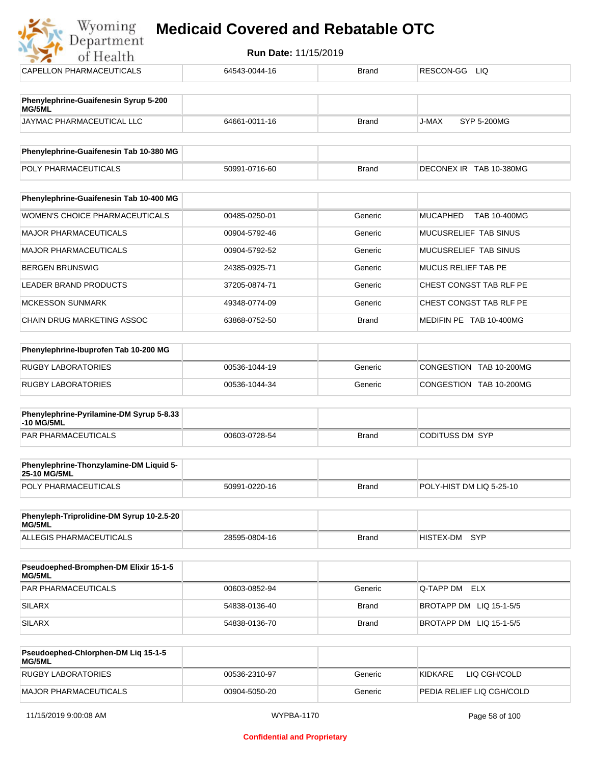| CAPELLON PHARMACEUTICALS | 64543-0044-16 | Brand | RESCON-GG LIQ |
|---|---|---|---|

| Phenylephrine-Guaifenesin Syrup 5-200 MG/5ML | | | |
|---|---|---|---|
| JAYMAC PHARMACEUTICAL LLC | 64661-0011-16 | Brand | J-MAX SYP 5-200MG |

| Phenylephrine-Guaifenesin Tab 10-380 MG | | | |
|---|---|---|---|
| POLY PHARMACEUTICALS | 50991-0716-60 | Brand | DECONEX IR TAB 10-380MG |

| Phenylephrine-Guaifenesin Tab 10-400 MG | | | |
|---|---|---|---|
| WOMEN'S CHOICE PHARMACEUTICALS | 00485-0250-01 | Generic | MUCAPHED TAB 10-400MG |
| MAJOR PHARMACEUTICALS | 00904-5792-46 | Generic | MUCUSRELIEF TAB SINUS |
| MAJOR PHARMACEUTICALS | 00904-5792-52 | Generic | MUCUSRELIEF TAB SINUS |
| BERGEN BRUNSWIG | 24385-0925-71 | Generic | MUCUS RELIEF TAB PE |
| LEADER BRAND PRODUCTS | 37205-0874-71 | Generic | CHEST CONGST TAB RLF PE |
| MCKESSON SUNMARK | 49348-0774-09 | Generic | CHEST CONGST TAB RLF PE |
| CHAIN DRUG MARKETING ASSOC | 63868-0752-50 | Brand | MEDIFIN PE TAB 10-400MG |

| Phenylephrine-Ibuprofen Tab 10-200 MG | | | |
|---|---|---|---|
| RUGBY LABORATORIES | 00536-1044-19 | Generic | CONGESTION TAB 10-200MG |
| RUGBY LABORATORIES | 00536-1044-34 | Generic | CONGESTION TAB 10-200MG |

| Phenylephrine-Pyrilamine-DM Syrup 5-8.33-10 MG/5ML | | | |
|---|---|---|---|
| PAR PHARMACEUTICALS | 00603-0728-54 | Brand | CODITUSS DM SYP |

| Phenylephrine-Thonzylamine-DM Liquid 5-25-10 MG/5ML | | | |
|---|---|---|---|
| POLY PHARMACEUTICALS | 50991-0220-16 | Brand | POLY-HIST DM LIQ 5-25-10 |

| Phenyleph-Triprolidine-DM Syrup 10-2.5-20 MG/5ML | | | |
|---|---|---|---|
| ALLEGIS PHARMACEUTICALS | 28595-0804-16 | Brand | HISTEX-DM SYP |

| Pseudoephed-Bromphen-DM Elixir 15-1-5 MG/5ML | | | |
|---|---|---|---|
| PAR PHARMACEUTICALS | 00603-0852-94 | Generic | Q-TAPP DM ELX |
| SILARX | 54838-0136-40 | Brand | BROTAPP DM LIQ 15-1-5/5 |
| SILARX | 54838-0136-70 | Brand | BROTAPP DM LIQ 15-1-5/5 |

| Pseudoephed-Chlorphen-DM Liq 15-1-5 MG/5ML | | | |
|---|---|---|---|
| RUGBY LABORATORIES | 00536-2310-97 | Generic | KIDKARE LIQ CGH/COLD |
| MAJOR PHARMACEUTICALS | 00904-5050-20 | Generic | PEDIA RELIEF LIQ CGH/COLD |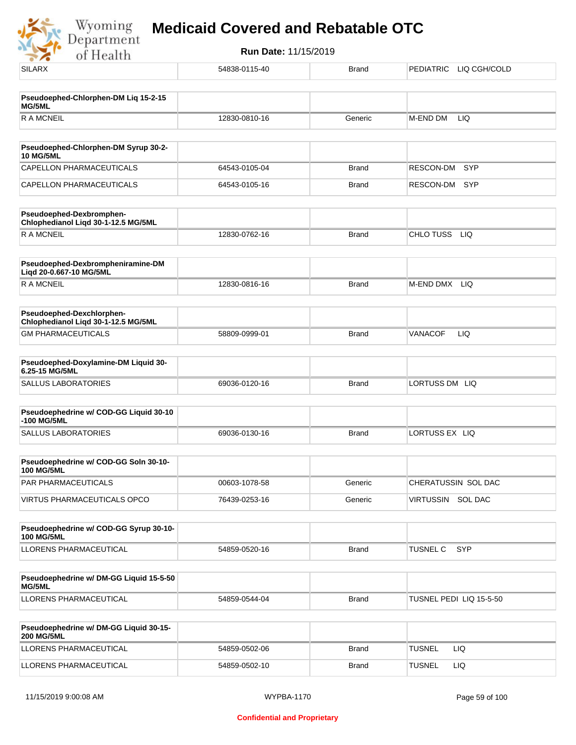| | | | |
|---|---|---|---|
| SILARX | 54838-0115-40 | Brand | PEDIATRIC LIQ CGH/COLD |

| **Pseudoephed-Chlorphen-DM Liq 15-2-15 MG/5ML** | | | |
|---|---|---|---|
| R A MCNEIL | 12830-0810-16 | Generic | M-END DM LIQ |

| **Pseudoephed-Chlorphen-DM Syrup 30-2-10 MG/5ML** | | | |
|---|---|---|---|
| CAPELLON PHARMACEUTICALS | 64543-0105-04 | Brand | RESCON-DM SYP |
| CAPELLON PHARMACEUTICALS | 64543-0105-16 | Brand | RESCON-DM SYP |

| **Pseudoephed-Dexbromphen-Chlophedianol Liqd 30-1-12.5 MG/5ML** | | | |
|---|---|---|---|
| R A MCNEIL | 12830-0762-16 | Brand | CHLO TUSS LIQ |

| **Pseudoephed-Dexbrompheniramine-DM Liqd 20-0.667-10 MG/5ML** | | | |
|---|---|---|---|
| R A MCNEIL | 12830-0816-16 | Brand | M-END DMX LIQ |

| **Pseudoephed-Dexchlorphen-Chlophedianol Liqd 30-1-12.5 MG/5ML** | | | |
|---|---|---|---|
| GM PHARMACEUTICALS | 58809-0999-01 | Brand | VANACOF LIQ |

| **Pseudoephed-Doxylamine-DM Liquid 30-6.25-15 MG/5ML** | | | |
|---|---|---|---|
| SALLUS LABORATORIES | 69036-0120-16 | Brand | LORTUSS DM LIQ |

| **Pseudoephedrine w/ COD-GG Liquid 30-10-100 MG/5ML** | | | |
|---|---|---|---|
| SALLUS LABORATORIES | 69036-0130-16 | Brand | LORTUSS EX LIQ |

| **Pseudoephedrine w/ COD-GG Soln 30-10-100 MG/5ML** | | | |
|---|---|---|---|
| PAR PHARMACEUTICALS | 00603-1078-58 | Generic | CHERATUSSIN SOL DAC |
| VIRTUS PHARMACEUTICALS OPCO | 76439-0253-16 | Generic | VIRTUSSIN SOL DAC |

| **Pseudoephedrine w/ COD-GG Syrup 30-10-100 MG/5ML** | | | |
|---|---|---|---|
| LLORENS PHARMACEUTICAL | 54859-0520-16 | Brand | TUSNEL C SYP |

| **Pseudoephedrine w/ DM-GG Liquid 15-5-50 MG/5ML** | | | |
|---|---|---|---|
| LLORENS PHARMACEUTICAL | 54859-0544-04 | Brand | TUSNEL PEDI LIQ 15-5-50 |

| **Pseudoephedrine w/ DM-GG Liquid 30-15-200 MG/5ML** | | | |
|---|---|---|---|
| LLORENS PHARMACEUTICAL | 54859-0502-06 | Brand | TUSNEL LIQ |
| LLORENS PHARMACEUTICAL | 54859-0502-10 | Brand | TUSNEL LIQ |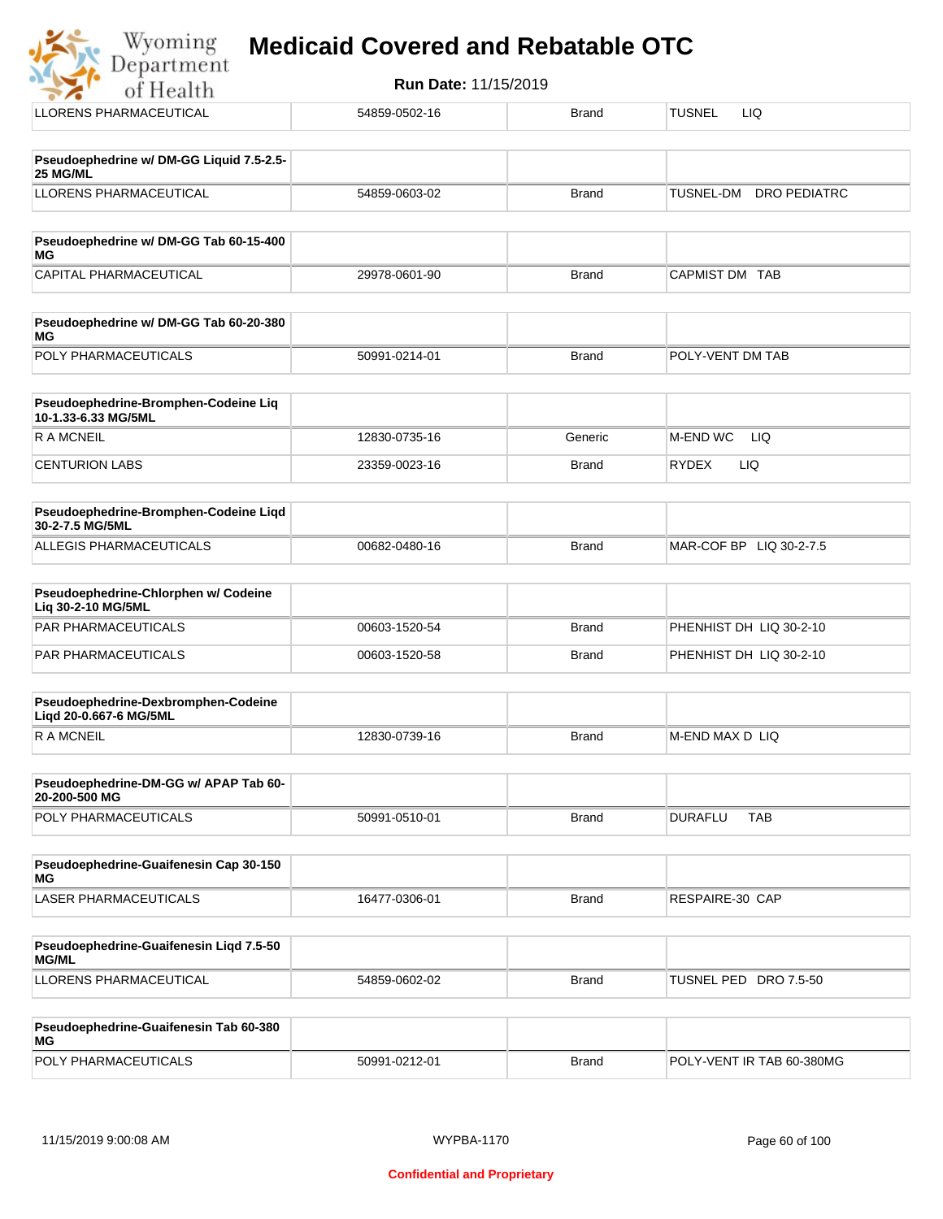| | | | |
|---|---|---|---|
| LLORENS PHARMACEUTICAL | 54859-0502-16 | Brand | TUSNEL LIQ |

| **Pseudoephedrine w/ DM-GG Liquid 7.5-2.5-25 MG/ML** | | | |
|---|---|---|---|
| LLORENS PHARMACEUTICAL | 54859-0603-02 | Brand | TUSNEL-DM DRO PEDIATRC |

| **Pseudoephedrine w/ DM-GG Tab 60-15-400 MG** | | | |
|---|---|---|---|
| CAPITAL PHARMACEUTICAL | 29978-0601-90 | Brand | CAPMIST DM TAB |

| **Pseudoephedrine w/ DM-GG Tab 60-20-380 MG** | | | |
|---|---|---|---|
| POLY PHARMACEUTICALS | 50991-0214-01 | Brand | POLY-VENT DM TAB |

| **Pseudoephedrine-Bromphen-Codeine Liq 10-1.33-6.33 MG/5ML** | | | |
|---|---|---|---|
| R A MCNEIL | 12830-0735-16 | Generic | M-END WC LIQ |
| CENTURION LABS | 23359-0023-16 | Brand | RYDEX LIQ |

| **Pseudoephedrine-Bromphen-Codeine Liqd 30-2-7.5 MG/5ML** | | | |
|---|---|---|---|
| ALLEGIS PHARMACEUTICALS | 00682-0480-16 | Brand | MAR-COF BP LIQ 30-2-7.5 |

| **Pseudoephedrine-Chlorphen w/ Codeine Liq 30-2-10 MG/5ML** | | | |
|---|---|---|---|
| PAR PHARMACEUTICALS | 00603-1520-54 | Brand | PHENHIST DH LIQ 30-2-10 |
| PAR PHARMACEUTICALS | 00603-1520-58 | Brand | PHENHIST DH LIQ 30-2-10 |

| **Pseudoephedrine-Dexbromphen-Codeine Liqd 20-0.667-6 MG/5ML** | | | |
|---|---|---|---|
| R A MCNEIL | 12830-0739-16 | Brand | M-END MAX D LIQ |

| **Pseudoephedrine-DM-GG w/ APAP Tab 60-20-200-500 MG** | | | |
|---|---|---|---|
| POLY PHARMACEUTICALS | 50991-0510-01 | Brand | DURAFLU TAB |

| **Pseudoephedrine-Guaifenesin Cap 30-150 MG** | | | |
|---|---|---|---|
| LASER PHARMACEUTICALS | 16477-0306-01 | Brand | RESPAIRE-30 CAP |

| **Pseudoephedrine-Guaifenesin Liqd 7.5-50 MG/ML** | | | |
|---|---|---|---|
| LLORENS PHARMACEUTICAL | 54859-0602-02 | Brand | TUSNEL PED DRO 7.5-50 |

| **Pseudoephedrine-Guaifenesin Tab 60-380 MG** | | | |
|---|---|---|---|
| POLY PHARMACEUTICALS | 50991-0212-01 | Brand | POLY-VENT IR TAB 60-380MG |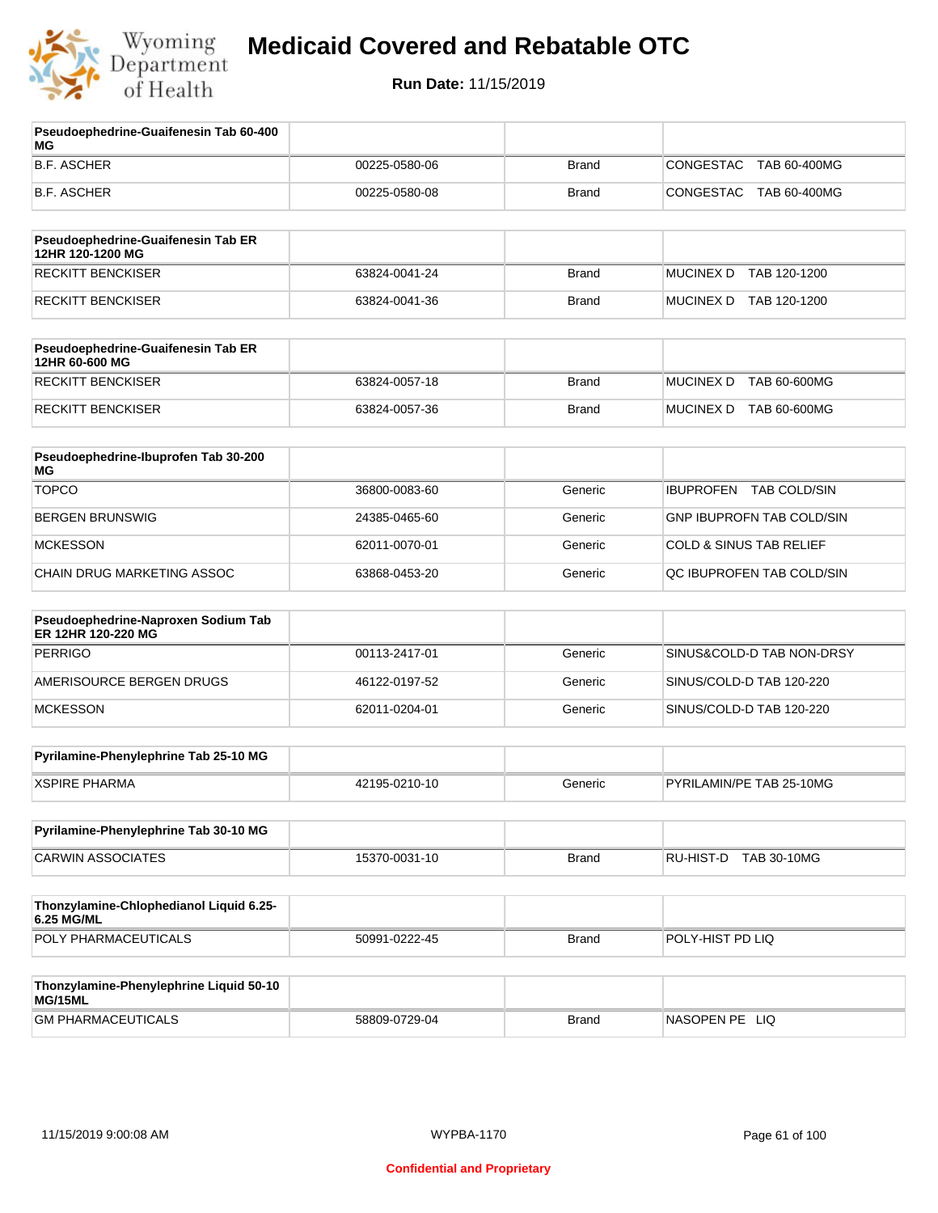# Medicaid Covered and Rebatable OTC

**Run Date:** 11/15/2019

| Pseudoephedrine-Guaifenesin Tab 60-400 MG | | | |
|---|---|---|---|
| B.F. ASCHER | 00225-0580-06 | Brand | CONGESTAC TAB 60-400MG |
| B.F. ASCHER | 00225-0580-08 | Brand | CONGESTAC TAB 60-400MG |

| Pseudoephedrine-Guaifenesin Tab ER 12HR 120-1200 MG | | | |
|---|---|---|---|
| RECKITT BENCKISER | 63824-0041-24 | Brand | MUCINEX D TAB 120-1200 |
| RECKITT BENCKISER | 63824-0041-36 | Brand | MUCINEX D TAB 120-1200 |

| Pseudoephedrine-Guaifenesin Tab ER 12HR 60-600 MG | | | |
|---|---|---|---|
| RECKITT BENCKISER | 63824-0057-18 | Brand | MUCINEX D TAB 60-600MG |
| RECKITT BENCKISER | 63824-0057-36 | Brand | MUCINEX D TAB 60-600MG |

| Pseudoephedrine-Ibuprofen Tab 30-200 MG | | | |
|---|---|---|---|
| TOPCO | 36800-0083-60 | Generic | IBUPROFEN TAB COLD/SIN |
| BERGEN BRUNSWIG | 24385-0465-60 | Generic | GNP IBUPROFN TAB COLD/SIN |
| MCKESSON | 62011-0070-01 | Generic | COLD & SINUS TAB RELIEF |
| CHAIN DRUG MARKETING ASSOC | 63868-0453-20 | Generic | QC IBUPROFEN TAB COLD/SIN |

| Pseudoephedrine-Naproxen Sodium Tab ER 12HR 120-220 MG | | | |
|---|---|---|---|
| PERRIGO | 00113-2417-01 | Generic | SINUS&COLD-D TAB NON-DRSY |
| AMERISOURCE BERGEN DRUGS | 46122-0197-52 | Generic | SINUS/COLD-D TAB 120-220 |
| MCKESSON | 62011-0204-01 | Generic | SINUS/COLD-D TAB 120-220 |

| Pyrilamine-Phenylephrine Tab 25-10 MG | | | |
|---|---|---|---|
| XSPIRE PHARMA | 42195-0210-10 | Generic | PYRILAMIN/PE TAB 25-10MG |

| Pyrilamine-Phenylephrine Tab 30-10 MG | | | |
|---|---|---|---|
| CARWIN ASSOCIATES | 15370-0031-10 | Brand | RU-HIST-D TAB 30-10MG |

| Thonzylamine-Chlophedianol Liquid 6.25-6.25 MG/ML | | | |
|---|---|---|---|
| POLY PHARMACEUTICALS | 50991-0222-45 | Brand | POLY-HIST PD LIQ |

| Thonzylamine-Phenylephrine Liquid 50-10 MG/15ML | | | |
|---|---|---|---|
| GM PHARMACEUTICALS | 58809-0729-04 | Brand | NASOPEN PE LIQ |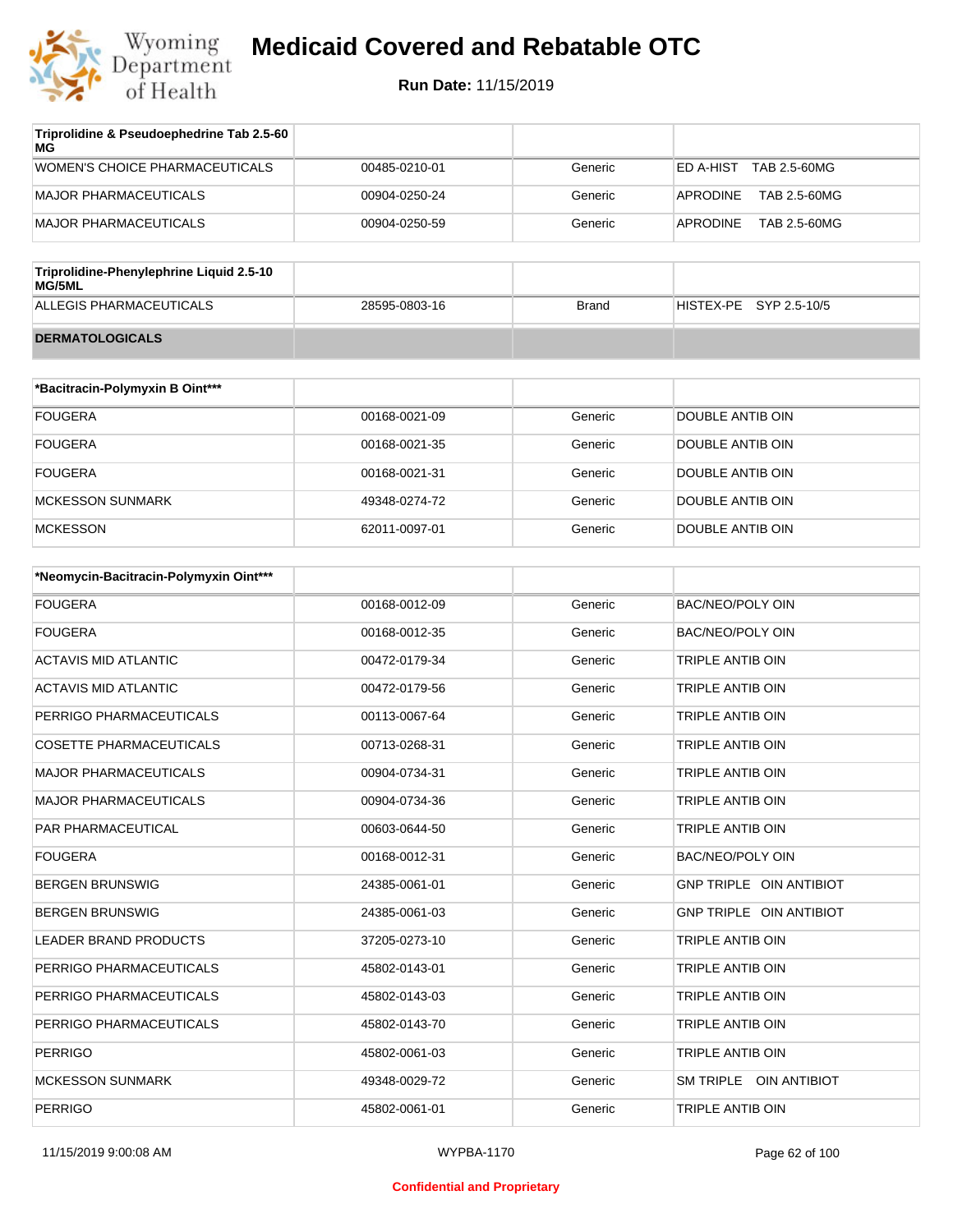| Triprolidine & Pseudoephedrine Tab 2.5-60 MG | | | |
|---|---|---|---|
| WOMEN'S CHOICE PHARMACEUTICALS | 00485-0210-01 | Generic | ED A-HIST TAB 2.5-60MG |
| MAJOR PHARMACEUTICALS | 00904-0250-24 | Generic | APRODINE TAB 2.5-60MG |
| MAJOR PHARMACEUTICALS | 00904-0250-59 | Generic | APRODINE TAB 2.5-60MG |

| Triprolidine-Phenylephrine Liquid 2.5-10 MG/5ML | | | |
|---|---|---|---|
| ALLEGIS PHARMACEUTICALS | 28595-0803-16 | Brand | HISTEX-PE SYP 2.5-10/5 |

## DERMATOLOGICALS

| *Bacitracin-Polymyxin B Oint*** | | | |
|---|---|---|---|
| FOUGERA | 00168-0021-09 | Generic | DOUBLE ANTIB OIN |
| FOUGERA | 00168-0021-35 | Generic | DOUBLE ANTIB OIN |
| FOUGERA | 00168-0021-31 | Generic | DOUBLE ANTIB OIN |
| MCKESSON SUNMARK | 49348-0274-72 | Generic | DOUBLE ANTIB OIN |
| MCKESSON | 62011-0097-01 | Generic | DOUBLE ANTIB OIN |

| *Neomycin-Bacitracin-Polymyxin Oint*** | | | |
|---|---|---|---|
| FOUGERA | 00168-0012-09 | Generic | BAC/NEO/POLY OIN |
| FOUGERA | 00168-0012-35 | Generic | BAC/NEO/POLY OIN |
| ACTAVIS MID ATLANTIC | 00472-0179-34 | Generic | TRIPLE ANTIB OIN |
| ACTAVIS MID ATLANTIC | 00472-0179-56 | Generic | TRIPLE ANTIB OIN |
| PERRIGO PHARMACEUTICALS | 00113-0067-64 | Generic | TRIPLE ANTIB OIN |
| COSETTE PHARMACEUTICALS | 00713-0268-31 | Generic | TRIPLE ANTIB OIN |
| MAJOR PHARMACEUTICALS | 00904-0734-31 | Generic | TRIPLE ANTIB OIN |
| MAJOR PHARMACEUTICALS | 00904-0734-36 | Generic | TRIPLE ANTIB OIN |
| PAR PHARMACEUTICAL | 00603-0644-50 | Generic | TRIPLE ANTIB OIN |
| FOUGERA | 00168-0012-31 | Generic | BAC/NEO/POLY OIN |
| BERGEN BRUNSWIG | 24385-0061-01 | Generic | GNP TRIPLE OIN ANTIBIOT |
| BERGEN BRUNSWIG | 24385-0061-03 | Generic | GNP TRIPLE OIN ANTIBIOT |
| LEADER BRAND PRODUCTS | 37205-0273-10 | Generic | TRIPLE ANTIB OIN |
| PERRIGO PHARMACEUTICALS | 45802-0143-01 | Generic | TRIPLE ANTIB OIN |
| PERRIGO PHARMACEUTICALS | 45802-0143-03 | Generic | TRIPLE ANTIB OIN |
| PERRIGO PHARMACEUTICALS | 45802-0143-70 | Generic | TRIPLE ANTIB OIN |
| PERRIGO | 45802-0061-03 | Generic | TRIPLE ANTIB OIN |
| MCKESSON SUNMARK | 49348-0029-72 | Generic | SM TRIPLE OIN ANTIBIOT |
| PERRIGO | 45802-0061-01 | Generic | TRIPLE ANTIB OIN |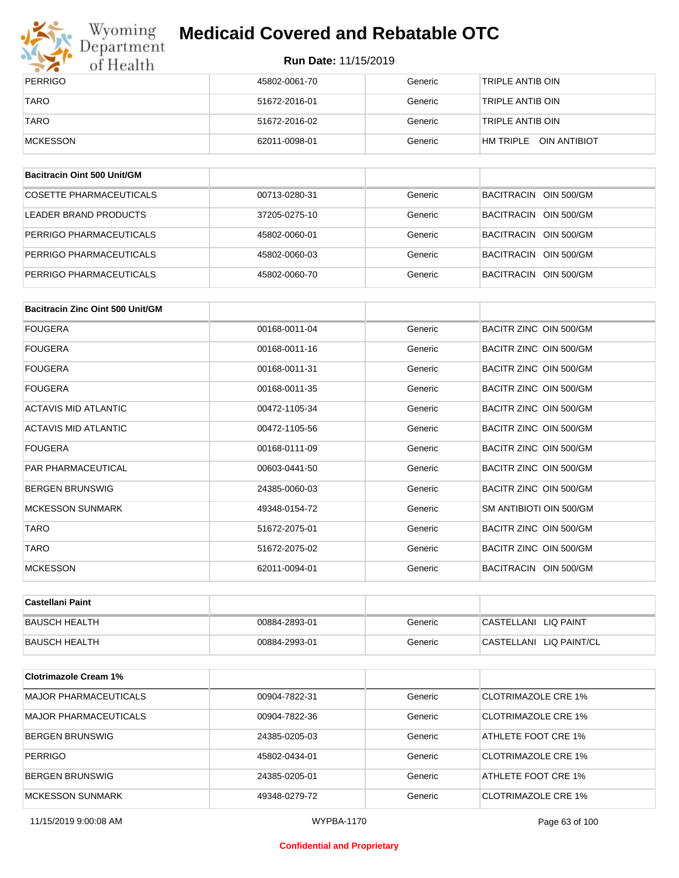# Medicaid Covered and Rebatable OTC

**Run Date:** 11/15/2019

| | | | |
|---|---|---|---|
| PERRIGO | 45802-0061-70 | Generic | TRIPLE ANTIB OIN |
| TARO | 51672-2016-01 | Generic | TRIPLE ANTIB OIN |
| TARO | 51672-2016-02 | Generic | TRIPLE ANTIB OIN |
| MCKESSON | 62011-0098-01 | Generic | HM TRIPLE OIN ANTIBIOT |

| Bacitracin Oint 500 Unit/GM | | | |
|---|---|---|---|
| COSETTE PHARMACEUTICALS | 00713-0280-31 | Generic | BACITRACIN OIN 500/GM |
| LEADER BRAND PRODUCTS | 37205-0275-10 | Generic | BACITRACIN OIN 500/GM |
| PERRIGO PHARMACEUTICALS | 45802-0060-01 | Generic | BACITRACIN OIN 500/GM |
| PERRIGO PHARMACEUTICALS | 45802-0060-03 | Generic | BACITRACIN OIN 500/GM |
| PERRIGO PHARMACEUTICALS | 45802-0060-70 | Generic | BACITRACIN OIN 500/GM |

| Bacitracin Zinc Oint 500 Unit/GM | | | |
|---|---|---|---|
| FOUGERA | 00168-0011-04 | Generic | BACITR ZINC OIN 500/GM |
| FOUGERA | 00168-0011-16 | Generic | BACITR ZINC OIN 500/GM |
| FOUGERA | 00168-0011-31 | Generic | BACITR ZINC OIN 500/GM |
| FOUGERA | 00168-0011-35 | Generic | BACITR ZINC OIN 500/GM |
| ACTAVIS MID ATLANTIC | 00472-1105-34 | Generic | BACITR ZINC OIN 500/GM |
| ACTAVIS MID ATLANTIC | 00472-1105-56 | Generic | BACITR ZINC OIN 500/GM |
| FOUGERA | 00168-0111-09 | Generic | BACITR ZINC OIN 500/GM |
| PAR PHARMACEUTICAL | 00603-0441-50 | Generic | BACITR ZINC OIN 500/GM |
| BERGEN BRUNSWIG | 24385-0060-03 | Generic | BACITR ZINC OIN 500/GM |
| MCKESSON SUNMARK | 49348-0154-72 | Generic | SM ANTIBIOTI OIN 500/GM |
| TARO | 51672-2075-01 | Generic | BACITR ZINC OIN 500/GM |
| TARO | 51672-2075-02 | Generic | BACITR ZINC OIN 500/GM |
| MCKESSON | 62011-0094-01 | Generic | BACITRACIN OIN 500/GM |

| Castellani Paint | | | |
|---|---|---|---|
| BAUSCH HEALTH | 00884-2893-01 | Generic | CASTELLANI LIQ PAINT |
| BAUSCH HEALTH | 00884-2993-01 | Generic | CASTELLANI LIQ PAINT/CL |

| Clotrimazole Cream 1% | | | |
|---|---|---|---|
| MAJOR PHARMACEUTICALS | 00904-7822-31 | Generic | CLOTRIMAZOLE CRE 1% |
| MAJOR PHARMACEUTICALS | 00904-7822-36 | Generic | CLOTRIMAZOLE CRE 1% |
| BERGEN BRUNSWIG | 24385-0205-03 | Generic | ATHLETE FOOT CRE 1% |
| PERRIGO | 45802-0434-01 | Generic | CLOTRIMAZOLE CRE 1% |
| BERGEN BRUNSWIG | 24385-0205-01 | Generic | ATHLETE FOOT CRE 1% |
| MCKESSON SUNMARK | 49348-0279-72 | Generic | CLOTRIMAZOLE CRE 1% |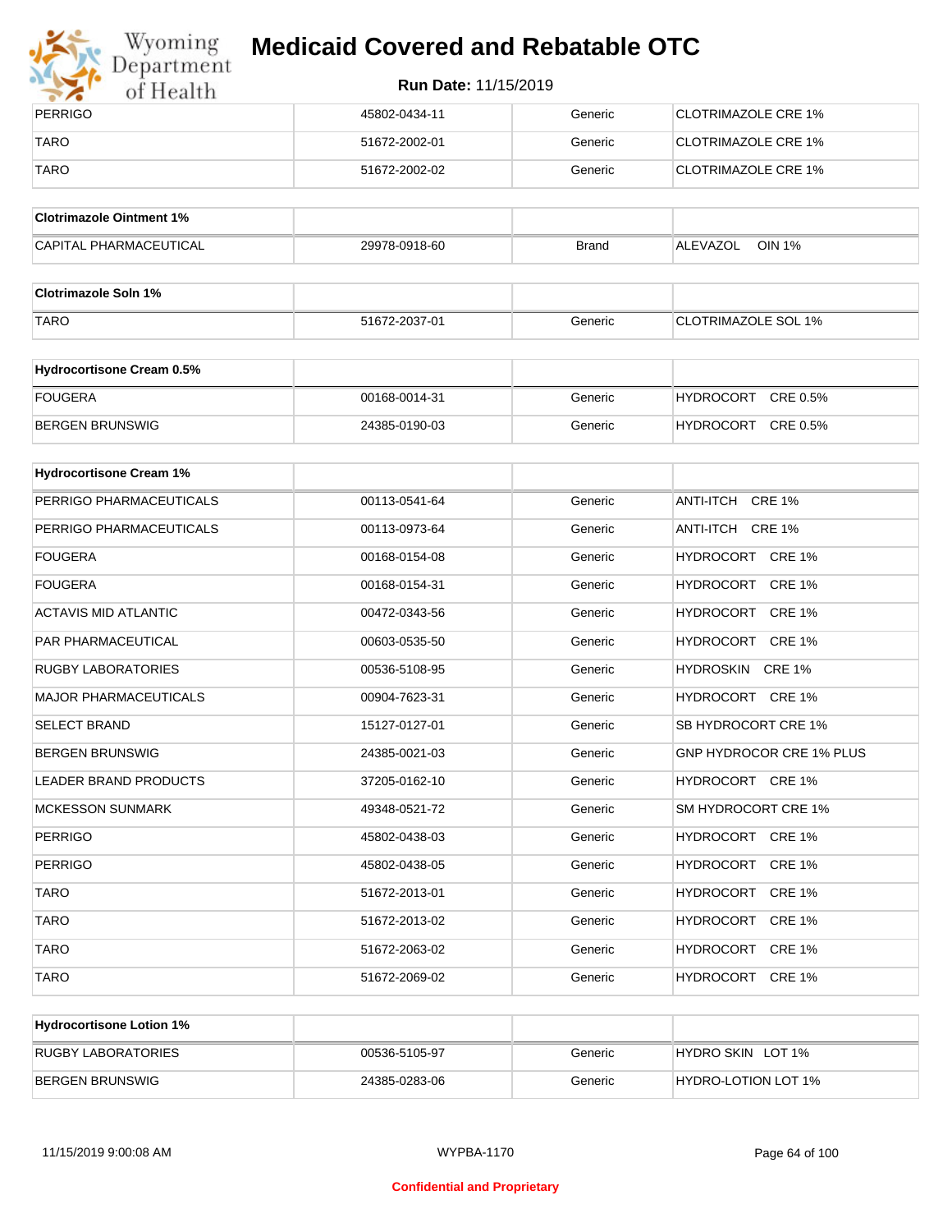| PERRIGO | 45802-0434-11 | Generic | CLOTRIMAZOLE CRE 1% |
|---|---|---|---|
| TARO | 51672-2002-01 | Generic | CLOTRIMAZOLE CRE 1% |
| TARO | 51672-2002-02 | Generic | CLOTRIMAZOLE CRE 1% |

| **Clotrimazole Ointment 1%** | | | |
|---|---|---|---|
| CAPITAL PHARMACEUTICAL | 29978-0918-60 | Brand | ALEVAZOL OIN 1% |

| **Clotrimazole Soln 1%** | | | |
|---|---|---|---|
| TARO | 51672-2037-01 | Generic | CLOTRIMAZOLE SOL 1% |

| **Hydrocortisone Cream 0.5%** | | | |
|---|---|---|---|
| FOUGERA | 00168-0014-31 | Generic | HYDROCORT CRE 0.5% |
| BERGEN BRUNSWIG | 24385-0190-03 | Generic | HYDROCORT CRE 0.5% |

| **Hydrocortisone Cream 1%** | | | |
|---|---|---|---|
| PERRIGO PHARMACEUTICALS | 00113-0541-64 | Generic | ANTI-ITCH CRE 1% |
| PERRIGO PHARMACEUTICALS | 00113-0973-64 | Generic | ANTI-ITCH CRE 1% |
| FOUGERA | 00168-0154-08 | Generic | HYDROCORT CRE 1% |
| FOUGERA | 00168-0154-31 | Generic | HYDROCORT CRE 1% |
| ACTAVIS MID ATLANTIC | 00472-0343-56 | Generic | HYDROCORT CRE 1% |
| PAR PHARMACEUTICAL | 00603-0535-50 | Generic | HYDROCORT CRE 1% |
| RUGBY LABORATORIES | 00536-5108-95 | Generic | HYDROSKIN CRE 1% |
| MAJOR PHARMACEUTICALS | 00904-7623-31 | Generic | HYDROCORT CRE 1% |
| SELECT BRAND | 15127-0127-01 | Generic | SB HYDROCORT CRE 1% |
| BERGEN BRUNSWIG | 24385-0021-03 | Generic | GNP HYDROCOR CRE 1% PLUS |
| LEADER BRAND PRODUCTS | 37205-0162-10 | Generic | HYDROCORT CRE 1% |
| MCKESSON SUNMARK | 49348-0521-72 | Generic | SM HYDROCORT CRE 1% |
| PERRIGO | 45802-0438-03 | Generic | HYDROCORT CRE 1% |
| PERRIGO | 45802-0438-05 | Generic | HYDROCORT CRE 1% |
| TARO | 51672-2013-01 | Generic | HYDROCORT CRE 1% |
| TARO | 51672-2013-02 | Generic | HYDROCORT CRE 1% |
| TARO | 51672-2063-02 | Generic | HYDROCORT CRE 1% |
| TARO | 51672-2069-02 | Generic | HYDROCORT CRE 1% |

| **Hydrocortisone Lotion 1%** | | | |
|---|---|---|---|
| RUGBY LABORATORIES | 00536-5105-97 | Generic | HYDRO SKIN LOT 1% |
| BERGEN BRUNSWIG | 24385-0283-06 | Generic | HYDRO-LOTION LOT 1% |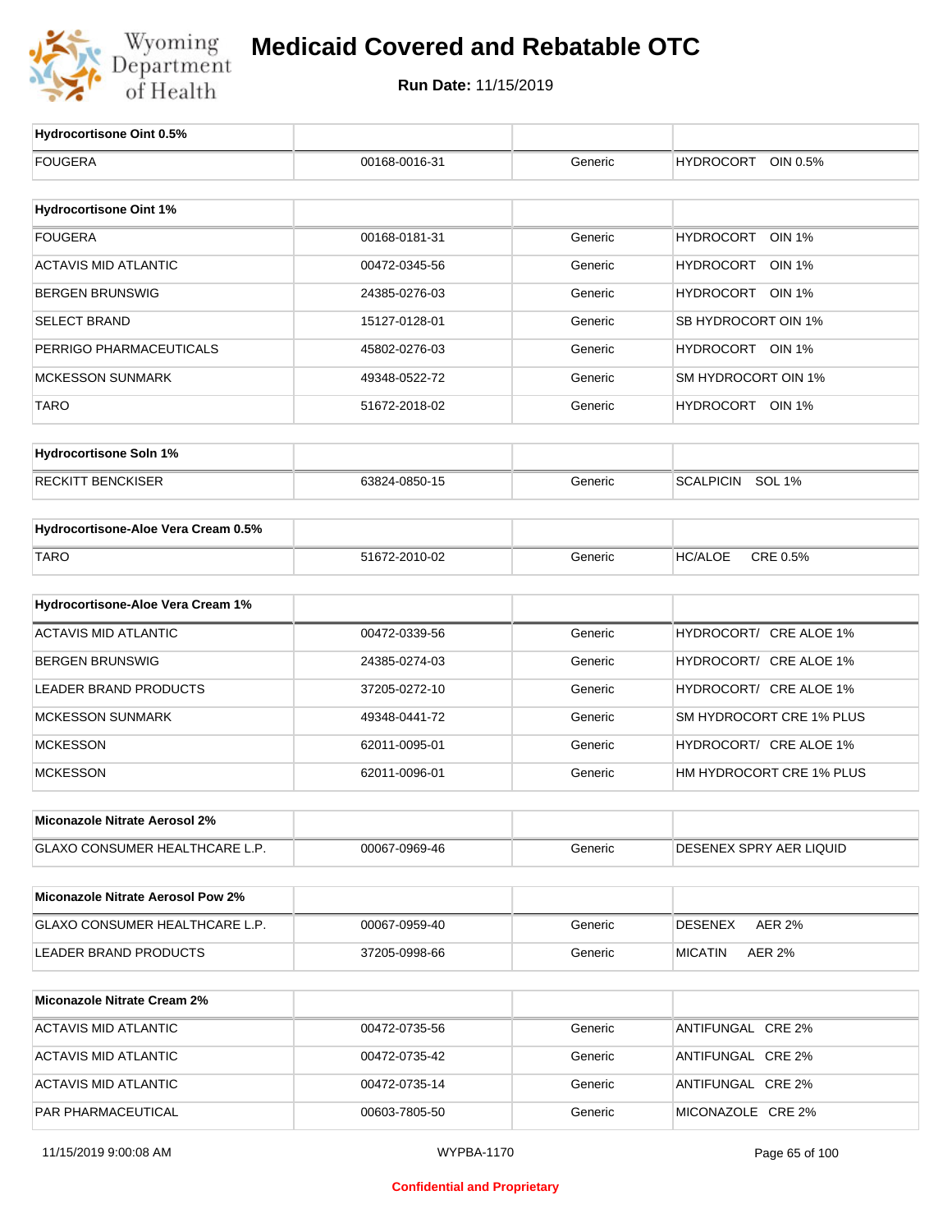# Medicaid Covered and Rebatable OTC

**Run Date:** 11/15/2019

| Hydrocortisone Oint 0.5% | | | |
|---|---|---|---|
| FOUGERA | 00168-0016-31 | Generic | HYDROCORT OIN 0.5% |

| Hydrocortisone Oint 1% | | | |
|---|---|---|---|
| FOUGERA | 00168-0181-31 | Generic | HYDROCORT OIN 1% |
| ACTAVIS MID ATLANTIC | 00472-0345-56 | Generic | HYDROCORT OIN 1% |
| BERGEN BRUNSWIG | 24385-0276-03 | Generic | HYDROCORT OIN 1% |
| SELECT BRAND | 15127-0128-01 | Generic | SB HYDROCORT OIN 1% |
| PERRIGO PHARMACEUTICALS | 45802-0276-03 | Generic | HYDROCORT OIN 1% |
| MCKESSON SUNMARK | 49348-0522-72 | Generic | SM HYDROCORT OIN 1% |
| TARO | 51672-2018-02 | Generic | HYDROCORT OIN 1% |

| Hydrocortisone Soln 1% | | | |
|---|---|---|---|
| RECKITT BENCKISER | 63824-0850-15 | Generic | SCALPICIN SOL 1% |

| Hydrocortisone-Aloe Vera Cream 0.5% | | | |
|---|---|---|---|
| TARO | 51672-2010-02 | Generic | HC/ALOE CRE 0.5% |

| Hydrocortisone-Aloe Vera Cream 1% | | | |
|---|---|---|---|
| ACTAVIS MID ATLANTIC | 00472-0339-56 | Generic | HYDROCORT/ CRE ALOE 1% |
| BERGEN BRUNSWIG | 24385-0274-03 | Generic | HYDROCORT/ CRE ALOE 1% |
| LEADER BRAND PRODUCTS | 37205-0272-10 | Generic | HYDROCORT/ CRE ALOE 1% |
| MCKESSON SUNMARK | 49348-0441-72 | Generic | SM HYDROCORT CRE 1% PLUS |
| MCKESSON | 62011-0095-01 | Generic | HYDROCORT/ CRE ALOE 1% |
| MCKESSON | 62011-0096-01 | Generic | HM HYDROCORT CRE 1% PLUS |

| Miconazole Nitrate Aerosol 2% | | | |
|---|---|---|---|
| GLAXO CONSUMER HEALTHCARE L.P. | 00067-0969-46 | Generic | DESENEX SPRY AER LIQUID |

| Miconazole Nitrate Aerosol Pow 2% | | | |
|---|---|---|---|
| GLAXO CONSUMER HEALTHCARE L.P. | 00067-0959-40 | Generic | DESENEX AER 2% |
| LEADER BRAND PRODUCTS | 37205-0998-66 | Generic | MICATIN AER 2% |

| Miconazole Nitrate Cream 2% | | | |
|---|---|---|---|
| ACTAVIS MID ATLANTIC | 00472-0735-56 | Generic | ANTIFUNGAL CRE 2% |
| ACTAVIS MID ATLANTIC | 00472-0735-42 | Generic | ANTIFUNGAL CRE 2% |
| ACTAVIS MID ATLANTIC | 00472-0735-14 | Generic | ANTIFUNGAL CRE 2% |
| PAR PHARMACEUTICAL | 00603-7805-50 | Generic | MICONAZOLE CRE 2% |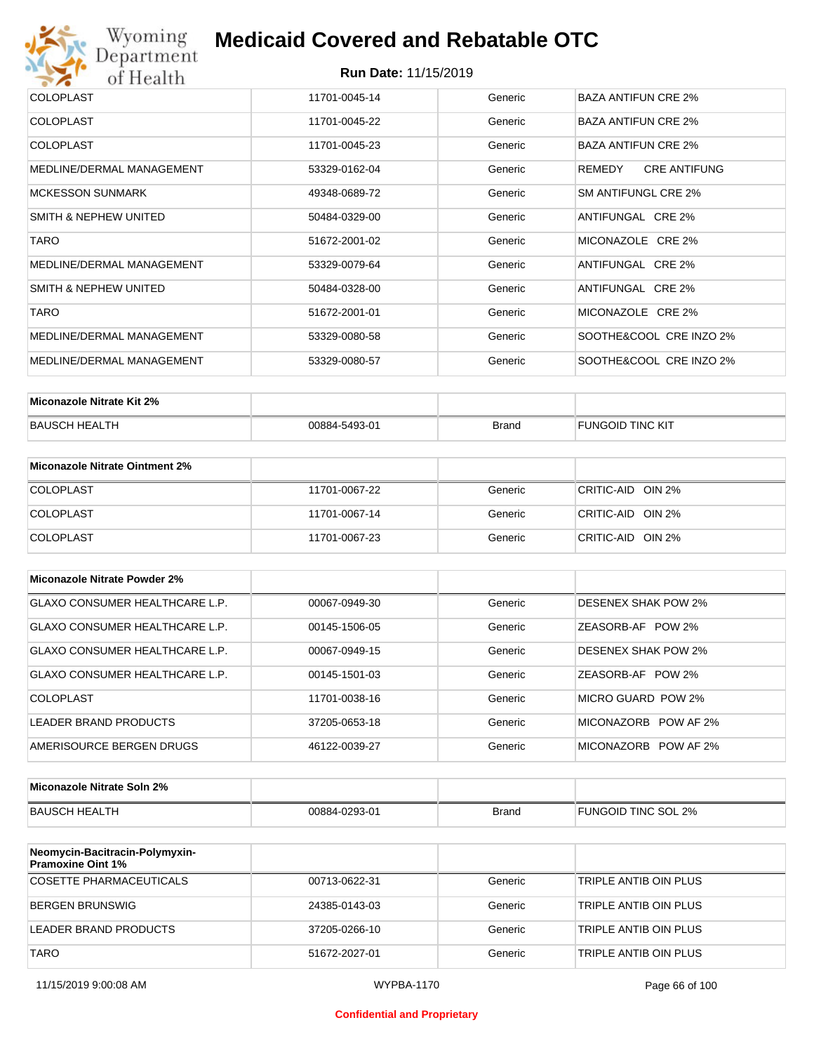| | | | |
|---|---|---|---|
| COLOPLAST | 11701-0045-14 | Generic | BAZA ANTIFUN CRE 2% |
| COLOPLAST | 11701-0045-22 | Generic | BAZA ANTIFUN CRE 2% |
| COLOPLAST | 11701-0045-23 | Generic | BAZA ANTIFUN CRE 2% |
| MEDLINE/DERMAL MANAGEMENT | 53329-0162-04 | Generic | REMEDY CRE ANTIFUNG |
| MCKESSON SUNMARK | 49348-0689-72 | Generic | SM ANTIFUNGL CRE 2% |
| SMITH & NEPHEW UNITED | 50484-0329-00 | Generic | ANTIFUNGAL CRE 2% |
| TARO | 51672-2001-02 | Generic | MICONAZOLE CRE 2% |
| MEDLINE/DERMAL MANAGEMENT | 53329-0079-64 | Generic | ANTIFUNGAL CRE 2% |
| SMITH & NEPHEW UNITED | 50484-0328-00 | Generic | ANTIFUNGAL CRE 2% |
| TARO | 51672-2001-01 | Generic | MICONAZOLE CRE 2% |
| MEDLINE/DERMAL MANAGEMENT | 53329-0080-58 | Generic | SOOTHE&COOL CRE INZO 2% |
| MEDLINE/DERMAL MANAGEMENT | 53329-0080-57 | Generic | SOOTHE&COOL CRE INZO 2% |

| **Miconazole Nitrate Kit 2%** | | | |
|---|---|---|---|
| BAUSCH HEALTH | 00884-5493-01 | Brand | FUNGOID TINC KIT |

| **Miconazole Nitrate Ointment 2%** | | | |
|---|---|---|---|
| COLOPLAST | 11701-0067-22 | Generic | CRITIC-AID OIN 2% |
| COLOPLAST | 11701-0067-14 | Generic | CRITIC-AID OIN 2% |
| COLOPLAST | 11701-0067-23 | Generic | CRITIC-AID OIN 2% |

| **Miconazole Nitrate Powder 2%** | | | |
|---|---|---|---|
| GLAXO CONSUMER HEALTHCARE L.P. | 00067-0949-30 | Generic | DESENEX SHAK POW 2% |
| GLAXO CONSUMER HEALTHCARE L.P. | 00145-1506-05 | Generic | ZEASORB-AF POW 2% |
| GLAXO CONSUMER HEALTHCARE L.P. | 00067-0949-15 | Generic | DESENEX SHAK POW 2% |
| GLAXO CONSUMER HEALTHCARE L.P. | 00145-1501-03 | Generic | ZEASORB-AF POW 2% |
| COLOPLAST | 11701-0038-16 | Generic | MICRO GUARD POW 2% |
| LEADER BRAND PRODUCTS | 37205-0653-18 | Generic | MICONAZORB POW AF 2% |
| AMERISOURCE BERGEN DRUGS | 46122-0039-27 | Generic | MICONAZORB POW AF 2% |

| **Miconazole Nitrate Soln 2%** | | | |
|---|---|---|---|
| BAUSCH HEALTH | 00884-0293-01 | Brand | FUNGOID TINC SOL 2% |

| **Neomycin-Bacitracin-Polymyxin-Pramoxine Oint 1%** | | | |
|---|---|---|---|
| COSETTE PHARMACEUTICALS | 00713-0622-31 | Generic | TRIPLE ANTIB OIN PLUS |
| BERGEN BRUNSWIG | 24385-0143-03 | Generic | TRIPLE ANTIB OIN PLUS |
| LEADER BRAND PRODUCTS | 37205-0266-10 | Generic | TRIPLE ANTIB OIN PLUS |
| TARO | 51672-2027-01 | Generic | TRIPLE ANTIB OIN PLUS |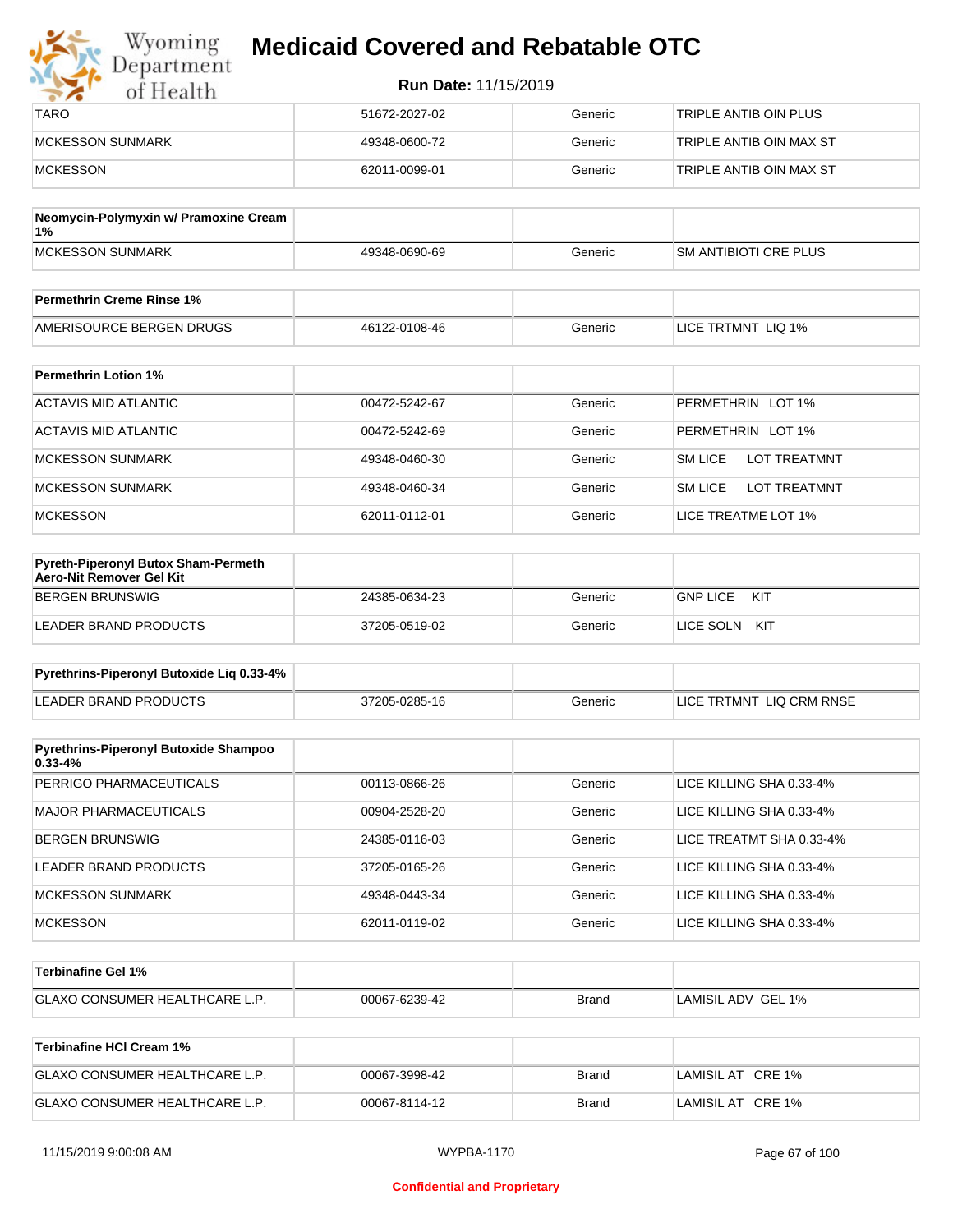| | | | |
|---|---|---|---|
| TARO | 51672-2027-02 | Generic | TRIPLE ANTIB OIN PLUS |
| MCKESSON SUNMARK | 49348-0600-72 | Generic | TRIPLE ANTIB OIN MAX ST |
| MCKESSON | 62011-0099-01 | Generic | TRIPLE ANTIB OIN MAX ST |

| Neomycin-Polymyxin w/ Pramoxine Cream 1% | | | |
|---|---|---|---|
| MCKESSON SUNMARK | 49348-0690-69 | Generic | SM ANTIBIOTI CRE PLUS |

| Permethrin Creme Rinse 1% | | | |
|---|---|---|---|
| AMERISOURCE BERGEN DRUGS | 46122-0108-46 | Generic | LICE TRTMNT LIQ 1% |

| Permethrin Lotion 1% | | | |
|---|---|---|---|
| ACTAVIS MID ATLANTIC | 00472-5242-67 | Generic | PERMETHRIN LOT 1% |
| ACTAVIS MID ATLANTIC | 00472-5242-69 | Generic | PERMETHRIN LOT 1% |
| MCKESSON SUNMARK | 49348-0460-30 | Generic | SM LICE LOT TREATMNT |
| MCKESSON SUNMARK | 49348-0460-34 | Generic | SM LICE LOT TREATMNT |
| MCKESSON | 62011-0112-01 | Generic | LICE TREATME LOT 1% |

| Pyreth-Piperonyl Butox Sham-Permeth Aero-Nit Remover Gel Kit | | | |
|---|---|---|---|
| BERGEN BRUNSWIG | 24385-0634-23 | Generic | GNP LICE KIT |
| LEADER BRAND PRODUCTS | 37205-0519-02 | Generic | LICE SOLN KIT |

| Pyrethrins-Piperonyl Butoxide Liq 0.33-4% | | | |
|---|---|---|---|
| LEADER BRAND PRODUCTS | 37205-0285-16 | Generic | LICE TRTMNT LIQ CRM RNSE |

| Pyrethrins-Piperonyl Butoxide Shampoo 0.33-4% | | | |
|---|---|---|---|
| PERRIGO PHARMACEUTICALS | 00113-0866-26 | Generic | LICE KILLING SHA 0.33-4% |
| MAJOR PHARMACEUTICALS | 00904-2528-20 | Generic | LICE KILLING SHA 0.33-4% |
| BERGEN BRUNSWIG | 24385-0116-03 | Generic | LICE TREATMT SHA 0.33-4% |
| LEADER BRAND PRODUCTS | 37205-0165-26 | Generic | LICE KILLING SHA 0.33-4% |
| MCKESSON SUNMARK | 49348-0443-34 | Generic | LICE KILLING SHA 0.33-4% |
| MCKESSON | 62011-0119-02 | Generic | LICE KILLING SHA 0.33-4% |

| Terbinafine Gel 1% | | | |
|---|---|---|---|
| GLAXO CONSUMER HEALTHCARE L.P. | 00067-6239-42 | Brand | LAMISIL ADV GEL 1% |

| Terbinafine HCl Cream 1% | | | |
|---|---|---|---|
| GLAXO CONSUMER HEALTHCARE L.P. | 00067-3998-42 | Brand | LAMISIL AT CRE 1% |
| GLAXO CONSUMER HEALTHCARE L.P. | 00067-8114-12 | Brand | LAMISIL AT CRE 1% |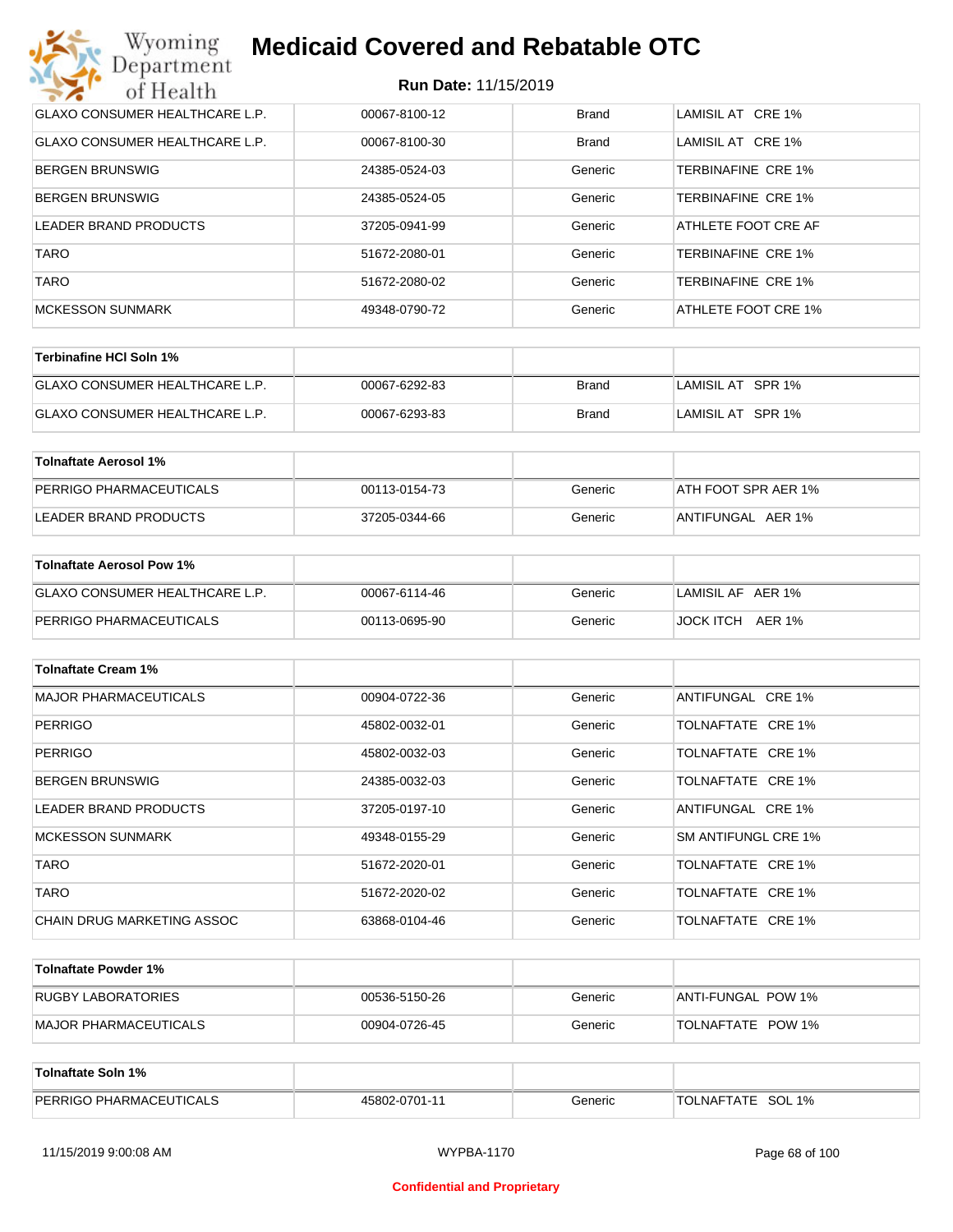| | | | |
|---|---|---|---|
| GLAXO CONSUMER HEALTHCARE L.P. | 00067-8100-12 | Brand | LAMISIL AT CRE 1% |
| GLAXO CONSUMER HEALTHCARE L.P. | 00067-8100-30 | Brand | LAMISIL AT CRE 1% |
| BERGEN BRUNSWIG | 24385-0524-03 | Generic | TERBINAFINE CRE 1% |
| BERGEN BRUNSWIG | 24385-0524-05 | Generic | TERBINAFINE CRE 1% |
| LEADER BRAND PRODUCTS | 37205-0941-99 | Generic | ATHLETE FOOT CRE AF |
| TARO | 51672-2080-01 | Generic | TERBINAFINE CRE 1% |
| TARO | 51672-2080-02 | Generic | TERBINAFINE CRE 1% |
| MCKESSON SUNMARK | 49348-0790-72 | Generic | ATHLETE FOOT CRE 1% |

| Terbinafine HCl Soln 1% | | | |
|---|---|---|---|
| GLAXO CONSUMER HEALTHCARE L.P. | 00067-6292-83 | Brand | LAMISIL AT SPR 1% |
| GLAXO CONSUMER HEALTHCARE L.P. | 00067-6293-83 | Brand | LAMISIL AT SPR 1% |

| Tolnaftate Aerosol 1% | | | |
|---|---|---|---|
| PERRIGO PHARMACEUTICALS | 00113-0154-73 | Generic | ATH FOOT SPR AER 1% |
| LEADER BRAND PRODUCTS | 37205-0344-66 | Generic | ANTIFUNGAL AER 1% |

| Tolnaftate Aerosol Pow 1% | | | |
|---|---|---|---|
| GLAXO CONSUMER HEALTHCARE L.P. | 00067-6114-46 | Generic | LAMISIL AF AER 1% |
| PERRIGO PHARMACEUTICALS | 00113-0695-90 | Generic | JOCK ITCH AER 1% |

| Tolnaftate Cream 1% | | | |
|---|---|---|---|
| MAJOR PHARMACEUTICALS | 00904-0722-36 | Generic | ANTIFUNGAL CRE 1% |
| PERRIGO | 45802-0032-01 | Generic | TOLNAFTATE CRE 1% |
| PERRIGO | 45802-0032-03 | Generic | TOLNAFTATE CRE 1% |
| BERGEN BRUNSWIG | 24385-0032-03 | Generic | TOLNAFTATE CRE 1% |
| LEADER BRAND PRODUCTS | 37205-0197-10 | Generic | ANTIFUNGAL CRE 1% |
| MCKESSON SUNMARK | 49348-0155-29 | Generic | SM ANTIFUNGL CRE 1% |
| TARO | 51672-2020-01 | Generic | TOLNAFTATE CRE 1% |
| TARO | 51672-2020-02 | Generic | TOLNAFTATE CRE 1% |
| CHAIN DRUG MARKETING ASSOC | 63868-0104-46 | Generic | TOLNAFTATE CRE 1% |

| Tolnaftate Powder 1% | | | |
|---|---|---|---|
| RUGBY LABORATORIES | 00536-5150-26 | Generic | ANTI-FUNGAL POW 1% |
| MAJOR PHARMACEUTICALS | 00904-0726-45 | Generic | TOLNAFTATE POW 1% |

| Tolnaftate Soln 1% | | | |
|---|---|---|---|
| PERRIGO PHARMACEUTICALS | 45802-0701-11 | Generic | TOLNAFTATE SOL 1% |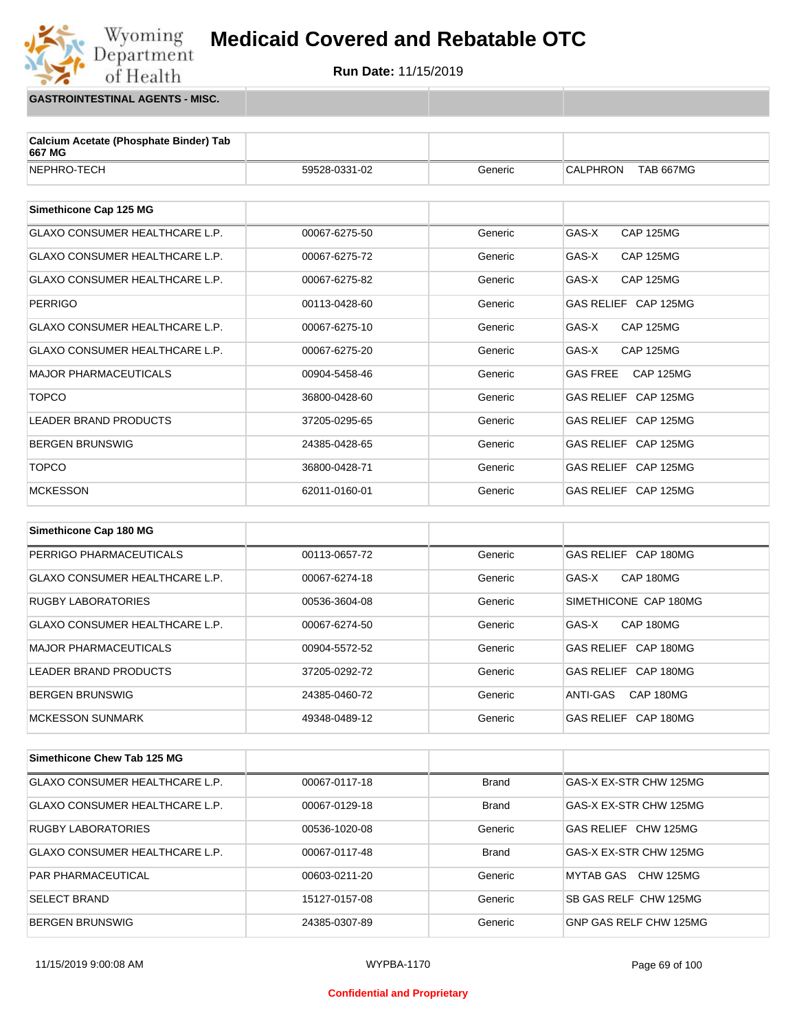# Medicaid Covered and Rebatable OTC

**Run Date:** 11/15/2019

**GASTROINTESTINAL AGENTS - MISC.**

| Calcium Acetate (Phosphate Binder) Tab 667 MG | | | |
|---|---|---|---|
| NEPHRO-TECH | 59528-0331-02 | Generic | CALPHRON TAB 667MG |

| Simethicone Cap 125 MG | | | |
|---|---|---|---|
| GLAXO CONSUMER HEALTHCARE L.P. | 00067-6275-50 | Generic | GAS-X CAP 125MG |
| GLAXO CONSUMER HEALTHCARE L.P. | 00067-6275-72 | Generic | GAS-X CAP 125MG |
| GLAXO CONSUMER HEALTHCARE L.P. | 00067-6275-82 | Generic | GAS-X CAP 125MG |
| PERRIGO | 00113-0428-60 | Generic | GAS RELIEF CAP 125MG |
| GLAXO CONSUMER HEALTHCARE L.P. | 00067-6275-10 | Generic | GAS-X CAP 125MG |
| GLAXO CONSUMER HEALTHCARE L.P. | 00067-6275-20 | Generic | GAS-X CAP 125MG |
| MAJOR PHARMACEUTICALS | 00904-5458-46 | Generic | GAS FREE CAP 125MG |
| TOPCO | 36800-0428-60 | Generic | GAS RELIEF CAP 125MG |
| LEADER BRAND PRODUCTS | 37205-0295-65 | Generic | GAS RELIEF CAP 125MG |
| BERGEN BRUNSWIG | 24385-0428-65 | Generic | GAS RELIEF CAP 125MG |
| TOPCO | 36800-0428-71 | Generic | GAS RELIEF CAP 125MG |
| MCKESSON | 62011-0160-01 | Generic | GAS RELIEF CAP 125MG |

| Simethicone Cap 180 MG | | | |
|---|---|---|---|
| PERRIGO PHARMACEUTICALS | 00113-0657-72 | Generic | GAS RELIEF CAP 180MG |
| GLAXO CONSUMER HEALTHCARE L.P. | 00067-6274-18 | Generic | GAS-X CAP 180MG |
| RUGBY LABORATORIES | 00536-3604-08 | Generic | SIMETHICONE CAP 180MG |
| GLAXO CONSUMER HEALTHCARE L.P. | 00067-6274-50 | Generic | GAS-X CAP 180MG |
| MAJOR PHARMACEUTICALS | 00904-5572-52 | Generic | GAS RELIEF CAP 180MG |
| LEADER BRAND PRODUCTS | 37205-0292-72 | Generic | GAS RELIEF CAP 180MG |
| BERGEN BRUNSWIG | 24385-0460-72 | Generic | ANTI-GAS CAP 180MG |
| MCKESSON SUNMARK | 49348-0489-12 | Generic | GAS RELIEF CAP 180MG |

| Simethicone Chew Tab 125 MG | | | |
|---|---|---|---|
| GLAXO CONSUMER HEALTHCARE L.P. | 00067-0117-18 | Brand | GAS-X EX-STR CHW 125MG |
| GLAXO CONSUMER HEALTHCARE L.P. | 00067-0129-18 | Brand | GAS-X EX-STR CHW 125MG |
| RUGBY LABORATORIES | 00536-1020-08 | Generic | GAS RELIEF CHW 125MG |
| GLAXO CONSUMER HEALTHCARE L.P. | 00067-0117-48 | Brand | GAS-X EX-STR CHW 125MG |
| PAR PHARMACEUTICAL | 00603-0211-20 | Generic | MYTAB GAS CHW 125MG |
| SELECT BRAND | 15127-0157-08 | Generic | SB GAS RELF CHW 125MG |
| BERGEN BRUNSWIG | 24385-0307-89 | Generic | GNP GAS RELF CHW 125MG |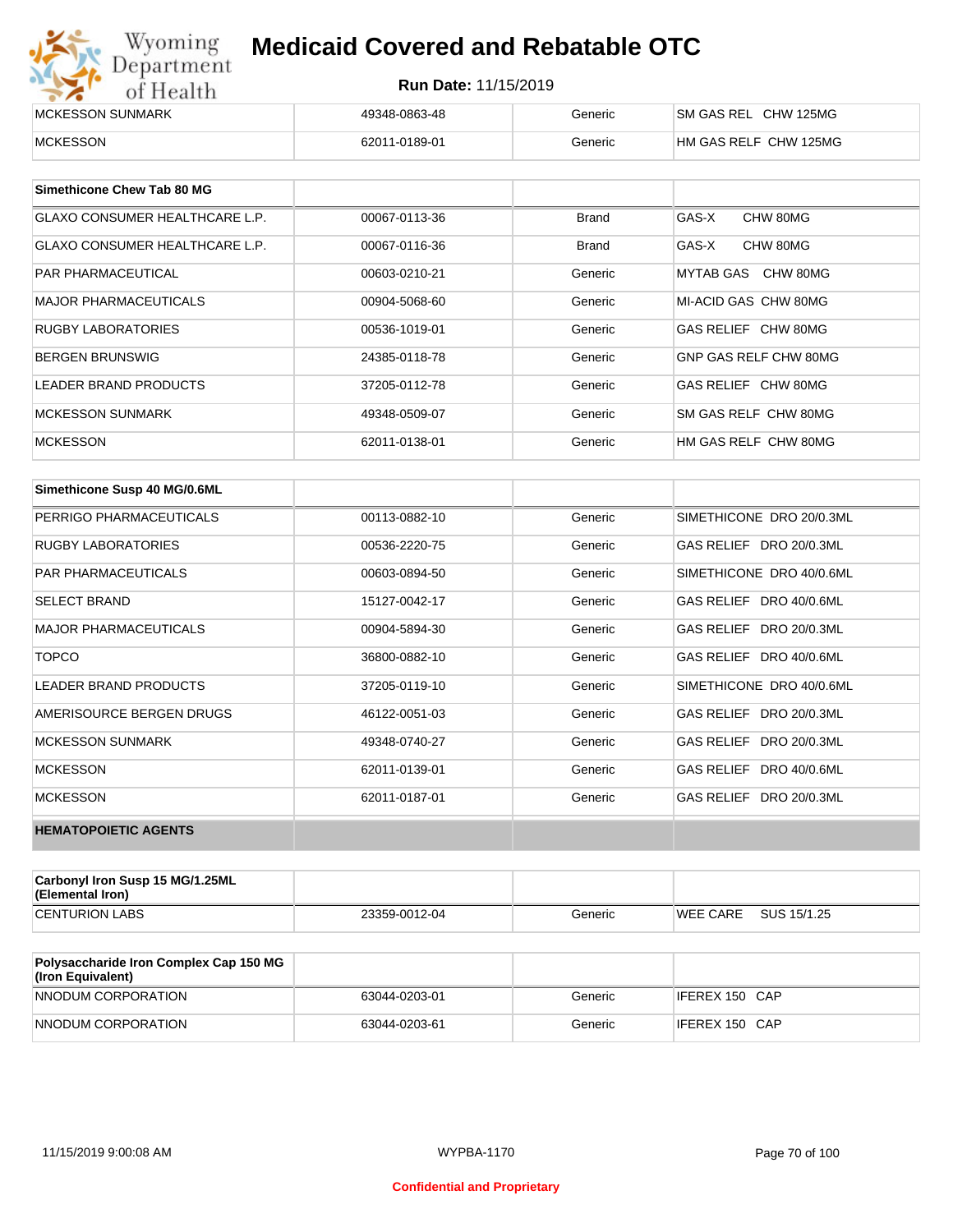| | | | |
|---|---|---|---|
| MCKESSON SUNMARK | 49348-0863-48 | Generic | SM GAS REL CHW 125MG |
| MCKESSON | 62011-0189-01 | Generic | HM GAS RELF CHW 125MG |

| Simethicone Chew Tab 80 MG | | | |
|---|---|---|---|
| GLAXO CONSUMER HEALTHCARE L.P. | 00067-0113-36 | Brand | GAS-X CHW 80MG |
| GLAXO CONSUMER HEALTHCARE L.P. | 00067-0116-36 | Brand | GAS-X CHW 80MG |
| PAR PHARMACEUTICAL | 00603-0210-21 | Generic | MYTAB GAS CHW 80MG |
| MAJOR PHARMACEUTICALS | 00904-5068-60 | Generic | MI-ACID GAS CHW 80MG |
| RUGBY LABORATORIES | 00536-1019-01 | Generic | GAS RELIEF CHW 80MG |
| BERGEN BRUNSWIG | 24385-0118-78 | Generic | GNP GAS RELF CHW 80MG |
| LEADER BRAND PRODUCTS | 37205-0112-78 | Generic | GAS RELIEF CHW 80MG |
| MCKESSON SUNMARK | 49348-0509-07 | Generic | SM GAS RELF CHW 80MG |
| MCKESSON | 62011-0138-01 | Generic | HM GAS RELF CHW 80MG |

| Simethicone Susp 40 MG/0.6ML | | | |
|---|---|---|---|
| PERRIGO PHARMACEUTICALS | 00113-0882-10 | Generic | SIMETHICONE DRO 20/0.3ML |
| RUGBY LABORATORIES | 00536-2220-75 | Generic | GAS RELIEF DRO 20/0.3ML |
| PAR PHARMACEUTICALS | 00603-0894-50 | Generic | SIMETHICONE DRO 40/0.6ML |
| SELECT BRAND | 15127-0042-17 | Generic | GAS RELIEF DRO 40/0.6ML |
| MAJOR PHARMACEUTICALS | 00904-5894-30 | Generic | GAS RELIEF DRO 20/0.3ML |
| TOPCO | 36800-0882-10 | Generic | GAS RELIEF DRO 40/0.6ML |
| LEADER BRAND PRODUCTS | 37205-0119-10 | Generic | SIMETHICONE DRO 40/0.6ML |
| AMERISOURCE BERGEN DRUGS | 46122-0051-03 | Generic | GAS RELIEF DRO 20/0.3ML |
| MCKESSON SUNMARK | 49348-0740-27 | Generic | GAS RELIEF DRO 20/0.3ML |
| MCKESSON | 62011-0139-01 | Generic | GAS RELIEF DRO 40/0.6ML |
| MCKESSON | 62011-0187-01 | Generic | GAS RELIEF DRO 20/0.3ML |

**HEMATOPOIETIC AGENTS**

| Carbonyl Iron Susp 15 MG/1.25ML (Elemental Iron) | | | |
|---|---|---|---|
| CENTURION LABS | 23359-0012-04 | Generic | WEE CARE SUS 15/1.25 |

| Polysaccharide Iron Complex Cap 150 MG (Iron Equivalent) | | | |
|---|---|---|---|
| NNODUM CORPORATION | 63044-0203-01 | Generic | IFEREX 150 CAP |
| NNODUM CORPORATION | 63044-0203-61 | Generic | IFEREX 150 CAP |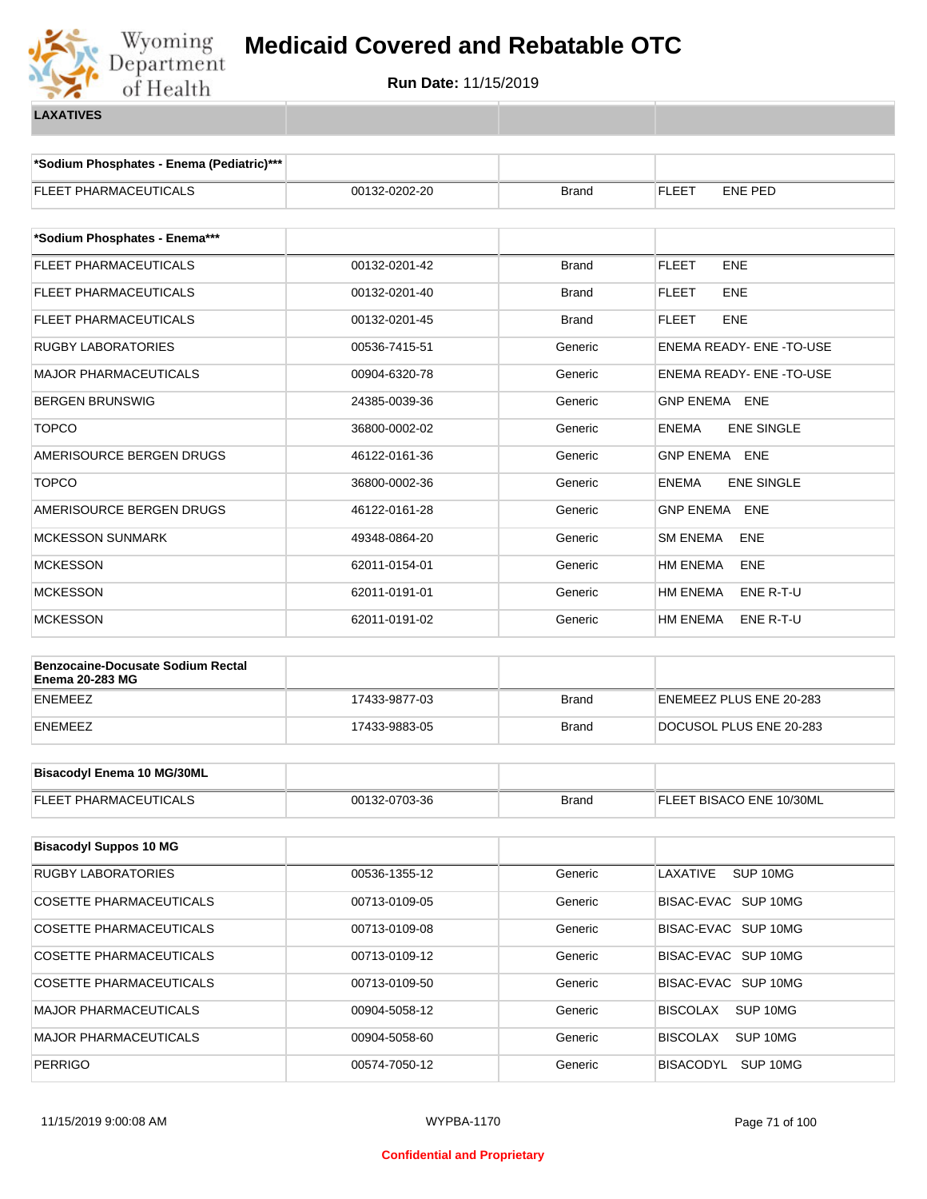# Medicaid Covered and Rebatable OTC

**Run Date:** 11/15/2019

**LAXATIVES**

| *Sodium Phosphates - Enema (Pediatric)*** | | | |
|---|---|---|---|
| FLEET PHARMACEUTICALS | 00132-0202-20 | Brand | FLEET ENE PED |

| *Sodium Phosphates - Enema*** | | | |
|---|---|---|---|
| FLEET PHARMACEUTICALS | 00132-0201-42 | Brand | FLEET ENE |
| FLEET PHARMACEUTICALS | 00132-0201-40 | Brand | FLEET ENE |
| FLEET PHARMACEUTICALS | 00132-0201-45 | Brand | FLEET ENE |
| RUGBY LABORATORIES | 00536-7415-51 | Generic | ENEMA READY- ENE -TO-USE |
| MAJOR PHARMACEUTICALS | 00904-6320-78 | Generic | ENEMA READY- ENE -TO-USE |
| BERGEN BRUNSWIG | 24385-0039-36 | Generic | GNP ENEMA ENE |
| TOPCO | 36800-0002-02 | Generic | ENEMA ENE SINGLE |
| AMERISOURCE BERGEN DRUGS | 46122-0161-36 | Generic | GNP ENEMA ENE |
| TOPCO | 36800-0002-36 | Generic | ENEMA ENE SINGLE |
| AMERISOURCE BERGEN DRUGS | 46122-0161-28 | Generic | GNP ENEMA ENE |
| MCKESSON SUNMARK | 49348-0864-20 | Generic | SM ENEMA ENE |
| MCKESSON | 62011-0154-01 | Generic | HM ENEMA ENE |
| MCKESSON | 62011-0191-01 | Generic | HM ENEMA ENE R-T-U |
| MCKESSON | 62011-0191-02 | Generic | HM ENEMA ENE R-T-U |

| Benzocaine-Docusate Sodium Rectal Enema 20-283 MG | | | |
|---|---|---|---|
| ENEMEEZ | 17433-9877-03 | Brand | ENEMEEZ PLUS ENE 20-283 |
| ENEMEEZ | 17433-9883-05 | Brand | DOCUSOL PLUS ENE 20-283 |

| Bisacodyl Enema 10 MG/30ML | | | |
|---|---|---|---|
| FLEET PHARMACEUTICALS | 00132-0703-36 | Brand | FLEET BISACO ENE 10/30ML |

| Bisacodyl Suppos 10 MG | | | |
|---|---|---|---|
| RUGBY LABORATORIES | 00536-1355-12 | Generic | LAXATIVE SUP 10MG |
| COSETTE PHARMACEUTICALS | 00713-0109-05 | Generic | BISAC-EVAC SUP 10MG |
| COSETTE PHARMACEUTICALS | 00713-0109-08 | Generic | BISAC-EVAC SUP 10MG |
| COSETTE PHARMACEUTICALS | 00713-0109-12 | Generic | BISAC-EVAC SUP 10MG |
| COSETTE PHARMACEUTICALS | 00713-0109-50 | Generic | BISAC-EVAC SUP 10MG |
| MAJOR PHARMACEUTICALS | 00904-5058-12 | Generic | BISCOLAX SUP 10MG |
| MAJOR PHARMACEUTICALS | 00904-5058-60 | Generic | BISCOLAX SUP 10MG |
| PERRIGO | 00574-7050-12 | Generic | BISACODYL SUP 10MG |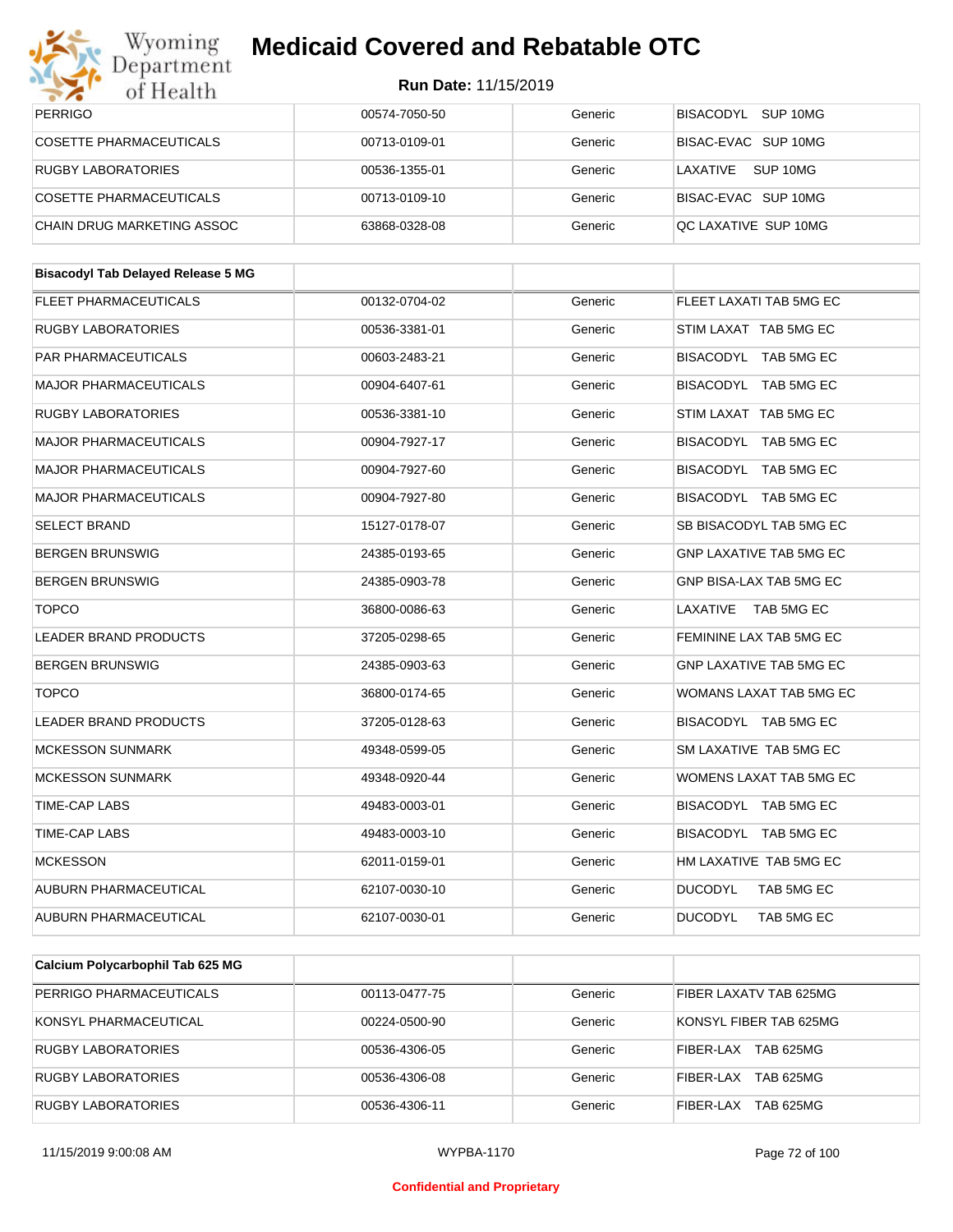| | | | |
|---|---|---|---|
| PERRIGO | 00574-7050-50 | Generic | BISACODYL SUP 10MG |
| COSETTE PHARMACEUTICALS | 00713-0109-01 | Generic | BISAC-EVAC SUP 10MG |
| RUGBY LABORATORIES | 00536-1355-01 | Generic | LAXATIVE SUP 10MG |
| COSETTE PHARMACEUTICALS | 00713-0109-10 | Generic | BISAC-EVAC SUP 10MG |
| CHAIN DRUG MARKETING ASSOC | 63868-0328-08 | Generic | QC LAXATIVE SUP 10MG |

| **Bisacodyl Tab Delayed Release 5 MG** | | | |
|---|---|---|---|
| FLEET PHARMACEUTICALS | 00132-0704-02 | Generic | FLEET LAXATI TAB 5MG EC |
| RUGBY LABORATORIES | 00536-3381-01 | Generic | STIM LAXAT TAB 5MG EC |
| PAR PHARMACEUTICALS | 00603-2483-21 | Generic | BISACODYL TAB 5MG EC |
| MAJOR PHARMACEUTICALS | 00904-6407-61 | Generic | BISACODYL TAB 5MG EC |
| RUGBY LABORATORIES | 00536-3381-10 | Generic | STIM LAXAT TAB 5MG EC |
| MAJOR PHARMACEUTICALS | 00904-7927-17 | Generic | BISACODYL TAB 5MG EC |
| MAJOR PHARMACEUTICALS | 00904-7927-60 | Generic | BISACODYL TAB 5MG EC |
| MAJOR PHARMACEUTICALS | 00904-7927-80 | Generic | BISACODYL TAB 5MG EC |
| SELECT BRAND | 15127-0178-07 | Generic | SB BISACODYL TAB 5MG EC |
| BERGEN BRUNSWIG | 24385-0193-65 | Generic | GNP LAXATIVE TAB 5MG EC |
| BERGEN BRUNSWIG | 24385-0903-78 | Generic | GNP BISA-LAX TAB 5MG EC |
| TOPCO | 36800-0086-63 | Generic | LAXATIVE TAB 5MG EC |
| LEADER BRAND PRODUCTS | 37205-0298-65 | Generic | FEMININE LAX TAB 5MG EC |
| BERGEN BRUNSWIG | 24385-0903-63 | Generic | GNP LAXATIVE TAB 5MG EC |
| TOPCO | 36800-0174-65 | Generic | WOMANS LAXAT TAB 5MG EC |
| LEADER BRAND PRODUCTS | 37205-0128-63 | Generic | BISACODYL TAB 5MG EC |
| MCKESSON SUNMARK | 49348-0599-05 | Generic | SM LAXATIVE TAB 5MG EC |
| MCKESSON SUNMARK | 49348-0920-44 | Generic | WOMENS LAXAT TAB 5MG EC |
| TIME-CAP LABS | 49483-0003-01 | Generic | BISACODYL TAB 5MG EC |
| TIME-CAP LABS | 49483-0003-10 | Generic | BISACODYL TAB 5MG EC |
| MCKESSON | 62011-0159-01 | Generic | HM LAXATIVE TAB 5MG EC |
| AUBURN PHARMACEUTICAL | 62107-0030-10 | Generic | DUCODYL TAB 5MG EC |
| AUBURN PHARMACEUTICAL | 62107-0030-01 | Generic | DUCODYL TAB 5MG EC |

| **Calcium Polycarbophil Tab 625 MG** | | | |
|---|---|---|---|
| PERRIGO PHARMACEUTICALS | 00113-0477-75 | Generic | FIBER LAXATV TAB 625MG |
| KONSYL PHARMACEUTICAL | 00224-0500-90 | Generic | KONSYL FIBER TAB 625MG |
| RUGBY LABORATORIES | 00536-4306-05 | Generic | FIBER-LAX TAB 625MG |
| RUGBY LABORATORIES | 00536-4306-08 | Generic | FIBER-LAX TAB 625MG |
| RUGBY LABORATORIES | 00536-4306-11 | Generic | FIBER-LAX TAB 625MG |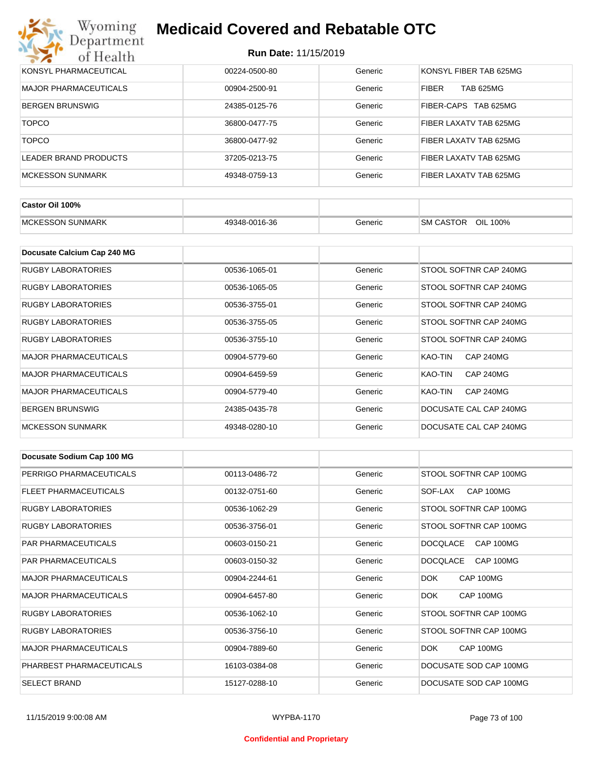| | | | |
|---|---|---|---|
| KONSYL PHARMACEUTICAL | 00224-0500-80 | Generic | KONSYL FIBER TAB 625MG |
| MAJOR PHARMACEUTICALS | 00904-2500-91 | Generic | FIBER TAB 625MG |
| BERGEN BRUNSWIG | 24385-0125-76 | Generic | FIBER-CAPS TAB 625MG |
| TOPCO | 36800-0477-75 | Generic | FIBER LAXATV TAB 625MG |
| TOPCO | 36800-0477-92 | Generic | FIBER LAXATV TAB 625MG |
| LEADER BRAND PRODUCTS | 37205-0213-75 | Generic | FIBER LAXATV TAB 625MG |
| MCKESSON SUNMARK | 49348-0759-13 | Generic | FIBER LAXATV TAB 625MG |

| **Castor Oil 100%** | | | |
|---|---|---|---|
| MCKESSON SUNMARK | 49348-0016-36 | Generic | SM CASTOR OIL 100% |

| **Docusate Calcium Cap 240 MG** | | | |
|---|---|---|---|
| RUGBY LABORATORIES | 00536-1065-01 | Generic | STOOL SOFTNR CAP 240MG |
| RUGBY LABORATORIES | 00536-1065-05 | Generic | STOOL SOFTNR CAP 240MG |
| RUGBY LABORATORIES | 00536-3755-01 | Generic | STOOL SOFTNR CAP 240MG |
| RUGBY LABORATORIES | 00536-3755-05 | Generic | STOOL SOFTNR CAP 240MG |
| RUGBY LABORATORIES | 00536-3755-10 | Generic | STOOL SOFTNR CAP 240MG |
| MAJOR PHARMACEUTICALS | 00904-5779-60 | Generic | KAO-TIN CAP 240MG |
| MAJOR PHARMACEUTICALS | 00904-6459-59 | Generic | KAO-TIN CAP 240MG |
| MAJOR PHARMACEUTICALS | 00904-5779-40 | Generic | KAO-TIN CAP 240MG |
| BERGEN BRUNSWIG | 24385-0435-78 | Generic | DOCUSATE CAL CAP 240MG |
| MCKESSON SUNMARK | 49348-0280-10 | Generic | DOCUSATE CAL CAP 240MG |

| **Docusate Sodium Cap 100 MG** | | | |
|---|---|---|---|
| PERRIGO PHARMACEUTICALS | 00113-0486-72 | Generic | STOOL SOFTNR CAP 100MG |
| FLEET PHARMACEUTICALS | 00132-0751-60 | Generic | SOF-LAX CAP 100MG |
| RUGBY LABORATORIES | 00536-1062-29 | Generic | STOOL SOFTNR CAP 100MG |
| RUGBY LABORATORIES | 00536-3756-01 | Generic | STOOL SOFTNR CAP 100MG |
| PAR PHARMACEUTICALS | 00603-0150-21 | Generic | DOCQLACE CAP 100MG |
| PAR PHARMACEUTICALS | 00603-0150-32 | Generic | DOCQLACE CAP 100MG |
| MAJOR PHARMACEUTICALS | 00904-2244-61 | Generic | DOK CAP 100MG |
| MAJOR PHARMACEUTICALS | 00904-6457-80 | Generic | DOK CAP 100MG |
| RUGBY LABORATORIES | 00536-1062-10 | Generic | STOOL SOFTNR CAP 100MG |
| RUGBY LABORATORIES | 00536-3756-10 | Generic | STOOL SOFTNR CAP 100MG |
| MAJOR PHARMACEUTICALS | 00904-7889-60 | Generic | DOK CAP 100MG |
| PHARBEST PHARMACEUTICALS | 16103-0384-08 | Generic | DOCUSATE SOD CAP 100MG |
| SELECT BRAND | 15127-0288-10 | Generic | DOCUSATE SOD CAP 100MG |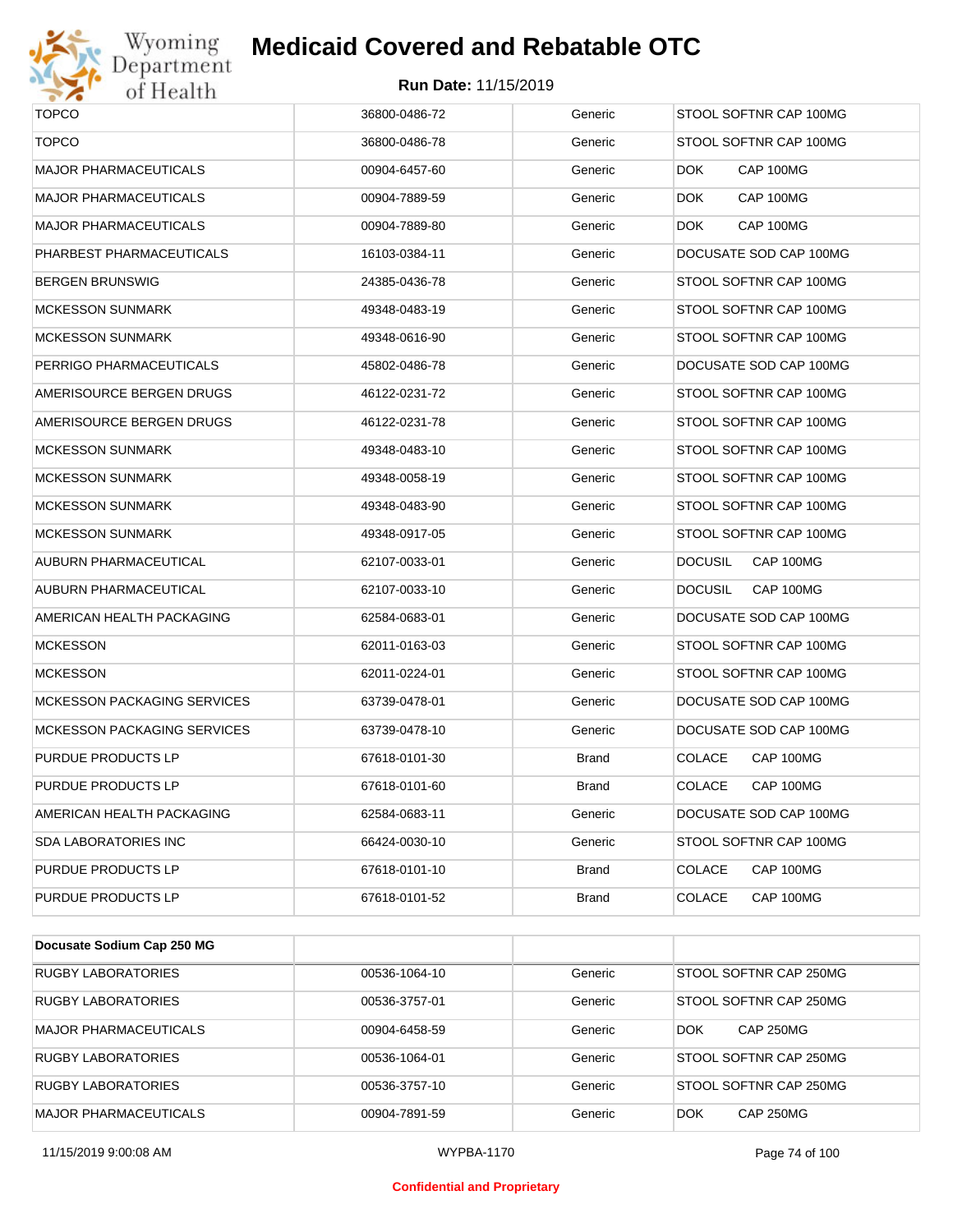| TOPCO | 36800-0486-72 | Generic | STOOL SOFTNR CAP 100MG |
|---|---|---|---|
| TOPCO | 36800-0486-78 | Generic | STOOL SOFTNR CAP 100MG |
| MAJOR PHARMACEUTICALS | 00904-6457-60 | Generic | DOK CAP 100MG |
| MAJOR PHARMACEUTICALS | 00904-7889-59 | Generic | DOK CAP 100MG |
| MAJOR PHARMACEUTICALS | 00904-7889-80 | Generic | DOK CAP 100MG |
| PHARBEST PHARMACEUTICALS | 16103-0384-11 | Generic | DOCUSATE SOD CAP 100MG |
| BERGEN BRUNSWIG | 24385-0436-78 | Generic | STOOL SOFTNR CAP 100MG |
| MCKESSON SUNMARK | 49348-0483-19 | Generic | STOOL SOFTNR CAP 100MG |
| MCKESSON SUNMARK | 49348-0616-90 | Generic | STOOL SOFTNR CAP 100MG |
| PERRIGO PHARMACEUTICALS | 45802-0486-78 | Generic | DOCUSATE SOD CAP 100MG |
| AMERISOURCE BERGEN DRUGS | 46122-0231-72 | Generic | STOOL SOFTNR CAP 100MG |
| AMERISOURCE BERGEN DRUGS | 46122-0231-78 | Generic | STOOL SOFTNR CAP 100MG |
| MCKESSON SUNMARK | 49348-0483-10 | Generic | STOOL SOFTNR CAP 100MG |
| MCKESSON SUNMARK | 49348-0058-19 | Generic | STOOL SOFTNR CAP 100MG |
| MCKESSON SUNMARK | 49348-0483-90 | Generic | STOOL SOFTNR CAP 100MG |
| MCKESSON SUNMARK | 49348-0917-05 | Generic | STOOL SOFTNR CAP 100MG |
| AUBURN PHARMACEUTICAL | 62107-0033-01 | Generic | DOCUSIL CAP 100MG |
| AUBURN PHARMACEUTICAL | 62107-0033-10 | Generic | DOCUSIL CAP 100MG |
| AMERICAN HEALTH PACKAGING | 62584-0683-01 | Generic | DOCUSATE SOD CAP 100MG |
| MCKESSON | 62011-0163-03 | Generic | STOOL SOFTNR CAP 100MG |
| MCKESSON | 62011-0224-01 | Generic | STOOL SOFTNR CAP 100MG |
| MCKESSON PACKAGING SERVICES | 63739-0478-01 | Generic | DOCUSATE SOD CAP 100MG |
| MCKESSON PACKAGING SERVICES | 63739-0478-10 | Generic | DOCUSATE SOD CAP 100MG |
| PURDUE PRODUCTS LP | 67618-0101-30 | Brand | COLACE CAP 100MG |
| PURDUE PRODUCTS LP | 67618-0101-60 | Brand | COLACE CAP 100MG |
| AMERICAN HEALTH PACKAGING | 62584-0683-11 | Generic | DOCUSATE SOD CAP 100MG |
| SDA LABORATORIES INC | 66424-0030-10 | Generic | STOOL SOFTNR CAP 100MG |
| PURDUE PRODUCTS LP | 67618-0101-10 | Brand | COLACE CAP 100MG |
| PURDUE PRODUCTS LP | 67618-0101-52 | Brand | COLACE CAP 100MG |

| **Docusate Sodium Cap 250 MG** | | | |
|---|---|---|---|
| RUGBY LABORATORIES | 00536-1064-10 | Generic | STOOL SOFTNR CAP 250MG |
| RUGBY LABORATORIES | 00536-3757-01 | Generic | STOOL SOFTNR CAP 250MG |
| MAJOR PHARMACEUTICALS | 00904-6458-59 | Generic | DOK CAP 250MG |
| RUGBY LABORATORIES | 00536-1064-01 | Generic | STOOL SOFTNR CAP 250MG |
| RUGBY LABORATORIES | 00536-3757-10 | Generic | STOOL SOFTNR CAP 250MG |
| MAJOR PHARMACEUTICALS | 00904-7891-59 | Generic | DOK CAP 250MG |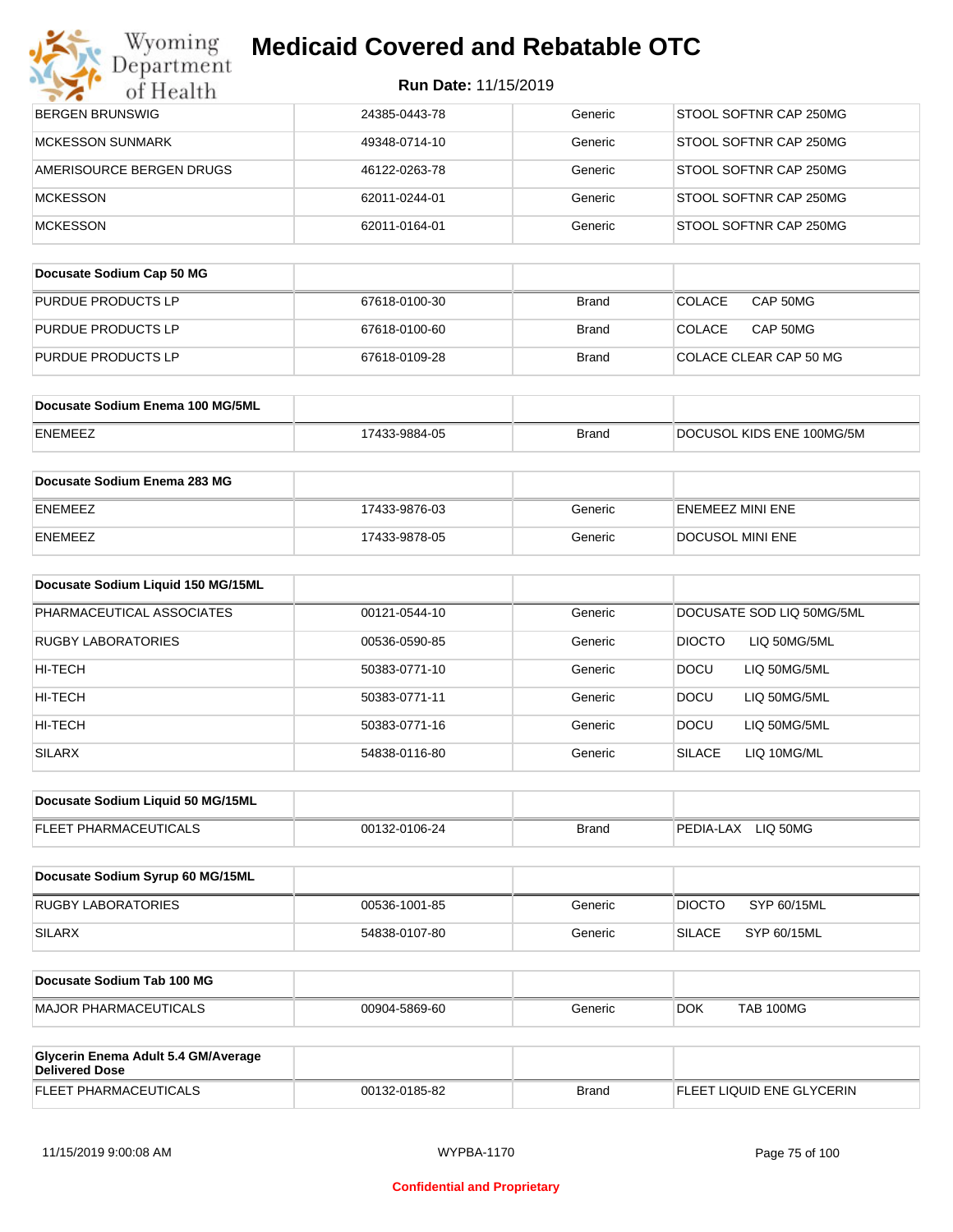# Medicaid Covered and Rebatable OTC

**Run Date:** 11/15/2019

| BERGEN BRUNSWIG | 24385-0443-78 | Generic | STOOL SOFTNR CAP 250MG |
|---|---|---|---|
| MCKESSON SUNMARK | 49348-0714-10 | Generic | STOOL SOFTNR CAP 250MG |
| AMERISOURCE BERGEN DRUGS | 46122-0263-78 | Generic | STOOL SOFTNR CAP 250MG |
| MCKESSON | 62011-0244-01 | Generic | STOOL SOFTNR CAP 250MG |
| MCKESSON | 62011-0164-01 | Generic | STOOL SOFTNR CAP 250MG |

| Docusate Sodium Cap 50 MG | | | |
|---|---|---|---|
| PURDUE PRODUCTS LP | 67618-0100-30 | Brand | COLACE CAP 50MG |
| PURDUE PRODUCTS LP | 67618-0100-60 | Brand | COLACE CAP 50MG |
| PURDUE PRODUCTS LP | 67618-0109-28 | Brand | COLACE CLEAR CAP 50 MG |

| Docusate Sodium Enema 100 MG/5ML | | | |
|---|---|---|---|
| ENEMEEZ | 17433-9884-05 | Brand | DOCUSOL KIDS ENE 100MG/5M |

| Docusate Sodium Enema 283 MG | | | |
|---|---|---|---|
| ENEMEEZ | 17433-9876-03 | Generic | ENEMEEZ MINI ENE |
| ENEMEEZ | 17433-9878-05 | Generic | DOCUSOL MINI ENE |

| Docusate Sodium Liquid 150 MG/15ML | | | |
|---|---|---|---|
| PHARMACEUTICAL ASSOCIATES | 00121-0544-10 | Generic | DOCUSATE SOD LIQ 50MG/5ML |
| RUGBY LABORATORIES | 00536-0590-85 | Generic | DIOCTO LIQ 50MG/5ML |
| HI-TECH | 50383-0771-10 | Generic | DOCU LIQ 50MG/5ML |
| HI-TECH | 50383-0771-11 | Generic | DOCU LIQ 50MG/5ML |
| HI-TECH | 50383-0771-16 | Generic | DOCU LIQ 50MG/5ML |
| SILARX | 54838-0116-80 | Generic | SILACE LIQ 10MG/ML |

| Docusate Sodium Liquid 50 MG/15ML | | | |
|---|---|---|---|
| FLEET PHARMACEUTICALS | 00132-0106-24 | Brand | PEDIA-LAX LIQ 50MG |

| Docusate Sodium Syrup 60 MG/15ML | | | |
|---|---|---|---|
| RUGBY LABORATORIES | 00536-1001-85 | Generic | DIOCTO SYP 60/15ML |
| SILARX | 54838-0107-80 | Generic | SILACE SYP 60/15ML |

| Docusate Sodium Tab 100 MG | | | |
|---|---|---|---|
| MAJOR PHARMACEUTICALS | 00904-5869-60 | Generic | DOK TAB 100MG |

| Glycerin Enema Adult 5.4 GM/Average Delivered Dose | | | |
|---|---|---|---|
| FLEET PHARMACEUTICALS | 00132-0185-82 | Brand | FLEET LIQUID ENE GLYCERIN |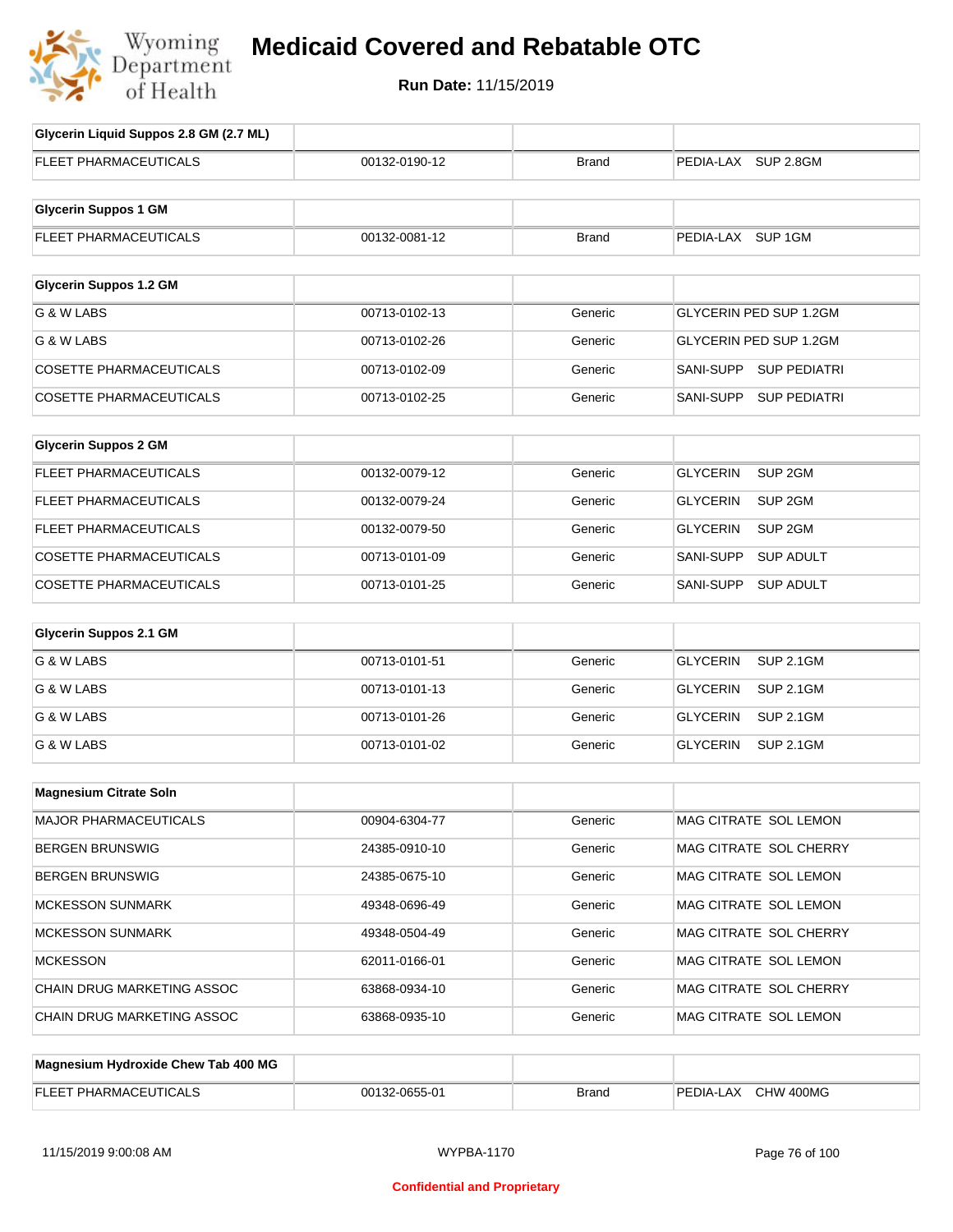# Medicaid Covered and Rebatable OTC

**Run Date:** 11/15/2019

| Glycerin Liquid Suppos 2.8 GM (2.7 ML) | | | |
|---|---|---|---|
| FLEET PHARMACEUTICALS | 00132-0190-12 | Brand | PEDIA-LAX SUP 2.8GM |

| Glycerin Suppos 1 GM | | | |
|---|---|---|---|
| FLEET PHARMACEUTICALS | 00132-0081-12 | Brand | PEDIA-LAX SUP 1GM |

| Glycerin Suppos 1.2 GM | | | |
|---|---|---|---|
| G & W LABS | 00713-0102-13 | Generic | GLYCERIN PED SUP 1.2GM |
| G & W LABS | 00713-0102-26 | Generic | GLYCERIN PED SUP 1.2GM |
| COSETTE PHARMACEUTICALS | 00713-0102-09 | Generic | SANI-SUPP SUP PEDIATRI |
| COSETTE PHARMACEUTICALS | 00713-0102-25 | Generic | SANI-SUPP SUP PEDIATRI |

| Glycerin Suppos 2 GM | | | |
|---|---|---|---|
| FLEET PHARMACEUTICALS | 00132-0079-12 | Generic | GLYCERIN SUP 2GM |
| FLEET PHARMACEUTICALS | 00132-0079-24 | Generic | GLYCERIN SUP 2GM |
| FLEET PHARMACEUTICALS | 00132-0079-50 | Generic | GLYCERIN SUP 2GM |
| COSETTE PHARMACEUTICALS | 00713-0101-09 | Generic | SANI-SUPP SUP ADULT |
| COSETTE PHARMACEUTICALS | 00713-0101-25 | Generic | SANI-SUPP SUP ADULT |

| Glycerin Suppos 2.1 GM | | | |
|---|---|---|---|
| G & W LABS | 00713-0101-51 | Generic | GLYCERIN SUP 2.1GM |
| G & W LABS | 00713-0101-13 | Generic | GLYCERIN SUP 2.1GM |
| G & W LABS | 00713-0101-26 | Generic | GLYCERIN SUP 2.1GM |
| G & W LABS | 00713-0101-02 | Generic | GLYCERIN SUP 2.1GM |

| Magnesium Citrate Soln | | | |
|---|---|---|---|
| MAJOR PHARMACEUTICALS | 00904-6304-77 | Generic | MAG CITRATE SOL LEMON |
| BERGEN BRUNSWIG | 24385-0910-10 | Generic | MAG CITRATE SOL CHERRY |
| BERGEN BRUNSWIG | 24385-0675-10 | Generic | MAG CITRATE SOL LEMON |
| MCKESSON SUNMARK | 49348-0696-49 | Generic | MAG CITRATE SOL LEMON |
| MCKESSON SUNMARK | 49348-0504-49 | Generic | MAG CITRATE SOL CHERRY |
| MCKESSON | 62011-0166-01 | Generic | MAG CITRATE SOL LEMON |
| CHAIN DRUG MARKETING ASSOC | 63868-0934-10 | Generic | MAG CITRATE SOL CHERRY |
| CHAIN DRUG MARKETING ASSOC | 63868-0935-10 | Generic | MAG CITRATE SOL LEMON |

| Magnesium Hydroxide Chew Tab 400 MG | | | |
|---|---|---|---|
| FLEET PHARMACEUTICALS | 00132-0655-01 | Brand | PEDIA-LAX CHW 400MG |

Confidential and Proprietary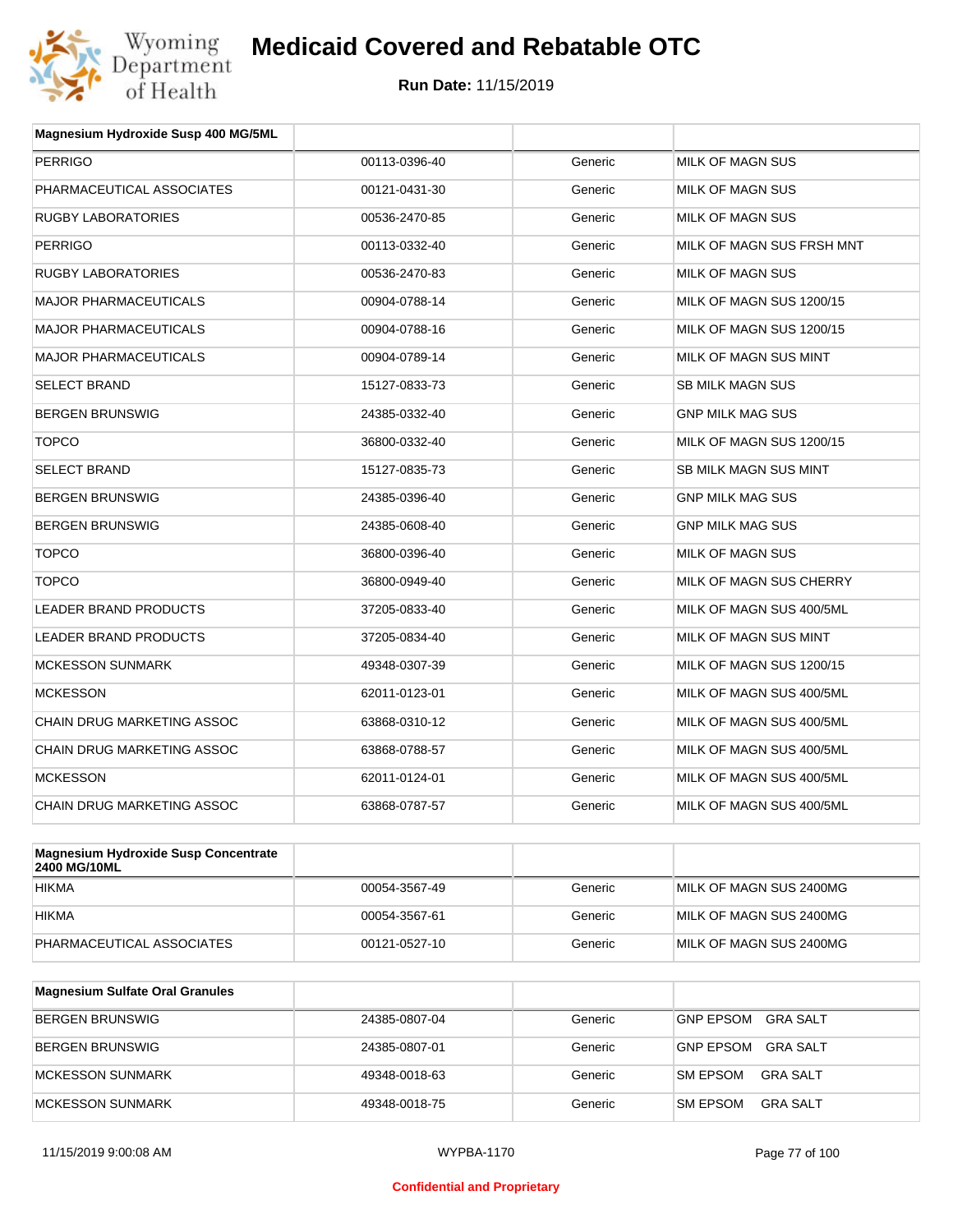# Medicaid Covered and Rebatable OTC

**Run Date:** 11/15/2019

| Magnesium Hydroxide Susp 400 MG/5ML | | | |
|---|---|---|---|
| PERRIGO | 00113-0396-40 | Generic | MILK OF MAGN SUS |
| PHARMACEUTICAL ASSOCIATES | 00121-0431-30 | Generic | MILK OF MAGN SUS |
| RUGBY LABORATORIES | 00536-2470-85 | Generic | MILK OF MAGN SUS |
| PERRIGO | 00113-0332-40 | Generic | MILK OF MAGN SUS FRSH MNT |
| RUGBY LABORATORIES | 00536-2470-83 | Generic | MILK OF MAGN SUS |
| MAJOR PHARMACEUTICALS | 00904-0788-14 | Generic | MILK OF MAGN SUS 1200/15 |
| MAJOR PHARMACEUTICALS | 00904-0788-16 | Generic | MILK OF MAGN SUS 1200/15 |
| MAJOR PHARMACEUTICALS | 00904-0789-14 | Generic | MILK OF MAGN SUS MINT |
| SELECT BRAND | 15127-0833-73 | Generic | SB MILK MAGN SUS |
| BERGEN BRUNSWIG | 24385-0332-40 | Generic | GNP MILK MAG SUS |
| TOPCO | 36800-0332-40 | Generic | MILK OF MAGN SUS 1200/15 |
| SELECT BRAND | 15127-0835-73 | Generic | SB MILK MAGN SUS MINT |
| BERGEN BRUNSWIG | 24385-0396-40 | Generic | GNP MILK MAG SUS |
| BERGEN BRUNSWIG | 24385-0608-40 | Generic | GNP MILK MAG SUS |
| TOPCO | 36800-0396-40 | Generic | MILK OF MAGN SUS |
| TOPCO | 36800-0949-40 | Generic | MILK OF MAGN SUS CHERRY |
| LEADER BRAND PRODUCTS | 37205-0833-40 | Generic | MILK OF MAGN SUS 400/5ML |
| LEADER BRAND PRODUCTS | 37205-0834-40 | Generic | MILK OF MAGN SUS MINT |
| MCKESSON SUNMARK | 49348-0307-39 | Generic | MILK OF MAGN SUS 1200/15 |
| MCKESSON | 62011-0123-01 | Generic | MILK OF MAGN SUS 400/5ML |
| CHAIN DRUG MARKETING ASSOC | 63868-0310-12 | Generic | MILK OF MAGN SUS 400/5ML |
| CHAIN DRUG MARKETING ASSOC | 63868-0788-57 | Generic | MILK OF MAGN SUS 400/5ML |
| MCKESSON | 62011-0124-01 | Generic | MILK OF MAGN SUS 400/5ML |
| CHAIN DRUG MARKETING ASSOC | 63868-0787-57 | Generic | MILK OF MAGN SUS 400/5ML |

| Magnesium Hydroxide Susp Concentrate 2400 MG/10ML | | | |
|---|---|---|---|
| HIKMA | 00054-3567-49 | Generic | MILK OF MAGN SUS 2400MG |
| HIKMA | 00054-3567-61 | Generic | MILK OF MAGN SUS 2400MG |
| PHARMACEUTICAL ASSOCIATES | 00121-0527-10 | Generic | MILK OF MAGN SUS 2400MG |

| Magnesium Sulfate Oral Granules | | | |
|---|---|---|---|
| BERGEN BRUNSWIG | 24385-0807-04 | Generic | GNP EPSOM GRA SALT |
| BERGEN BRUNSWIG | 24385-0807-01 | Generic | GNP EPSOM GRA SALT |
| MCKESSON SUNMARK | 49348-0018-63 | Generic | SM EPSOM GRA SALT |
| MCKESSON SUNMARK | 49348-0018-75 | Generic | SM EPSOM GRA SALT |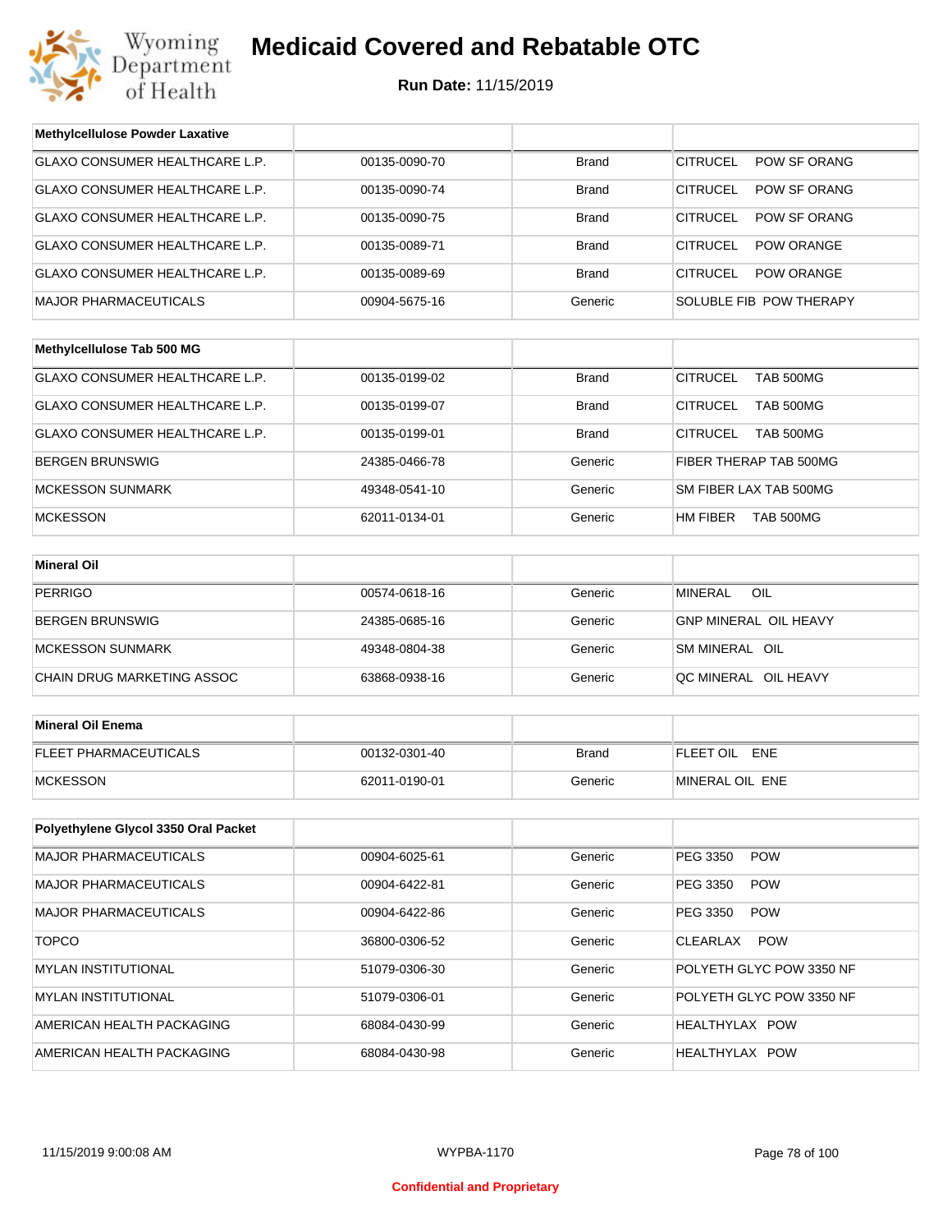# Medicaid Covered and Rebatable OTC

**Run Date:** 11/15/2019

| Methylcellulose Powder Laxative | | | |
|---|---|---|---|
| GLAXO CONSUMER HEALTHCARE L.P. | 00135-0090-70 | Brand | CITRUCEL POW SF ORANG |
| GLAXO CONSUMER HEALTHCARE L.P. | 00135-0090-74 | Brand | CITRUCEL POW SF ORANG |
| GLAXO CONSUMER HEALTHCARE L.P. | 00135-0090-75 | Brand | CITRUCEL POW SF ORANG |
| GLAXO CONSUMER HEALTHCARE L.P. | 00135-0089-71 | Brand | CITRUCEL POW ORANGE |
| GLAXO CONSUMER HEALTHCARE L.P. | 00135-0089-69 | Brand | CITRUCEL POW ORANGE |
| MAJOR PHARMACEUTICALS | 00904-5675-16 | Generic | SOLUBLE FIB POW THERAPY |

| Methylcellulose Tab 500 MG | | | |
|---|---|---|---|
| GLAXO CONSUMER HEALTHCARE L.P. | 00135-0199-02 | Brand | CITRUCEL TAB 500MG |
| GLAXO CONSUMER HEALTHCARE L.P. | 00135-0199-07 | Brand | CITRUCEL TAB 500MG |
| GLAXO CONSUMER HEALTHCARE L.P. | 00135-0199-01 | Brand | CITRUCEL TAB 500MG |
| BERGEN BRUNSWIG | 24385-0466-78 | Generic | FIBER THERAP TAB 500MG |
| MCKESSON SUNMARK | 49348-0541-10 | Generic | SM FIBER LAX TAB 500MG |
| MCKESSON | 62011-0134-01 | Generic | HM FIBER TAB 500MG |

| Mineral Oil | | | |
|---|---|---|---|
| PERRIGO | 00574-0618-16 | Generic | MINERAL OIL |
| BERGEN BRUNSWIG | 24385-0685-16 | Generic | GNP MINERAL OIL HEAVY |
| MCKESSON SUNMARK | 49348-0804-38 | Generic | SM MINERAL OIL |
| CHAIN DRUG MARKETING ASSOC | 63868-0938-16 | Generic | QC MINERAL OIL HEAVY |

| Mineral Oil Enema | | | |
|---|---|---|---|
| FLEET PHARMACEUTICALS | 00132-0301-40 | Brand | FLEET OIL ENE |
| MCKESSON | 62011-0190-01 | Generic | MINERAL OIL ENE |

| Polyethylene Glycol 3350 Oral Packet | | | |
|---|---|---|---|
| MAJOR PHARMACEUTICALS | 00904-6025-61 | Generic | PEG 3350 POW |
| MAJOR PHARMACEUTICALS | 00904-6422-81 | Generic | PEG 3350 POW |
| MAJOR PHARMACEUTICALS | 00904-6422-86 | Generic | PEG 3350 POW |
| TOPCO | 36800-0306-52 | Generic | CLEARLAX POW |
| MYLAN INSTITUTIONAL | 51079-0306-30 | Generic | POLYETH GLYC POW 3350 NF |
| MYLAN INSTITUTIONAL | 51079-0306-01 | Generic | POLYETH GLYC POW 3350 NF |
| AMERICAN HEALTH PACKAGING | 68084-0430-99 | Generic | HEALTHYLAX POW |
| AMERICAN HEALTH PACKAGING | 68084-0430-98 | Generic | HEALTHYLAX POW |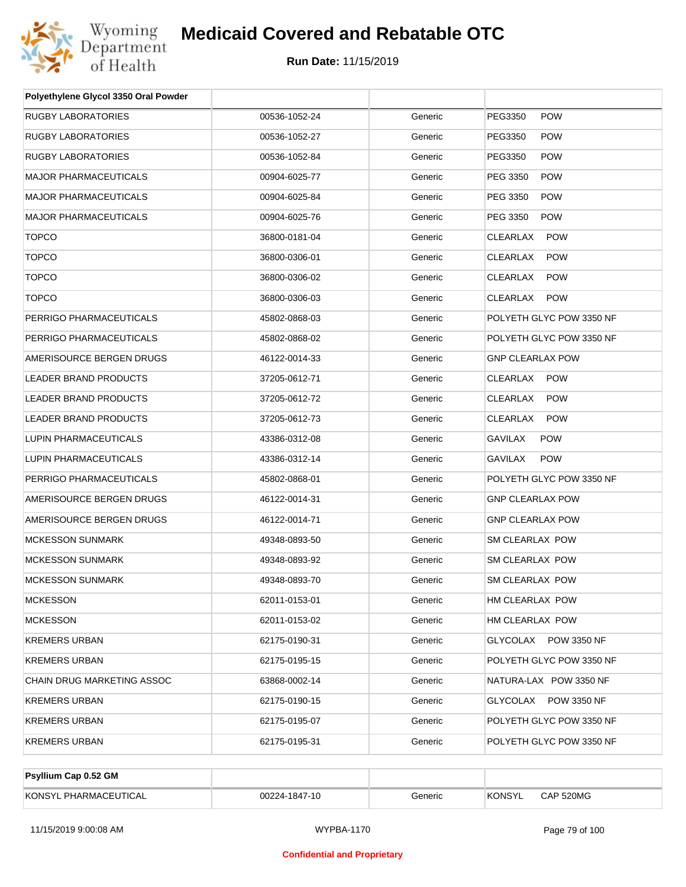# Medicaid Covered and Rebatable OTC

**Run Date:** 11/15/2019

| Polyethylene Glycol 3350 Oral Powder | | | |
|---|---|---|---|
| RUGBY LABORATORIES | 00536-1052-24 | Generic | PEG3350 POW |
| RUGBY LABORATORIES | 00536-1052-27 | Generic | PEG3350 POW |
| RUGBY LABORATORIES | 00536-1052-84 | Generic | PEG3350 POW |
| MAJOR PHARMACEUTICALS | 00904-6025-77 | Generic | PEG 3350 POW |
| MAJOR PHARMACEUTICALS | 00904-6025-84 | Generic | PEG 3350 POW |
| MAJOR PHARMACEUTICALS | 00904-6025-76 | Generic | PEG 3350 POW |
| TOPCO | 36800-0181-04 | Generic | CLEARLAX POW |
| TOPCO | 36800-0306-01 | Generic | CLEARLAX POW |
| TOPCO | 36800-0306-02 | Generic | CLEARLAX POW |
| TOPCO | 36800-0306-03 | Generic | CLEARLAX POW |
| PERRIGO PHARMACEUTICALS | 45802-0868-03 | Generic | POLYETH GLYC POW 3350 NF |
| PERRIGO PHARMACEUTICALS | 45802-0868-02 | Generic | POLYETH GLYC POW 3350 NF |
| AMERISOURCE BERGEN DRUGS | 46122-0014-33 | Generic | GNP CLEARLAX POW |
| LEADER BRAND PRODUCTS | 37205-0612-71 | Generic | CLEARLAX POW |
| LEADER BRAND PRODUCTS | 37205-0612-72 | Generic | CLEARLAX POW |
| LEADER BRAND PRODUCTS | 37205-0612-73 | Generic | CLEARLAX POW |
| LUPIN PHARMACEUTICALS | 43386-0312-08 | Generic | GAVILAX POW |
| LUPIN PHARMACEUTICALS | 43386-0312-14 | Generic | GAVILAX POW |
| PERRIGO PHARMACEUTICALS | 45802-0868-01 | Generic | POLYETH GLYC POW 3350 NF |
| AMERISOURCE BERGEN DRUGS | 46122-0014-31 | Generic | GNP CLEARLAX POW |
| AMERISOURCE BERGEN DRUGS | 46122-0014-71 | Generic | GNP CLEARLAX POW |
| MCKESSON SUNMARK | 49348-0893-50 | Generic | SM CLEARLAX POW |
| MCKESSON SUNMARK | 49348-0893-92 | Generic | SM CLEARLAX POW |
| MCKESSON SUNMARK | 49348-0893-70 | Generic | SM CLEARLAX POW |
| MCKESSON | 62011-0153-01 | Generic | HM CLEARLAX POW |
| MCKESSON | 62011-0153-02 | Generic | HM CLEARLAX POW |
| KREMERS URBAN | 62175-0190-31 | Generic | GLYCOLAX POW 3350 NF |
| KREMERS URBAN | 62175-0195-15 | Generic | POLYETH GLYC POW 3350 NF |
| CHAIN DRUG MARKETING ASSOC | 63868-0002-14 | Generic | NATURA-LAX POW 3350 NF |
| KREMERS URBAN | 62175-0190-15 | Generic | GLYCOLAX POW 3350 NF |
| KREMERS URBAN | 62175-0195-07 | Generic | POLYETH GLYC POW 3350 NF |
| KREMERS URBAN | 62175-0195-31 | Generic | POLYETH GLYC POW 3350 NF |

| Psyllium Cap 0.52 GM | | | |
|---|---|---|---|
| KONSYL PHARMACEUTICAL | 00224-1847-10 | Generic | KONSYL CAP 520MG |

Confidential and Proprietary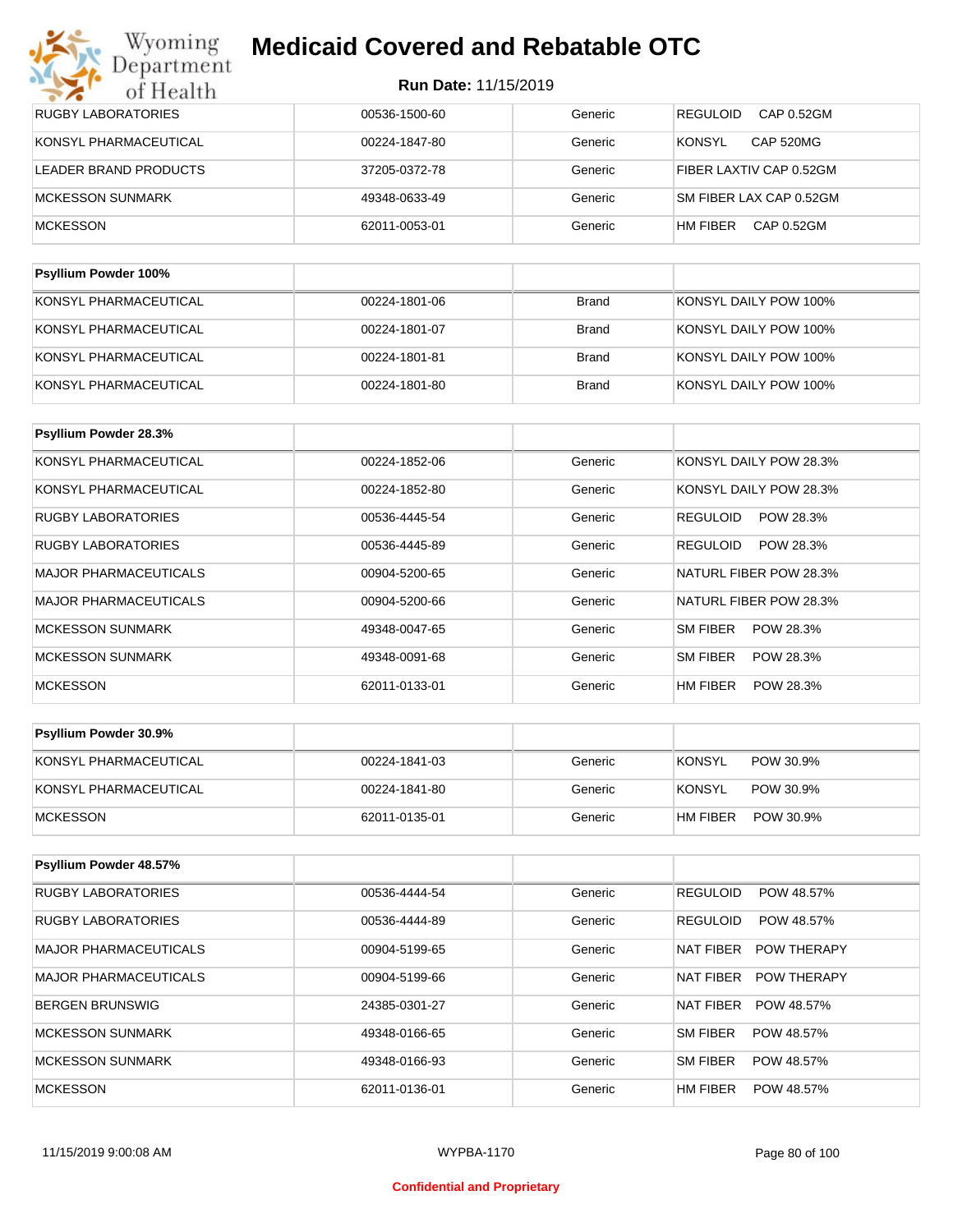| | | | |
|---|---|---|---|
| RUGBY LABORATORIES | 00536-1500-60 | Generic | REGULOID CAP 0.52GM |
| KONSYL PHARMACEUTICAL | 00224-1847-80 | Generic | KONSYL CAP 520MG |
| LEADER BRAND PRODUCTS | 37205-0372-78 | Generic | FIBER LAXTIV CAP 0.52GM |
| MCKESSON SUNMARK | 49348-0633-49 | Generic | SM FIBER LAX CAP 0.52GM |
| MCKESSON | 62011-0053-01 | Generic | HM FIBER CAP 0.52GM |

| **Psyllium Powder 100%** | | | |
|---|---|---|---|
| KONSYL PHARMACEUTICAL | 00224-1801-06 | Brand | KONSYL DAILY POW 100% |
| KONSYL PHARMACEUTICAL | 00224-1801-07 | Brand | KONSYL DAILY POW 100% |
| KONSYL PHARMACEUTICAL | 00224-1801-81 | Brand | KONSYL DAILY POW 100% |
| KONSYL PHARMACEUTICAL | 00224-1801-80 | Brand | KONSYL DAILY POW 100% |

| **Psyllium Powder 28.3%** | | | |
|---|---|---|---|
| KONSYL PHARMACEUTICAL | 00224-1852-06 | Generic | KONSYL DAILY POW 28.3% |
| KONSYL PHARMACEUTICAL | 00224-1852-80 | Generic | KONSYL DAILY POW 28.3% |
| RUGBY LABORATORIES | 00536-4445-54 | Generic | REGULOID POW 28.3% |
| RUGBY LABORATORIES | 00536-4445-89 | Generic | REGULOID POW 28.3% |
| MAJOR PHARMACEUTICALS | 00904-5200-65 | Generic | NATURL FIBER POW 28.3% |
| MAJOR PHARMACEUTICALS | 00904-5200-66 | Generic | NATURL FIBER POW 28.3% |
| MCKESSON SUNMARK | 49348-0047-65 | Generic | SM FIBER POW 28.3% |
| MCKESSON SUNMARK | 49348-0091-68 | Generic | SM FIBER POW 28.3% |
| MCKESSON | 62011-0133-01 | Generic | HM FIBER POW 28.3% |

| **Psyllium Powder 30.9%** | | | |
|---|---|---|---|
| KONSYL PHARMACEUTICAL | 00224-1841-03 | Generic | KONSYL POW 30.9% |
| KONSYL PHARMACEUTICAL | 00224-1841-80 | Generic | KONSYL POW 30.9% |
| MCKESSON | 62011-0135-01 | Generic | HM FIBER POW 30.9% |

| **Psyllium Powder 48.57%** | | | |
|---|---|---|---|
| RUGBY LABORATORIES | 00536-4444-54 | Generic | REGULOID POW 48.57% |
| RUGBY LABORATORIES | 00536-4444-89 | Generic | REGULOID POW 48.57% |
| MAJOR PHARMACEUTICALS | 00904-5199-65 | Generic | NAT FIBER POW THERAPY |
| MAJOR PHARMACEUTICALS | 00904-5199-66 | Generic | NAT FIBER POW THERAPY |
| BERGEN BRUNSWIG | 24385-0301-27 | Generic | NAT FIBER POW 48.57% |
| MCKESSON SUNMARK | 49348-0166-65 | Generic | SM FIBER POW 48.57% |
| MCKESSON SUNMARK | 49348-0166-93 | Generic | SM FIBER POW 48.57% |
| MCKESSON | 62011-0136-01 | Generic | HM FIBER POW 48.57% |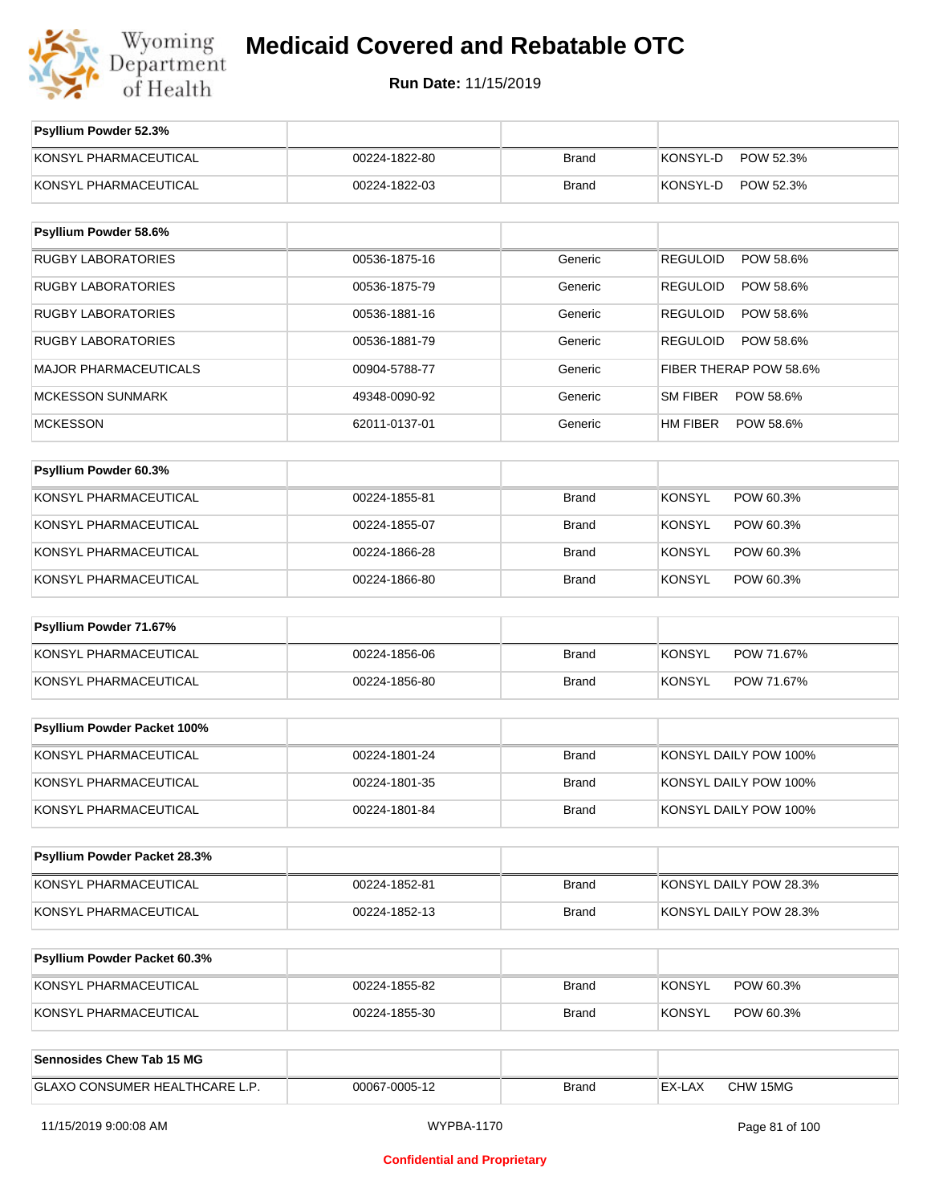# Medicaid Covered and Rebatable OTC

**Run Date:** 11/15/2019

| Psyllium Powder 52.3% | | | |
|---|---|---|---|
| KONSYL PHARMACEUTICAL | 00224-1822-80 | Brand | KONSYL-D POW 52.3% |
| KONSYL PHARMACEUTICAL | 00224-1822-03 | Brand | KONSYL-D POW 52.3% |

| Psyllium Powder 58.6% | | | |
|---|---|---|---|
| RUGBY LABORATORIES | 00536-1875-16 | Generic | REGULOID POW 58.6% |
| RUGBY LABORATORIES | 00536-1875-79 | Generic | REGULOID POW 58.6% |
| RUGBY LABORATORIES | 00536-1881-16 | Generic | REGULOID POW 58.6% |
| RUGBY LABORATORIES | 00536-1881-79 | Generic | REGULOID POW 58.6% |
| MAJOR PHARMACEUTICALS | 00904-5788-77 | Generic | FIBER THERAP POW 58.6% |
| MCKESSON SUNMARK | 49348-0090-92 | Generic | SM FIBER POW 58.6% |
| MCKESSON | 62011-0137-01 | Generic | HM FIBER POW 58.6% |

| Psyllium Powder 60.3% | | | |
|---|---|---|---|
| KONSYL PHARMACEUTICAL | 00224-1855-81 | Brand | KONSYL POW 60.3% |
| KONSYL PHARMACEUTICAL | 00224-1855-07 | Brand | KONSYL POW 60.3% |
| KONSYL PHARMACEUTICAL | 00224-1866-28 | Brand | KONSYL POW 60.3% |
| KONSYL PHARMACEUTICAL | 00224-1866-80 | Brand | KONSYL POW 60.3% |

| Psyllium Powder 71.67% | | | |
|---|---|---|---|
| KONSYL PHARMACEUTICAL | 00224-1856-06 | Brand | KONSYL POW 71.67% |
| KONSYL PHARMACEUTICAL | 00224-1856-80 | Brand | KONSYL POW 71.67% |

| Psyllium Powder Packet 100% | | | |
|---|---|---|---|
| KONSYL PHARMACEUTICAL | 00224-1801-24 | Brand | KONSYL DAILY POW 100% |
| KONSYL PHARMACEUTICAL | 00224-1801-35 | Brand | KONSYL DAILY POW 100% |
| KONSYL PHARMACEUTICAL | 00224-1801-84 | Brand | KONSYL DAILY POW 100% |

| Psyllium Powder Packet 28.3% | | | |
|---|---|---|---|
| KONSYL PHARMACEUTICAL | 00224-1852-81 | Brand | KONSYL DAILY POW 28.3% |
| KONSYL PHARMACEUTICAL | 00224-1852-13 | Brand | KONSYL DAILY POW 28.3% |

| Psyllium Powder Packet 60.3% | | | |
|---|---|---|---|
| KONSYL PHARMACEUTICAL | 00224-1855-82 | Brand | KONSYL POW 60.3% |
| KONSYL PHARMACEUTICAL | 00224-1855-30 | Brand | KONSYL POW 60.3% |

| Sennosides Chew Tab 15 MG | | | |
|---|---|---|---|
| GLAXO CONSUMER HEALTHCARE L.P. | 00067-0005-12 | Brand | EX-LAX CHW 15MG |

Confidential and Proprietary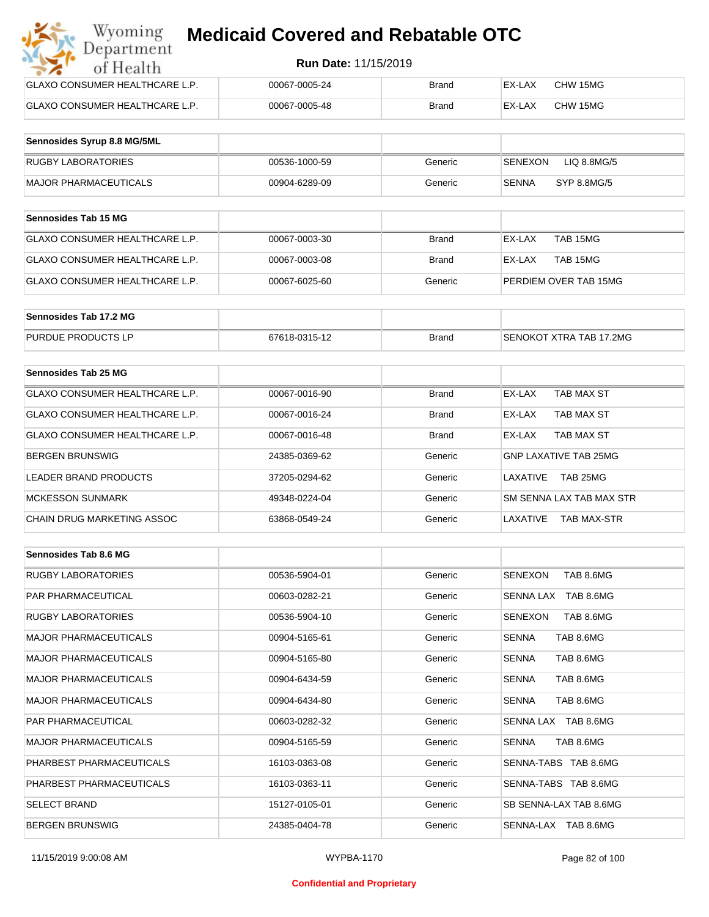| GLAXO CONSUMER HEALTHCARE L.P. | 00067-0005-24 | Brand | EX-LAX CHW 15MG |
|---|---|---|---|
| GLAXO CONSUMER HEALTHCARE L.P. | 00067-0005-48 | Brand | EX-LAX CHW 15MG |

| Sennosides Syrup 8.8 MG/5ML | | | |
|---|---|---|---|
| RUGBY LABORATORIES | 00536-1000-59 | Generic | SENEXON LIQ 8.8MG/5 |
| MAJOR PHARMACEUTICALS | 00904-6289-09 | Generic | SENNA SYP 8.8MG/5 |

| Sennosides Tab 15 MG | | | |
|---|---|---|---|
| GLAXO CONSUMER HEALTHCARE L.P. | 00067-0003-30 | Brand | EX-LAX TAB 15MG |
| GLAXO CONSUMER HEALTHCARE L.P. | 00067-0003-08 | Brand | EX-LAX TAB 15MG |
| GLAXO CONSUMER HEALTHCARE L.P. | 00067-6025-60 | Generic | PERDIEM OVER TAB 15MG |

| Sennosides Tab 17.2 MG | | | |
|---|---|---|---|
| PURDUE PRODUCTS LP | 67618-0315-12 | Brand | SENOKOT XTRA TAB 17.2MG |

| Sennosides Tab 25 MG | | | |
|---|---|---|---|
| GLAXO CONSUMER HEALTHCARE L.P. | 00067-0016-90 | Brand | EX-LAX TAB MAX ST |
| GLAXO CONSUMER HEALTHCARE L.P. | 00067-0016-24 | Brand | EX-LAX TAB MAX ST |
| GLAXO CONSUMER HEALTHCARE L.P. | 00067-0016-48 | Brand | EX-LAX TAB MAX ST |
| BERGEN BRUNSWIG | 24385-0369-62 | Generic | GNP LAXATIVE TAB 25MG |
| LEADER BRAND PRODUCTS | 37205-0294-62 | Generic | LAXATIVE TAB 25MG |
| MCKESSON SUNMARK | 49348-0224-04 | Generic | SM SENNA LAX TAB MAX STR |
| CHAIN DRUG MARKETING ASSOC | 63868-0549-24 | Generic | LAXATIVE TAB MAX-STR |

| Sennosides Tab 8.6 MG | | | |
|---|---|---|---|
| RUGBY LABORATORIES | 00536-5904-01 | Generic | SENEXON TAB 8.6MG |
| PAR PHARMACEUTICAL | 00603-0282-21 | Generic | SENNA LAX TAB 8.6MG |
| RUGBY LABORATORIES | 00536-5904-10 | Generic | SENEXON TAB 8.6MG |
| MAJOR PHARMACEUTICALS | 00904-5165-61 | Generic | SENNA TAB 8.6MG |
| MAJOR PHARMACEUTICALS | 00904-5165-80 | Generic | SENNA TAB 8.6MG |
| MAJOR PHARMACEUTICALS | 00904-6434-59 | Generic | SENNA TAB 8.6MG |
| MAJOR PHARMACEUTICALS | 00904-6434-80 | Generic | SENNA TAB 8.6MG |
| PAR PHARMACEUTICAL | 00603-0282-32 | Generic | SENNA LAX TAB 8.6MG |
| MAJOR PHARMACEUTICALS | 00904-5165-59 | Generic | SENNA TAB 8.6MG |
| PHARBEST PHARMACEUTICALS | 16103-0363-08 | Generic | SENNA-TABS TAB 8.6MG |
| PHARBEST PHARMACEUTICALS | 16103-0363-11 | Generic | SENNA-TABS TAB 8.6MG |
| SELECT BRAND | 15127-0105-01 | Generic | SB SENNA-LAX TAB 8.6MG |
| BERGEN BRUNSWIG | 24385-0404-78 | Generic | SENNA-LAX TAB 8.6MG |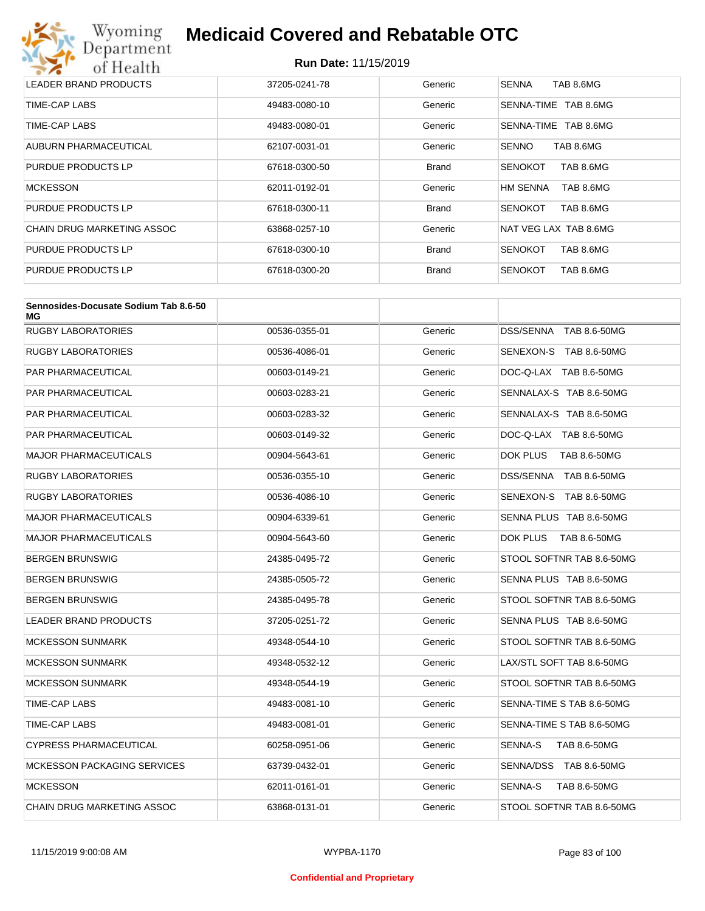| | | | |
|---|---|---|---|
| LEADER BRAND PRODUCTS | 37205-0241-78 | Generic | SENNA TAB 8.6MG |
| TIME-CAP LABS | 49483-0080-10 | Generic | SENNA-TIME TAB 8.6MG |
| TIME-CAP LABS | 49483-0080-01 | Generic | SENNA-TIME TAB 8.6MG |
| AUBURN PHARMACEUTICAL | 62107-0031-01 | Generic | SENNO TAB 8.6MG |
| PURDUE PRODUCTS LP | 67618-0300-50 | Brand | SENOKOT TAB 8.6MG |
| MCKESSON | 62011-0192-01 | Generic | HM SENNA TAB 8.6MG |
| PURDUE PRODUCTS LP | 67618-0300-11 | Brand | SENOKOT TAB 8.6MG |
| CHAIN DRUG MARKETING ASSOC | 63868-0257-10 | Generic | NAT VEG LAX TAB 8.6MG |
| PURDUE PRODUCTS LP | 67618-0300-10 | Brand | SENOKOT TAB 8.6MG |
| PURDUE PRODUCTS LP | 67618-0300-20 | Brand | SENOKOT TAB 8.6MG |

| **Sennosides-Docusate Sodium Tab 8.6-50 MG** | | | |
|---|---|---|---|
| RUGBY LABORATORIES | 00536-0355-01 | Generic | DSS/SENNA TAB 8.6-50MG |
| RUGBY LABORATORIES | 00536-4086-01 | Generic | SENEXON-S TAB 8.6-50MG |
| PAR PHARMACEUTICAL | 00603-0149-21 | Generic | DOC-Q-LAX TAB 8.6-50MG |
| PAR PHARMACEUTICAL | 00603-0283-21 | Generic | SENNALAX-S TAB 8.6-50MG |
| PAR PHARMACEUTICAL | 00603-0283-32 | Generic | SENNALAX-S TAB 8.6-50MG |
| PAR PHARMACEUTICAL | 00603-0149-32 | Generic | DOC-Q-LAX TAB 8.6-50MG |
| MAJOR PHARMACEUTICALS | 00904-5643-61 | Generic | DOK PLUS TAB 8.6-50MG |
| RUGBY LABORATORIES | 00536-0355-10 | Generic | DSS/SENNA TAB 8.6-50MG |
| RUGBY LABORATORIES | 00536-4086-10 | Generic | SENEXON-S TAB 8.6-50MG |
| MAJOR PHARMACEUTICALS | 00904-6339-61 | Generic | SENNA PLUS TAB 8.6-50MG |
| MAJOR PHARMACEUTICALS | 00904-5643-60 | Generic | DOK PLUS TAB 8.6-50MG |
| BERGEN BRUNSWIG | 24385-0495-72 | Generic | STOOL SOFTNR TAB 8.6-50MG |
| BERGEN BRUNSWIG | 24385-0505-72 | Generic | SENNA PLUS TAB 8.6-50MG |
| BERGEN BRUNSWIG | 24385-0495-78 | Generic | STOOL SOFTNR TAB 8.6-50MG |
| LEADER BRAND PRODUCTS | 37205-0251-72 | Generic | SENNA PLUS TAB 8.6-50MG |
| MCKESSON SUNMARK | 49348-0544-10 | Generic | STOOL SOFTNR TAB 8.6-50MG |
| MCKESSON SUNMARK | 49348-0532-12 | Generic | LAX/STL SOFT TAB 8.6-50MG |
| MCKESSON SUNMARK | 49348-0544-19 | Generic | STOOL SOFTNR TAB 8.6-50MG |
| TIME-CAP LABS | 49483-0081-10 | Generic | SENNA-TIME S TAB 8.6-50MG |
| TIME-CAP LABS | 49483-0081-01 | Generic | SENNA-TIME S TAB 8.6-50MG |
| CYPRESS PHARMACEUTICAL | 60258-0951-06 | Generic | SENNA-S TAB 8.6-50MG |
| MCKESSON PACKAGING SERVICES | 63739-0432-01 | Generic | SENNA/DSS TAB 8.6-50MG |
| MCKESSON | 62011-0161-01 | Generic | SENNA-S TAB 8.6-50MG |
| CHAIN DRUG MARKETING ASSOC | 63868-0131-01 | Generic | STOOL SOFTNR TAB 8.6-50MG |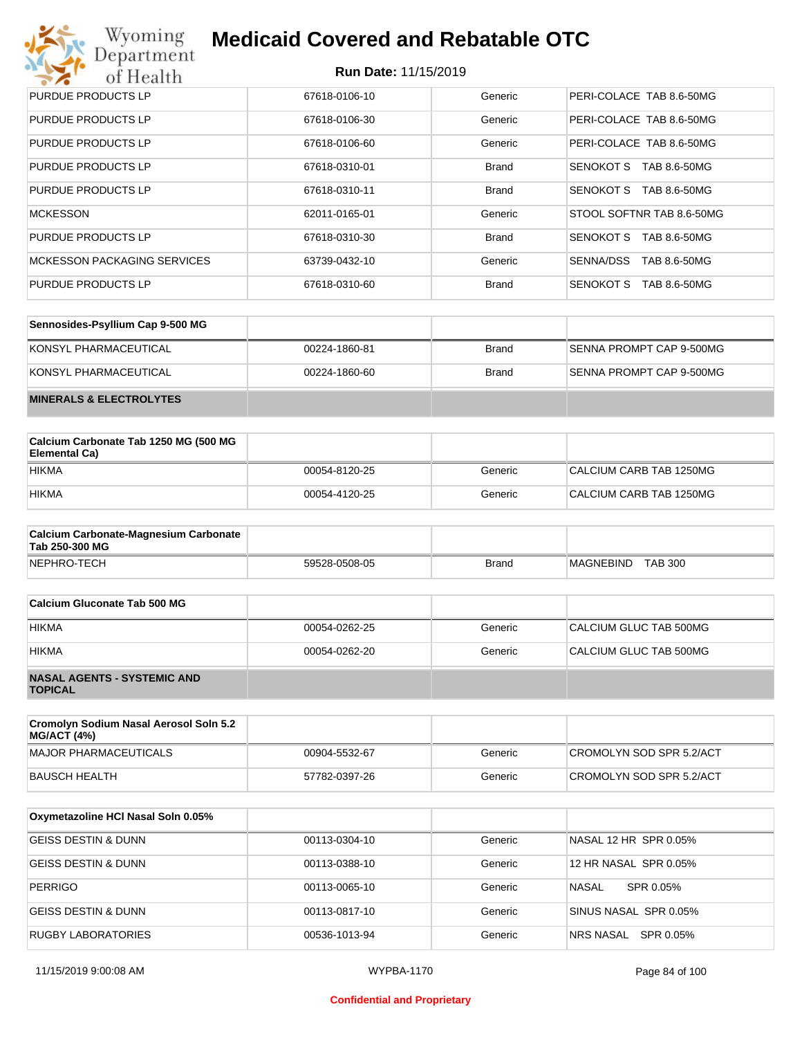| | | | |
|---|---|---|---|
| PURDUE PRODUCTS LP | 67618-0106-10 | Generic | PERI-COLACE TAB 8.6-50MG |
| PURDUE PRODUCTS LP | 67618-0106-30 | Generic | PERI-COLACE TAB 8.6-50MG |
| PURDUE PRODUCTS LP | 67618-0106-60 | Generic | PERI-COLACE TAB 8.6-50MG |
| PURDUE PRODUCTS LP | 67618-0310-01 | Brand | SENOKOT S TAB 8.6-50MG |
| PURDUE PRODUCTS LP | 67618-0310-11 | Brand | SENOKOT S TAB 8.6-50MG |
| MCKESSON | 62011-0165-01 | Generic | STOOL SOFTNR TAB 8.6-50MG |
| PURDUE PRODUCTS LP | 67618-0310-30 | Brand | SENOKOT S TAB 8.6-50MG |
| MCKESSON PACKAGING SERVICES | 63739-0432-10 | Generic | SENNA/DSS TAB 8.6-50MG |
| PURDUE PRODUCTS LP | 67618-0310-60 | Brand | SENOKOT S TAB 8.6-50MG |

| **Sennosides-Psyllium Cap 9-500 MG** | | | |
|---|---|---|---|
| KONSYL PHARMACEUTICAL | 00224-1860-81 | Brand | SENNA PROMPT CAP 9-500MG |
| KONSYL PHARMACEUTICAL | 00224-1860-60 | Brand | SENNA PROMPT CAP 9-500MG |

**MINERALS & ELECTROLYTES**

| **Calcium Carbonate Tab 1250 MG (500 MG Elemental Ca)** | | | |
|---|---|---|---|
| HIKMA | 00054-8120-25 | Generic | CALCIUM CARB TAB 1250MG |
| HIKMA | 00054-4120-25 | Generic | CALCIUM CARB TAB 1250MG |

| **Calcium Carbonate-Magnesium Carbonate Tab 250-300 MG** | | | |
|---|---|---|---|
| NEPHRO-TECH | 59528-0508-05 | Brand | MAGNEBIND TAB 300 |

| **Calcium Gluconate Tab 500 MG** | | | |
|---|---|---|---|
| HIKMA | 00054-0262-25 | Generic | CALCIUM GLUC TAB 500MG |
| HIKMA | 00054-0262-20 | Generic | CALCIUM GLUC TAB 500MG |

**NASAL AGENTS - SYSTEMIC AND TOPICAL**

| **Cromolyn Sodium Nasal Aerosol Soln 5.2 MG/ACT (4%)** | | | |
|---|---|---|---|
| MAJOR PHARMACEUTICALS | 00904-5532-67 | Generic | CROMOLYN SOD SPR 5.2/ACT |
| BAUSCH HEALTH | 57782-0397-26 | Generic | CROMOLYN SOD SPR 5.2/ACT |

| **Oxymetazoline HCl Nasal Soln 0.05%** | | | |
|---|---|---|---|
| GEISS DESTIN & DUNN | 00113-0304-10 | Generic | NASAL 12 HR SPR 0.05% |
| GEISS DESTIN & DUNN | 00113-0388-10 | Generic | 12 HR NASAL SPR 0.05% |
| PERRIGO | 00113-0065-10 | Generic | NASAL SPR 0.05% |
| GEISS DESTIN & DUNN | 00113-0817-10 | Generic | SINUS NASAL SPR 0.05% |
| RUGBY LABORATORIES | 00536-1013-94 | Generic | NRS NASAL SPR 0.05% |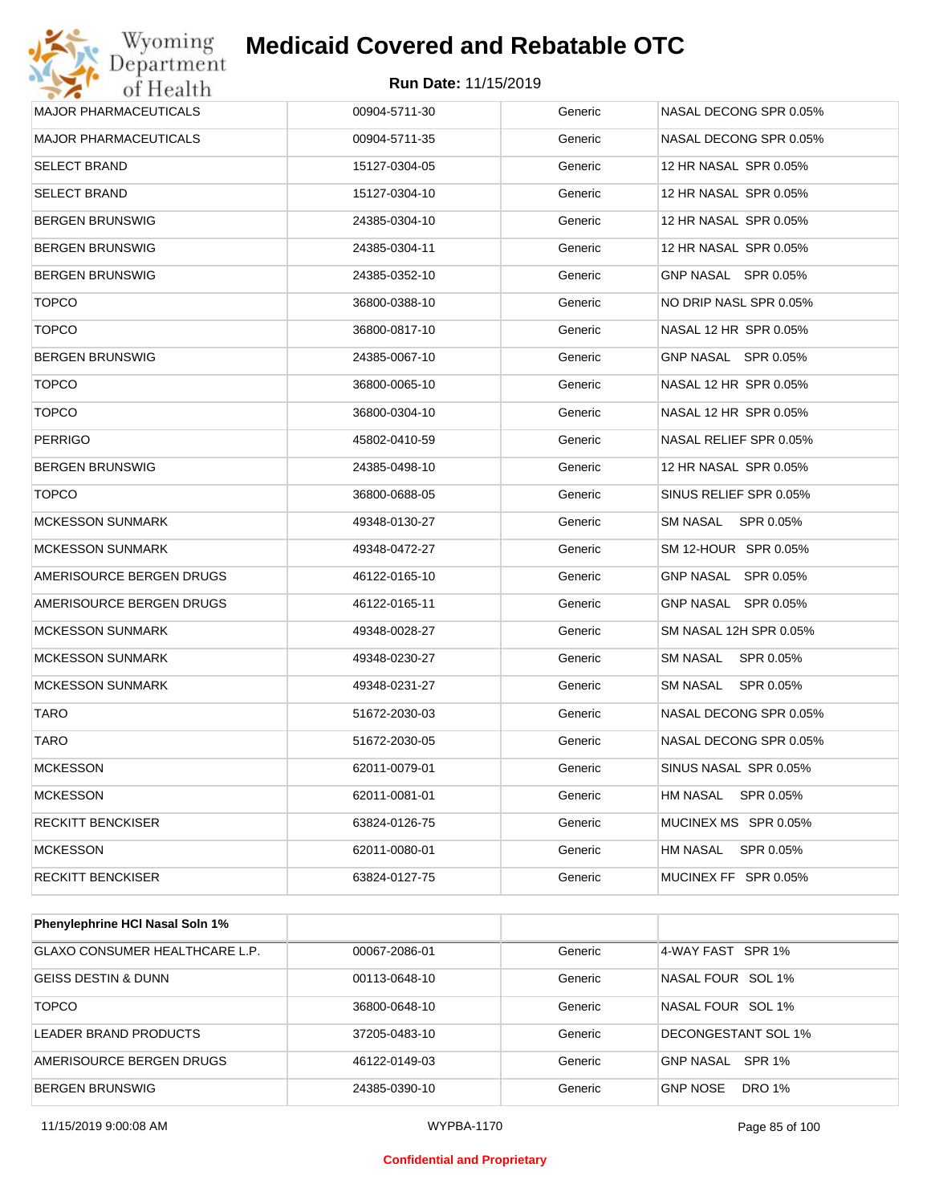| | | | |
|---|---|---|---|
| MAJOR PHARMACEUTICALS | 00904-5711-30 | Generic | NASAL DECONG SPR 0.05% |
| MAJOR PHARMACEUTICALS | 00904-5711-35 | Generic | NASAL DECONG SPR 0.05% |
| SELECT BRAND | 15127-0304-05 | Generic | 12 HR NASAL SPR 0.05% |
| SELECT BRAND | 15127-0304-10 | Generic | 12 HR NASAL SPR 0.05% |
| BERGEN BRUNSWIG | 24385-0304-10 | Generic | 12 HR NASAL SPR 0.05% |
| BERGEN BRUNSWIG | 24385-0304-11 | Generic | 12 HR NASAL SPR 0.05% |
| BERGEN BRUNSWIG | 24385-0352-10 | Generic | GNP NASAL SPR 0.05% |
| TOPCO | 36800-0388-10 | Generic | NO DRIP NASL SPR 0.05% |
| TOPCO | 36800-0817-10 | Generic | NASAL 12 HR SPR 0.05% |
| BERGEN BRUNSWIG | 24385-0067-10 | Generic | GNP NASAL SPR 0.05% |
| TOPCO | 36800-0065-10 | Generic | NASAL 12 HR SPR 0.05% |
| TOPCO | 36800-0304-10 | Generic | NASAL 12 HR SPR 0.05% |
| PERRIGO | 45802-0410-59 | Generic | NASAL RELIEF SPR 0.05% |
| BERGEN BRUNSWIG | 24385-0498-10 | Generic | 12 HR NASAL SPR 0.05% |
| TOPCO | 36800-0688-05 | Generic | SINUS RELIEF SPR 0.05% |
| MCKESSON SUNMARK | 49348-0130-27 | Generic | SM NASAL SPR 0.05% |
| MCKESSON SUNMARK | 49348-0472-27 | Generic | SM 12-HOUR SPR 0.05% |
| AMERISOURCE BERGEN DRUGS | 46122-0165-10 | Generic | GNP NASAL SPR 0.05% |
| AMERISOURCE BERGEN DRUGS | 46122-0165-11 | Generic | GNP NASAL SPR 0.05% |
| MCKESSON SUNMARK | 49348-0028-27 | Generic | SM NASAL 12H SPR 0.05% |
| MCKESSON SUNMARK | 49348-0230-27 | Generic | SM NASAL SPR 0.05% |
| MCKESSON SUNMARK | 49348-0231-27 | Generic | SM NASAL SPR 0.05% |
| TARO | 51672-2030-03 | Generic | NASAL DECONG SPR 0.05% |
| TARO | 51672-2030-05 | Generic | NASAL DECONG SPR 0.05% |
| MCKESSON | 62011-0079-01 | Generic | SINUS NASAL SPR 0.05% |
| MCKESSON | 62011-0081-01 | Generic | HM NASAL SPR 0.05% |
| RECKITT BENCKISER | 63824-0126-75 | Generic | MUCINEX MS SPR 0.05% |
| MCKESSON | 62011-0080-01 | Generic | HM NASAL SPR 0.05% |
| RECKITT BENCKISER | 63824-0127-75 | Generic | MUCINEX FF SPR 0.05% |

| **Phenylephrine HCl Nasal Soln 1%** | | | |
|---|---|---|---|
| GLAXO CONSUMER HEALTHCARE L.P. | 00067-2086-01 | Generic | 4-WAY FAST SPR 1% |
| GEISS DESTIN & DUNN | 00113-0648-10 | Generic | NASAL FOUR SOL 1% |
| TOPCO | 36800-0648-10 | Generic | NASAL FOUR SOL 1% |
| LEADER BRAND PRODUCTS | 37205-0483-10 | Generic | DECONGESTANT SOL 1% |
| AMERISOURCE BERGEN DRUGS | 46122-0149-03 | Generic | GNP NASAL SPR 1% |
| BERGEN BRUNSWIG | 24385-0390-10 | Generic | GNP NOSE DRO 1% |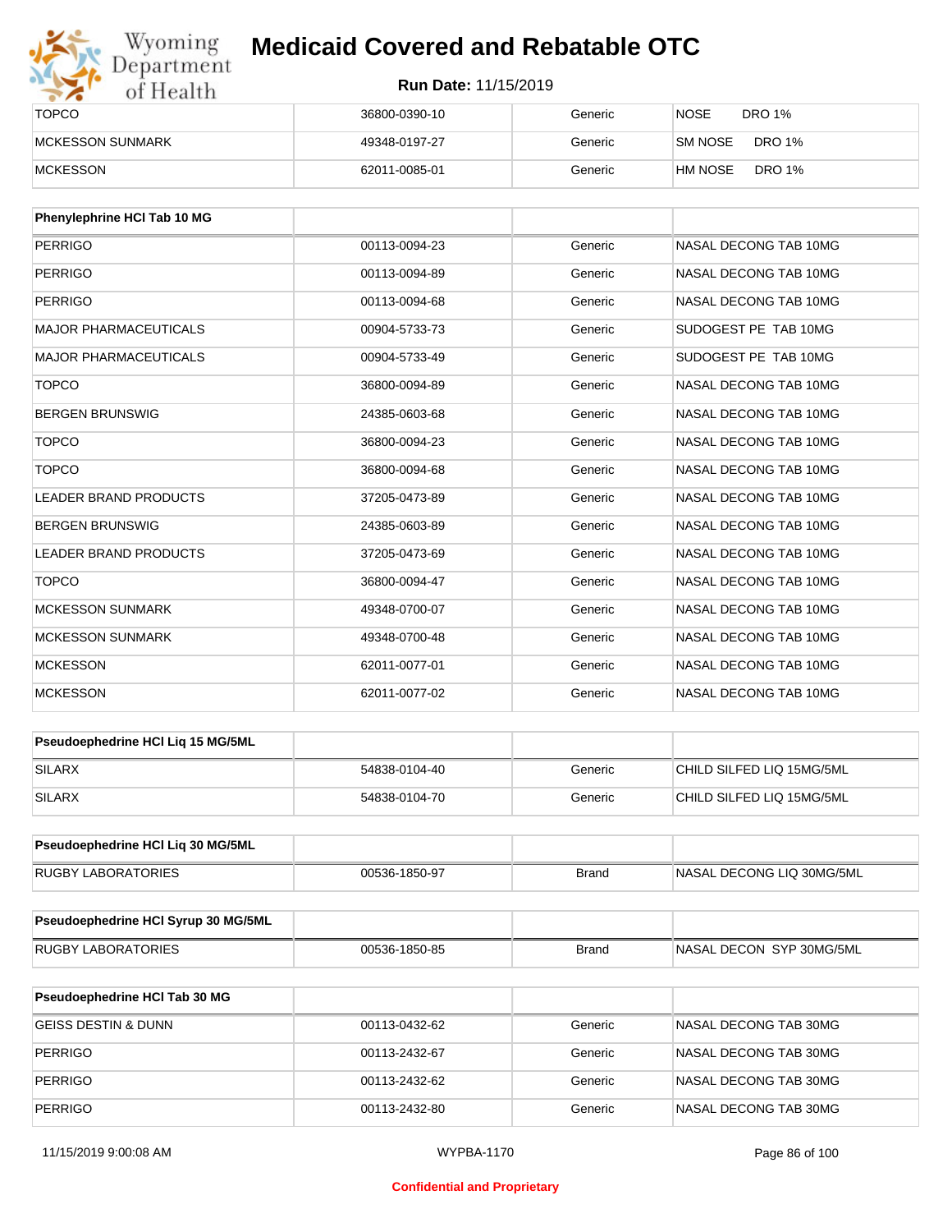| | | | |
|---|---|---|---|
| TOPCO | 36800-0390-10 | Generic | NOSE DRO 1% |
| MCKESSON SUNMARK | 49348-0197-27 | Generic | SM NOSE DRO 1% |
| MCKESSON | 62011-0085-01 | Generic | HM NOSE DRO 1% |

| Phenylephrine HCl Tab 10 MG | | | |
|---|---|---|---|
| PERRIGO | 00113-0094-23 | Generic | NASAL DECONG TAB 10MG |
| PERRIGO | 00113-0094-89 | Generic | NASAL DECONG TAB 10MG |
| PERRIGO | 00113-0094-68 | Generic | NASAL DECONG TAB 10MG |
| MAJOR PHARMACEUTICALS | 00904-5733-73 | Generic | SUDOGEST PE TAB 10MG |
| MAJOR PHARMACEUTICALS | 00904-5733-49 | Generic | SUDOGEST PE TAB 10MG |
| TOPCO | 36800-0094-89 | Generic | NASAL DECONG TAB 10MG |
| BERGEN BRUNSWIG | 24385-0603-68 | Generic | NASAL DECONG TAB 10MG |
| TOPCO | 36800-0094-23 | Generic | NASAL DECONG TAB 10MG |
| TOPCO | 36800-0094-68 | Generic | NASAL DECONG TAB 10MG |
| LEADER BRAND PRODUCTS | 37205-0473-89 | Generic | NASAL DECONG TAB 10MG |
| BERGEN BRUNSWIG | 24385-0603-89 | Generic | NASAL DECONG TAB 10MG |
| LEADER BRAND PRODUCTS | 37205-0473-69 | Generic | NASAL DECONG TAB 10MG |
| TOPCO | 36800-0094-47 | Generic | NASAL DECONG TAB 10MG |
| MCKESSON SUNMARK | 49348-0700-07 | Generic | NASAL DECONG TAB 10MG |
| MCKESSON SUNMARK | 49348-0700-48 | Generic | NASAL DECONG TAB 10MG |
| MCKESSON | 62011-0077-01 | Generic | NASAL DECONG TAB 10MG |
| MCKESSON | 62011-0077-02 | Generic | NASAL DECONG TAB 10MG |

| Pseudoephedrine HCl Liq 15 MG/5ML | | | |
|---|---|---|---|
| SILARX | 54838-0104-40 | Generic | CHILD SILFED LIQ 15MG/5ML |
| SILARX | 54838-0104-70 | Generic | CHILD SILFED LIQ 15MG/5ML |

| Pseudoephedrine HCl Liq 30 MG/5ML | | | |
|---|---|---|---|
| RUGBY LABORATORIES | 00536-1850-97 | Brand | NASAL DECONG LIQ 30MG/5ML |

| Pseudoephedrine HCl Syrup 30 MG/5ML | | | |
|---|---|---|---|
| RUGBY LABORATORIES | 00536-1850-85 | Brand | NASAL DECON SYP 30MG/5ML |

| Pseudoephedrine HCl Tab 30 MG | | | |
|---|---|---|---|
| GEISS DESTIN & DUNN | 00113-0432-62 | Generic | NASAL DECONG TAB 30MG |
| PERRIGO | 00113-2432-67 | Generic | NASAL DECONG TAB 30MG |
| PERRIGO | 00113-2432-62 | Generic | NASAL DECONG TAB 30MG |
| PERRIGO | 00113-2432-80 | Generic | NASAL DECONG TAB 30MG |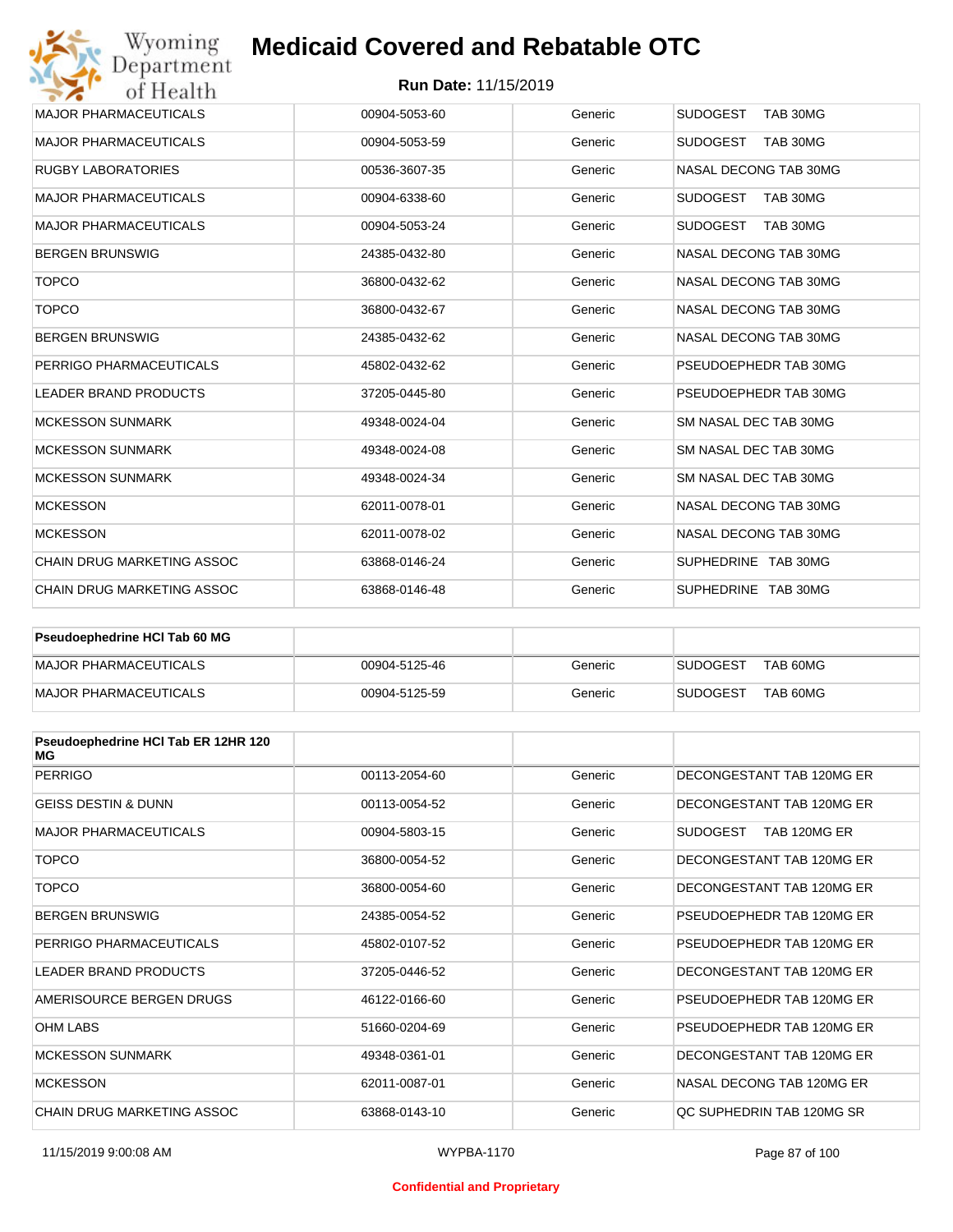| | | | |
|---|---|---|---|
| MAJOR PHARMACEUTICALS | 00904-5053-60 | Generic | SUDOGEST TAB 30MG |
| MAJOR PHARMACEUTICALS | 00904-5053-59 | Generic | SUDOGEST TAB 30MG |
| RUGBY LABORATORIES | 00536-3607-35 | Generic | NASAL DECONG TAB 30MG |
| MAJOR PHARMACEUTICALS | 00904-6338-60 | Generic | SUDOGEST TAB 30MG |
| MAJOR PHARMACEUTICALS | 00904-5053-24 | Generic | SUDOGEST TAB 30MG |
| BERGEN BRUNSWIG | 24385-0432-80 | Generic | NASAL DECONG TAB 30MG |
| TOPCO | 36800-0432-62 | Generic | NASAL DECONG TAB 30MG |
| TOPCO | 36800-0432-67 | Generic | NASAL DECONG TAB 30MG |
| BERGEN BRUNSWIG | 24385-0432-62 | Generic | NASAL DECONG TAB 30MG |
| PERRIGO PHARMACEUTICALS | 45802-0432-62 | Generic | PSEUDOEPHEDR TAB 30MG |
| LEADER BRAND PRODUCTS | 37205-0445-80 | Generic | PSEUDOEPHEDR TAB 30MG |
| MCKESSON SUNMARK | 49348-0024-04 | Generic | SM NASAL DEC TAB 30MG |
| MCKESSON SUNMARK | 49348-0024-08 | Generic | SM NASAL DEC TAB 30MG |
| MCKESSON SUNMARK | 49348-0024-34 | Generic | SM NASAL DEC TAB 30MG |
| MCKESSON | 62011-0078-01 | Generic | NASAL DECONG TAB 30MG |
| MCKESSON | 62011-0078-02 | Generic | NASAL DECONG TAB 30MG |
| CHAIN DRUG MARKETING ASSOC | 63868-0146-24 | Generic | SUPHEDRINE TAB 30MG |
| CHAIN DRUG MARKETING ASSOC | 63868-0146-48 | Generic | SUPHEDRINE TAB 30MG |

| **Pseudoephedrine HCl Tab 60 MG** | | | |
|---|---|---|---|
| MAJOR PHARMACEUTICALS | 00904-5125-46 | Generic | SUDOGEST TAB 60MG |
| MAJOR PHARMACEUTICALS | 00904-5125-59 | Generic | SUDOGEST TAB 60MG |

| **Pseudoephedrine HCl Tab ER 12HR 120 MG** | | | |
|---|---|---|---|
| PERRIGO | 00113-2054-60 | Generic | DECONGESTANT TAB 120MG ER |
| GEISS DESTIN & DUNN | 00113-0054-52 | Generic | DECONGESTANT TAB 120MG ER |
| MAJOR PHARMACEUTICALS | 00904-5803-15 | Generic | SUDOGEST TAB 120MG ER |
| TOPCO | 36800-0054-52 | Generic | DECONGESTANT TAB 120MG ER |
| TOPCO | 36800-0054-60 | Generic | DECONGESTANT TAB 120MG ER |
| BERGEN BRUNSWIG | 24385-0054-52 | Generic | PSEUDOEPHEDR TAB 120MG ER |
| PERRIGO PHARMACEUTICALS | 45802-0107-52 | Generic | PSEUDOEPHEDR TAB 120MG ER |
| LEADER BRAND PRODUCTS | 37205-0446-52 | Generic | DECONGESTANT TAB 120MG ER |
| AMERISOURCE BERGEN DRUGS | 46122-0166-60 | Generic | PSEUDOEPHEDR TAB 120MG ER |
| OHM LABS | 51660-0204-69 | Generic | PSEUDOEPHEDR TAB 120MG ER |
| MCKESSON SUNMARK | 49348-0361-01 | Generic | DECONGESTANT TAB 120MG ER |
| MCKESSON | 62011-0087-01 | Generic | NASAL DECONG TAB 120MG ER |
| CHAIN DRUG MARKETING ASSOC | 63868-0143-10 | Generic | QC SUPHEDRIN TAB 120MG SR |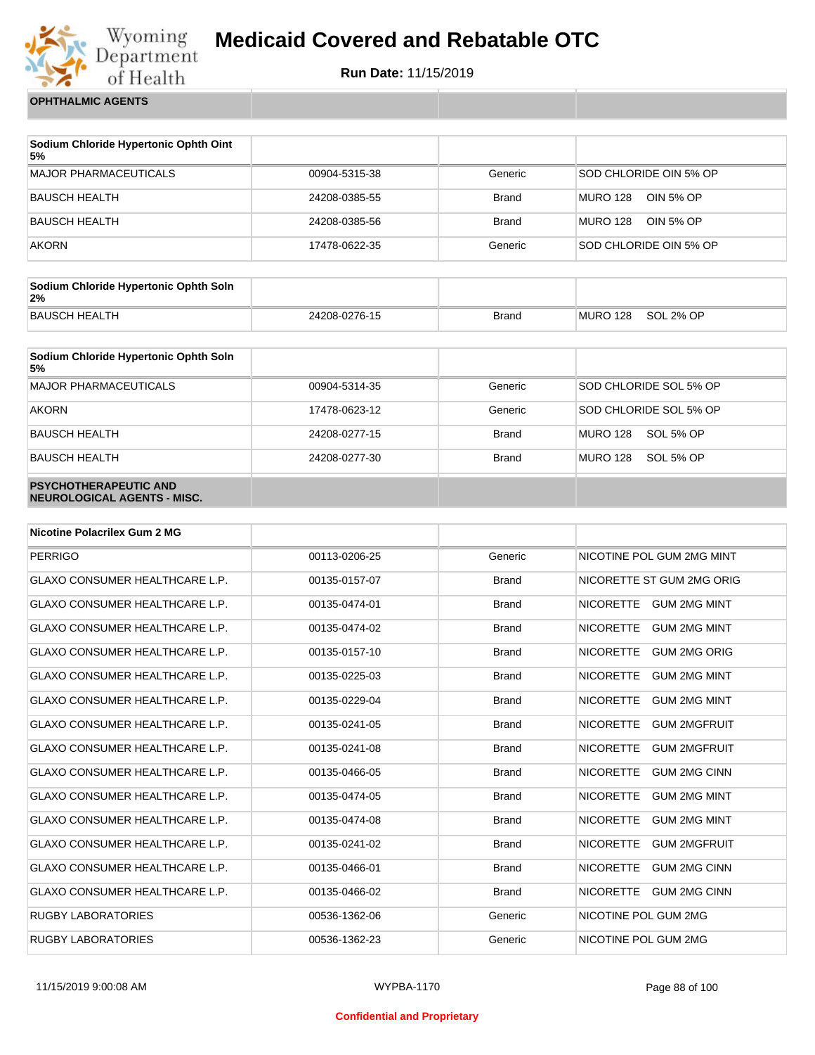# Medicaid Covered and Rebatable OTC

**Run Date:** 11/15/2019

## OPHTHALMIC AGENTS

| Sodium Chloride Hypertonic Ophth Oint 5% | | | |
|---|---|---|---|
| MAJOR PHARMACEUTICALS | 00904-5315-38 | Generic | SOD CHLORIDE OIN 5% OP |
| BAUSCH HEALTH | 24208-0385-55 | Brand | MURO 128 OIN 5% OP |
| BAUSCH HEALTH | 24208-0385-56 | Brand | MURO 128 OIN 5% OP |
| AKORN | 17478-0622-35 | Generic | SOD CHLORIDE OIN 5% OP |

| Sodium Chloride Hypertonic Ophth Soln 2% | | | |
|---|---|---|---|
| BAUSCH HEALTH | 24208-0276-15 | Brand | MURO 128 SOL 2% OP |

| Sodium Chloride Hypertonic Ophth Soln 5% | | | |
|---|---|---|---|
| MAJOR PHARMACEUTICALS | 00904-5314-35 | Generic | SOD CHLORIDE SOL 5% OP |
| AKORN | 17478-0623-12 | Generic | SOD CHLORIDE SOL 5% OP |
| BAUSCH HEALTH | 24208-0277-15 | Brand | MURO 128 SOL 5% OP |
| BAUSCH HEALTH | 24208-0277-30 | Brand | MURO 128 SOL 5% OP |

## PSYCHOTHERAPEUTIC AND NEUROLOGICAL AGENTS - MISC.

| Nicotine Polacrilex Gum 2 MG | | | |
|---|---|---|---|
| PERRIGO | 00113-0206-25 | Generic | NICOTINE POL GUM 2MG MINT |
| GLAXO CONSUMER HEALTHCARE L.P. | 00135-0157-07 | Brand | NICORETTE ST GUM 2MG ORIG |
| GLAXO CONSUMER HEALTHCARE L.P. | 00135-0474-01 | Brand | NICORETTE GUM 2MG MINT |
| GLAXO CONSUMER HEALTHCARE L.P. | 00135-0474-02 | Brand | NICORETTE GUM 2MG MINT |
| GLAXO CONSUMER HEALTHCARE L.P. | 00135-0157-10 | Brand | NICORETTE GUM 2MG ORIG |
| GLAXO CONSUMER HEALTHCARE L.P. | 00135-0225-03 | Brand | NICORETTE GUM 2MG MINT |
| GLAXO CONSUMER HEALTHCARE L.P. | 00135-0229-04 | Brand | NICORETTE GUM 2MG MINT |
| GLAXO CONSUMER HEALTHCARE L.P. | 00135-0241-05 | Brand | NICORETTE GUM 2MGFRUIT |
| GLAXO CONSUMER HEALTHCARE L.P. | 00135-0241-08 | Brand | NICORETTE GUM 2MGFRUIT |
| GLAXO CONSUMER HEALTHCARE L.P. | 00135-0466-05 | Brand | NICORETTE GUM 2MG CINN |
| GLAXO CONSUMER HEALTHCARE L.P. | 00135-0474-05 | Brand | NICORETTE GUM 2MG MINT |
| GLAXO CONSUMER HEALTHCARE L.P. | 00135-0474-08 | Brand | NICORETTE GUM 2MG MINT |
| GLAXO CONSUMER HEALTHCARE L.P. | 00135-0241-02 | Brand | NICORETTE GUM 2MGFRUIT |
| GLAXO CONSUMER HEALTHCARE L.P. | 00135-0466-01 | Brand | NICORETTE GUM 2MG CINN |
| GLAXO CONSUMER HEALTHCARE L.P. | 00135-0466-02 | Brand | NICORETTE GUM 2MG CINN |
| RUGBY LABORATORIES | 00536-1362-06 | Generic | NICOTINE POL GUM 2MG |
| RUGBY LABORATORIES | 00536-1362-23 | Generic | NICOTINE POL GUM 2MG |

11/15/2019 9:00:08 AM WYPBA-1170

Confidential and Proprietary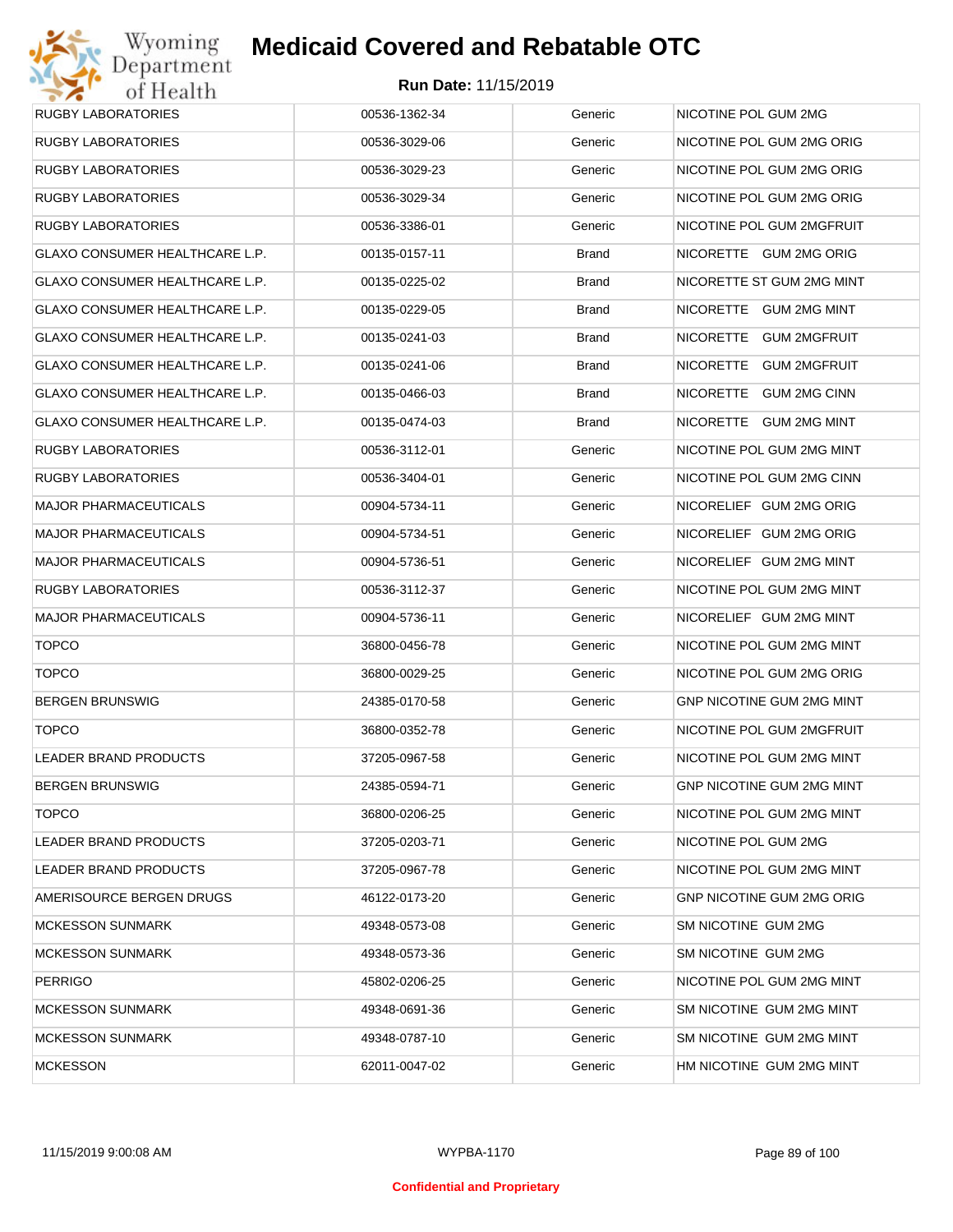| RUGBY LABORATORIES | 00536-1362-34 | Generic | NICOTINE POL GUM 2MG |
|---|---|---|---|
| RUGBY LABORATORIES | 00536-3029-06 | Generic | NICOTINE POL GUM 2MG ORIG |
| RUGBY LABORATORIES | 00536-3029-23 | Generic | NICOTINE POL GUM 2MG ORIG |
| RUGBY LABORATORIES | 00536-3029-34 | Generic | NICOTINE POL GUM 2MG ORIG |
| RUGBY LABORATORIES | 00536-3386-01 | Generic | NICOTINE POL GUM 2MGFRUIT |
| GLAXO CONSUMER HEALTHCARE L.P. | 00135-0157-11 | Brand | NICORETTE GUM 2MG ORIG |
| GLAXO CONSUMER HEALTHCARE L.P. | 00135-0225-02 | Brand | NICORETTE ST GUM 2MG MINT |
| GLAXO CONSUMER HEALTHCARE L.P. | 00135-0229-05 | Brand | NICORETTE GUM 2MG MINT |
| GLAXO CONSUMER HEALTHCARE L.P. | 00135-0241-03 | Brand | NICORETTE GUM 2MGFRUIT |
| GLAXO CONSUMER HEALTHCARE L.P. | 00135-0241-06 | Brand | NICORETTE GUM 2MGFRUIT |
| GLAXO CONSUMER HEALTHCARE L.P. | 00135-0466-03 | Brand | NICORETTE GUM 2MG CINN |
| GLAXO CONSUMER HEALTHCARE L.P. | 00135-0474-03 | Brand | NICORETTE GUM 2MG MINT |
| RUGBY LABORATORIES | 00536-3112-01 | Generic | NICOTINE POL GUM 2MG MINT |
| RUGBY LABORATORIES | 00536-3404-01 | Generic | NICOTINE POL GUM 2MG CINN |
| MAJOR PHARMACEUTICALS | 00904-5734-11 | Generic | NICORELIEF GUM 2MG ORIG |
| MAJOR PHARMACEUTICALS | 00904-5734-51 | Generic | NICORELIEF GUM 2MG ORIG |
| MAJOR PHARMACEUTICALS | 00904-5736-51 | Generic | NICORELIEF GUM 2MG MINT |
| RUGBY LABORATORIES | 00536-3112-37 | Generic | NICOTINE POL GUM 2MG MINT |
| MAJOR PHARMACEUTICALS | 00904-5736-11 | Generic | NICORELIEF GUM 2MG MINT |
| TOPCO | 36800-0456-78 | Generic | NICOTINE POL GUM 2MG MINT |
| TOPCO | 36800-0029-25 | Generic | NICOTINE POL GUM 2MG ORIG |
| BERGEN BRUNSWIG | 24385-0170-58 | Generic | GNP NICOTINE GUM 2MG MINT |
| TOPCO | 36800-0352-78 | Generic | NICOTINE POL GUM 2MGFRUIT |
| LEADER BRAND PRODUCTS | 37205-0967-58 | Generic | NICOTINE POL GUM 2MG MINT |
| BERGEN BRUNSWIG | 24385-0594-71 | Generic | GNP NICOTINE GUM 2MG MINT |
| TOPCO | 36800-0206-25 | Generic | NICOTINE POL GUM 2MG MINT |
| LEADER BRAND PRODUCTS | 37205-0203-71 | Generic | NICOTINE POL GUM 2MG |
| LEADER BRAND PRODUCTS | 37205-0967-78 | Generic | NICOTINE POL GUM 2MG MINT |
| AMERISOURCE BERGEN DRUGS | 46122-0173-20 | Generic | GNP NICOTINE GUM 2MG ORIG |
| MCKESSON SUNMARK | 49348-0573-08 | Generic | SM NICOTINE GUM 2MG |
| MCKESSON SUNMARK | 49348-0573-36 | Generic | SM NICOTINE GUM 2MG |
| PERRIGO | 45802-0206-25 | Generic | NICOTINE POL GUM 2MG MINT |
| MCKESSON SUNMARK | 49348-0691-36 | Generic | SM NICOTINE GUM 2MG MINT |
| MCKESSON SUNMARK | 49348-0787-10 | Generic | SM NICOTINE GUM 2MG MINT |
| MCKESSON | 62011-0047-02 | Generic | HM NICOTINE GUM 2MG MINT |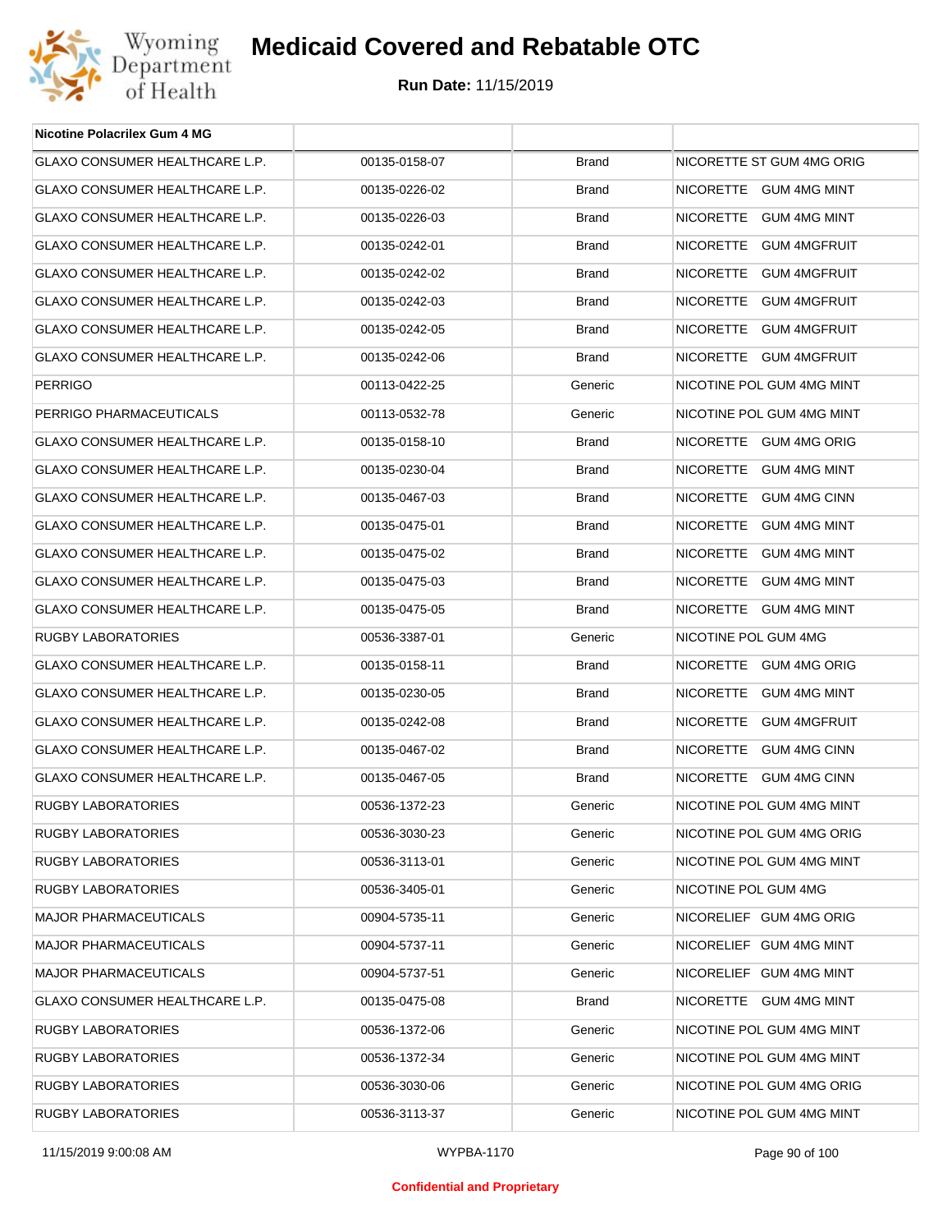# Medicaid Covered and Rebatable OTC

**Run Date:** 11/15/2019

| Nicotine Polacrilex Gum 4 MG | | | |
|---|---|---|---|
| GLAXO CONSUMER HEALTHCARE L.P. | 00135-0158-07 | Brand | NICORETTE ST GUM 4MG ORIG |
| GLAXO CONSUMER HEALTHCARE L.P. | 00135-0226-02 | Brand | NICORETTE GUM 4MG MINT |
| GLAXO CONSUMER HEALTHCARE L.P. | 00135-0226-03 | Brand | NICORETTE GUM 4MG MINT |
| GLAXO CONSUMER HEALTHCARE L.P. | 00135-0242-01 | Brand | NICORETTE GUM 4MGFRUIT |
| GLAXO CONSUMER HEALTHCARE L.P. | 00135-0242-02 | Brand | NICORETTE GUM 4MGFRUIT |
| GLAXO CONSUMER HEALTHCARE L.P. | 00135-0242-03 | Brand | NICORETTE GUM 4MGFRUIT |
| GLAXO CONSUMER HEALTHCARE L.P. | 00135-0242-05 | Brand | NICORETTE GUM 4MGFRUIT |
| GLAXO CONSUMER HEALTHCARE L.P. | 00135-0242-06 | Brand | NICORETTE GUM 4MGFRUIT |
| PERRIGO | 00113-0422-25 | Generic | NICOTINE POL GUM 4MG MINT |
| PERRIGO PHARMACEUTICALS | 00113-0532-78 | Generic | NICOTINE POL GUM 4MG MINT |
| GLAXO CONSUMER HEALTHCARE L.P. | 00135-0158-10 | Brand | NICORETTE GUM 4MG ORIG |
| GLAXO CONSUMER HEALTHCARE L.P. | 00135-0230-04 | Brand | NICORETTE GUM 4MG MINT |
| GLAXO CONSUMER HEALTHCARE L.P. | 00135-0467-03 | Brand | NICORETTE GUM 4MG CINN |
| GLAXO CONSUMER HEALTHCARE L.P. | 00135-0475-01 | Brand | NICORETTE GUM 4MG MINT |
| GLAXO CONSUMER HEALTHCARE L.P. | 00135-0475-02 | Brand | NICORETTE GUM 4MG MINT |
| GLAXO CONSUMER HEALTHCARE L.P. | 00135-0475-03 | Brand | NICORETTE GUM 4MG MINT |
| GLAXO CONSUMER HEALTHCARE L.P. | 00135-0475-05 | Brand | NICORETTE GUM 4MG MINT |
| RUGBY LABORATORIES | 00536-3387-01 | Generic | NICOTINE POL GUM 4MG |
| GLAXO CONSUMER HEALTHCARE L.P. | 00135-0158-11 | Brand | NICORETTE GUM 4MG ORIG |
| GLAXO CONSUMER HEALTHCARE L.P. | 00135-0230-05 | Brand | NICORETTE GUM 4MG MINT |
| GLAXO CONSUMER HEALTHCARE L.P. | 00135-0242-08 | Brand | NICORETTE GUM 4MGFRUIT |
| GLAXO CONSUMER HEALTHCARE L.P. | 00135-0467-02 | Brand | NICORETTE GUM 4MG CINN |
| GLAXO CONSUMER HEALTHCARE L.P. | 00135-0467-05 | Brand | NICORETTE GUM 4MG CINN |
| RUGBY LABORATORIES | 00536-1372-23 | Generic | NICOTINE POL GUM 4MG MINT |
| RUGBY LABORATORIES | 00536-3030-23 | Generic | NICOTINE POL GUM 4MG ORIG |
| RUGBY LABORATORIES | 00536-3113-01 | Generic | NICOTINE POL GUM 4MG MINT |
| RUGBY LABORATORIES | 00536-3405-01 | Generic | NICOTINE POL GUM 4MG |
| MAJOR PHARMACEUTICALS | 00904-5735-11 | Generic | NICORELIEF GUM 4MG ORIG |
| MAJOR PHARMACEUTICALS | 00904-5737-11 | Generic | NICORELIEF GUM 4MG MINT |
| MAJOR PHARMACEUTICALS | 00904-5737-51 | Generic | NICORELIEF GUM 4MG MINT |
| GLAXO CONSUMER HEALTHCARE L.P. | 00135-0475-08 | Brand | NICORETTE GUM 4MG MINT |
| RUGBY LABORATORIES | 00536-1372-06 | Generic | NICOTINE POL GUM 4MG MINT |
| RUGBY LABORATORIES | 00536-1372-34 | Generic | NICOTINE POL GUM 4MG MINT |
| RUGBY LABORATORIES | 00536-3030-06 | Generic | NICOTINE POL GUM 4MG ORIG |
| RUGBY LABORATORIES | 00536-3113-37 | Generic | NICOTINE POL GUM 4MG MINT |

**Confidential and Proprietary**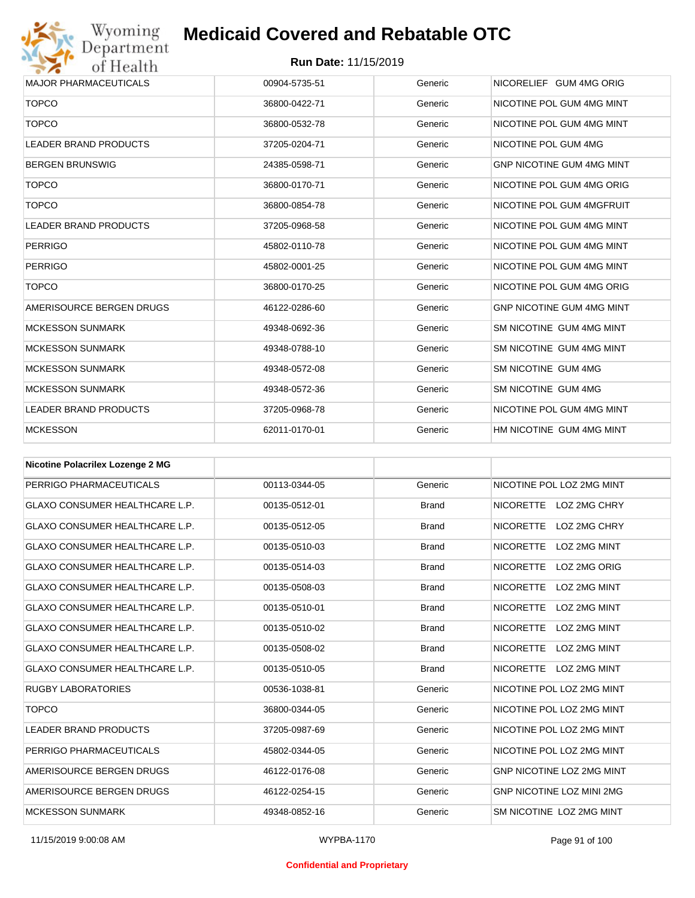| MAJOR PHARMACEUTICALS | 00904-5735-51 | Generic | NICORELIEF GUM 4MG ORIG |
|---|---|---|---|
| TOPCO | 36800-0422-71 | Generic | NICOTINE POL GUM 4MG MINT |
| TOPCO | 36800-0532-78 | Generic | NICOTINE POL GUM 4MG MINT |
| LEADER BRAND PRODUCTS | 37205-0204-71 | Generic | NICOTINE POL GUM 4MG |
| BERGEN BRUNSWIG | 24385-0598-71 | Generic | GNP NICOTINE GUM 4MG MINT |
| TOPCO | 36800-0170-71 | Generic | NICOTINE POL GUM 4MG ORIG |
| TOPCO | 36800-0854-78 | Generic | NICOTINE POL GUM 4MGFRUIT |
| LEADER BRAND PRODUCTS | 37205-0968-58 | Generic | NICOTINE POL GUM 4MG MINT |
| PERRIGO | 45802-0110-78 | Generic | NICOTINE POL GUM 4MG MINT |
| PERRIGO | 45802-0001-25 | Generic | NICOTINE POL GUM 4MG MINT |
| TOPCO | 36800-0170-25 | Generic | NICOTINE POL GUM 4MG ORIG |
| AMERISOURCE BERGEN DRUGS | 46122-0286-60 | Generic | GNP NICOTINE GUM 4MG MINT |
| MCKESSON SUNMARK | 49348-0692-36 | Generic | SM NICOTINE GUM 4MG MINT |
| MCKESSON SUNMARK | 49348-0788-10 | Generic | SM NICOTINE GUM 4MG MINT |
| MCKESSON SUNMARK | 49348-0572-08 | Generic | SM NICOTINE GUM 4MG |
| MCKESSON SUNMARK | 49348-0572-36 | Generic | SM NICOTINE GUM 4MG |
| LEADER BRAND PRODUCTS | 37205-0968-78 | Generic | NICOTINE POL GUM 4MG MINT |
| MCKESSON | 62011-0170-01 | Generic | HM NICOTINE GUM 4MG MINT |

| **Nicotine Polacrilex Lozenge 2 MG** | | | |
|---|---|---|---|
| PERRIGO PHARMACEUTICALS | 00113-0344-05 | Generic | NICOTINE POL LOZ 2MG MINT |
| GLAXO CONSUMER HEALTHCARE L.P. | 00135-0512-01 | Brand | NICORETTE LOZ 2MG CHRY |
| GLAXO CONSUMER HEALTHCARE L.P. | 00135-0512-05 | Brand | NICORETTE LOZ 2MG CHRY |
| GLAXO CONSUMER HEALTHCARE L.P. | 00135-0510-03 | Brand | NICORETTE LOZ 2MG MINT |
| GLAXO CONSUMER HEALTHCARE L.P. | 00135-0514-03 | Brand | NICORETTE LOZ 2MG ORIG |
| GLAXO CONSUMER HEALTHCARE L.P. | 00135-0508-03 | Brand | NICORETTE LOZ 2MG MINT |
| GLAXO CONSUMER HEALTHCARE L.P. | 00135-0510-01 | Brand | NICORETTE LOZ 2MG MINT |
| GLAXO CONSUMER HEALTHCARE L.P. | 00135-0510-02 | Brand | NICORETTE LOZ 2MG MINT |
| GLAXO CONSUMER HEALTHCARE L.P. | 00135-0508-02 | Brand | NICORETTE LOZ 2MG MINT |
| GLAXO CONSUMER HEALTHCARE L.P. | 00135-0510-05 | Brand | NICORETTE LOZ 2MG MINT |
| RUGBY LABORATORIES | 00536-1038-81 | Generic | NICOTINE POL LOZ 2MG MINT |
| TOPCO | 36800-0344-05 | Generic | NICOTINE POL LOZ 2MG MINT |
| LEADER BRAND PRODUCTS | 37205-0987-69 | Generic | NICOTINE POL LOZ 2MG MINT |
| PERRIGO PHARMACEUTICALS | 45802-0344-05 | Generic | NICOTINE POL LOZ 2MG MINT |
| AMERISOURCE BERGEN DRUGS | 46122-0176-08 | Generic | GNP NICOTINE LOZ 2MG MINT |
| AMERISOURCE BERGEN DRUGS | 46122-0254-15 | Generic | GNP NICOTINE LOZ MINI 2MG |
| MCKESSON SUNMARK | 49348-0852-16 | Generic | SM NICOTINE LOZ 2MG MINT |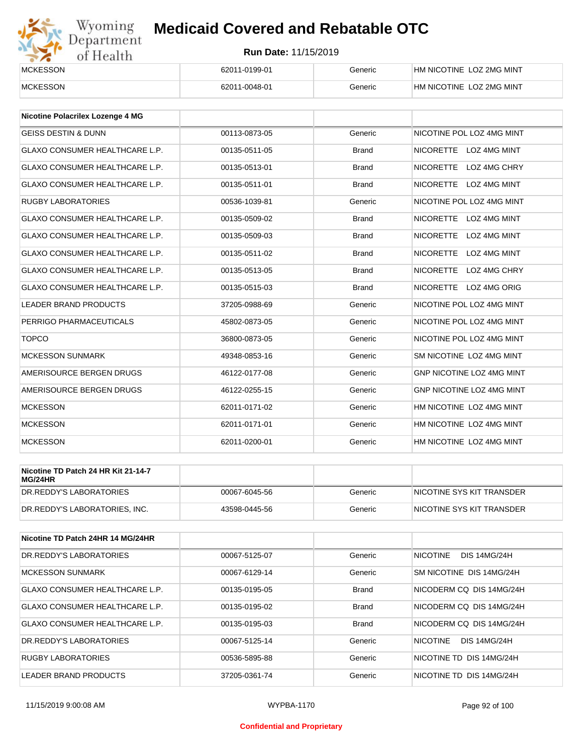| | | | |
|---|---|---|---|
| MCKESSON | 62011-0199-01 | Generic | HM NICOTINE LOZ 2MG MINT |
| MCKESSON | 62011-0048-01 | Generic | HM NICOTINE LOZ 2MG MINT |

| Nicotine Polacrilex Lozenge 4 MG | | | |
|---|---|---|---|
| GEISS DESTIN & DUNN | 00113-0873-05 | Generic | NICOTINE POL LOZ 4MG MINT |
| GLAXO CONSUMER HEALTHCARE L.P. | 00135-0511-05 | Brand | NICORETTE LOZ 4MG MINT |
| GLAXO CONSUMER HEALTHCARE L.P. | 00135-0513-01 | Brand | NICORETTE LOZ 4MG CHRY |
| GLAXO CONSUMER HEALTHCARE L.P. | 00135-0511-01 | Brand | NICORETTE LOZ 4MG MINT |
| RUGBY LABORATORIES | 00536-1039-81 | Generic | NICOTINE POL LOZ 4MG MINT |
| GLAXO CONSUMER HEALTHCARE L.P. | 00135-0509-02 | Brand | NICORETTE LOZ 4MG MINT |
| GLAXO CONSUMER HEALTHCARE L.P. | 00135-0509-03 | Brand | NICORETTE LOZ 4MG MINT |
| GLAXO CONSUMER HEALTHCARE L.P. | 00135-0511-02 | Brand | NICORETTE LOZ 4MG MINT |
| GLAXO CONSUMER HEALTHCARE L.P. | 00135-0513-05 | Brand | NICORETTE LOZ 4MG CHRY |
| GLAXO CONSUMER HEALTHCARE L.P. | 00135-0515-03 | Brand | NICORETTE LOZ 4MG ORIG |
| LEADER BRAND PRODUCTS | 37205-0988-69 | Generic | NICOTINE POL LOZ 4MG MINT |
| PERRIGO PHARMACEUTICALS | 45802-0873-05 | Generic | NICOTINE POL LOZ 4MG MINT |
| TOPCO | 36800-0873-05 | Generic | NICOTINE POL LOZ 4MG MINT |
| MCKESSON SUNMARK | 49348-0853-16 | Generic | SM NICOTINE LOZ 4MG MINT |
| AMERISOURCE BERGEN DRUGS | 46122-0177-08 | Generic | GNP NICOTINE LOZ 4MG MINT |
| AMERISOURCE BERGEN DRUGS | 46122-0255-15 | Generic | GNP NICOTINE LOZ 4MG MINT |
| MCKESSON | 62011-0171-02 | Generic | HM NICOTINE LOZ 4MG MINT |
| MCKESSON | 62011-0171-01 | Generic | HM NICOTINE LOZ 4MG MINT |
| MCKESSON | 62011-0200-01 | Generic | HM NICOTINE LOZ 4MG MINT |

| Nicotine TD Patch 24 HR Kit 21-14-7 MG/24HR | | | |
|---|---|---|---|
| DR.REDDY'S LABORATORIES | 00067-6045-56 | Generic | NICOTINE SYS KIT TRANSDER |
| DR.REDDY'S LABORATORIES, INC. | 43598-0445-56 | Generic | NICOTINE SYS KIT TRANSDER |

| Nicotine TD Patch 24HR 14 MG/24HR | | | |
|---|---|---|---|
| DR.REDDY'S LABORATORIES | 00067-5125-07 | Generic | NICOTINE DIS 14MG/24H |
| MCKESSON SUNMARK | 00067-6129-14 | Generic | SM NICOTINE DIS 14MG/24H |
| GLAXO CONSUMER HEALTHCARE L.P. | 00135-0195-05 | Brand | NICODERM CQ DIS 14MG/24H |
| GLAXO CONSUMER HEALTHCARE L.P. | 00135-0195-02 | Brand | NICODERM CQ DIS 14MG/24H |
| GLAXO CONSUMER HEALTHCARE L.P. | 00135-0195-03 | Brand | NICODERM CQ DIS 14MG/24H |
| DR.REDDY'S LABORATORIES | 00067-5125-14 | Generic | NICOTINE DIS 14MG/24H |
| RUGBY LABORATORIES | 00536-5895-88 | Generic | NICOTINE TD DIS 14MG/24H |
| LEADER BRAND PRODUCTS | 37205-0361-74 | Generic | NICOTINE TD DIS 14MG/24H |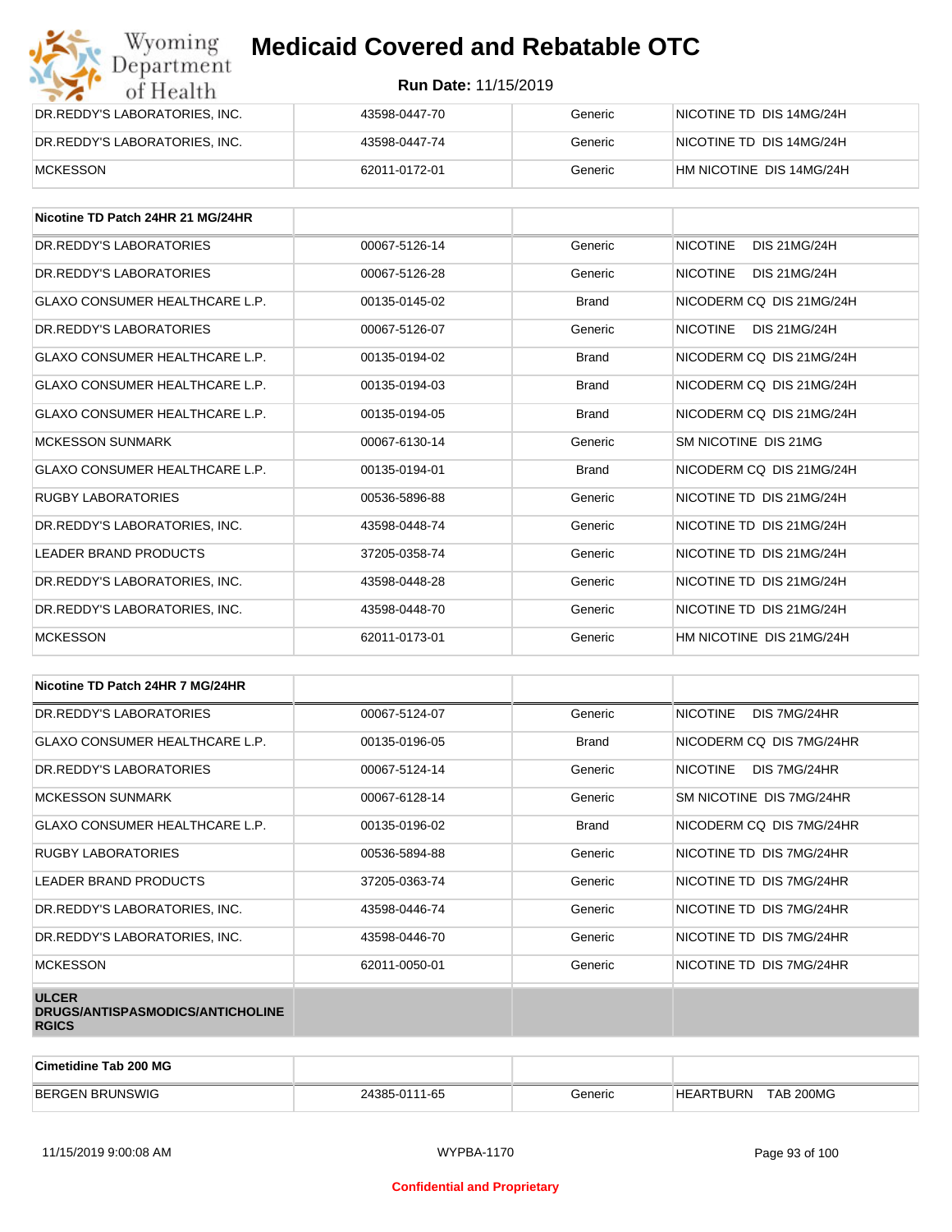| | | | |
|---|---|---|---|
| DR.REDDY'S LABORATORIES, INC. | 43598-0447-70 | Generic | NICOTINE TD DIS 14MG/24H |
| DR.REDDY'S LABORATORIES, INC. | 43598-0447-74 | Generic | NICOTINE TD DIS 14MG/24H |
| MCKESSON | 62011-0172-01 | Generic | HM NICOTINE DIS 14MG/24H |

| **Nicotine TD Patch 24HR 21 MG/24HR** | | | |
|---|---|---|---|
| DR.REDDY'S LABORATORIES | 00067-5126-14 | Generic | NICOTINE DIS 21MG/24H |
| DR.REDDY'S LABORATORIES | 00067-5126-28 | Generic | NICOTINE DIS 21MG/24H |
| GLAXO CONSUMER HEALTHCARE L.P. | 00135-0145-02 | Brand | NICODERM CQ DIS 21MG/24H |
| DR.REDDY'S LABORATORIES | 00067-5126-07 | Generic | NICOTINE DIS 21MG/24H |
| GLAXO CONSUMER HEALTHCARE L.P. | 00135-0194-02 | Brand | NICODERM CQ DIS 21MG/24H |
| GLAXO CONSUMER HEALTHCARE L.P. | 00135-0194-03 | Brand | NICODERM CQ DIS 21MG/24H |
| GLAXO CONSUMER HEALTHCARE L.P. | 00135-0194-05 | Brand | NICODERM CQ DIS 21MG/24H |
| MCKESSON SUNMARK | 00067-6130-14 | Generic | SM NICOTINE DIS 21MG |
| GLAXO CONSUMER HEALTHCARE L.P. | 00135-0194-01 | Brand | NICODERM CQ DIS 21MG/24H |
| RUGBY LABORATORIES | 00536-5896-88 | Generic | NICOTINE TD DIS 21MG/24H |
| DR.REDDY'S LABORATORIES, INC. | 43598-0448-74 | Generic | NICOTINE TD DIS 21MG/24H |
| LEADER BRAND PRODUCTS | 37205-0358-74 | Generic | NICOTINE TD DIS 21MG/24H |
| DR.REDDY'S LABORATORIES, INC. | 43598-0448-28 | Generic | NICOTINE TD DIS 21MG/24H |
| DR.REDDY'S LABORATORIES, INC. | 43598-0448-70 | Generic | NICOTINE TD DIS 21MG/24H |
| MCKESSON | 62011-0173-01 | Generic | HM NICOTINE DIS 21MG/24H |

| **Nicotine TD Patch 24HR 7 MG/24HR** | | | |
|---|---|---|---|
| DR.REDDY'S LABORATORIES | 00067-5124-07 | Generic | NICOTINE DIS 7MG/24HR |
| GLAXO CONSUMER HEALTHCARE L.P. | 00135-0196-05 | Brand | NICODERM CQ DIS 7MG/24HR |
| DR.REDDY'S LABORATORIES | 00067-5124-14 | Generic | NICOTINE DIS 7MG/24HR |
| MCKESSON SUNMARK | 00067-6128-14 | Generic | SM NICOTINE DIS 7MG/24HR |
| GLAXO CONSUMER HEALTHCARE L.P. | 00135-0196-02 | Brand | NICODERM CQ DIS 7MG/24HR |
| RUGBY LABORATORIES | 00536-5894-88 | Generic | NICOTINE TD DIS 7MG/24HR |
| LEADER BRAND PRODUCTS | 37205-0363-74 | Generic | NICOTINE TD DIS 7MG/24HR |
| DR.REDDY'S LABORATORIES, INC. | 43598-0446-74 | Generic | NICOTINE TD DIS 7MG/24HR |
| DR.REDDY'S LABORATORIES, INC. | 43598-0446-70 | Generic | NICOTINE TD DIS 7MG/24HR |
| MCKESSON | 62011-0050-01 | Generic | NICOTINE TD DIS 7MG/24HR |
| **ULCER DRUGS/ANTISPASMODICS/ANTICHOLINERGICS** | | | |

| **Cimetidine Tab 200 MG** | | | |
|---|---|---|---|
| BERGEN BRUNSWIG | 24385-0111-65 | Generic | HEARTBURN TAB 200MG |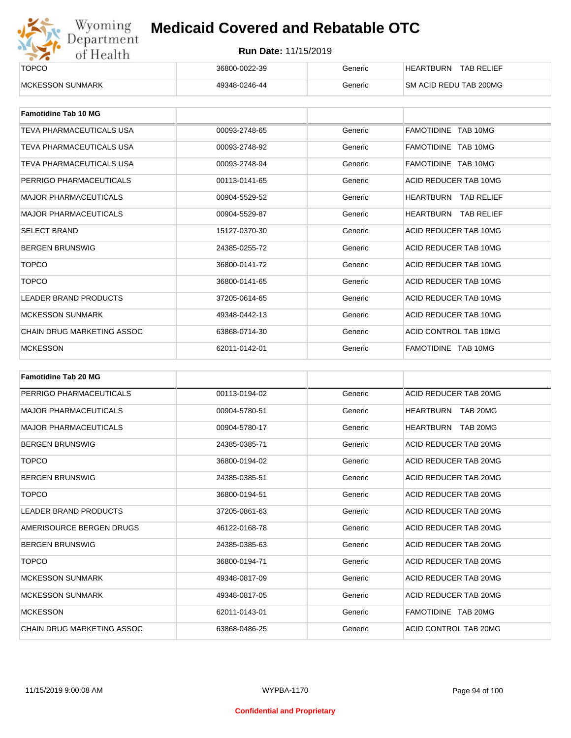| | | | |
|---|---|---|---|
| TOPCO | 36800-0022-39 | Generic | HEARTBURN TAB RELIEF |
| MCKESSON SUNMARK | 49348-0246-44 | Generic | SM ACID REDU TAB 200MG |

| **Famotidine Tab 10 MG** | | | |
|---|---|---|---|
| TEVA PHARMACEUTICALS USA | 00093-2748-65 | Generic | FAMOTIDINE TAB 10MG |
| TEVA PHARMACEUTICALS USA | 00093-2748-92 | Generic | FAMOTIDINE TAB 10MG |
| TEVA PHARMACEUTICALS USA | 00093-2748-94 | Generic | FAMOTIDINE TAB 10MG |
| PERRIGO PHARMACEUTICALS | 00113-0141-65 | Generic | ACID REDUCER TAB 10MG |
| MAJOR PHARMACEUTICALS | 00904-5529-52 | Generic | HEARTBURN TAB RELIEF |
| MAJOR PHARMACEUTICALS | 00904-5529-87 | Generic | HEARTBURN TAB RELIEF |
| SELECT BRAND | 15127-0370-30 | Generic | ACID REDUCER TAB 10MG |
| BERGEN BRUNSWIG | 24385-0255-72 | Generic | ACID REDUCER TAB 10MG |
| TOPCO | 36800-0141-72 | Generic | ACID REDUCER TAB 10MG |
| TOPCO | 36800-0141-65 | Generic | ACID REDUCER TAB 10MG |
| LEADER BRAND PRODUCTS | 37205-0614-65 | Generic | ACID REDUCER TAB 10MG |
| MCKESSON SUNMARK | 49348-0442-13 | Generic | ACID REDUCER TAB 10MG |
| CHAIN DRUG MARKETING ASSOC | 63868-0714-30 | Generic | ACID CONTROL TAB 10MG |
| MCKESSON | 62011-0142-01 | Generic | FAMOTIDINE TAB 10MG |

| **Famotidine Tab 20 MG** | | | |
|---|---|---|---|
| PERRIGO PHARMACEUTICALS | 00113-0194-02 | Generic | ACID REDUCER TAB 20MG |
| MAJOR PHARMACEUTICALS | 00904-5780-51 | Generic | HEARTBURN TAB 20MG |
| MAJOR PHARMACEUTICALS | 00904-5780-17 | Generic | HEARTBURN TAB 20MG |
| BERGEN BRUNSWIG | 24385-0385-71 | Generic | ACID REDUCER TAB 20MG |
| TOPCO | 36800-0194-02 | Generic | ACID REDUCER TAB 20MG |
| BERGEN BRUNSWIG | 24385-0385-51 | Generic | ACID REDUCER TAB 20MG |
| TOPCO | 36800-0194-51 | Generic | ACID REDUCER TAB 20MG |
| LEADER BRAND PRODUCTS | 37205-0861-63 | Generic | ACID REDUCER TAB 20MG |
| AMERISOURCE BERGEN DRUGS | 46122-0168-78 | Generic | ACID REDUCER TAB 20MG |
| BERGEN BRUNSWIG | 24385-0385-63 | Generic | ACID REDUCER TAB 20MG |
| TOPCO | 36800-0194-71 | Generic | ACID REDUCER TAB 20MG |
| MCKESSON SUNMARK | 49348-0817-09 | Generic | ACID REDUCER TAB 20MG |
| MCKESSON SUNMARK | 49348-0817-05 | Generic | ACID REDUCER TAB 20MG |
| MCKESSON | 62011-0143-01 | Generic | FAMOTIDINE TAB 20MG |
| CHAIN DRUG MARKETING ASSOC | 63868-0486-25 | Generic | ACID CONTROL TAB 20MG |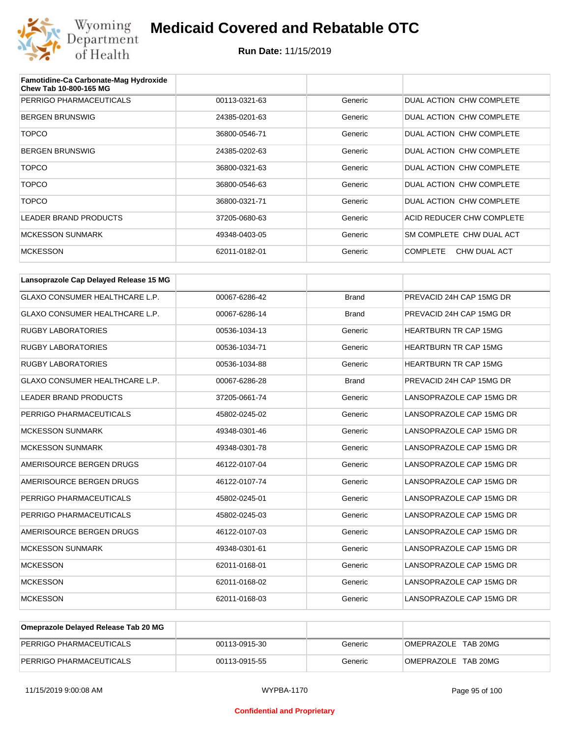| Famotidine-Ca Carbonate-Mag Hydroxide Chew Tab 10-800-165 MG | | | |
|---|---|---|---|
| PERRIGO PHARMACEUTICALS | 00113-0321-63 | Generic | DUAL ACTION CHW COMPLETE |
| BERGEN BRUNSWIG | 24385-0201-63 | Generic | DUAL ACTION CHW COMPLETE |
| TOPCO | 36800-0546-71 | Generic | DUAL ACTION CHW COMPLETE |
| BERGEN BRUNSWIG | 24385-0202-63 | Generic | DUAL ACTION CHW COMPLETE |
| TOPCO | 36800-0321-63 | Generic | DUAL ACTION CHW COMPLETE |
| TOPCO | 36800-0546-63 | Generic | DUAL ACTION CHW COMPLETE |
| TOPCO | 36800-0321-71 | Generic | DUAL ACTION CHW COMPLETE |
| LEADER BRAND PRODUCTS | 37205-0680-63 | Generic | ACID REDUCER CHW COMPLETE |
| MCKESSON SUNMARK | 49348-0403-05 | Generic | SM COMPLETE CHW DUAL ACT |
| MCKESSON | 62011-0182-01 | Generic | COMPLETE CHW DUAL ACT |

| Lansoprazole Cap Delayed Release 15 MG | | | |
|---|---|---|---|
| GLAXO CONSUMER HEALTHCARE L.P. | 00067-6286-42 | Brand | PREVACID 24H CAP 15MG DR |
| GLAXO CONSUMER HEALTHCARE L.P. | 00067-6286-14 | Brand | PREVACID 24H CAP 15MG DR |
| RUGBY LABORATORIES | 00536-1034-13 | Generic | HEARTBURN TR CAP 15MG |
| RUGBY LABORATORIES | 00536-1034-71 | Generic | HEARTBURN TR CAP 15MG |
| RUGBY LABORATORIES | 00536-1034-88 | Generic | HEARTBURN TR CAP 15MG |
| GLAXO CONSUMER HEALTHCARE L.P. | 00067-6286-28 | Brand | PREVACID 24H CAP 15MG DR |
| LEADER BRAND PRODUCTS | 37205-0661-74 | Generic | LANSOPRAZOLE CAP 15MG DR |
| PERRIGO PHARMACEUTICALS | 45802-0245-02 | Generic | LANSOPRAZOLE CAP 15MG DR |
| MCKESSON SUNMARK | 49348-0301-46 | Generic | LANSOPRAZOLE CAP 15MG DR |
| MCKESSON SUNMARK | 49348-0301-78 | Generic | LANSOPRAZOLE CAP 15MG DR |
| AMERISOURCE BERGEN DRUGS | 46122-0107-04 | Generic | LANSOPRAZOLE CAP 15MG DR |
| AMERISOURCE BERGEN DRUGS | 46122-0107-74 | Generic | LANSOPRAZOLE CAP 15MG DR |
| PERRIGO PHARMACEUTICALS | 45802-0245-01 | Generic | LANSOPRAZOLE CAP 15MG DR |
| PERRIGO PHARMACEUTICALS | 45802-0245-03 | Generic | LANSOPRAZOLE CAP 15MG DR |
| AMERISOURCE BERGEN DRUGS | 46122-0107-03 | Generic | LANSOPRAZOLE CAP 15MG DR |
| MCKESSON SUNMARK | 49348-0301-61 | Generic | LANSOPRAZOLE CAP 15MG DR |
| MCKESSON | 62011-0168-01 | Generic | LANSOPRAZOLE CAP 15MG DR |
| MCKESSON | 62011-0168-02 | Generic | LANSOPRAZOLE CAP 15MG DR |
| MCKESSON | 62011-0168-03 | Generic | LANSOPRAZOLE CAP 15MG DR |

| Omeprazole Delayed Release Tab 20 MG | | | |
|---|---|---|---|
| PERRIGO PHARMACEUTICALS | 00113-0915-30 | Generic | OMEPRAZOLE TAB 20MG |
| PERRIGO PHARMACEUTICALS | 00113-0915-55 | Generic | OMEPRAZOLE TAB 20MG |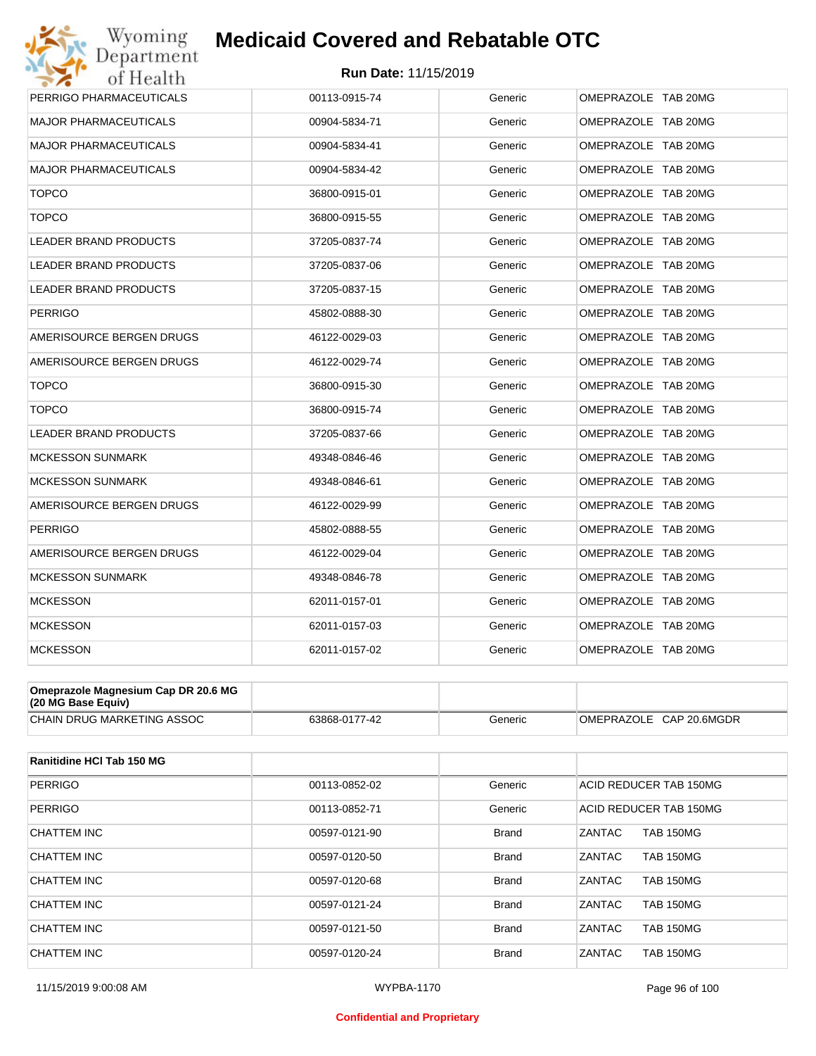| | | | |
|---|---|---|---|
| PERRIGO PHARMACEUTICALS | 00113-0915-74 | Generic | OMEPRAZOLE TAB 20MG |
| MAJOR PHARMACEUTICALS | 00904-5834-71 | Generic | OMEPRAZOLE TAB 20MG |
| MAJOR PHARMACEUTICALS | 00904-5834-41 | Generic | OMEPRAZOLE TAB 20MG |
| MAJOR PHARMACEUTICALS | 00904-5834-42 | Generic | OMEPRAZOLE TAB 20MG |
| TOPCO | 36800-0915-01 | Generic | OMEPRAZOLE TAB 20MG |
| TOPCO | 36800-0915-55 | Generic | OMEPRAZOLE TAB 20MG |
| LEADER BRAND PRODUCTS | 37205-0837-74 | Generic | OMEPRAZOLE TAB 20MG |
| LEADER BRAND PRODUCTS | 37205-0837-06 | Generic | OMEPRAZOLE TAB 20MG |
| LEADER BRAND PRODUCTS | 37205-0837-15 | Generic | OMEPRAZOLE TAB 20MG |
| PERRIGO | 45802-0888-30 | Generic | OMEPRAZOLE TAB 20MG |
| AMERISOURCE BERGEN DRUGS | 46122-0029-03 | Generic | OMEPRAZOLE TAB 20MG |
| AMERISOURCE BERGEN DRUGS | 46122-0029-74 | Generic | OMEPRAZOLE TAB 20MG |
| TOPCO | 36800-0915-30 | Generic | OMEPRAZOLE TAB 20MG |
| TOPCO | 36800-0915-74 | Generic | OMEPRAZOLE TAB 20MG |
| LEADER BRAND PRODUCTS | 37205-0837-66 | Generic | OMEPRAZOLE TAB 20MG |
| MCKESSON SUNMARK | 49348-0846-46 | Generic | OMEPRAZOLE TAB 20MG |
| MCKESSON SUNMARK | 49348-0846-61 | Generic | OMEPRAZOLE TAB 20MG |
| AMERISOURCE BERGEN DRUGS | 46122-0029-99 | Generic | OMEPRAZOLE TAB 20MG |
| PERRIGO | 45802-0888-55 | Generic | OMEPRAZOLE TAB 20MG |
| AMERISOURCE BERGEN DRUGS | 46122-0029-04 | Generic | OMEPRAZOLE TAB 20MG |
| MCKESSON SUNMARK | 49348-0846-78 | Generic | OMEPRAZOLE TAB 20MG |
| MCKESSON | 62011-0157-01 | Generic | OMEPRAZOLE TAB 20MG |
| MCKESSON | 62011-0157-03 | Generic | OMEPRAZOLE TAB 20MG |
| MCKESSON | 62011-0157-02 | Generic | OMEPRAZOLE TAB 20MG |

| **Omeprazole Magnesium Cap DR 20.6 MG (20 MG Base Equiv)** | | | |
|---|---|---|---|
| CHAIN DRUG MARKETING ASSOC | 63868-0177-42 | Generic | OMEPRAZOLE CAP 20.6MGDR |

| **Ranitidine HCl Tab 150 MG** | | | |
|---|---|---|---|
| PERRIGO | 00113-0852-02 | Generic | ACID REDUCER TAB 150MG |
| PERRIGO | 00113-0852-71 | Generic | ACID REDUCER TAB 150MG |
| CHATTEM INC | 00597-0121-90 | Brand | ZANTAC TAB 150MG |
| CHATTEM INC | 00597-0120-50 | Brand | ZANTAC TAB 150MG |
| CHATTEM INC | 00597-0120-68 | Brand | ZANTAC TAB 150MG |
| CHATTEM INC | 00597-0121-24 | Brand | ZANTAC TAB 150MG |
| CHATTEM INC | 00597-0121-50 | Brand | ZANTAC TAB 150MG |
| CHATTEM INC | 00597-0120-24 | Brand | ZANTAC TAB 150MG |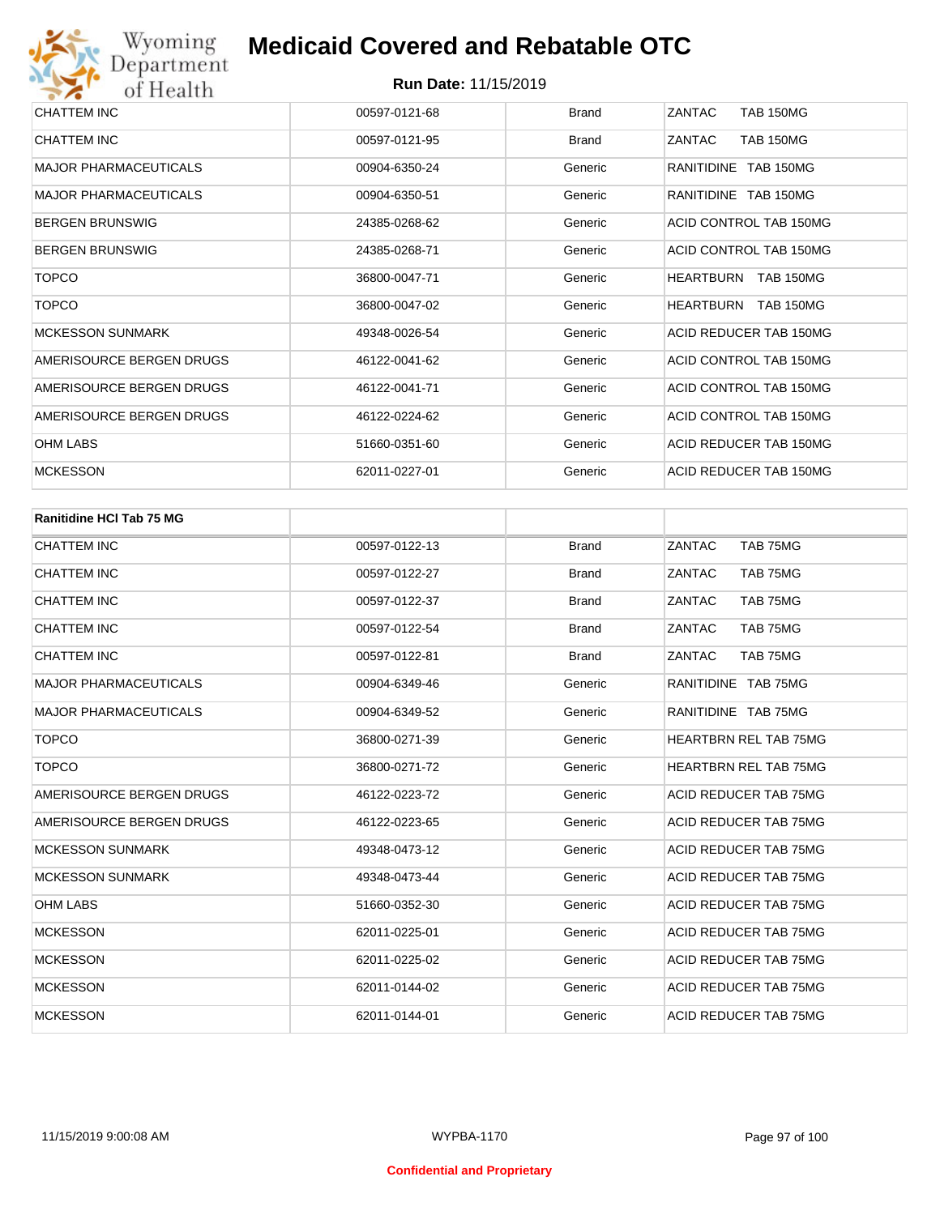| | | | |
|---|---|---|---|
| CHATTEM INC | 00597-0121-68 | Brand | ZANTAC TAB 150MG |
| CHATTEM INC | 00597-0121-95 | Brand | ZANTAC TAB 150MG |
| MAJOR PHARMACEUTICALS | 00904-6350-24 | Generic | RANITIDINE TAB 150MG |
| MAJOR PHARMACEUTICALS | 00904-6350-51 | Generic | RANITIDINE TAB 150MG |
| BERGEN BRUNSWIG | 24385-0268-62 | Generic | ACID CONTROL TAB 150MG |
| BERGEN BRUNSWIG | 24385-0268-71 | Generic | ACID CONTROL TAB 150MG |
| TOPCO | 36800-0047-71 | Generic | HEARTBURN TAB 150MG |
| TOPCO | 36800-0047-02 | Generic | HEARTBURN TAB 150MG |
| MCKESSON SUNMARK | 49348-0026-54 | Generic | ACID REDUCER TAB 150MG |
| AMERISOURCE BERGEN DRUGS | 46122-0041-62 | Generic | ACID CONTROL TAB 150MG |
| AMERISOURCE BERGEN DRUGS | 46122-0041-71 | Generic | ACID CONTROL TAB 150MG |
| AMERISOURCE BERGEN DRUGS | 46122-0224-62 | Generic | ACID CONTROL TAB 150MG |
| OHM LABS | 51660-0351-60 | Generic | ACID REDUCER TAB 150MG |
| MCKESSON | 62011-0227-01 | Generic | ACID REDUCER TAB 150MG |

| **Ranitidine HCl Tab 75 MG** | | | |
|---|---|---|---|
| CHATTEM INC | 00597-0122-13 | Brand | ZANTAC TAB 75MG |
| CHATTEM INC | 00597-0122-27 | Brand | ZANTAC TAB 75MG |
| CHATTEM INC | 00597-0122-37 | Brand | ZANTAC TAB 75MG |
| CHATTEM INC | 00597-0122-54 | Brand | ZANTAC TAB 75MG |
| CHATTEM INC | 00597-0122-81 | Brand | ZANTAC TAB 75MG |
| MAJOR PHARMACEUTICALS | 00904-6349-46 | Generic | RANITIDINE TAB 75MG |
| MAJOR PHARMACEUTICALS | 00904-6349-52 | Generic | RANITIDINE TAB 75MG |
| TOPCO | 36800-0271-39 | Generic | HEARTBRN REL TAB 75MG |
| TOPCO | 36800-0271-72 | Generic | HEARTBRN REL TAB 75MG |
| AMERISOURCE BERGEN DRUGS | 46122-0223-72 | Generic | ACID REDUCER TAB 75MG |
| AMERISOURCE BERGEN DRUGS | 46122-0223-65 | Generic | ACID REDUCER TAB 75MG |
| MCKESSON SUNMARK | 49348-0473-12 | Generic | ACID REDUCER TAB 75MG |
| MCKESSON SUNMARK | 49348-0473-44 | Generic | ACID REDUCER TAB 75MG |
| OHM LABS | 51660-0352-30 | Generic | ACID REDUCER TAB 75MG |
| MCKESSON | 62011-0225-01 | Generic | ACID REDUCER TAB 75MG |
| MCKESSON | 62011-0225-02 | Generic | ACID REDUCER TAB 75MG |
| MCKESSON | 62011-0144-02 | Generic | ACID REDUCER TAB 75MG |
| MCKESSON | 62011-0144-01 | Generic | ACID REDUCER TAB 75MG |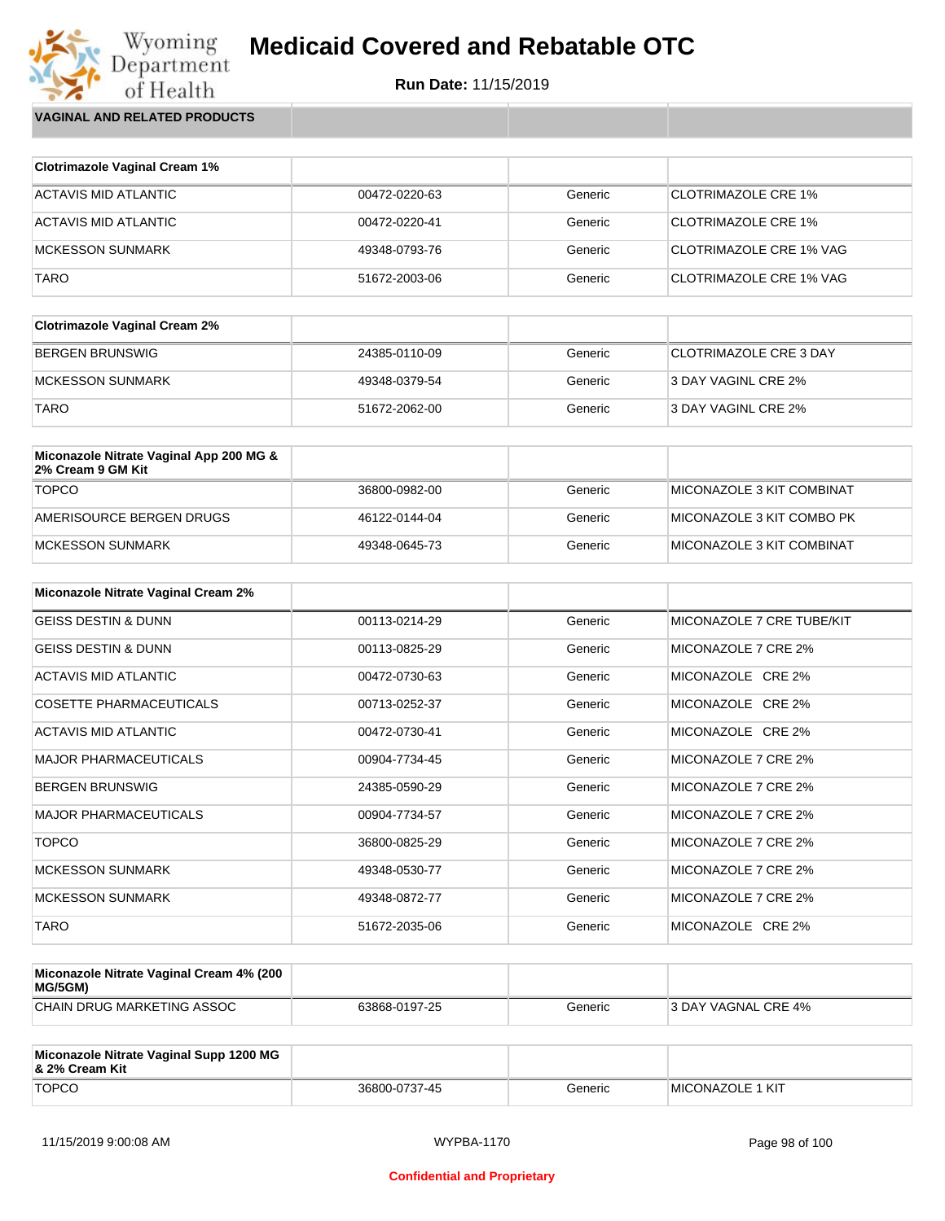# Medicaid Covered and Rebatable OTC

**Run Date:** 11/15/2019

**VAGINAL AND RELATED PRODUCTS**

| Clotrimazole Vaginal Cream 1% | | | |
|---|---|---|---|
| ACTAVIS MID ATLANTIC | 00472-0220-63 | Generic | CLOTRIMAZOLE CRE 1% |
| ACTAVIS MID ATLANTIC | 00472-0220-41 | Generic | CLOTRIMAZOLE CRE 1% |
| MCKESSON SUNMARK | 49348-0793-76 | Generic | CLOTRIMAZOLE CRE 1% VAG |
| TARO | 51672-2003-06 | Generic | CLOTRIMAZOLE CRE 1% VAG |

| Clotrimazole Vaginal Cream 2% | | | |
|---|---|---|---|
| BERGEN BRUNSWIG | 24385-0110-09 | Generic | CLOTRIMAZOLE CRE 3 DAY |
| MCKESSON SUNMARK | 49348-0379-54 | Generic | 3 DAY VAGINL CRE 2% |
| TARO | 51672-2062-00 | Generic | 3 DAY VAGINL CRE 2% |

| Miconazole Nitrate Vaginal App 200 MG & 2% Cream 9 GM Kit | | | |
|---|---|---|---|
| TOPCO | 36800-0982-00 | Generic | MICONAZOLE 3 KIT COMBINAT |
| AMERISOURCE BERGEN DRUGS | 46122-0144-04 | Generic | MICONAZOLE 3 KIT COMBO PK |
| MCKESSON SUNMARK | 49348-0645-73 | Generic | MICONAZOLE 3 KIT COMBINAT |

| Miconazole Nitrate Vaginal Cream 2% | | | |
|---|---|---|---|
| GEISS DESTIN & DUNN | 00113-0214-29 | Generic | MICONAZOLE 7 CRE TUBE/KIT |
| GEISS DESTIN & DUNN | 00113-0825-29 | Generic | MICONAZOLE 7 CRE 2% |
| ACTAVIS MID ATLANTIC | 00472-0730-63 | Generic | MICONAZOLE CRE 2% |
| COSETTE PHARMACEUTICALS | 00713-0252-37 | Generic | MICONAZOLE CRE 2% |
| ACTAVIS MID ATLANTIC | 00472-0730-41 | Generic | MICONAZOLE CRE 2% |
| MAJOR PHARMACEUTICALS | 00904-7734-45 | Generic | MICONAZOLE 7 CRE 2% |
| BERGEN BRUNSWIG | 24385-0590-29 | Generic | MICONAZOLE 7 CRE 2% |
| MAJOR PHARMACEUTICALS | 00904-7734-57 | Generic | MICONAZOLE 7 CRE 2% |
| TOPCO | 36800-0825-29 | Generic | MICONAZOLE 7 CRE 2% |
| MCKESSON SUNMARK | 49348-0530-77 | Generic | MICONAZOLE 7 CRE 2% |
| MCKESSON SUNMARK | 49348-0872-77 | Generic | MICONAZOLE 7 CRE 2% |
| TARO | 51672-2035-06 | Generic | MICONAZOLE CRE 2% |

| Miconazole Nitrate Vaginal Cream 4% (200 MG/5GM) | | | |
|---|---|---|---|
| CHAIN DRUG MARKETING ASSOC | 63868-0197-25 | Generic | 3 DAY VAGNAL CRE 4% |

| Miconazole Nitrate Vaginal Supp 1200 MG & 2% Cream Kit | | | |
|---|---|---|---|
| TOPCO | 36800-0737-45 | Generic | MICONAZOLE 1 KIT |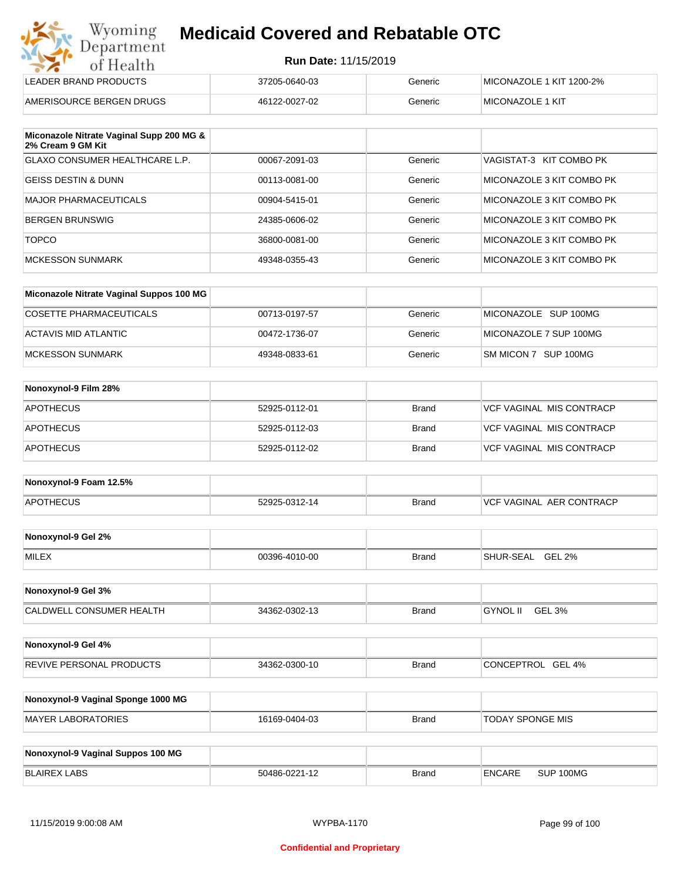# Medicaid Covered and Rebatable OTC

**Run Date:** 11/15/2019

| | | | |
|---|---|---|---|
| LEADER BRAND PRODUCTS | 37205-0640-03 | Generic | MICONAZOLE 1 KIT 1200-2% |
| AMERISOURCE BERGEN DRUGS | 46122-0027-02 | Generic | MICONAZOLE 1 KIT |

| Miconazole Nitrate Vaginal Supp 200 MG & 2% Cream 9 GM Kit | | | |
|---|---|---|---|
| GLAXO CONSUMER HEALTHCARE L.P. | 00067-2091-03 | Generic | VAGISTAT-3 KIT COMBO PK |
| GEISS DESTIN & DUNN | 00113-0081-00 | Generic | MICONAZOLE 3 KIT COMBO PK |
| MAJOR PHARMACEUTICALS | 00904-5415-01 | Generic | MICONAZOLE 3 KIT COMBO PK |
| BERGEN BRUNSWIG | 24385-0606-02 | Generic | MICONAZOLE 3 KIT COMBO PK |
| TOPCO | 36800-0081-00 | Generic | MICONAZOLE 3 KIT COMBO PK |
| MCKESSON SUNMARK | 49348-0355-43 | Generic | MICONAZOLE 3 KIT COMBO PK |

| Miconazole Nitrate Vaginal Suppos 100 MG | | | |
|---|---|---|---|
| COSETTE PHARMACEUTICALS | 00713-0197-57 | Generic | MICONAZOLE SUP 100MG |
| ACTAVIS MID ATLANTIC | 00472-1736-07 | Generic | MICONAZOLE 7 SUP 100MG |
| MCKESSON SUNMARK | 49348-0833-61 | Generic | SM MICON 7 SUP 100MG |

| Nonoxynol-9 Film 28% | | | |
|---|---|---|---|
| APOTHECUS | 52925-0112-01 | Brand | VCF VAGINAL MIS CONTRACP |
| APOTHECUS | 52925-0112-03 | Brand | VCF VAGINAL MIS CONTRACP |
| APOTHECUS | 52925-0112-02 | Brand | VCF VAGINAL MIS CONTRACP |

| Nonoxynol-9 Foam 12.5% | | | |
|---|---|---|---|
| APOTHECUS | 52925-0312-14 | Brand | VCF VAGINAL AER CONTRACP |

| Nonoxynol-9 Gel 2% | | | |
|---|---|---|---|
| MILEX | 00396-4010-00 | Brand | SHUR-SEAL GEL 2% |

| Nonoxynol-9 Gel 3% | | | |
|---|---|---|---|
| CALDWELL CONSUMER HEALTH | 34362-0302-13 | Brand | GYNOL II GEL 3% |

| Nonoxynol-9 Gel 4% | | | |
|---|---|---|---|
| REVIVE PERSONAL PRODUCTS | 34362-0300-10 | Brand | CONCEPTROL GEL 4% |

| Nonoxynol-9 Vaginal Sponge 1000 MG | | | |
|---|---|---|---|
| MAYER LABORATORIES | 16169-0404-03 | Brand | TODAY SPONGE MIS |

| Nonoxynol-9 Vaginal Suppos 100 MG | | | |
|---|---|---|---|
| BLAIREX LABS | 50486-0221-12 | Brand | ENCARE SUP 100MG |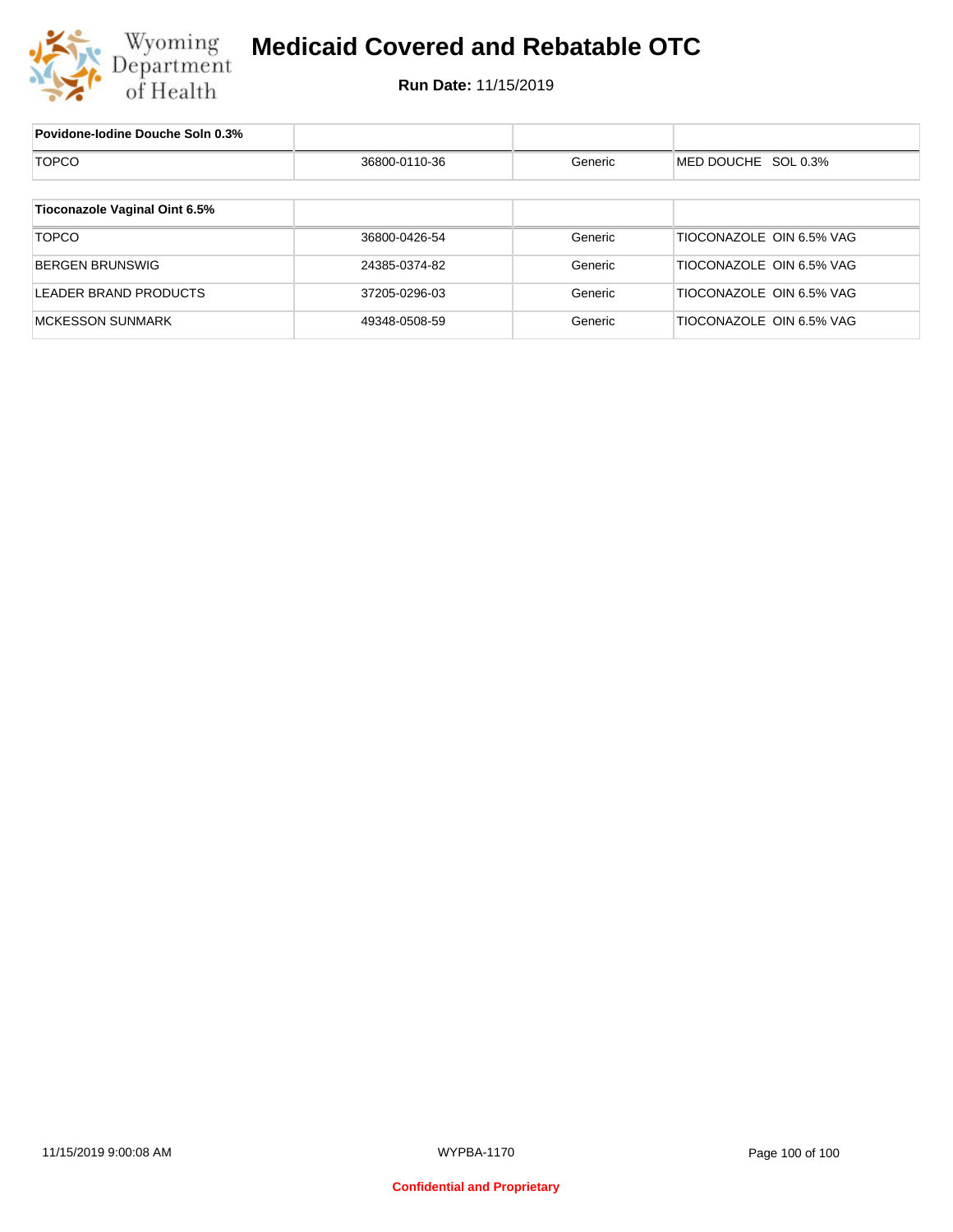| Povidone-Iodine Douche Soln 0.3% | | | |
|---|---|---|---|
| TOPCO | 36800-0110-36 | Generic | MED DOUCHE SOL 0.3% |

| Tioconazole Vaginal Oint 6.5% | | | |
|---|---|---|---|
| TOPCO | 36800-0426-54 | Generic | TIOCONAZOLE OIN 6.5% VAG |
| BERGEN BRUNSWIG | 24385-0374-82 | Generic | TIOCONAZOLE OIN 6.5% VAG |
| LEADER BRAND PRODUCTS | 37205-0296-03 | Generic | TIOCONAZOLE OIN 6.5% VAG |
| MCKESSON SUNMARK | 49348-0508-59 | Generic | TIOCONAZOLE OIN 6.5% VAG |